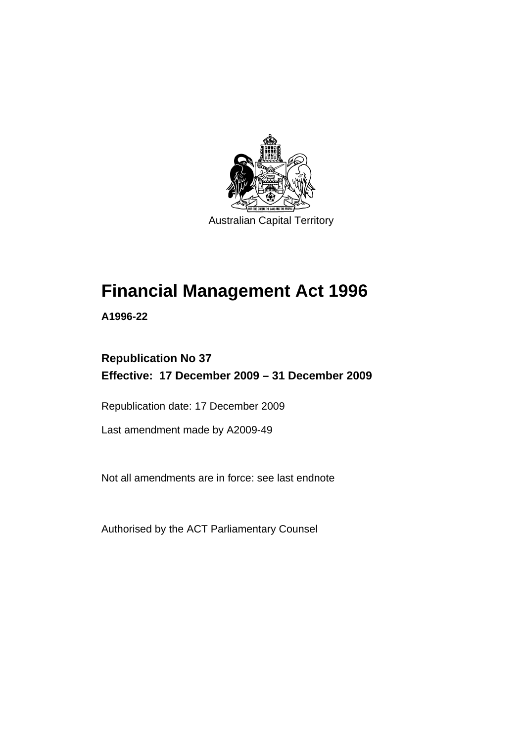Australian Capital Territory

# Financial Management Act 1996

**A1996-22**

**Republication No 37**
**Effective: 17 December 2009 – 31 December 2009**

Republication date: 17 December 2009

Last amendment made by A2009-49

Not all amendments are in force: see last endnote

Authorised by the ACT Parliamentary Counsel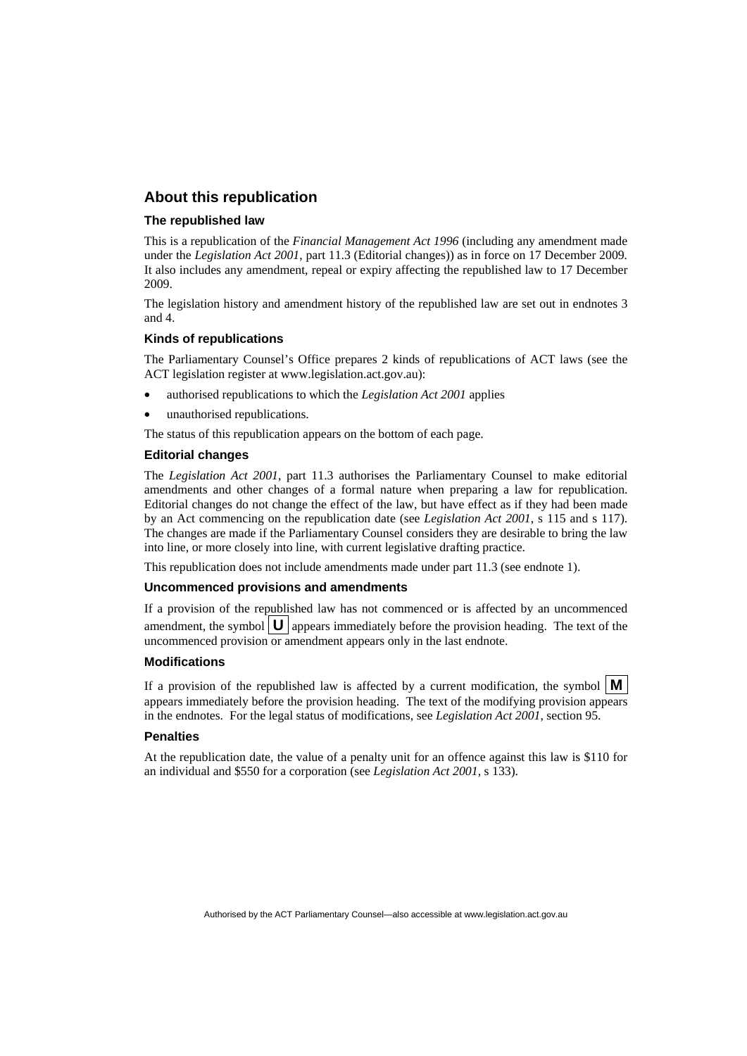## About this republication

### The republished law

This is a republication of the *Financial Management Act 1996* (including any amendment made under the *Legislation Act 2001*, part 11.3 (Editorial changes)) as in force on 17 December 2009*.* It also includes any amendment, repeal or expiry affecting the republished law to 17 December 2009.

The legislation history and amendment history of the republished law are set out in endnotes 3 and 4.

### Kinds of republications

The Parliamentary Counsel's Office prepares 2 kinds of republications of ACT laws (see the ACT legislation register at www.legislation.act.gov.au):

- authorised republications to which the *Legislation Act 2001* applies
- unauthorised republications.

The status of this republication appears on the bottom of each page.

### Editorial changes

The *Legislation Act 2001*, part 11.3 authorises the Parliamentary Counsel to make editorial amendments and other changes of a formal nature when preparing a law for republication. Editorial changes do not change the effect of the law, but have effect as if they had been made by an Act commencing on the republication date (see *Legislation Act 2001*, s 115 and s 117). The changes are made if the Parliamentary Counsel considers they are desirable to bring the law into line, or more closely into line, with current legislative drafting practice.

This republication does not include amendments made under part 11.3 (see endnote 1).

### Uncommenced provisions and amendments

If a provision of the republished law has not commenced or is affected by an uncommenced amendment, the symbol **U** appears immediately before the provision heading. The text of the uncommenced provision or amendment appears only in the last endnote.

### Modifications

If a provision of the republished law is affected by a current modification, the symbol **M** appears immediately before the provision heading. The text of the modifying provision appears in the endnotes. For the legal status of modifications, see *Legislation Act 2001*, section 95.

### Penalties

At the republication date, the value of a penalty unit for an offence against this law is $110 for an individual and $550 for a corporation (see *Legislation Act 2001*, s 133).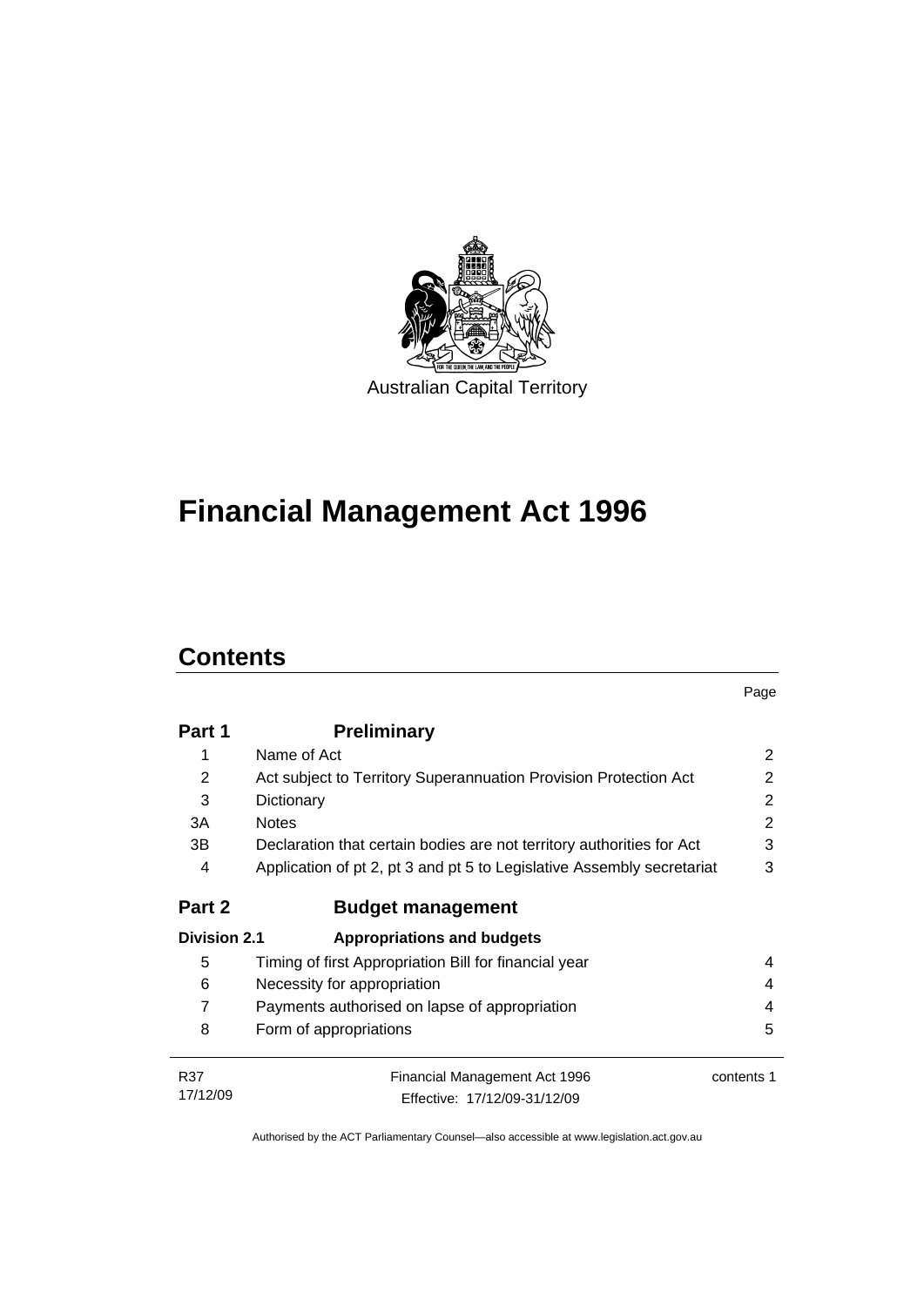Australian Capital Territory

# Financial Management Act 1996

## Contents

| | | Page |
|---|---|---|
| **Part 1** | **Preliminary** | |
| 1 | Name of Act | 2 |
| 2 | Act subject to Territory Superannuation Provision Protection Act | 2 |
| 3 | Dictionary | 2 |
| 3A | Notes | 2 |
| 3B | Declaration that certain bodies are not territory authorities for Act | 3 |
| 4 | Application of pt 2, pt 3 and pt 5 to Legislative Assembly secretariat | 3 |
| **Part 2** | **Budget management** | |
| **Division 2.1** | **Appropriations and budgets** | |
| 5 | Timing of first Appropriation Bill for financial year | 4 |
| 6 | Necessity for appropriation | 4 |
| 7 | Payments authorised on lapse of appropriation | 4 |
| 8 | Form of appropriations | 5 |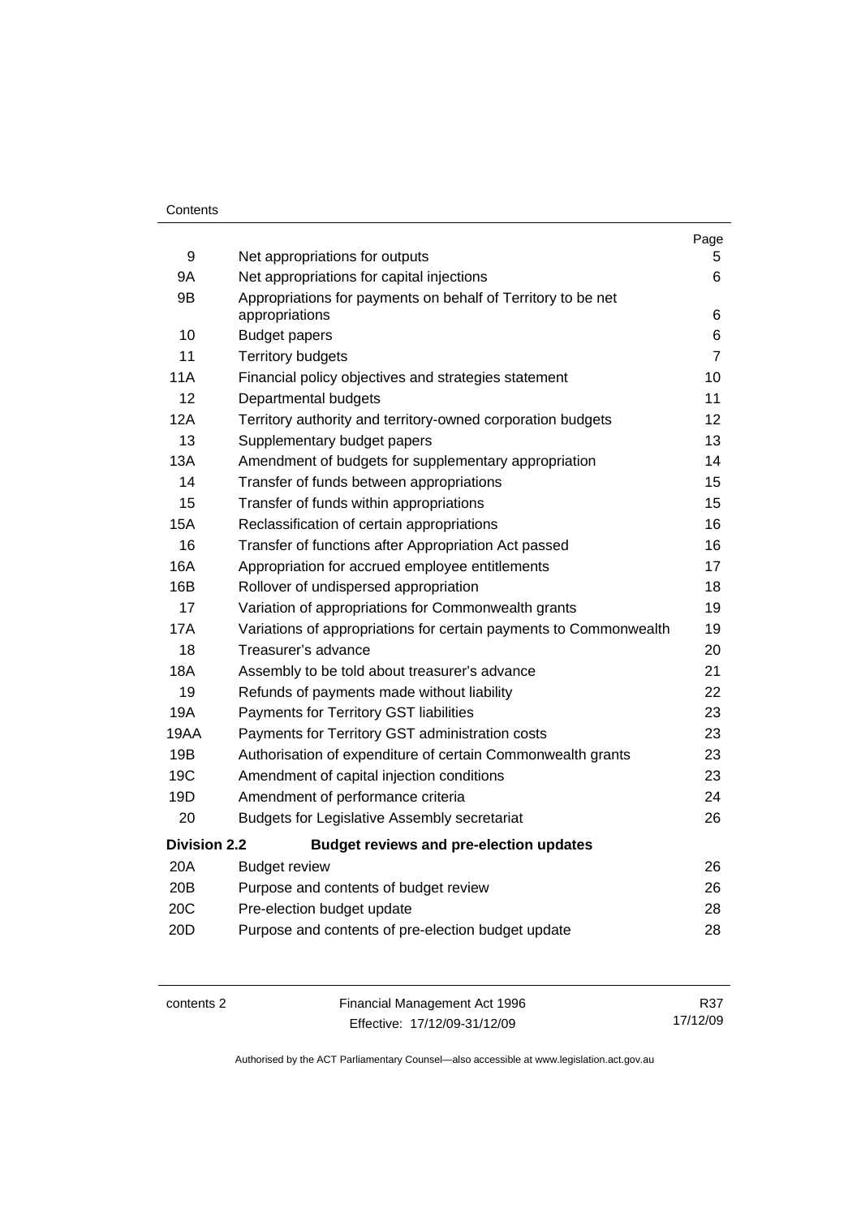| | | Page |
|---|---|---|
| 9 | Net appropriations for outputs | 5 |
| 9A | Net appropriations for capital injections | 6 |
| 9B | Appropriations for payments on behalf of Territory to be net appropriations | 6 |
| 10 | Budget papers | 6 |
| 11 | Territory budgets | 7 |
| 11A | Financial policy objectives and strategies statement | 10 |
| 12 | Departmental budgets | 11 |
| 12A | Territory authority and territory-owned corporation budgets | 12 |
| 13 | Supplementary budget papers | 13 |
| 13A | Amendment of budgets for supplementary appropriation | 14 |
| 14 | Transfer of funds between appropriations | 15 |
| 15 | Transfer of funds within appropriations | 15 |
| 15A | Reclassification of certain appropriations | 16 |
| 16 | Transfer of functions after Appropriation Act passed | 16 |
| 16A | Appropriation for accrued employee entitlements | 17 |
| 16B | Rollover of undispersed appropriation | 18 |
| 17 | Variation of appropriations for Commonwealth grants | 19 |
| 17A | Variations of appropriations for certain payments to Commonwealth | 19 |
| 18 | Treasurer's advance | 20 |
| 18A | Assembly to be told about treasurer's advance | 21 |
| 19 | Refunds of payments made without liability | 22 |
| 19A | Payments for Territory GST liabilities | 23 |
| 19AA | Payments for Territory GST administration costs | 23 |
| 19B | Authorisation of expenditure of certain Commonwealth grants | 23 |
| 19C | Amendment of capital injection conditions | 23 |
| 19D | Amendment of performance criteria | 24 |
| 20 | Budgets for Legislative Assembly secretariat | 26 |
| **Division 2.2** | **Budget reviews and pre-election updates** | |
| 20A | Budget review | 26 |
| 20B | Purpose and contents of budget review | 26 |
| 20C | Pre-election budget update | 28 |
| 20D | Purpose and contents of pre-election budget update | 28 |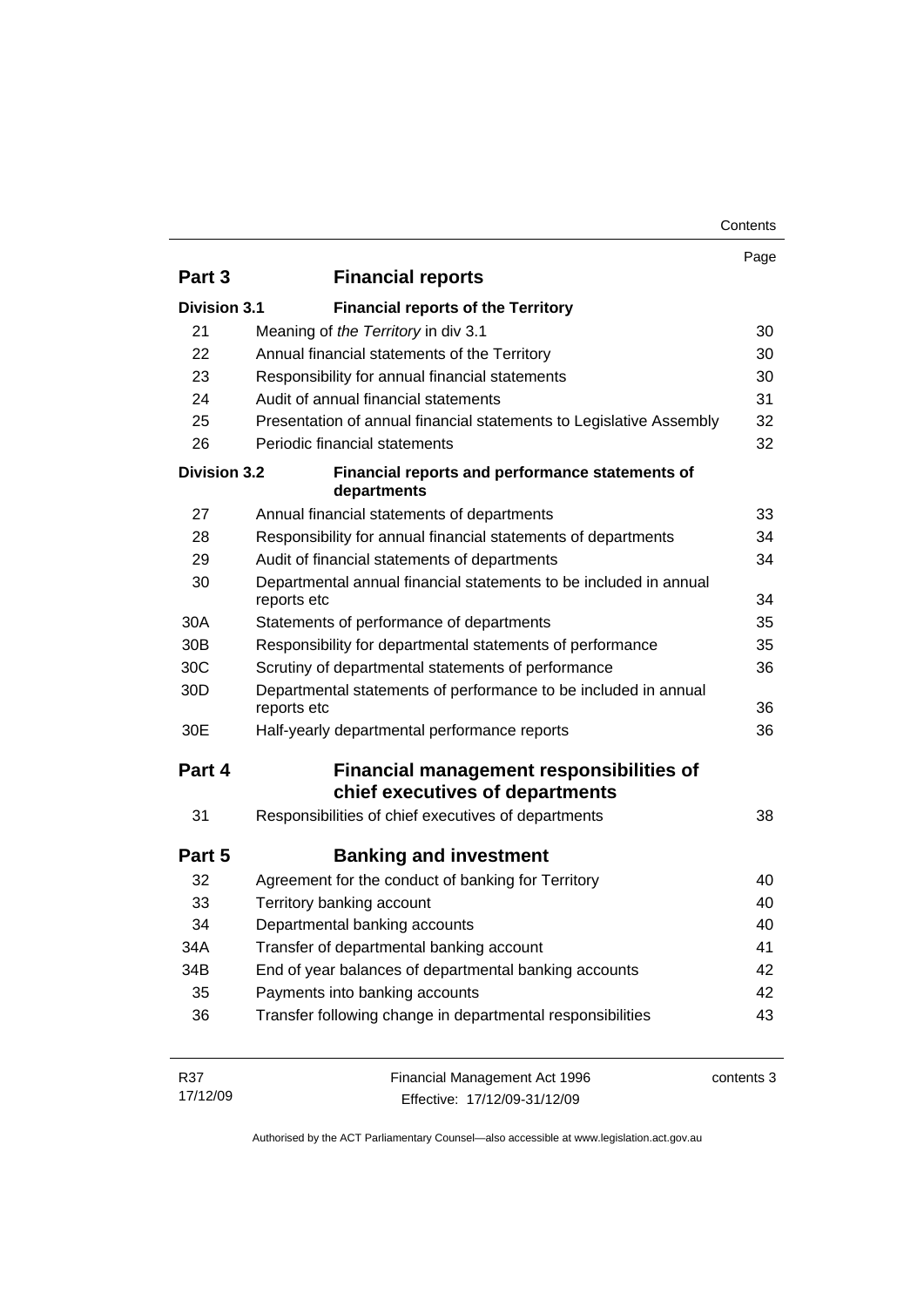| | | Page |
|---|---|---|
| **Part 3** | **Financial reports** | |
| **Division 3.1** | **Financial reports of the Territory** | |
| 21 | Meaning of *the Territory* in div 3.1 | 30 |
| 22 | Annual financial statements of the Territory | 30 |
| 23 | Responsibility for annual financial statements | 30 |
| 24 | Audit of annual financial statements | 31 |
| 25 | Presentation of annual financial statements to Legislative Assembly | 32 |
| 26 | Periodic financial statements | 32 |
| **Division 3.2** | **Financial reports and performance statements of departments** | |
| 27 | Annual financial statements of departments | 33 |
| 28 | Responsibility for annual financial statements of departments | 34 |
| 29 | Audit of financial statements of departments | 34 |
| 30 | Departmental annual financial statements to be included in annual reports etc | 34 |
| 30A | Statements of performance of departments | 35 |
| 30B | Responsibility for departmental statements of performance | 35 |
| 30C | Scrutiny of departmental statements of performance | 36 |
| 30D | Departmental statements of performance to be included in annual reports etc | 36 |
| 30E | Half-yearly departmental performance reports | 36 |
| **Part 4** | **Financial management responsibilities of chief executives of departments** | |
| 31 | Responsibilities of chief executives of departments | 38 |
| **Part 5** | **Banking and investment** | |
| 32 | Agreement for the conduct of banking for Territory | 40 |
| 33 | Territory banking account | 40 |
| 34 | Departmental banking accounts | 40 |
| 34A | Transfer of departmental banking account | 41 |
| 34B | End of year balances of departmental banking accounts | 42 |
| 35 | Payments into banking accounts | 42 |
| 36 | Transfer following change in departmental responsibilities | 43 |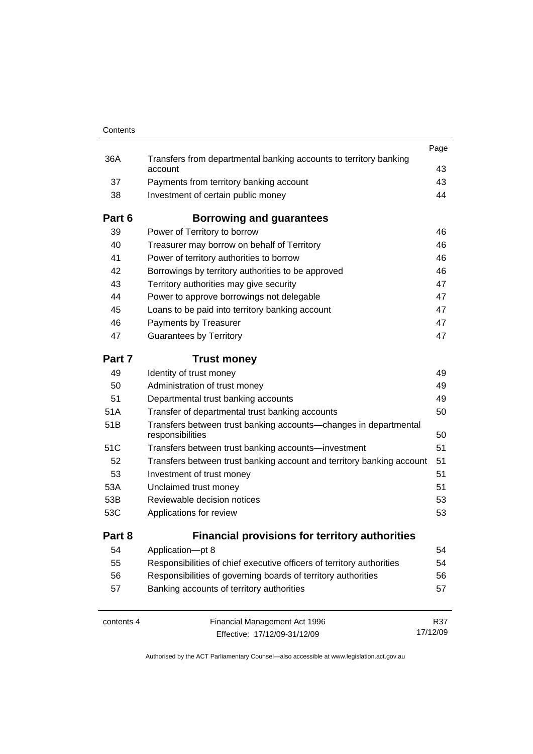| | | Page |
|---|---|---|
| 36A | Transfers from departmental banking accounts to territory banking account | 43 |
| 37 | Payments from territory banking account | 43 |
| 38 | Investment of certain public money | 44 |
| **Part 6** | **Borrowing and guarantees** | |
| 39 | Power of Territory to borrow | 46 |
| 40 | Treasurer may borrow on behalf of Territory | 46 |
| 41 | Power of territory authorities to borrow | 46 |
| 42 | Borrowings by territory authorities to be approved | 46 |
| 43 | Territory authorities may give security | 47 |
| 44 | Power to approve borrowings not delegable | 47 |
| 45 | Loans to be paid into territory banking account | 47 |
| 46 | Payments by Treasurer | 47 |
| 47 | Guarantees by Territory | 47 |
| **Part 7** | **Trust money** | |
| 49 | Identity of trust money | 49 |
| 50 | Administration of trust money | 49 |
| 51 | Departmental trust banking accounts | 49 |
| 51A | Transfer of departmental trust banking accounts | 50 |
| 51B | Transfers between trust banking accounts—changes in departmental responsibilities | 50 |
| 51C | Transfers between trust banking accounts—investment | 51 |
| 52 | Transfers between trust banking account and territory banking account | 51 |
| 53 | Investment of trust money | 51 |
| 53A | Unclaimed trust money | 51 |
| 53B | Reviewable decision notices | 53 |
| 53C | Applications for review | 53 |
| **Part 8** | **Financial provisions for territory authorities** | |
| 54 | Application—pt 8 | 54 |
| 55 | Responsibilities of chief executive officers of territory authorities | 54 |
| 56 | Responsibilities of governing boards of territory authorities | 56 |
| 57 | Banking accounts of territory authorities | 57 |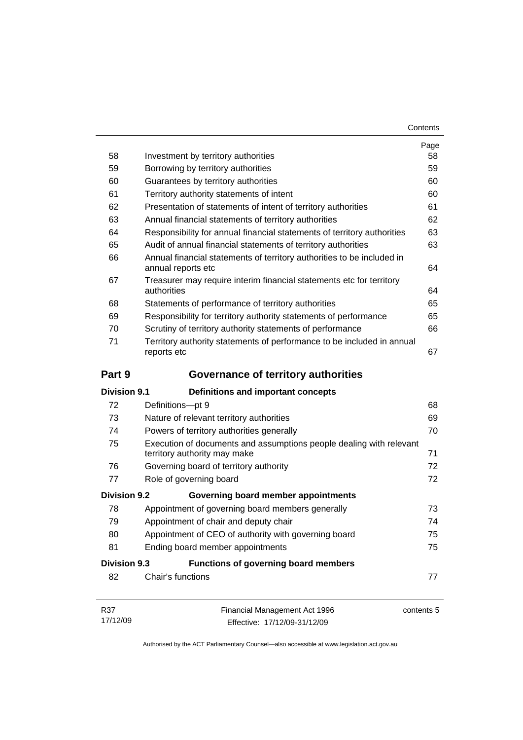| | | Page |
|---|---|---|
| 58 | Investment by territory authorities | 58 |
| 59 | Borrowing by territory authorities | 59 |
| 60 | Guarantees by territory authorities | 60 |
| 61 | Territory authority statements of intent | 60 |
| 62 | Presentation of statements of intent of territory authorities | 61 |
| 63 | Annual financial statements of territory authorities | 62 |
| 64 | Responsibility for annual financial statements of territory authorities | 63 |
| 65 | Audit of annual financial statements of territory authorities | 63 |
| 66 | Annual financial statements of territory authorities to be included in annual reports etc | 64 |
| 67 | Treasurer may require interim financial statements etc for territory authorities | 64 |
| 68 | Statements of performance of territory authorities | 65 |
| 69 | Responsibility for territory authority statements of performance | 65 |
| 70 | Scrutiny of territory authority statements of performance | 66 |
| 71 | Territory authority statements of performance to be included in annual reports etc | 67 |

## Part 9 Governance of territory authorities

### Division 9.1 Definitions and important concepts

| | | |
|---|---|---|
| 72 | Definitions—pt 9 | 68 |
| 73 | Nature of relevant territory authorities | 69 |
| 74 | Powers of territory authorities generally | 70 |
| 75 | Execution of documents and assumptions people dealing with relevant territory authority may make | 71 |
| 76 | Governing board of territory authority | 72 |
| 77 | Role of governing board | 72 |

### Division 9.2 Governing board member appointments

| | | |
|---|---|---|
| 78 | Appointment of governing board members generally | 73 |
| 79 | Appointment of chair and deputy chair | 74 |
| 80 | Appointment of CEO of authority with governing board | 75 |
| 81 | Ending board member appointments | 75 |

### Division 9.3 Functions of governing board members

| | | |
|---|---|---|
| 82 | Chair's functions | 77 |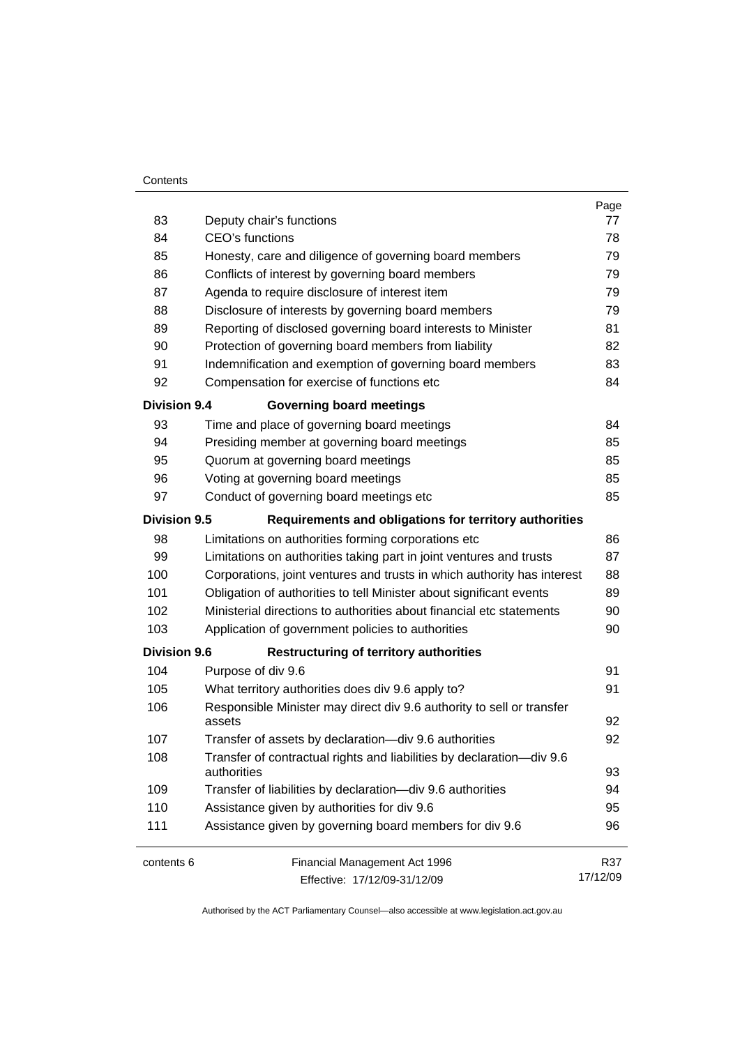| | | Page |
|---|---|---|
| 83 | Deputy chair's functions | 77 |
| 84 | CEO's functions | 78 |
| 85 | Honesty, care and diligence of governing board members | 79 |
| 86 | Conflicts of interest by governing board members | 79 |
| 87 | Agenda to require disclosure of interest item | 79 |
| 88 | Disclosure of interests by governing board members | 79 |
| 89 | Reporting of disclosed governing board interests to Minister | 81 |
| 90 | Protection of governing board members from liability | 82 |
| 91 | Indemnification and exemption of governing board members | 83 |
| 92 | Compensation for exercise of functions etc | 84 |
| **Division 9.4** | **Governing board meetings** | |
| 93 | Time and place of governing board meetings | 84 |
| 94 | Presiding member at governing board meetings | 85 |
| 95 | Quorum at governing board meetings | 85 |
| 96 | Voting at governing board meetings | 85 |
| 97 | Conduct of governing board meetings etc | 85 |
| **Division 9.5** | **Requirements and obligations for territory authorities** | |
| 98 | Limitations on authorities forming corporations etc | 86 |
| 99 | Limitations on authorities taking part in joint ventures and trusts | 87 |
| 100 | Corporations, joint ventures and trusts in which authority has interest | 88 |
| 101 | Obligation of authorities to tell Minister about significant events | 89 |
| 102 | Ministerial directions to authorities about financial etc statements | 90 |
| 103 | Application of government policies to authorities | 90 |
| **Division 9.6** | **Restructuring of territory authorities** | |
| 104 | Purpose of div 9.6 | 91 |
| 105 | What territory authorities does div 9.6 apply to? | 91 |
| 106 | Responsible Minister may direct div 9.6 authority to sell or transfer assets | 92 |
| 107 | Transfer of assets by declaration—div 9.6 authorities | 92 |
| 108 | Transfer of contractual rights and liabilities by declaration—div 9.6 authorities | 93 |
| 109 | Transfer of liabilities by declaration—div 9.6 authorities | 94 |
| 110 | Assistance given by authorities for div 9.6 | 95 |
| 111 | Assistance given by governing board members for div 9.6 | 96 |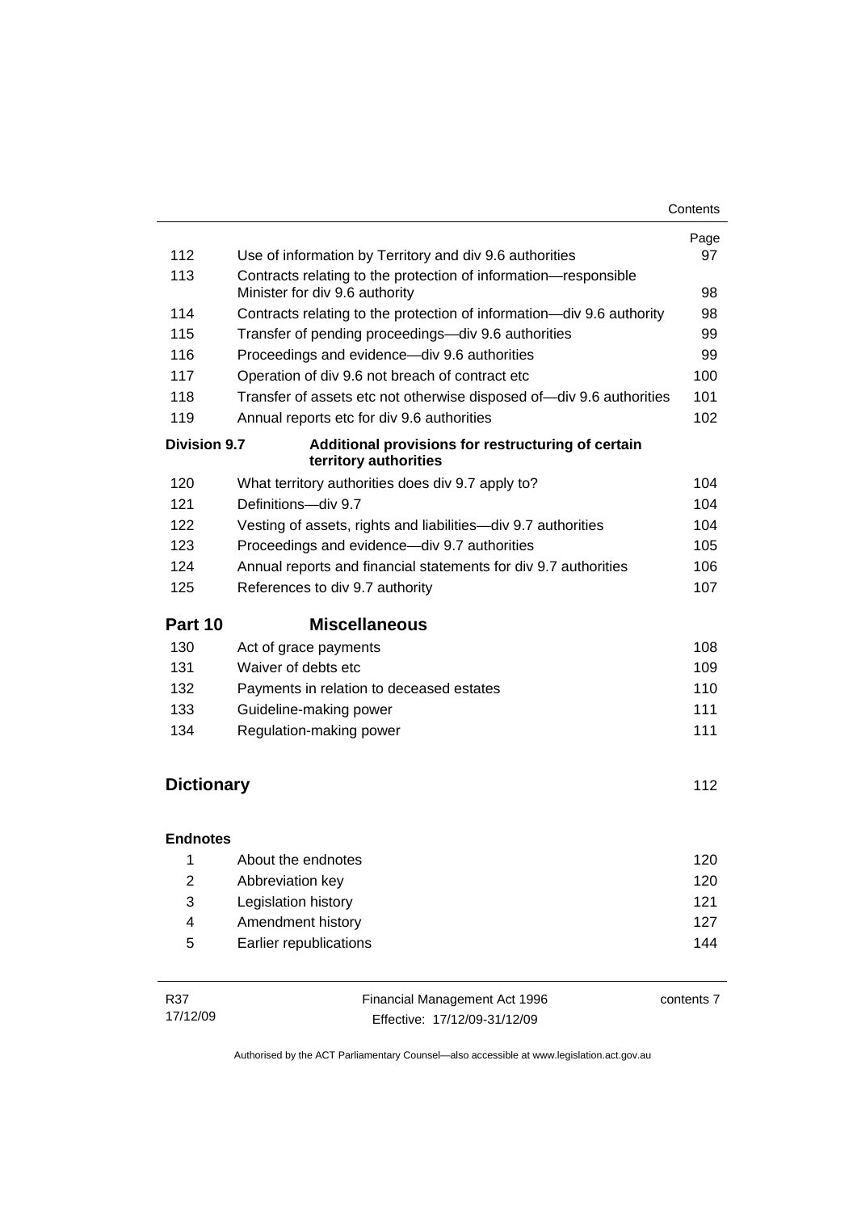| | | Page |
|---|---|---|
| 112 | Use of information by Territory and div 9.6 authorities | 97 |
| 113 | Contracts relating to the protection of information—responsible Minister for div 9.6 authority | 98 |
| 114 | Contracts relating to the protection of information—div 9.6 authority | 98 |
| 115 | Transfer of pending proceedings—div 9.6 authorities | 99 |
| 116 | Proceedings and evidence—div 9.6 authorities | 99 |
| 117 | Operation of div 9.6 not breach of contract etc | 100 |
| 118 | Transfer of assets etc not otherwise disposed of—div 9.6 authorities | 101 |
| 119 | Annual reports etc for div 9.6 authorities | 102 |
| **Division 9.7** | **Additional provisions for restructuring of certain territory authorities** | |
| 120 | What territory authorities does div 9.7 apply to? | 104 |
| 121 | Definitions—div 9.7 | 104 |
| 122 | Vesting of assets, rights and liabilities—div 9.7 authorities | 104 |
| 123 | Proceedings and evidence—div 9.7 authorities | 105 |
| 124 | Annual reports and financial statements for div 9.7 authorities | 106 |
| 125 | References to div 9.7 authority | 107 |
| **Part 10** | **Miscellaneous** | |
| 130 | Act of grace payments | 108 |
| 131 | Waiver of debts etc | 109 |
| 132 | Payments in relation to deceased estates | 110 |
| 133 | Guideline-making power | 111 |
| 134 | Regulation-making power | 111 |
| **Dictionary** | | 112 |
| **Endnotes** | | |
| 1 | About the endnotes | 120 |
| 2 | Abbreviation key | 120 |
| 3 | Legislation history | 121 |
| 4 | Amendment history | 127 |
| 5 | Earlier republications | 144 |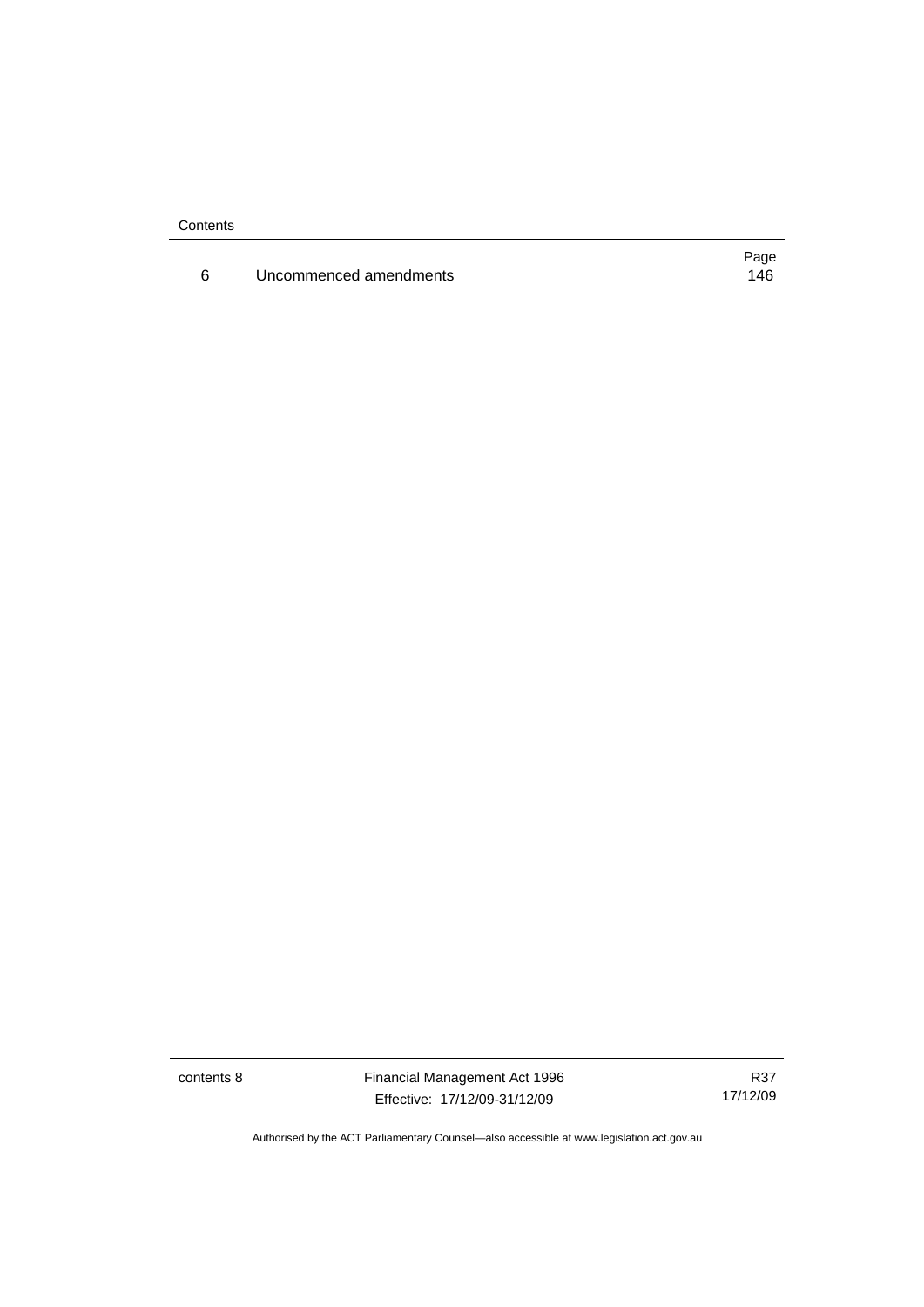| | | Page |
|---|---|---|
| 6 | Uncommenced amendments | 146 |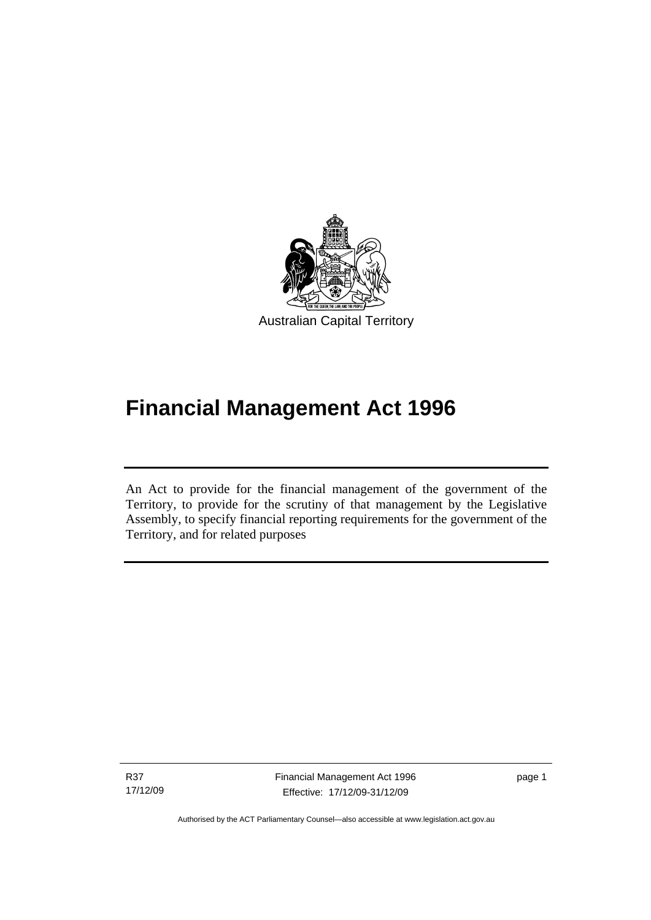Australian Capital Territory

# Financial Management Act 1996

An Act to provide for the financial management of the government of the Territory, to provide for the scrutiny of that management by the Legislative Assembly, to specify financial reporting requirements for the government of the Territory, and for related purposes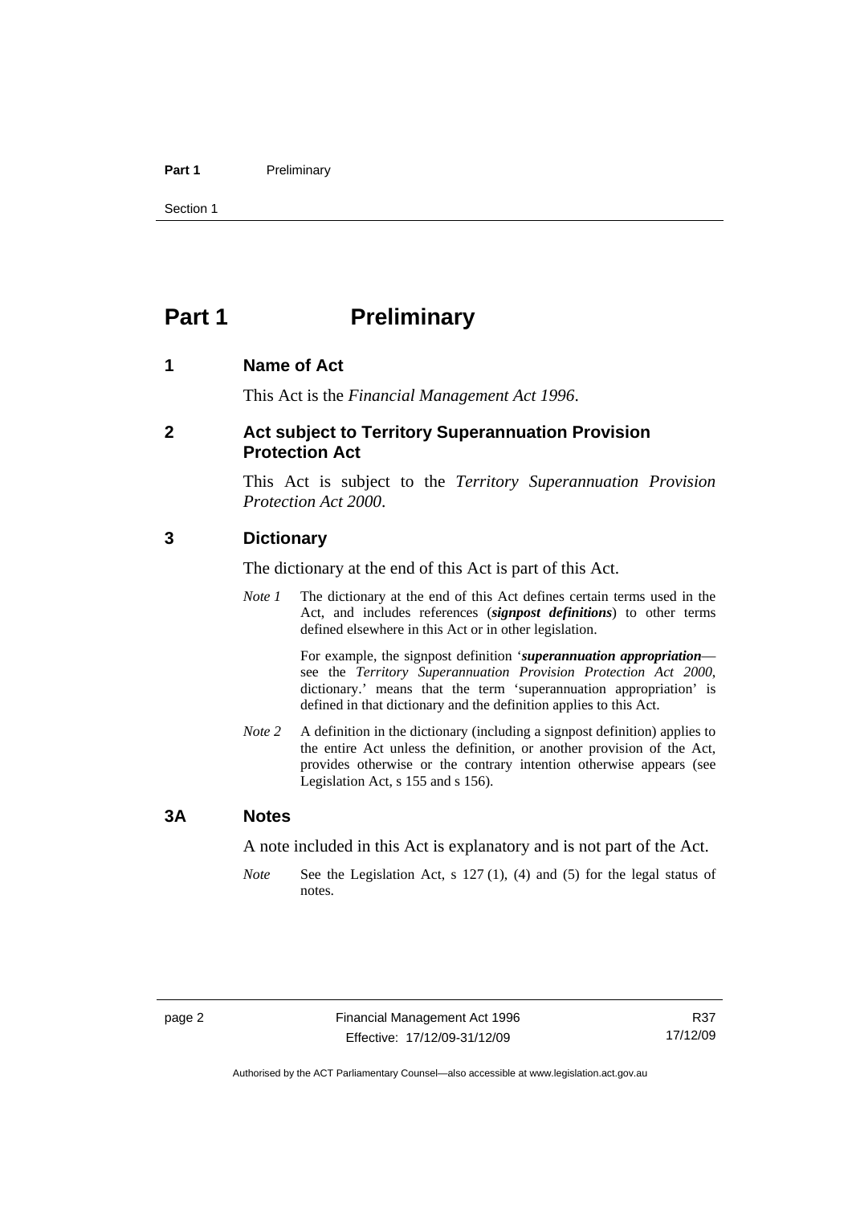# Part 1 Preliminary

## 1 Name of Act

This Act is the *Financial Management Act 1996*.

## 2 Act subject to Territory Superannuation Provision Protection Act

This Act is subject to the *Territory Superannuation Provision Protection Act 2000*.

## 3 Dictionary

The dictionary at the end of this Act is part of this Act.

*Note 1* The dictionary at the end of this Act defines certain terms used in the Act, and includes references (***signpost definitions***) to other terms defined elsewhere in this Act or in other legislation.

For example, the signpost definition '***superannuation appropriation***—see the *Territory Superannuation Provision Protection Act 2000*, dictionary.' means that the term 'superannuation appropriation' is defined in that dictionary and the definition applies to this Act.

*Note 2* A definition in the dictionary (including a signpost definition) applies to the entire Act unless the definition, or another provision of the Act, provides otherwise or the contrary intention otherwise appears (see Legislation Act, s 155 and s 156).

## 3A Notes

A note included in this Act is explanatory and is not part of the Act.

*Note* See the Legislation Act, s 127 (1), (4) and (5) for the legal status of notes.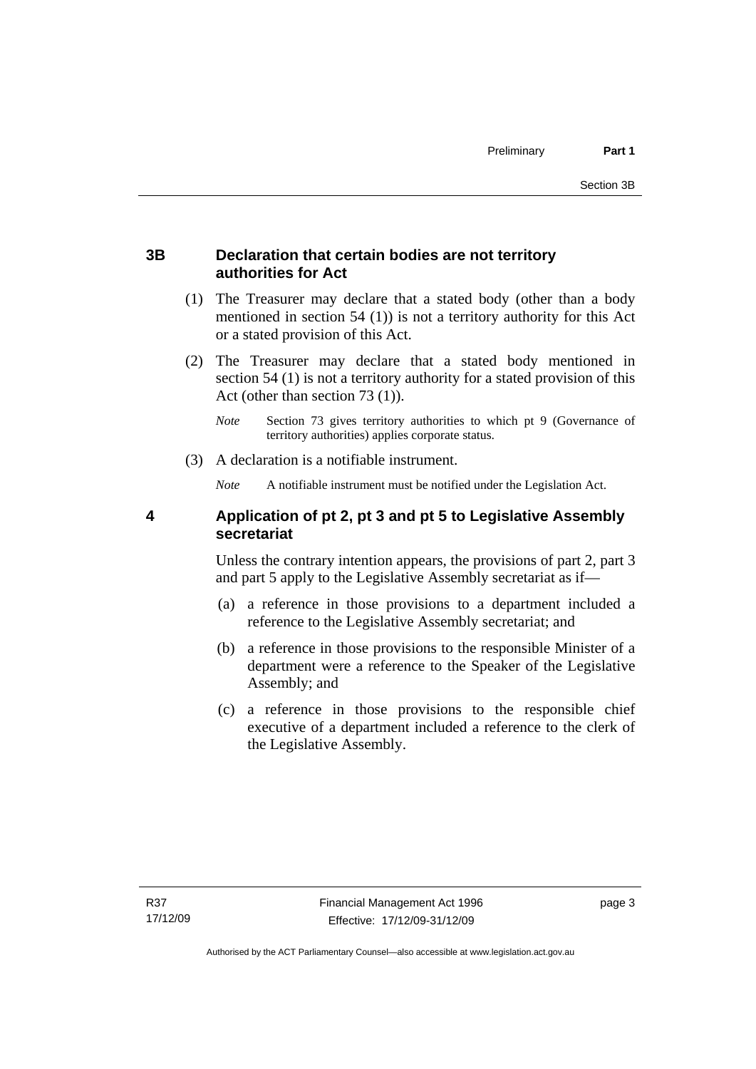## 3B Declaration that certain bodies are not territory authorities for Act

(1) The Treasurer may declare that a stated body (other than a body mentioned in section 54 (1)) is not a territory authority for this Act or a stated provision of this Act.

(2) The Treasurer may declare that a stated body mentioned in section 54 (1) is not a territory authority for a stated provision of this Act (other than section 73 (1)).

*Note* Section 73 gives territory authorities to which pt 9 (Governance of territory authorities) applies corporate status.

(3) A declaration is a notifiable instrument.

*Note* A notifiable instrument must be notified under the Legislation Act.

## 4 Application of pt 2, pt 3 and pt 5 to Legislative Assembly secretariat

Unless the contrary intention appears, the provisions of part 2, part 3 and part 5 apply to the Legislative Assembly secretariat as if—

(a) a reference in those provisions to a department included a reference to the Legislative Assembly secretariat; and

(b) a reference in those provisions to the responsible Minister of a department were a reference to the Speaker of the Legislative Assembly; and

(c) a reference in those provisions to the responsible chief executive of a department included a reference to the clerk of the Legislative Assembly.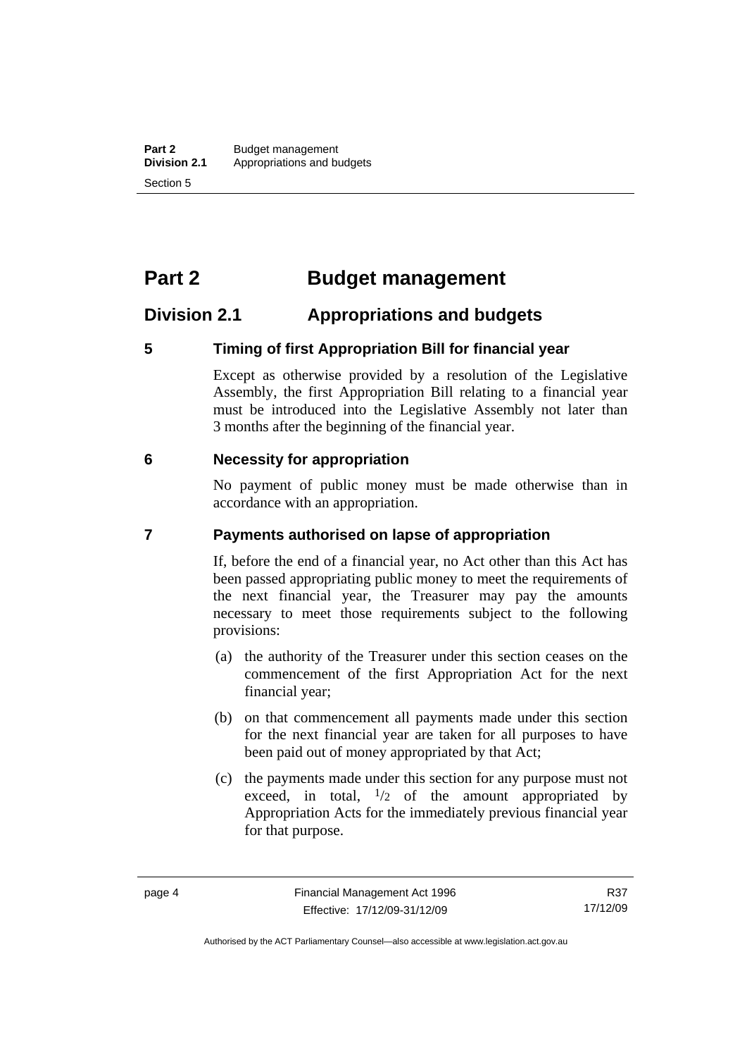# Part 2 Budget management

## Division 2.1 Appropriations and budgets

### 5 Timing of first Appropriation Bill for financial year

Except as otherwise provided by a resolution of the Legislative Assembly, the first Appropriation Bill relating to a financial year must be introduced into the Legislative Assembly not later than 3 months after the beginning of the financial year.

### 6 Necessity for appropriation

No payment of public money must be made otherwise than in accordance with an appropriation.

### 7 Payments authorised on lapse of appropriation

If, before the end of a financial year, no Act other than this Act has been passed appropriating public money to meet the requirements of the next financial year, the Treasurer may pay the amounts necessary to meet those requirements subject to the following provisions:

(a) the authority of the Treasurer under this section ceases on the commencement of the first Appropriation Act for the next financial year;

(b) on that commencement all payments made under this section for the next financial year are taken for all purposes to have been paid out of money appropriated by that Act;

(c) the payments made under this section for any purpose must not exceed, in total, $^1/_2$ of the amount appropriated by Appropriation Acts for the immediately previous financial year for that purpose.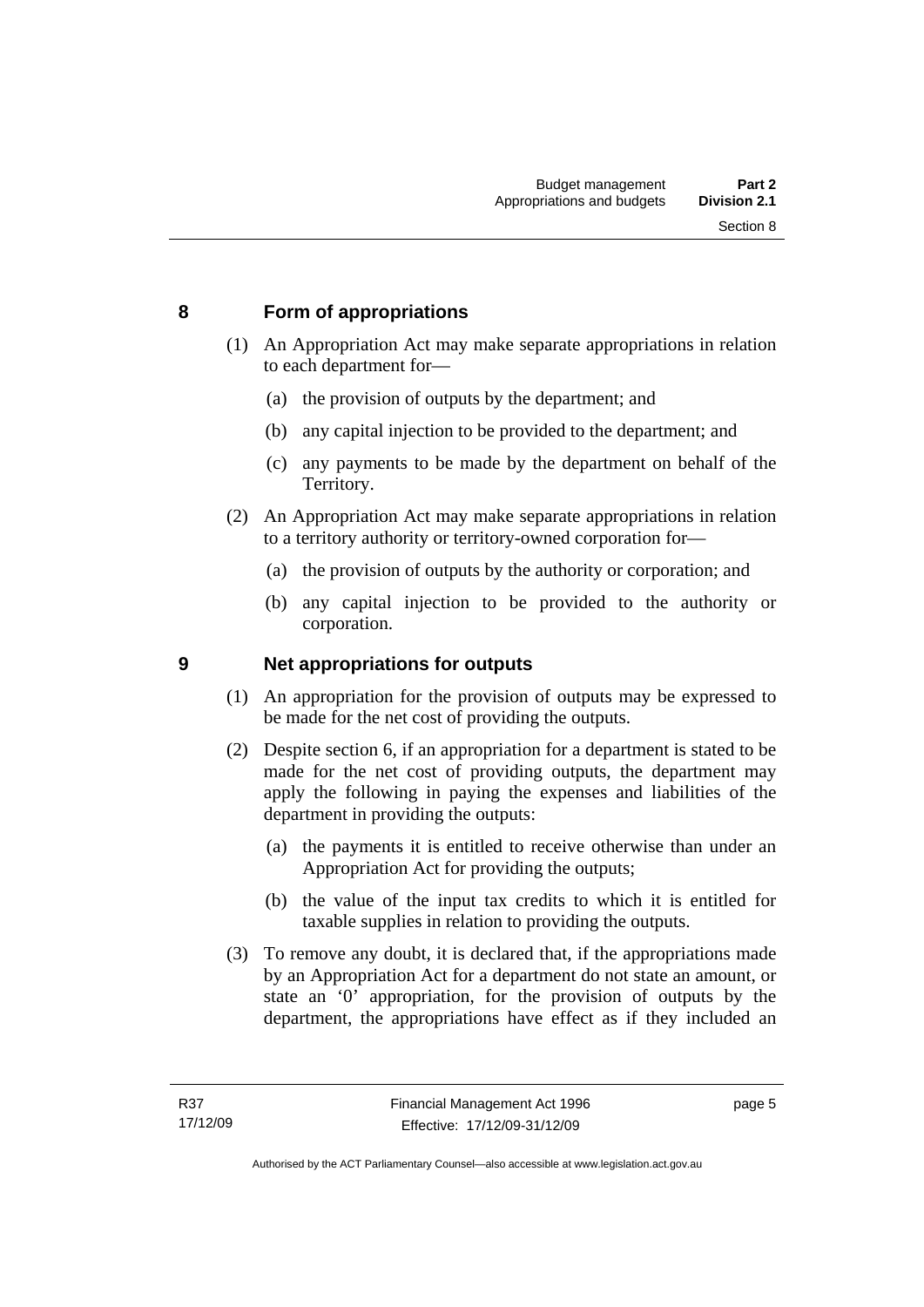## 8 Form of appropriations

(1) An Appropriation Act may make separate appropriations in relation to each department for—

(a) the provision of outputs by the department; and

(b) any capital injection to be provided to the department; and

(c) any payments to be made by the department on behalf of the Territory.

(2) An Appropriation Act may make separate appropriations in relation to a territory authority or territory-owned corporation for—

(a) the provision of outputs by the authority or corporation; and

(b) any capital injection to be provided to the authority or corporation.

## 9 Net appropriations for outputs

(1) An appropriation for the provision of outputs may be expressed to be made for the net cost of providing the outputs.

(2) Despite section 6, if an appropriation for a department is stated to be made for the net cost of providing outputs, the department may apply the following in paying the expenses and liabilities of the department in providing the outputs:

(a) the payments it is entitled to receive otherwise than under an Appropriation Act for providing the outputs;

(b) the value of the input tax credits to which it is entitled for taxable supplies in relation to providing the outputs.

(3) To remove any doubt, it is declared that, if the appropriations made by an Appropriation Act for a department do not state an amount, or state an '0' appropriation, for the provision of outputs by the department, the appropriations have effect as if they included an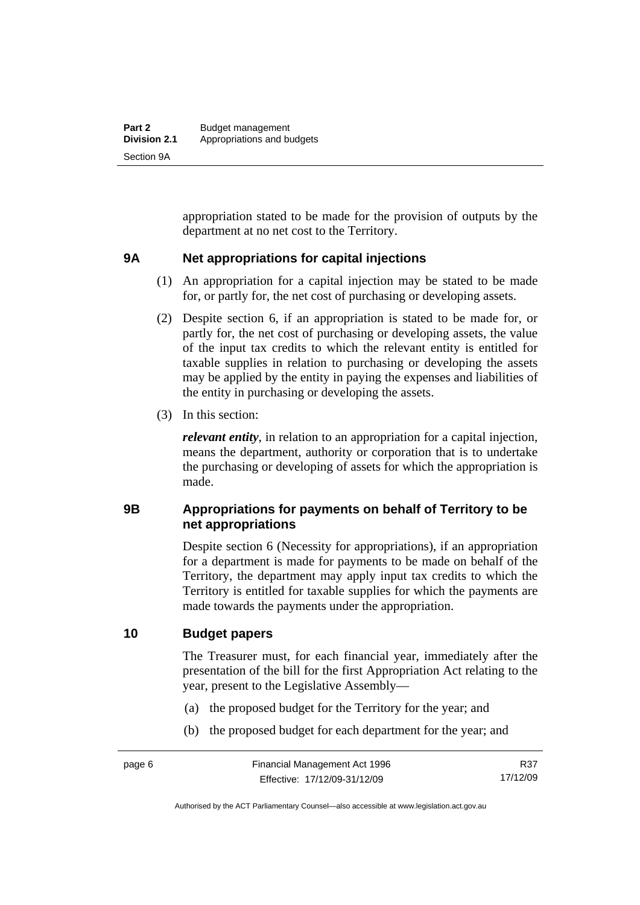appropriation stated to be made for the provision of outputs by the department at no net cost to the Territory.

## 9A Net appropriations for capital injections

(1) An appropriation for a capital injection may be stated to be made for, or partly for, the net cost of purchasing or developing assets.

(2) Despite section 6, if an appropriation is stated to be made for, or partly for, the net cost of purchasing or developing assets, the value of the input tax credits to which the relevant entity is entitled for taxable supplies in relation to purchasing or developing the assets may be applied by the entity in paying the expenses and liabilities of the entity in purchasing or developing the assets.

(3) In this section:

***relevant entity***, in relation to an appropriation for a capital injection, means the department, authority or corporation that is to undertake the purchasing or developing of assets for which the appropriation is made.

## 9B Appropriations for payments on behalf of Territory to be net appropriations

Despite section 6 (Necessity for appropriations), if an appropriation for a department is made for payments to be made on behalf of the Territory, the department may apply input tax credits to which the Territory is entitled for taxable supplies for which the payments are made towards the payments under the appropriation.

## 10 Budget papers

The Treasurer must, for each financial year, immediately after the presentation of the bill for the first Appropriation Act relating to the year, present to the Legislative Assembly—

(a) the proposed budget for the Territory for the year; and

(b) the proposed budget for each department for the year; and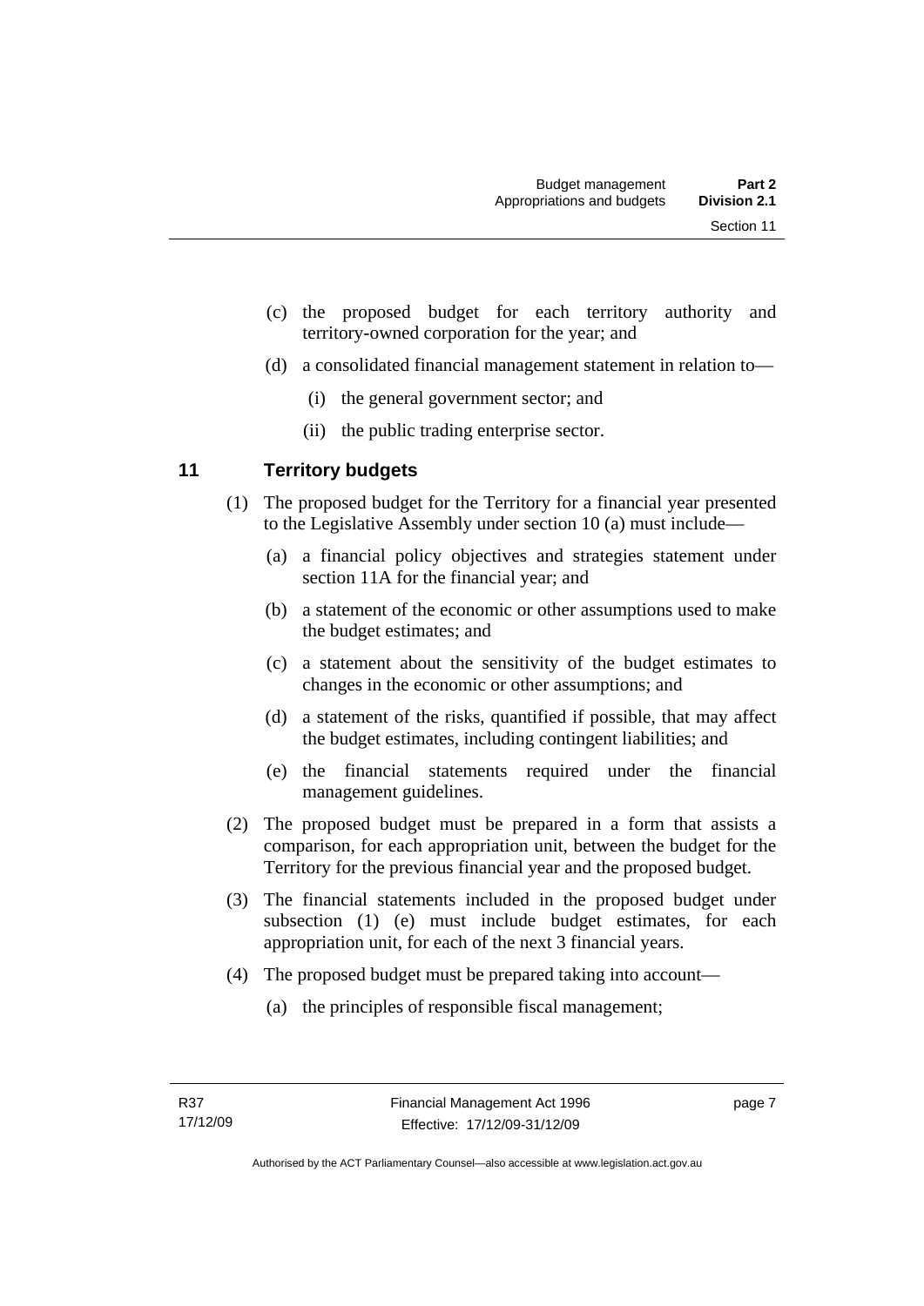(c) the proposed budget for each territory authority and territory-owned corporation for the year; and

(d) a consolidated financial management statement in relation to—

(i) the general government sector; and

(ii) the public trading enterprise sector.

## 11 Territory budgets

(1) The proposed budget for the Territory for a financial year presented to the Legislative Assembly under section 10 (a) must include—

(a) a financial policy objectives and strategies statement under section 11A for the financial year; and

(b) a statement of the economic or other assumptions used to make the budget estimates; and

(c) a statement about the sensitivity of the budget estimates to changes in the economic or other assumptions; and

(d) a statement of the risks, quantified if possible, that may affect the budget estimates, including contingent liabilities; and

(e) the financial statements required under the financial management guidelines.

(2) The proposed budget must be prepared in a form that assists a comparison, for each appropriation unit, between the budget for the Territory for the previous financial year and the proposed budget.

(3) The financial statements included in the proposed budget under subsection (1) (e) must include budget estimates, for each appropriation unit, for each of the next 3 financial years.

(4) The proposed budget must be prepared taking into account—

(a) the principles of responsible fiscal management;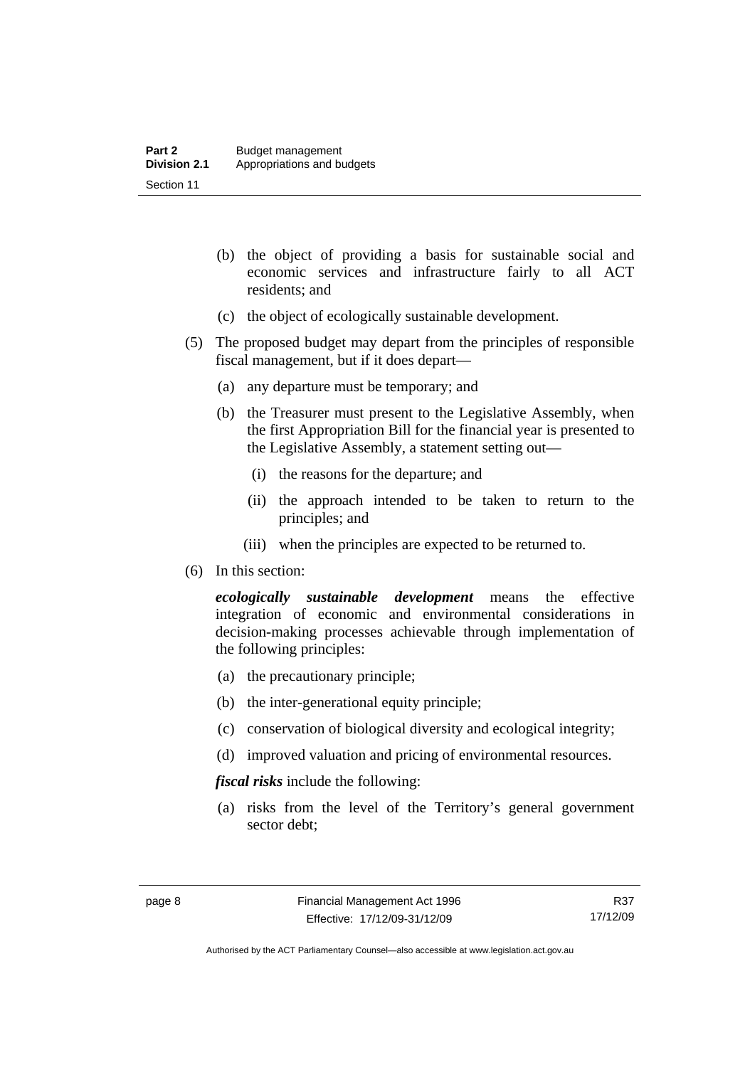(b) the object of providing a basis for sustainable social and economic services and infrastructure fairly to all ACT residents; and

(c) the object of ecologically sustainable development.

(5) The proposed budget may depart from the principles of responsible fiscal management, but if it does depart—

(a) any departure must be temporary; and

(b) the Treasurer must present to the Legislative Assembly, when the first Appropriation Bill for the financial year is presented to the Legislative Assembly, a statement setting out—

(i) the reasons for the departure; and

(ii) the approach intended to be taken to return to the principles; and

(iii) when the principles are expected to be returned to.

(6) In this section:

***ecologically sustainable development*** means the effective integration of economic and environmental considerations in decision-making processes achievable through implementation of the following principles:

(a) the precautionary principle;

(b) the inter-generational equity principle;

(c) conservation of biological diversity and ecological integrity;

(d) improved valuation and pricing of environmental resources.

***fiscal risks*** include the following:

(a) risks from the level of the Territory's general government sector debt;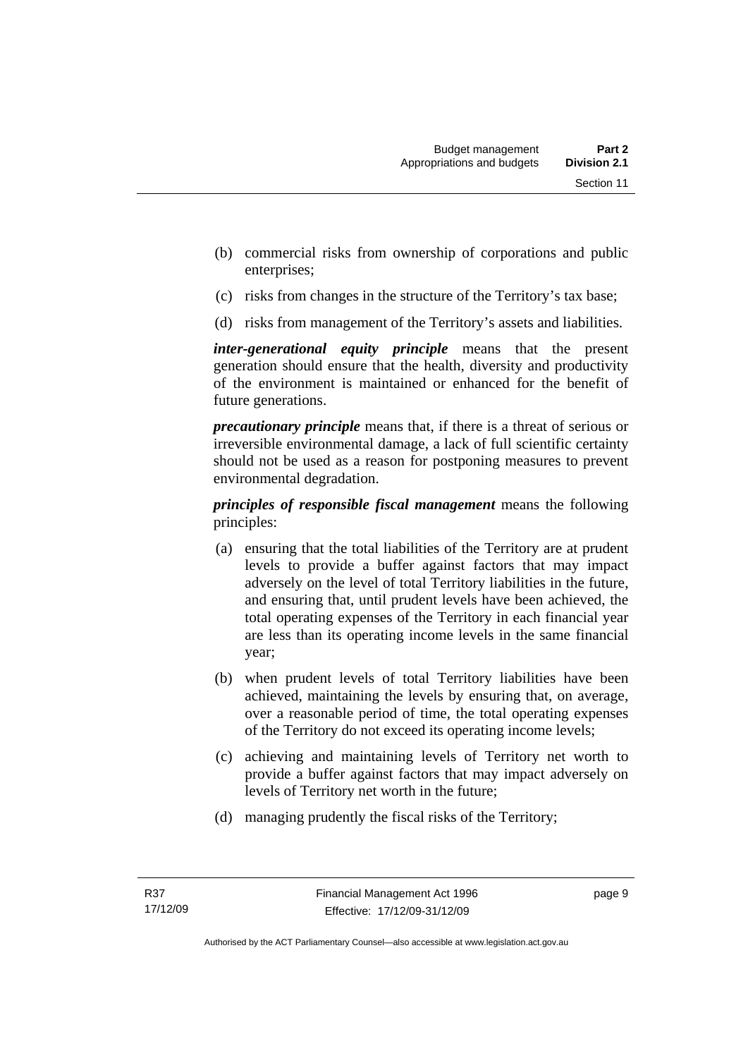(b) commercial risks from ownership of corporations and public enterprises;

(c) risks from changes in the structure of the Territory's tax base;

(d) risks from management of the Territory's assets and liabilities.

***inter-generational equity principle*** means that the present generation should ensure that the health, diversity and productivity of the environment is maintained or enhanced for the benefit of future generations.

***precautionary principle*** means that, if there is a threat of serious or irreversible environmental damage, a lack of full scientific certainty should not be used as a reason for postponing measures to prevent environmental degradation.

***principles of responsible fiscal management*** means the following principles:

(a) ensuring that the total liabilities of the Territory are at prudent levels to provide a buffer against factors that may impact adversely on the level of total Territory liabilities in the future, and ensuring that, until prudent levels have been achieved, the total operating expenses of the Territory in each financial year are less than its operating income levels in the same financial year;

(b) when prudent levels of total Territory liabilities have been achieved, maintaining the levels by ensuring that, on average, over a reasonable period of time, the total operating expenses of the Territory do not exceed its operating income levels;

(c) achieving and maintaining levels of Territory net worth to provide a buffer against factors that may impact adversely on levels of Territory net worth in the future;

(d) managing prudently the fiscal risks of the Territory;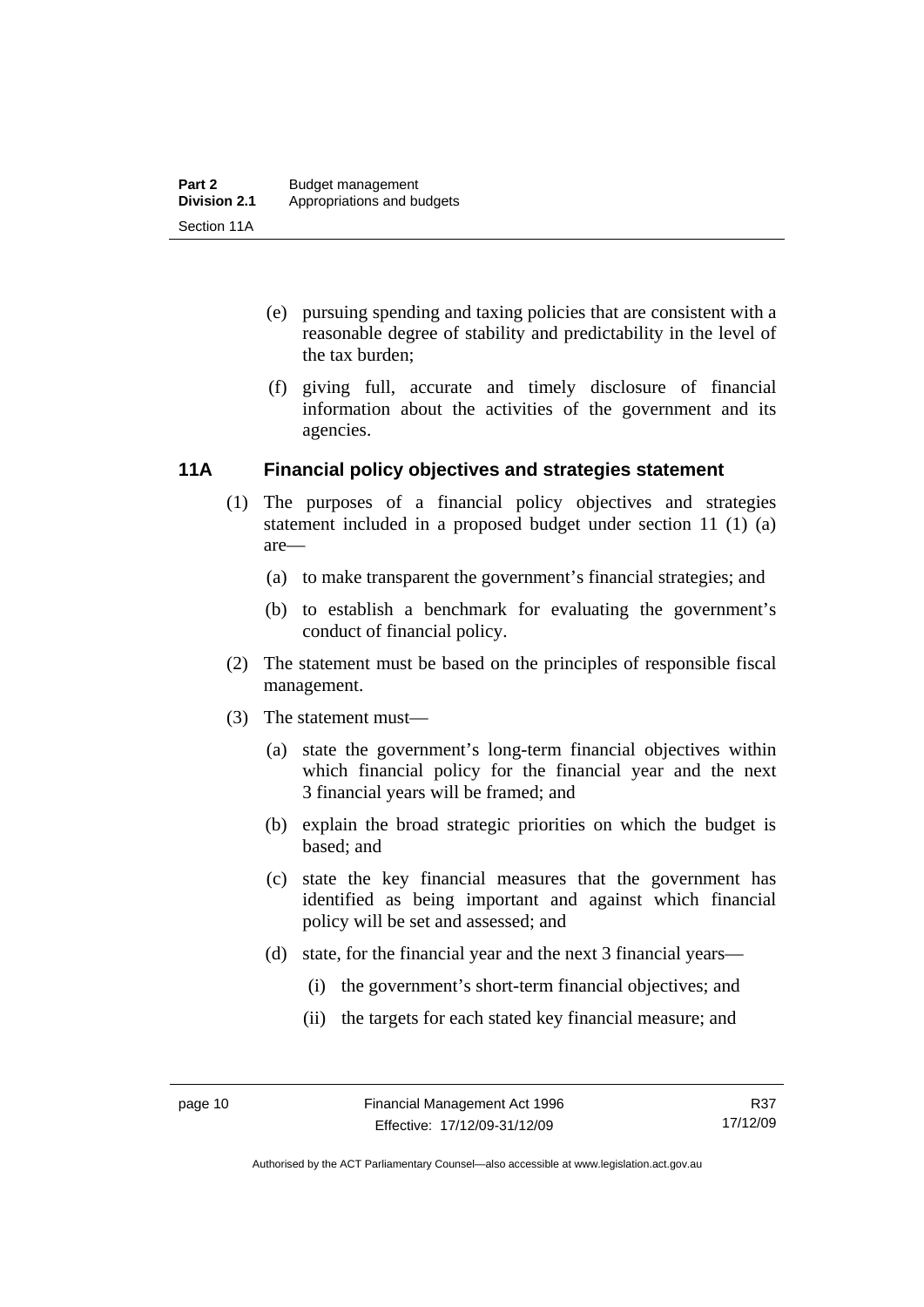(e) pursuing spending and taxing policies that are consistent with a reasonable degree of stability and predictability in the level of the tax burden;

(f) giving full, accurate and timely disclosure of financial information about the activities of the government and its agencies.

### 11A Financial policy objectives and strategies statement

(1) The purposes of a financial policy objectives and strategies statement included in a proposed budget under section 11 (1) (a) are—

(a) to make transparent the government's financial strategies; and

(b) to establish a benchmark for evaluating the government's conduct of financial policy.

(2) The statement must be based on the principles of responsible fiscal management.

(3) The statement must—

(a) state the government's long-term financial objectives within which financial policy for the financial year and the next 3 financial years will be framed; and

(b) explain the broad strategic priorities on which the budget is based; and

(c) state the key financial measures that the government has identified as being important and against which financial policy will be set and assessed; and

(d) state, for the financial year and the next 3 financial years—

(i) the government's short-term financial objectives; and

(ii) the targets for each stated key financial measure; and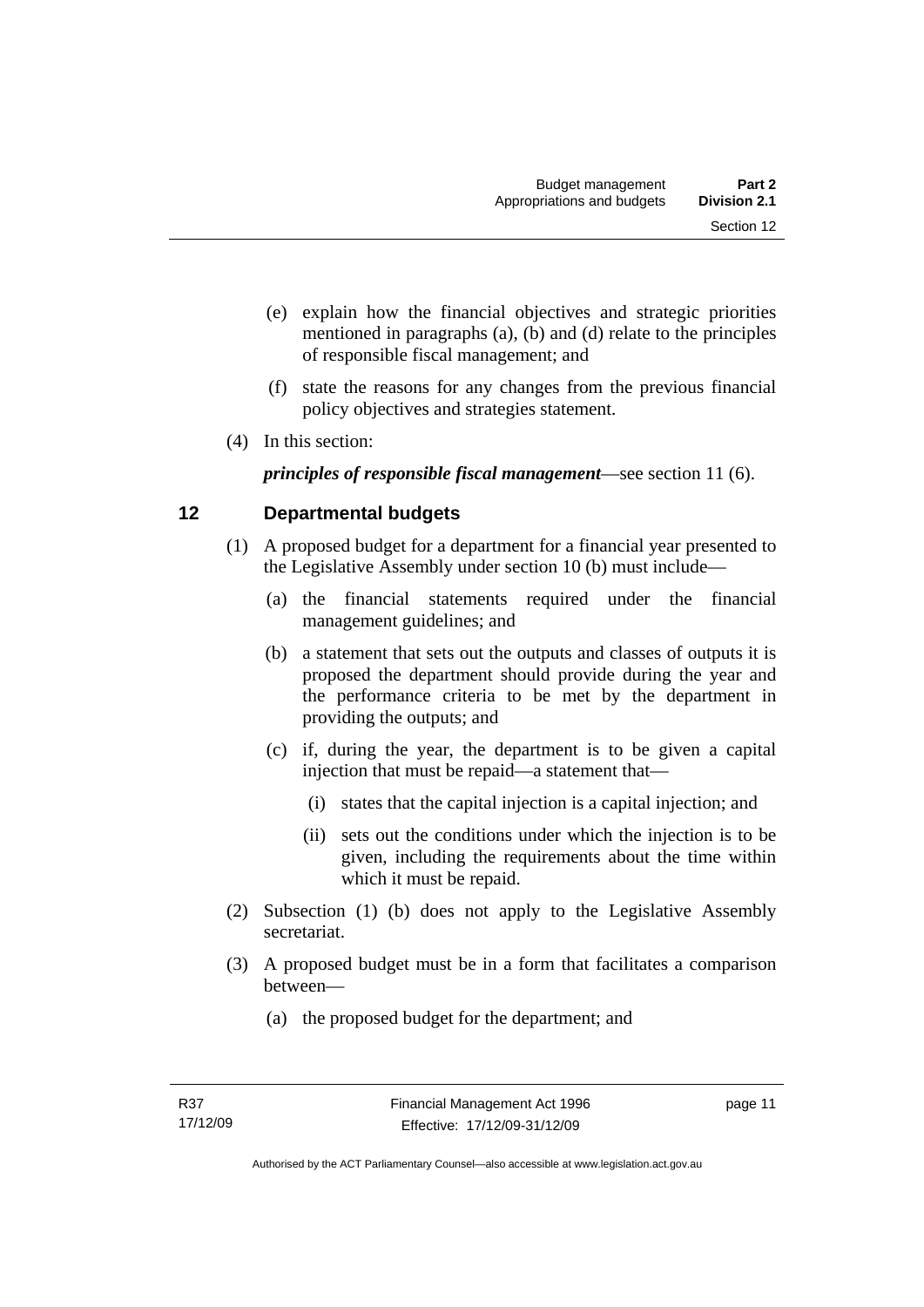(e) explain how the financial objectives and strategic priorities mentioned in paragraphs (a), (b) and (d) relate to the principles of responsible fiscal management; and

(f) state the reasons for any changes from the previous financial policy objectives and strategies statement.

(4) In this section:

***principles of responsible fiscal management***—see section 11 (6).

## 12 Departmental budgets

(1) A proposed budget for a department for a financial year presented to the Legislative Assembly under section 10 (b) must include—

(a) the financial statements required under the financial management guidelines; and

(b) a statement that sets out the outputs and classes of outputs it is proposed the department should provide during the year and the performance criteria to be met by the department in providing the outputs; and

(c) if, during the year, the department is to be given a capital injection that must be repaid—a statement that—

(i) states that the capital injection is a capital injection; and

(ii) sets out the conditions under which the injection is to be given, including the requirements about the time within which it must be repaid.

(2) Subsection (1) (b) does not apply to the Legislative Assembly secretariat.

(3) A proposed budget must be in a form that facilitates a comparison between—

(a) the proposed budget for the department; and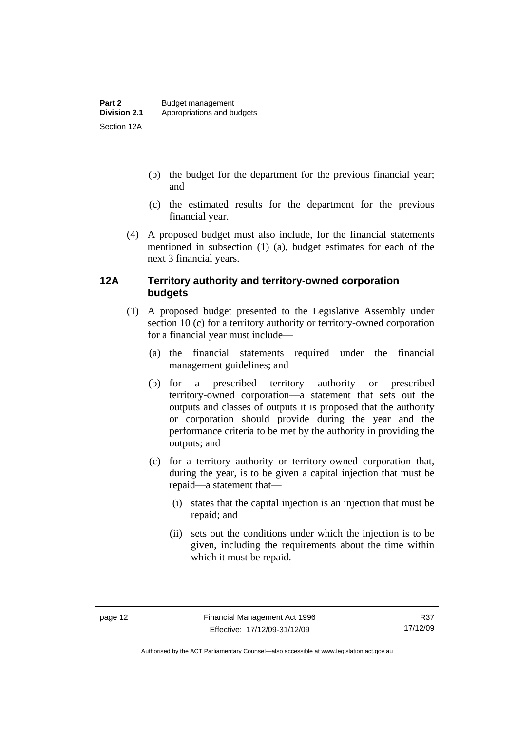(b) the budget for the department for the previous financial year; and

(c) the estimated results for the department for the previous financial year.

(4) A proposed budget must also include, for the financial statements mentioned in subsection (1) (a), budget estimates for each of the next 3 financial years.

### 12A Territory authority and territory-owned corporation budgets

(1) A proposed budget presented to the Legislative Assembly under section 10 (c) for a territory authority or territory-owned corporation for a financial year must include—

(a) the financial statements required under the financial management guidelines; and

(b) for a prescribed territory authority or prescribed territory-owned corporation—a statement that sets out the outputs and classes of outputs it is proposed that the authority or corporation should provide during the year and the performance criteria to be met by the authority in providing the outputs; and

(c) for a territory authority or territory-owned corporation that, during the year, is to be given a capital injection that must be repaid—a statement that—

(i) states that the capital injection is an injection that must be repaid; and

(ii) sets out the conditions under which the injection is to be given, including the requirements about the time within which it must be repaid.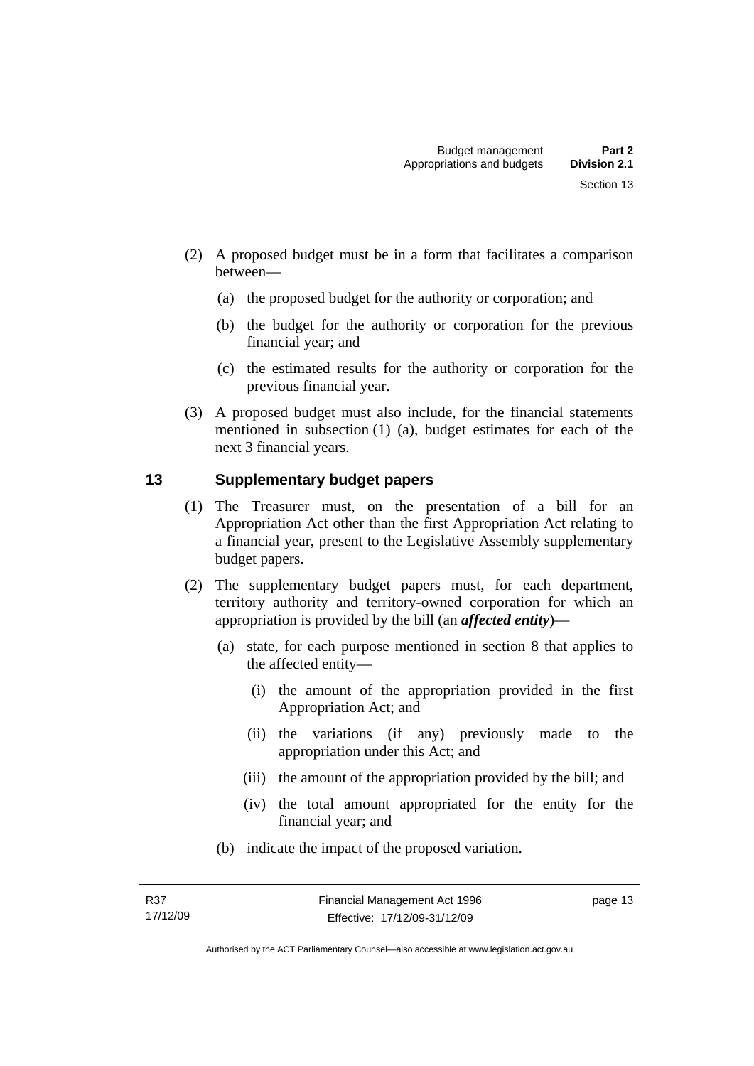(2) A proposed budget must be in a form that facilitates a comparison between—

(a) the proposed budget for the authority or corporation; and

(b) the budget for the authority or corporation for the previous financial year; and

(c) the estimated results for the authority or corporation for the previous financial year.

(3) A proposed budget must also include, for the financial statements mentioned in subsection (1) (a), budget estimates for each of the next 3 financial years.

## 13 Supplementary budget papers

(1) The Treasurer must, on the presentation of a bill for an Appropriation Act other than the first Appropriation Act relating to a financial year, present to the Legislative Assembly supplementary budget papers.

(2) The supplementary budget papers must, for each department, territory authority and territory-owned corporation for which an appropriation is provided by the bill (an ***affected entity***)—

(a) state, for each purpose mentioned in section 8 that applies to the affected entity—

(i) the amount of the appropriation provided in the first Appropriation Act; and

(ii) the variations (if any) previously made to the appropriation under this Act; and

(iii) the amount of the appropriation provided by the bill; and

(iv) the total amount appropriated for the entity for the financial year; and

(b) indicate the impact of the proposed variation.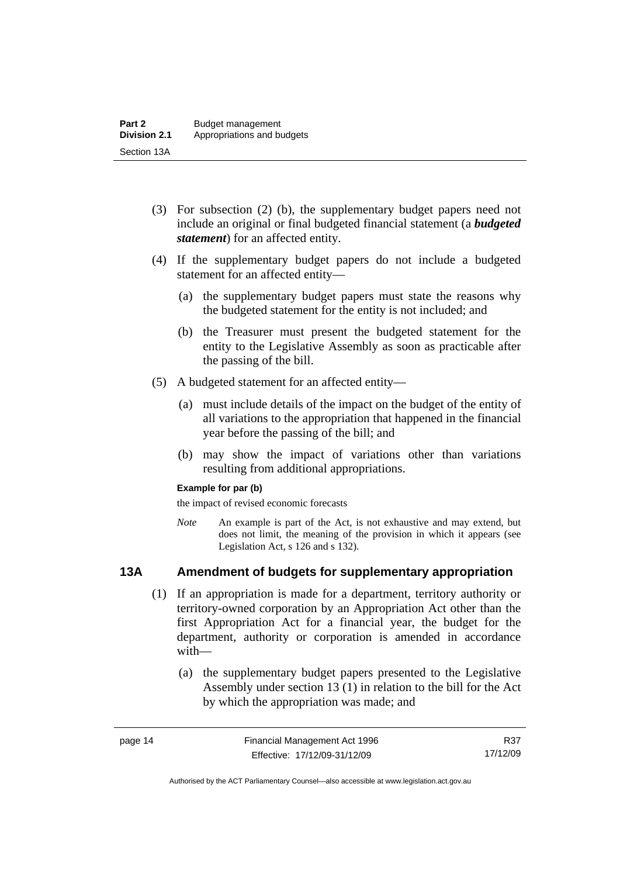(3) For subsection (2) (b), the supplementary budget papers need not include an original or final budgeted financial statement (a ***budgeted statement***) for an affected entity.

(4) If the supplementary budget papers do not include a budgeted statement for an affected entity—

(a) the supplementary budget papers must state the reasons why the budgeted statement for the entity is not included; and

(b) the Treasurer must present the budgeted statement for the entity to the Legislative Assembly as soon as practicable after the passing of the bill.

(5) A budgeted statement for an affected entity—

(a) must include details of the impact on the budget of the entity of all variations to the appropriation that happened in the financial year before the passing of the bill; and

(b) may show the impact of variations other than variations resulting from additional appropriations.

**Example for par (b)**

the impact of revised economic forecasts

*Note* An example is part of the Act, is not exhaustive and may extend, but does not limit, the meaning of the provision in which it appears (see Legislation Act, s 126 and s 132).

### 13A Amendment of budgets for supplementary appropriation

(1) If an appropriation is made for a department, territory authority or territory-owned corporation by an Appropriation Act other than the first Appropriation Act for a financial year, the budget for the department, authority or corporation is amended in accordance with—

(a) the supplementary budget papers presented to the Legislative Assembly under section 13 (1) in relation to the bill for the Act by which the appropriation was made; and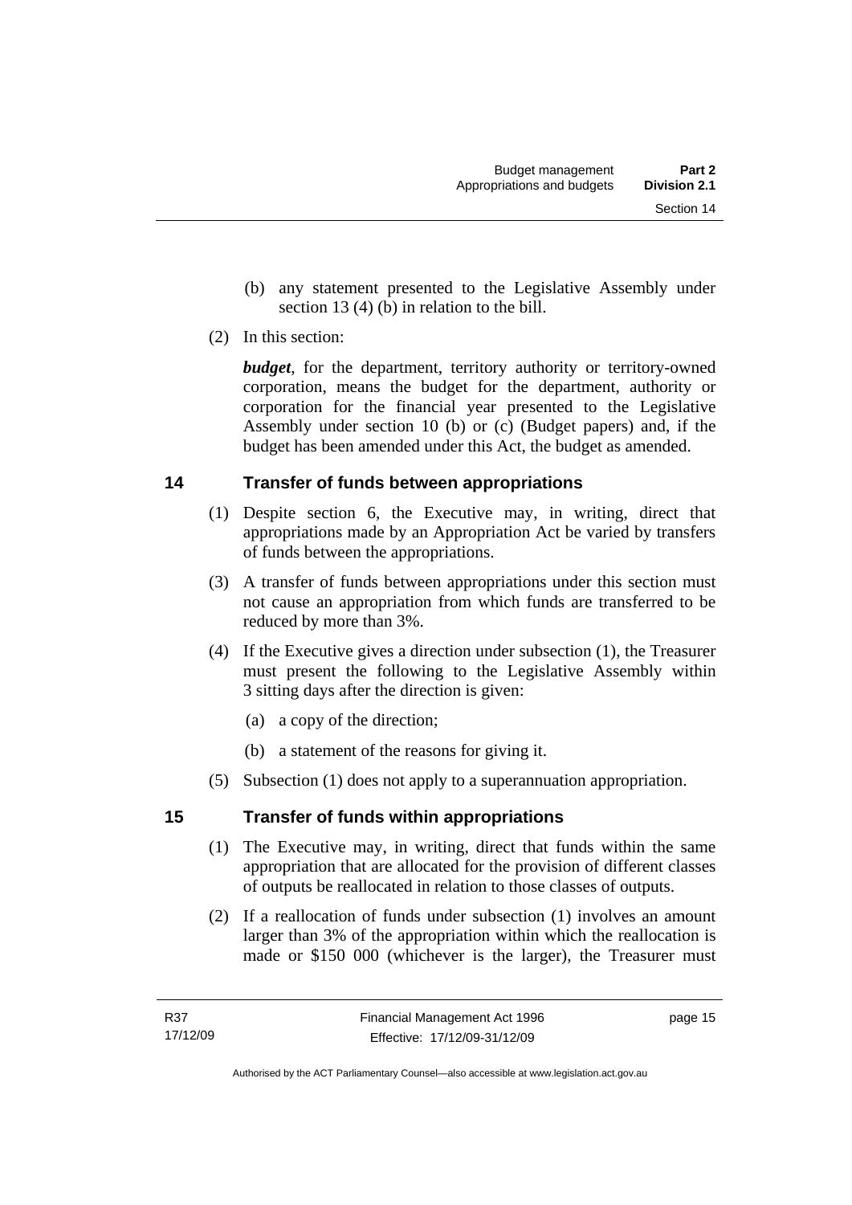(b) any statement presented to the Legislative Assembly under section 13 (4) (b) in relation to the bill.

(2) In this section:

***budget***, for the department, territory authority or territory-owned corporation, means the budget for the department, authority or corporation for the financial year presented to the Legislative Assembly under section 10 (b) or (c) (Budget papers) and, if the budget has been amended under this Act, the budget as amended.

## 14 Transfer of funds between appropriations

(1) Despite section 6, the Executive may, in writing, direct that appropriations made by an Appropriation Act be varied by transfers of funds between the appropriations.

(3) A transfer of funds between appropriations under this section must not cause an appropriation from which funds are transferred to be reduced by more than 3%.

(4) If the Executive gives a direction under subsection (1), the Treasurer must present the following to the Legislative Assembly within 3 sitting days after the direction is given:

(a) a copy of the direction;

(b) a statement of the reasons for giving it.

(5) Subsection (1) does not apply to a superannuation appropriation.

## 15 Transfer of funds within appropriations

(1) The Executive may, in writing, direct that funds within the same appropriation that are allocated for the provision of different classes of outputs be reallocated in relation to those classes of outputs.

(2) If a reallocation of funds under subsection (1) involves an amount larger than 3% of the appropriation within which the reallocation is made or $150 000 (whichever is the larger), the Treasurer must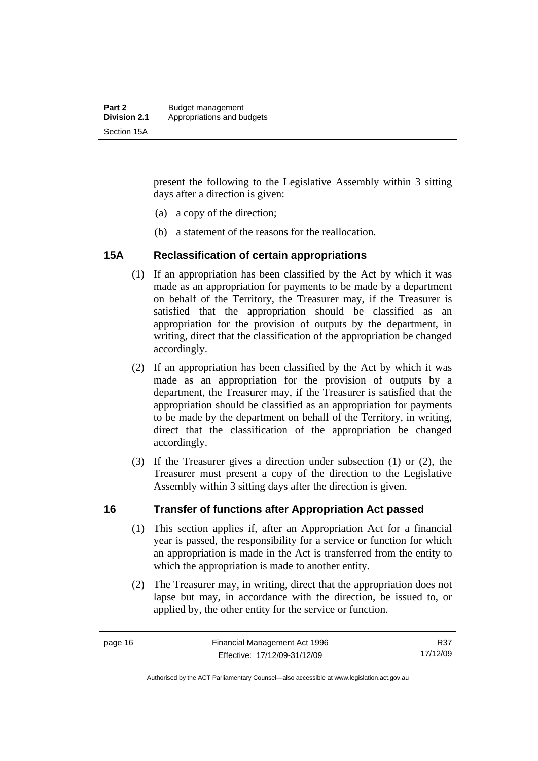present the following to the Legislative Assembly within 3 sitting days after a direction is given:

(a) a copy of the direction;

(b) a statement of the reasons for the reallocation.

## 15A Reclassification of certain appropriations

(1) If an appropriation has been classified by the Act by which it was made as an appropriation for payments to be made by a department on behalf of the Territory, the Treasurer may, if the Treasurer is satisfied that the appropriation should be classified as an appropriation for the provision of outputs by the department, in writing, direct that the classification of the appropriation be changed accordingly.

(2) If an appropriation has been classified by the Act by which it was made as an appropriation for the provision of outputs by a department, the Treasurer may, if the Treasurer is satisfied that the appropriation should be classified as an appropriation for payments to be made by the department on behalf of the Territory, in writing, direct that the classification of the appropriation be changed accordingly.

(3) If the Treasurer gives a direction under subsection (1) or (2), the Treasurer must present a copy of the direction to the Legislative Assembly within 3 sitting days after the direction is given.

## 16 Transfer of functions after Appropriation Act passed

(1) This section applies if, after an Appropriation Act for a financial year is passed, the responsibility for a service or function for which an appropriation is made in the Act is transferred from the entity to which the appropriation is made to another entity.

(2) The Treasurer may, in writing, direct that the appropriation does not lapse but may, in accordance with the direction, be issued to, or applied by, the other entity for the service or function.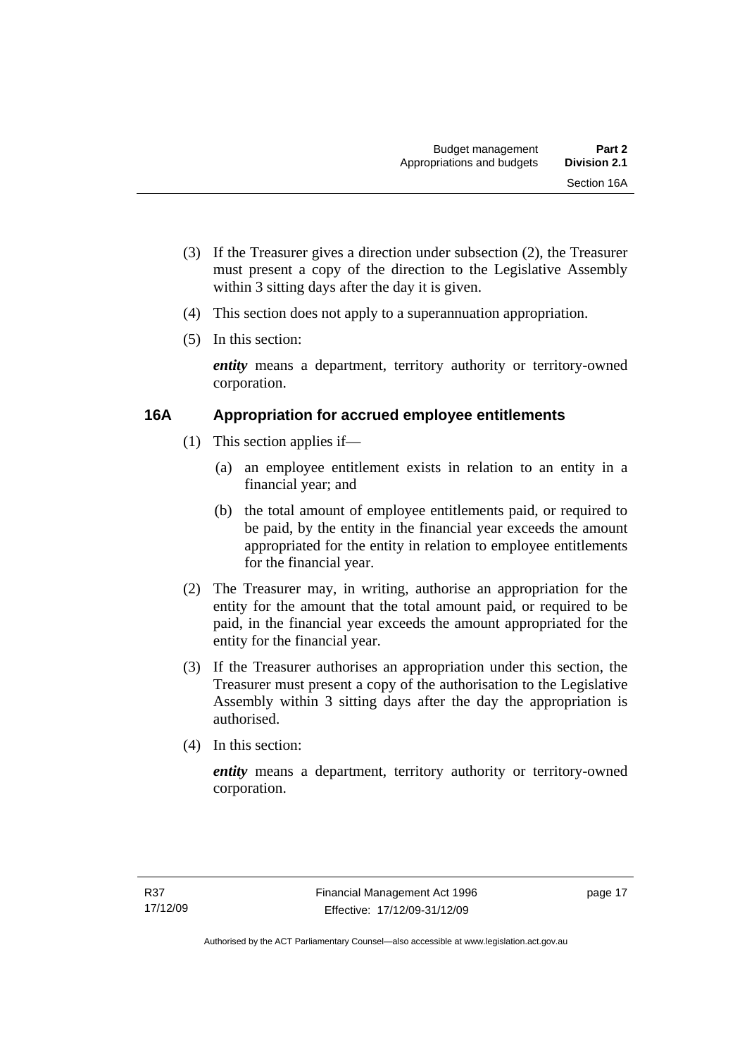(3) If the Treasurer gives a direction under subsection (2), the Treasurer must present a copy of the direction to the Legislative Assembly within 3 sitting days after the day it is given.

(4) This section does not apply to a superannuation appropriation.

(5) In this section:

***entity*** means a department, territory authority or territory-owned corporation.

## 16A Appropriation for accrued employee entitlements

(1) This section applies if—

(a) an employee entitlement exists in relation to an entity in a financial year; and

(b) the total amount of employee entitlements paid, or required to be paid, by the entity in the financial year exceeds the amount appropriated for the entity in relation to employee entitlements for the financial year.

(2) The Treasurer may, in writing, authorise an appropriation for the entity for the amount that the total amount paid, or required to be paid, in the financial year exceeds the amount appropriated for the entity for the financial year.

(3) If the Treasurer authorises an appropriation under this section, the Treasurer must present a copy of the authorisation to the Legislative Assembly within 3 sitting days after the day the appropriation is authorised.

(4) In this section:

***entity*** means a department, territory authority or territory-owned corporation.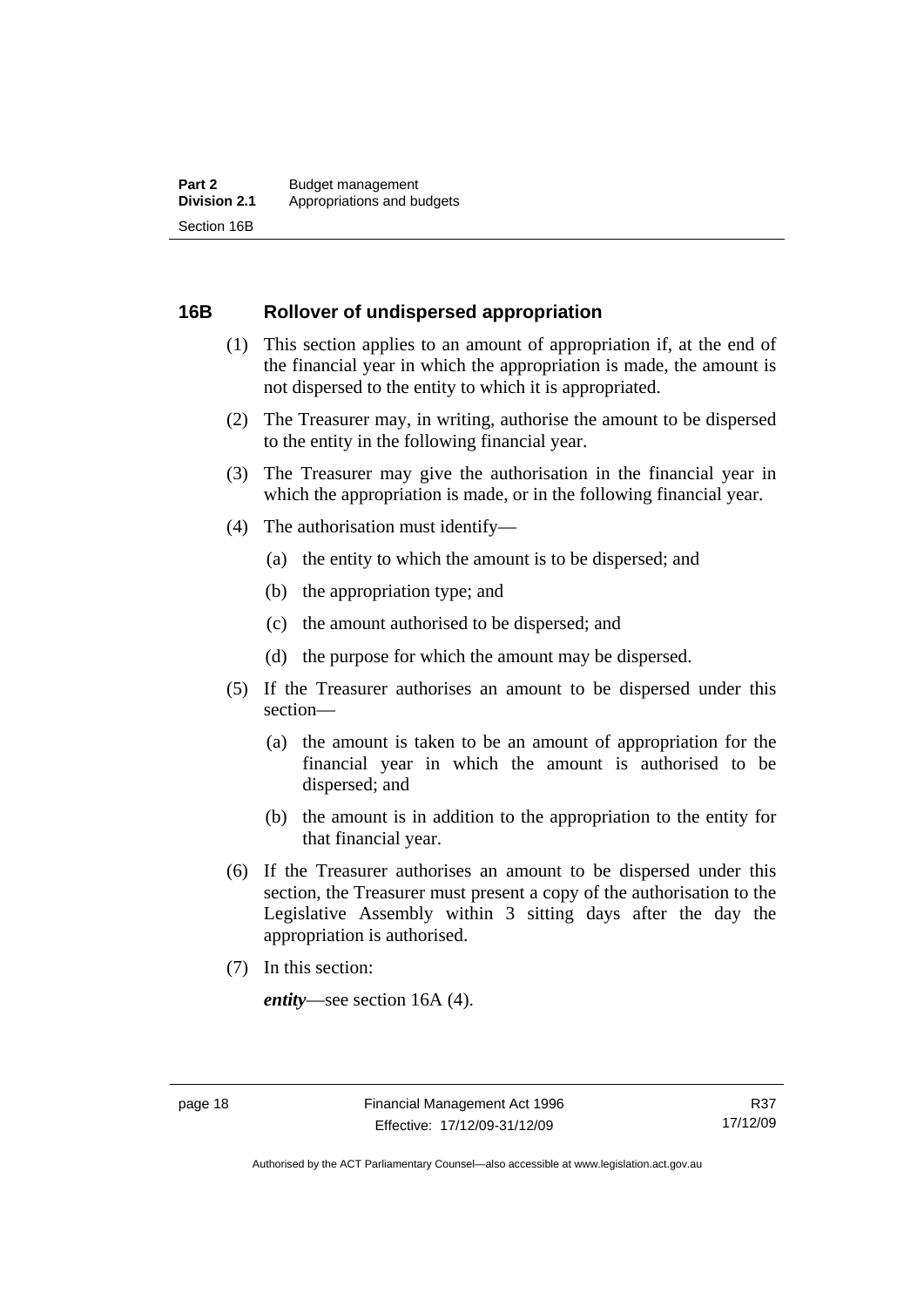### 16B Rollover of undispersed appropriation

(1) This section applies to an amount of appropriation if, at the end of the financial year in which the appropriation is made, the amount is not dispersed to the entity to which it is appropriated.

(2) The Treasurer may, in writing, authorise the amount to be dispersed to the entity in the following financial year.

(3) The Treasurer may give the authorisation in the financial year in which the appropriation is made, or in the following financial year.

(4) The authorisation must identify—

(a) the entity to which the amount is to be dispersed; and

(b) the appropriation type; and

(c) the amount authorised to be dispersed; and

(d) the purpose for which the amount may be dispersed.

(5) If the Treasurer authorises an amount to be dispersed under this section—

(a) the amount is taken to be an amount of appropriation for the financial year in which the amount is authorised to be dispersed; and

(b) the amount is in addition to the appropriation to the entity for that financial year.

(6) If the Treasurer authorises an amount to be dispersed under this section, the Treasurer must present a copy of the authorisation to the Legislative Assembly within 3 sitting days after the day the appropriation is authorised.

(7) In this section:

***entity***—see section 16A (4).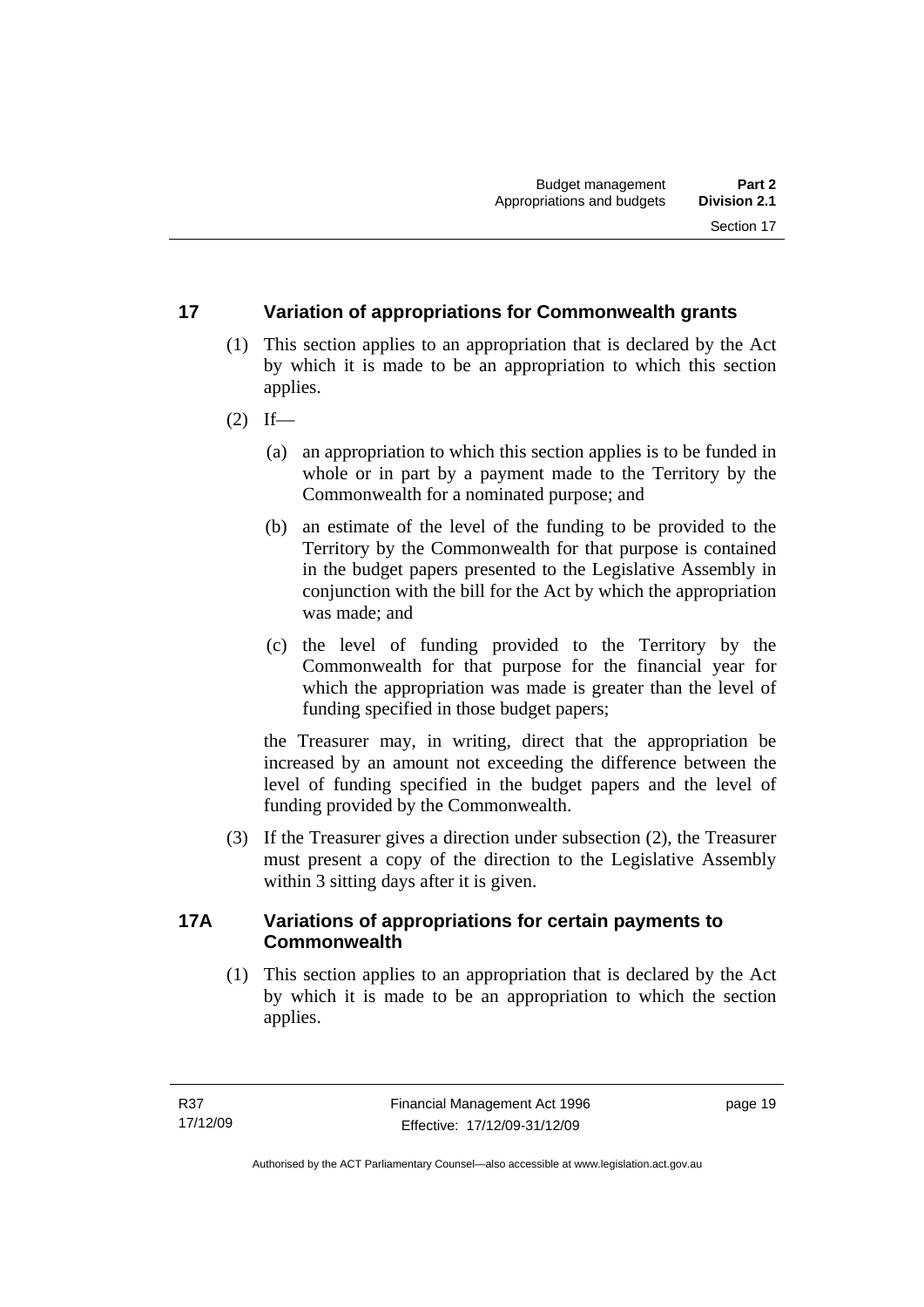## 17 Variation of appropriations for Commonwealth grants

(1) This section applies to an appropriation that is declared by the Act by which it is made to be an appropriation to which this section applies.

(2) If—

(a) an appropriation to which this section applies is to be funded in whole or in part by a payment made to the Territory by the Commonwealth for a nominated purpose; and

(b) an estimate of the level of the funding to be provided to the Territory by the Commonwealth for that purpose is contained in the budget papers presented to the Legislative Assembly in conjunction with the bill for the Act by which the appropriation was made; and

(c) the level of funding provided to the Territory by the Commonwealth for that purpose for the financial year for which the appropriation was made is greater than the level of funding specified in those budget papers;

the Treasurer may, in writing, direct that the appropriation be increased by an amount not exceeding the difference between the level of funding specified in the budget papers and the level of funding provided by the Commonwealth.

(3) If the Treasurer gives a direction under subsection (2), the Treasurer must present a copy of the direction to the Legislative Assembly within 3 sitting days after it is given.

## 17A Variations of appropriations for certain payments to Commonwealth

(1) This section applies to an appropriation that is declared by the Act by which it is made to be an appropriation to which the section applies.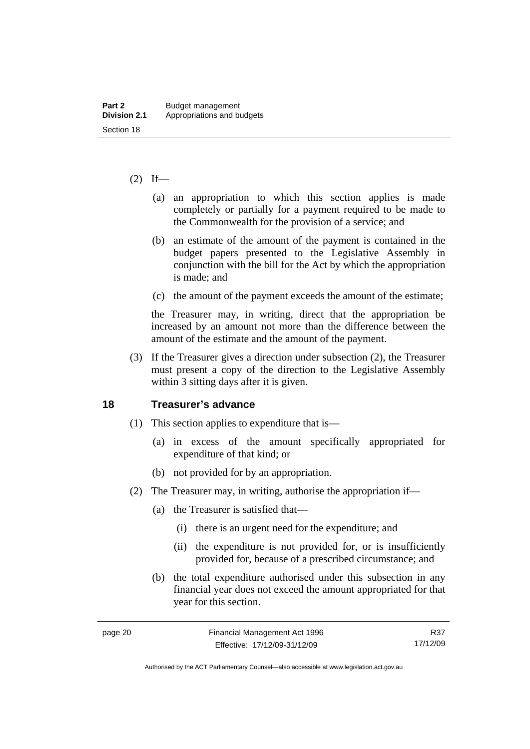(2) If—

(a) an appropriation to which this section applies is made completely or partially for a payment required to be made to the Commonwealth for the provision of a service; and

(b) an estimate of the amount of the payment is contained in the budget papers presented to the Legislative Assembly in conjunction with the bill for the Act by which the appropriation is made; and

(c) the amount of the payment exceeds the amount of the estimate;

the Treasurer may, in writing, direct that the appropriation be increased by an amount not more than the difference between the amount of the estimate and the amount of the payment.

(3) If the Treasurer gives a direction under subsection (2), the Treasurer must present a copy of the direction to the Legislative Assembly within 3 sitting days after it is given.

## 18 Treasurer's advance

(1) This section applies to expenditure that is—

(a) in excess of the amount specifically appropriated for expenditure of that kind; or

(b) not provided for by an appropriation.

(2) The Treasurer may, in writing, authorise the appropriation if—

(a) the Treasurer is satisfied that—

(i) there is an urgent need for the expenditure; and

(ii) the expenditure is not provided for, or is insufficiently provided for, because of a prescribed circumstance; and

(b) the total expenditure authorised under this subsection in any financial year does not exceed the amount appropriated for that year for this section.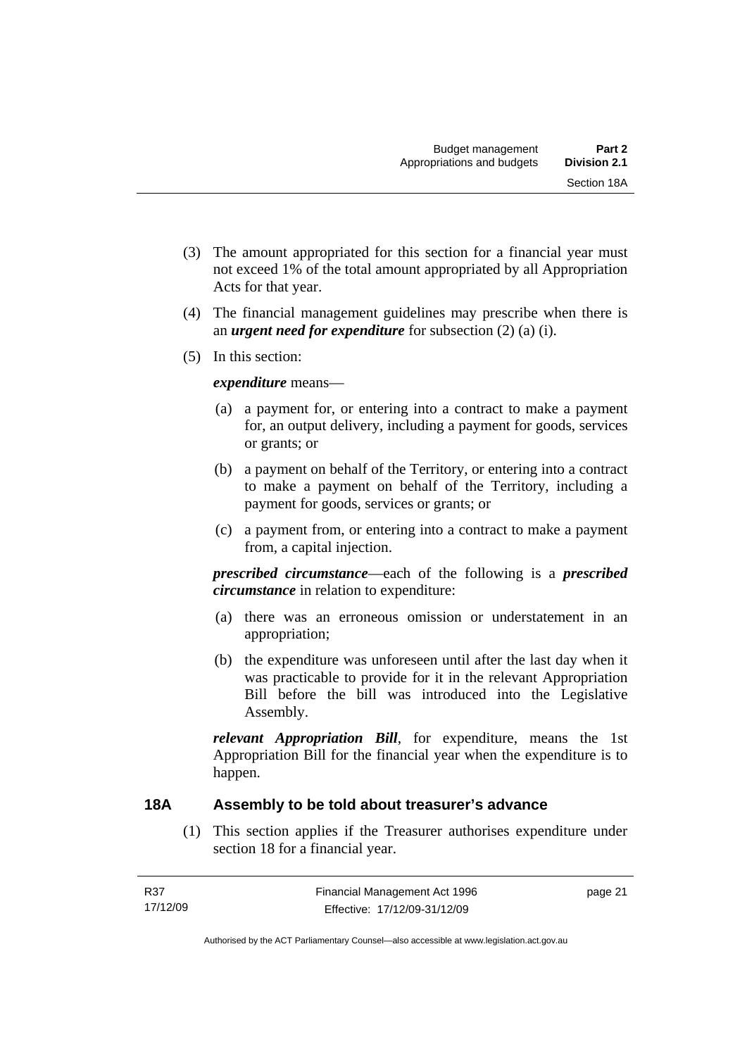(3) The amount appropriated for this section for a financial year must not exceed 1% of the total amount appropriated by all Appropriation Acts for that year.

(4) The financial management guidelines may prescribe when there is an ***urgent need for expenditure*** for subsection (2) (a) (i).

(5) In this section:

***expenditure*** means—

(a) a payment for, or entering into a contract to make a payment for, an output delivery, including a payment for goods, services or grants; or

(b) a payment on behalf of the Territory, or entering into a contract to make a payment on behalf of the Territory, including a payment for goods, services or grants; or

(c) a payment from, or entering into a contract to make a payment from, a capital injection.

***prescribed circumstance***—each of the following is a ***prescribed circumstance*** in relation to expenditure:

(a) there was an erroneous omission or understatement in an appropriation;

(b) the expenditure was unforeseen until after the last day when it was practicable to provide for it in the relevant Appropriation Bill before the bill was introduced into the Legislative Assembly.

***relevant Appropriation Bill***, for expenditure, means the 1st Appropriation Bill for the financial year when the expenditure is to happen.

## 18A Assembly to be told about treasurer's advance

(1) This section applies if the Treasurer authorises expenditure under section 18 for a financial year.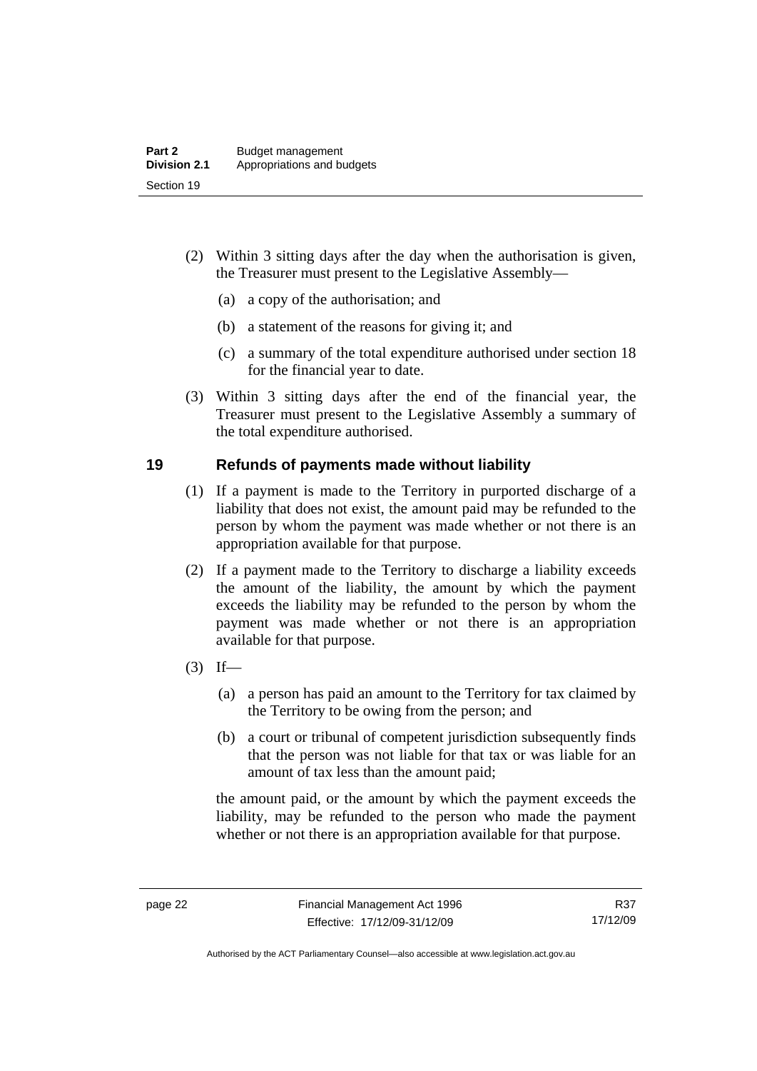(2) Within 3 sitting days after the day when the authorisation is given, the Treasurer must present to the Legislative Assembly—

(a) a copy of the authorisation; and

(b) a statement of the reasons for giving it; and

(c) a summary of the total expenditure authorised under section 18 for the financial year to date.

(3) Within 3 sitting days after the end of the financial year, the Treasurer must present to the Legislative Assembly a summary of the total expenditure authorised.

## 19 Refunds of payments made without liability

(1) If a payment is made to the Territory in purported discharge of a liability that does not exist, the amount paid may be refunded to the person by whom the payment was made whether or not there is an appropriation available for that purpose.

(2) If a payment made to the Territory to discharge a liability exceeds the amount of the liability, the amount by which the payment exceeds the liability may be refunded to the person by whom the payment was made whether or not there is an appropriation available for that purpose.

(3) If—

(a) a person has paid an amount to the Territory for tax claimed by the Territory to be owing from the person; and

(b) a court or tribunal of competent jurisdiction subsequently finds that the person was not liable for that tax or was liable for an amount of tax less than the amount paid;

the amount paid, or the amount by which the payment exceeds the liability, may be refunded to the person who made the payment whether or not there is an appropriation available for that purpose.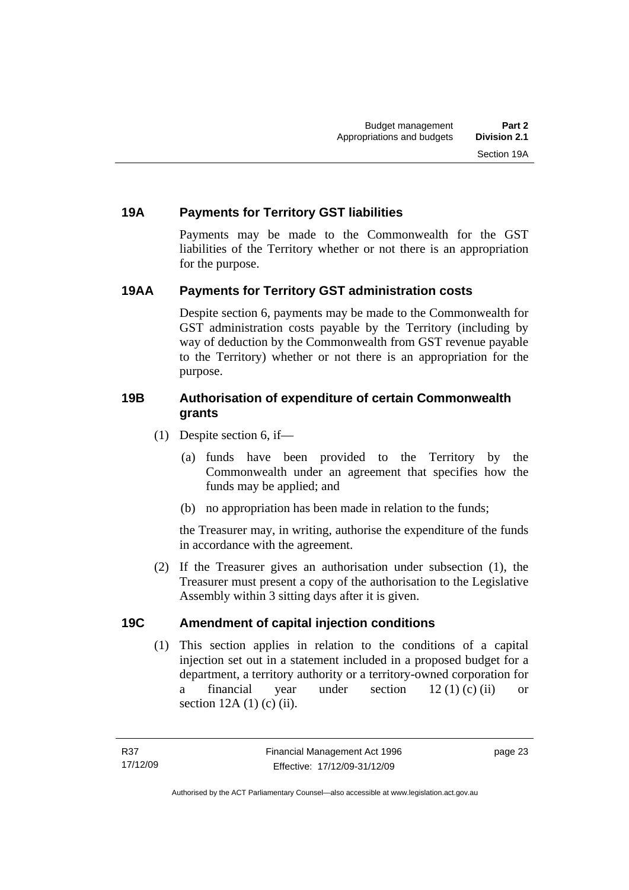## 19A Payments for Territory GST liabilities

Payments may be made to the Commonwealth for the GST liabilities of the Territory whether or not there is an appropriation for the purpose.

## 19AA Payments for Territory GST administration costs

Despite section 6, payments may be made to the Commonwealth for GST administration costs payable by the Territory (including by way of deduction by the Commonwealth from GST revenue payable to the Territory) whether or not there is an appropriation for the purpose.

## 19B Authorisation of expenditure of certain Commonwealth grants

(1) Despite section 6, if—

(a) funds have been provided to the Territory by the Commonwealth under an agreement that specifies how the funds may be applied; and

(b) no appropriation has been made in relation to the funds;

the Treasurer may, in writing, authorise the expenditure of the funds in accordance with the agreement.

(2) If the Treasurer gives an authorisation under subsection (1), the Treasurer must present a copy of the authorisation to the Legislative Assembly within 3 sitting days after it is given.

## 19C Amendment of capital injection conditions

(1) This section applies in relation to the conditions of a capital injection set out in a statement included in a proposed budget for a department, a territory authority or a territory-owned corporation for a financial year under section 12 (1) (c) (ii) or section 12A (1) (c) (ii).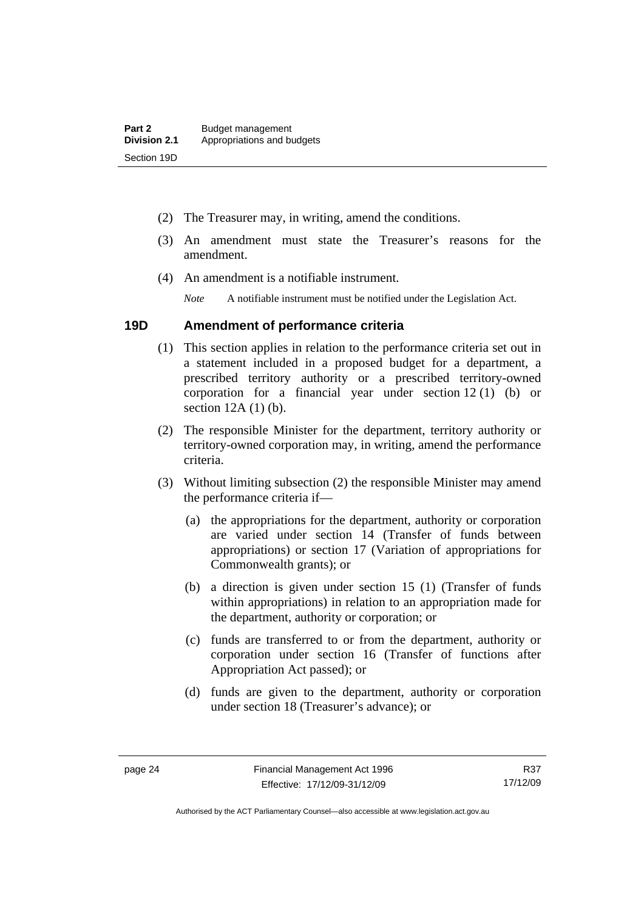(2) The Treasurer may, in writing, amend the conditions.

(3) An amendment must state the Treasurer's reasons for the amendment.

(4) An amendment is a notifiable instrument.

*Note* A notifiable instrument must be notified under the Legislation Act.

## 19D Amendment of performance criteria

(1) This section applies in relation to the performance criteria set out in a statement included in a proposed budget for a department, a prescribed territory authority or a prescribed territory-owned corporation for a financial year under section 12 (1) (b) or section 12A (1) (b).

(2) The responsible Minister for the department, territory authority or territory-owned corporation may, in writing, amend the performance criteria.

(3) Without limiting subsection (2) the responsible Minister may amend the performance criteria if—

(a) the appropriations for the department, authority or corporation are varied under section 14 (Transfer of funds between appropriations) or section 17 (Variation of appropriations for Commonwealth grants); or

(b) a direction is given under section 15 (1) (Transfer of funds within appropriations) in relation to an appropriation made for the department, authority or corporation; or

(c) funds are transferred to or from the department, authority or corporation under section 16 (Transfer of functions after Appropriation Act passed); or

(d) funds are given to the department, authority or corporation under section 18 (Treasurer's advance); or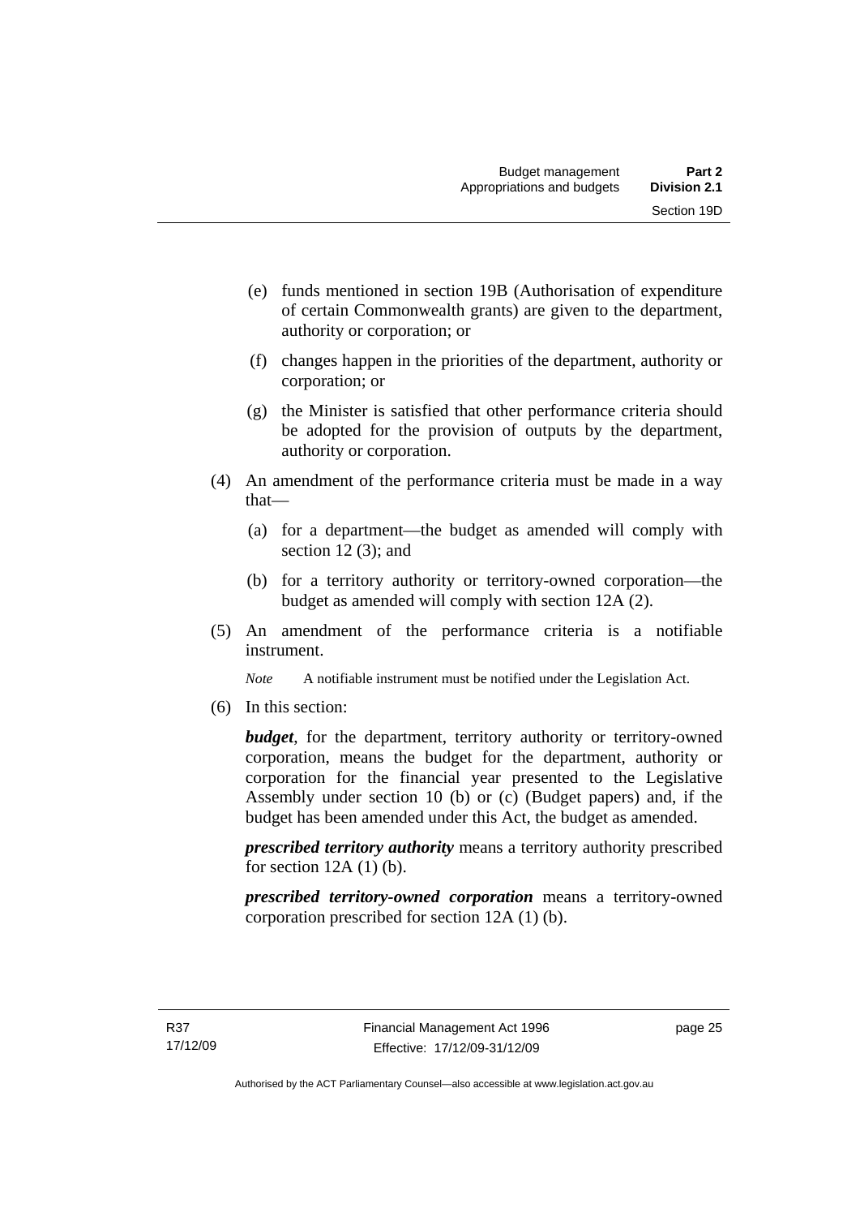(e) funds mentioned in section 19B (Authorisation of expenditure of certain Commonwealth grants) are given to the department, authority or corporation; or

(f) changes happen in the priorities of the department, authority or corporation; or

(g) the Minister is satisfied that other performance criteria should be adopted for the provision of outputs by the department, authority or corporation.

(4) An amendment of the performance criteria must be made in a way that—

(a) for a department—the budget as amended will comply with section 12 (3); and

(b) for a territory authority or territory-owned corporation—the budget as amended will comply with section 12A (2).

(5) An amendment of the performance criteria is a notifiable instrument.

*Note* A notifiable instrument must be notified under the Legislation Act.

(6) In this section:

***budget***, for the department, territory authority or territory-owned corporation, means the budget for the department, authority or corporation for the financial year presented to the Legislative Assembly under section 10 (b) or (c) (Budget papers) and, if the budget has been amended under this Act, the budget as amended.

***prescribed territory authority*** means a territory authority prescribed for section 12A (1) (b).

***prescribed territory-owned corporation*** means a territory-owned corporation prescribed for section 12A (1) (b).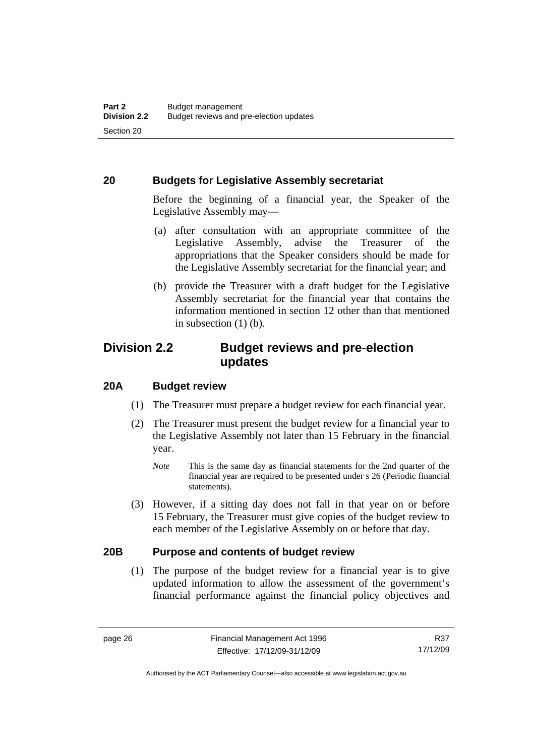### 20 Budgets for Legislative Assembly secretariat

Before the beginning of a financial year, the Speaker of the Legislative Assembly may—

(a) after consultation with an appropriate committee of the Legislative Assembly, advise the Treasurer of the appropriations that the Speaker considers should be made for the Legislative Assembly secretariat for the financial year; and

(b) provide the Treasurer with a draft budget for the Legislative Assembly secretariat for the financial year that contains the information mentioned in section 12 other than that mentioned in subsection (1) (b).

## Division 2.2 Budget reviews and pre-election updates

### 20A Budget review

(1) The Treasurer must prepare a budget review for each financial year.

(2) The Treasurer must present the budget review for a financial year to the Legislative Assembly not later than 15 February in the financial year.

*Note* This is the same day as financial statements for the 2nd quarter of the financial year are required to be presented under s 26 (Periodic financial statements).

(3) However, if a sitting day does not fall in that year on or before 15 February, the Treasurer must give copies of the budget review to each member of the Legislative Assembly on or before that day.

### 20B Purpose and contents of budget review

(1) The purpose of the budget review for a financial year is to give updated information to allow the assessment of the government's financial performance against the financial policy objectives and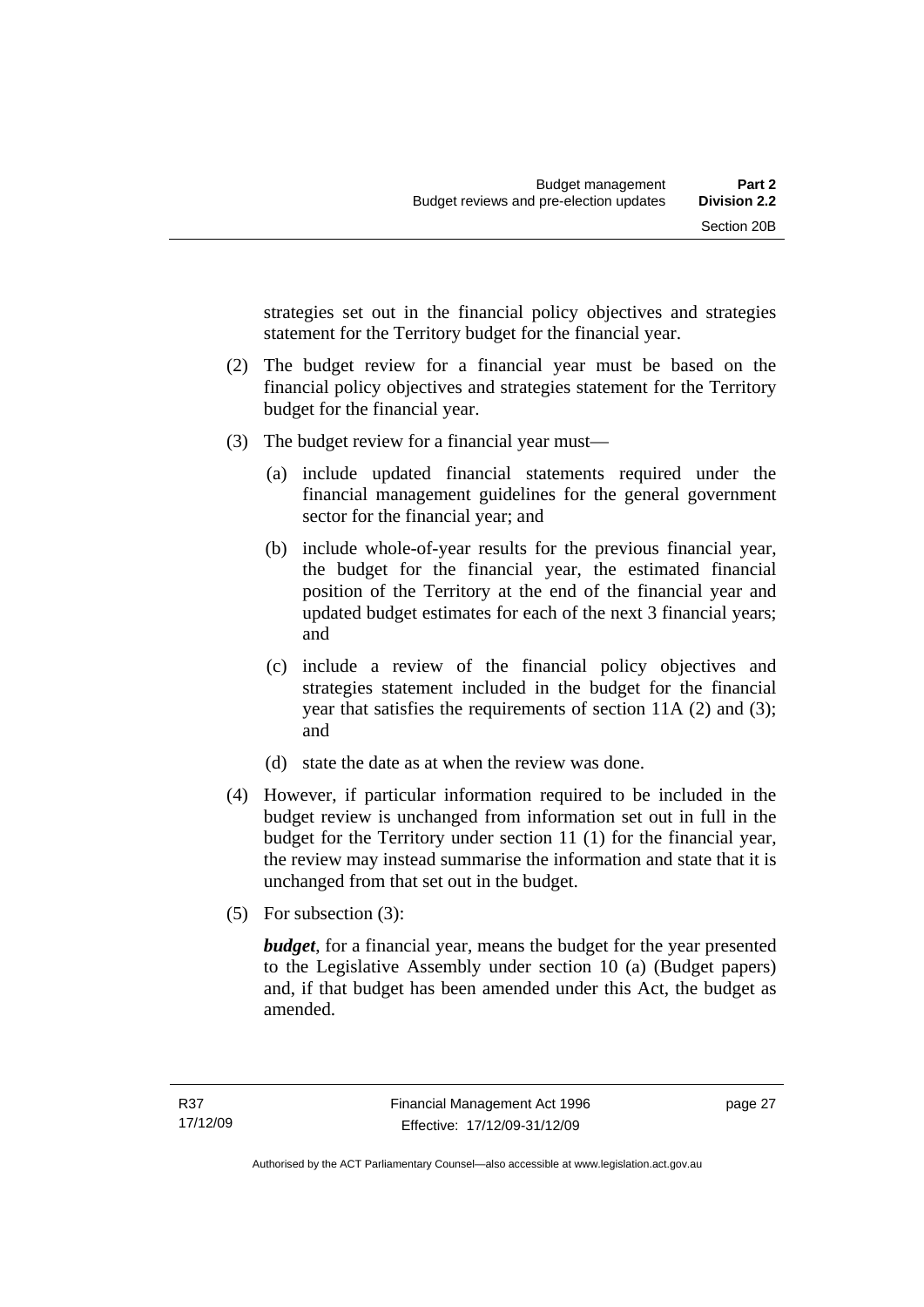strategies set out in the financial policy objectives and strategies statement for the Territory budget for the financial year.

(2) The budget review for a financial year must be based on the financial policy objectives and strategies statement for the Territory budget for the financial year.

(3) The budget review for a financial year must—

(a) include updated financial statements required under the financial management guidelines for the general government sector for the financial year; and

(b) include whole-of-year results for the previous financial year, the budget for the financial year, the estimated financial position of the Territory at the end of the financial year and updated budget estimates for each of the next 3 financial years; and

(c) include a review of the financial policy objectives and strategies statement included in the budget for the financial year that satisfies the requirements of section 11A (2) and (3); and

(d) state the date as at when the review was done.

(4) However, if particular information required to be included in the budget review is unchanged from information set out in full in the budget for the Territory under section 11 (1) for the financial year, the review may instead summarise the information and state that it is unchanged from that set out in the budget.

(5) For subsection (3):

***budget***, for a financial year, means the budget for the year presented to the Legislative Assembly under section 10 (a) (Budget papers) and, if that budget has been amended under this Act, the budget as amended.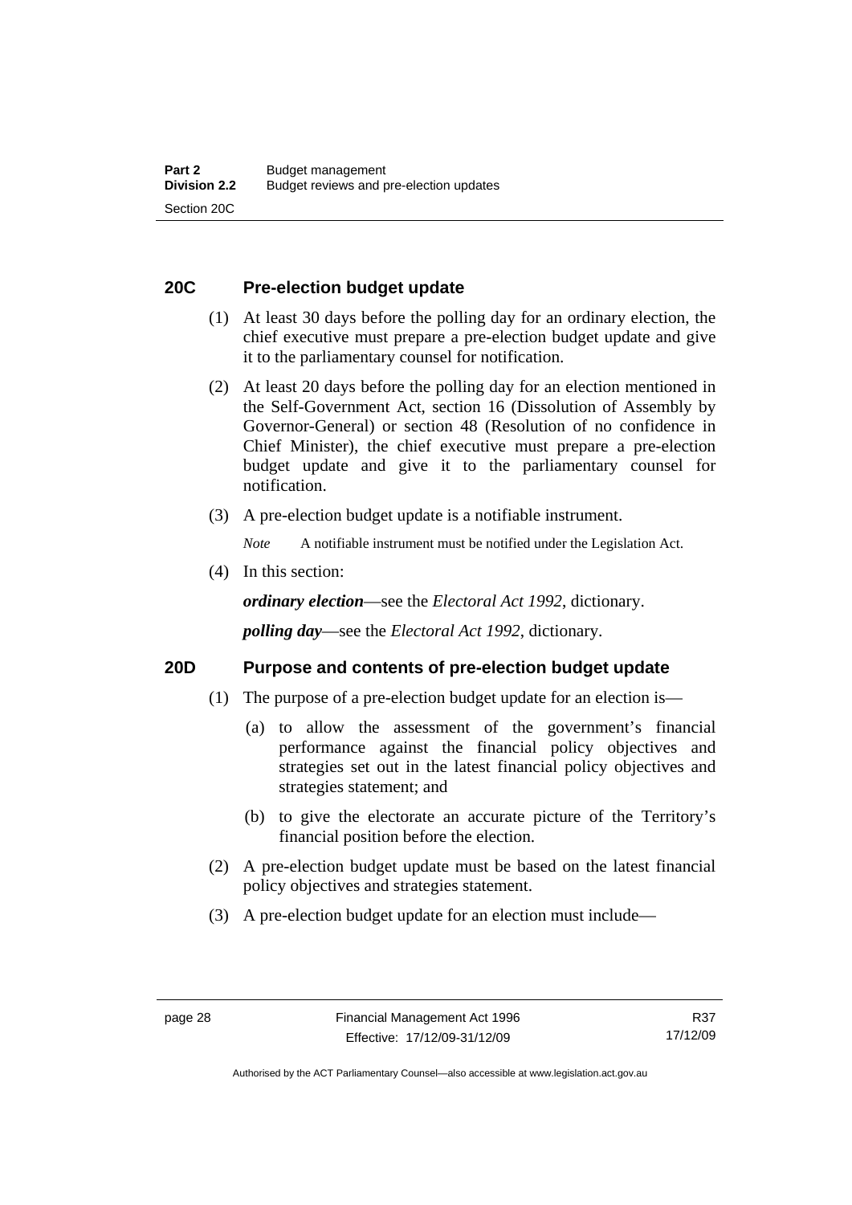### 20C Pre-election budget update

(1) At least 30 days before the polling day for an ordinary election, the chief executive must prepare a pre-election budget update and give it to the parliamentary counsel for notification.

(2) At least 20 days before the polling day for an election mentioned in the Self-Government Act, section 16 (Dissolution of Assembly by Governor-General) or section 48 (Resolution of no confidence in Chief Minister), the chief executive must prepare a pre-election budget update and give it to the parliamentary counsel for notification.

(3) A pre-election budget update is a notifiable instrument.

*Note* A notifiable instrument must be notified under the Legislation Act.

(4) In this section:

***ordinary election***—see the *Electoral Act 1992*, dictionary.

***polling day***—see the *Electoral Act 1992*, dictionary.

### 20D Purpose and contents of pre-election budget update

(1) The purpose of a pre-election budget update for an election is—

(a) to allow the assessment of the government's financial performance against the financial policy objectives and strategies set out in the latest financial policy objectives and strategies statement; and

(b) to give the electorate an accurate picture of the Territory's financial position before the election.

(2) A pre-election budget update must be based on the latest financial policy objectives and strategies statement.

(3) A pre-election budget update for an election must include—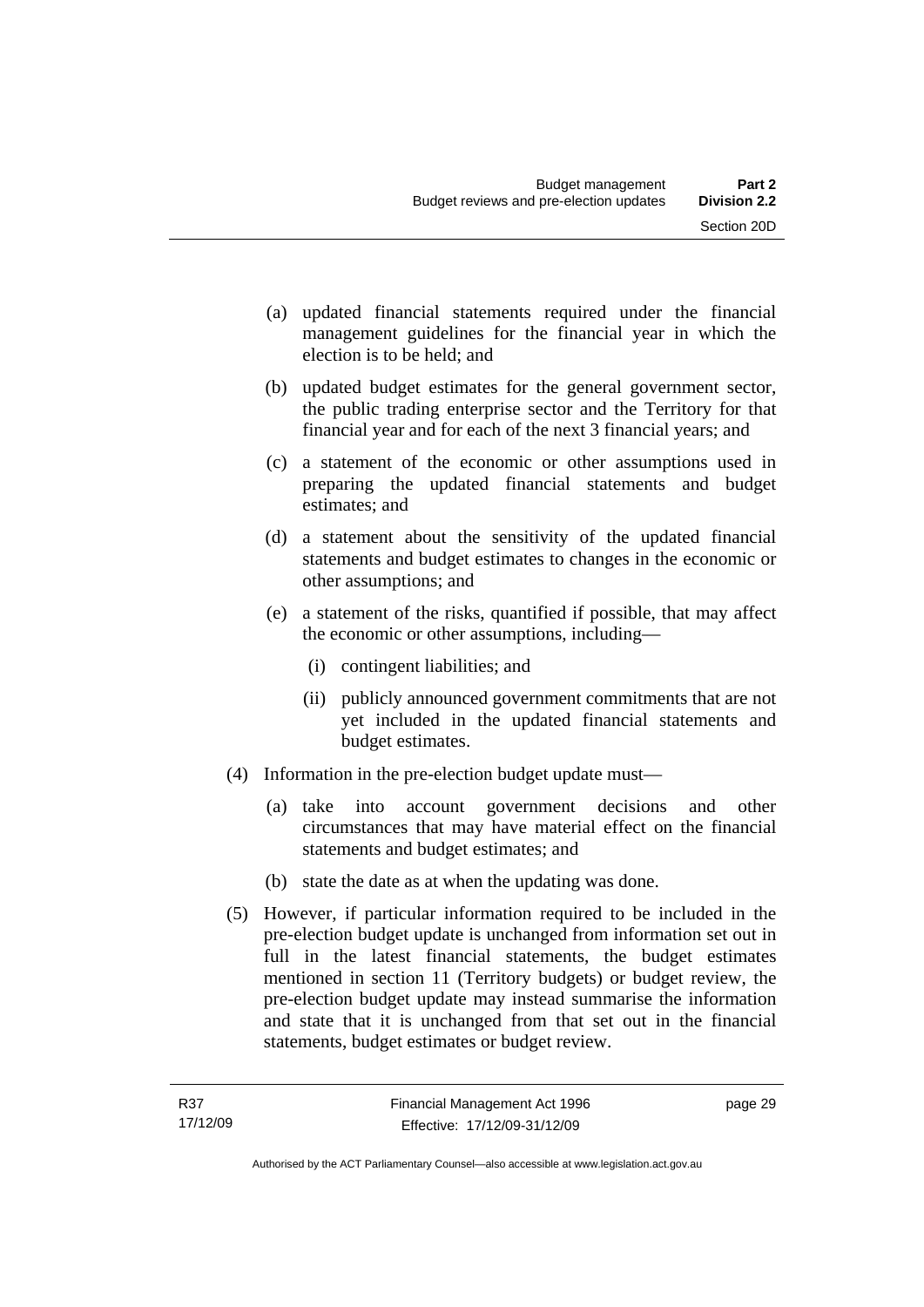(a) updated financial statements required under the financial management guidelines for the financial year in which the election is to be held; and

(b) updated budget estimates for the general government sector, the public trading enterprise sector and the Territory for that financial year and for each of the next 3 financial years; and

(c) a statement of the economic or other assumptions used in preparing the updated financial statements and budget estimates; and

(d) a statement about the sensitivity of the updated financial statements and budget estimates to changes in the economic or other assumptions; and

(e) a statement of the risks, quantified if possible, that may affect the economic or other assumptions, including—

  (i) contingent liabilities; and

  (ii) publicly announced government commitments that are not yet included in the updated financial statements and budget estimates.

(4) Information in the pre-election budget update must—

(a) take into account government decisions and other circumstances that may have material effect on the financial statements and budget estimates; and

(b) state the date as at when the updating was done.

(5) However, if particular information required to be included in the pre-election budget update is unchanged from information set out in full in the latest financial statements, the budget estimates mentioned in section 11 (Territory budgets) or budget review, the pre-election budget update may instead summarise the information and state that it is unchanged from that set out in the financial statements, budget estimates or budget review.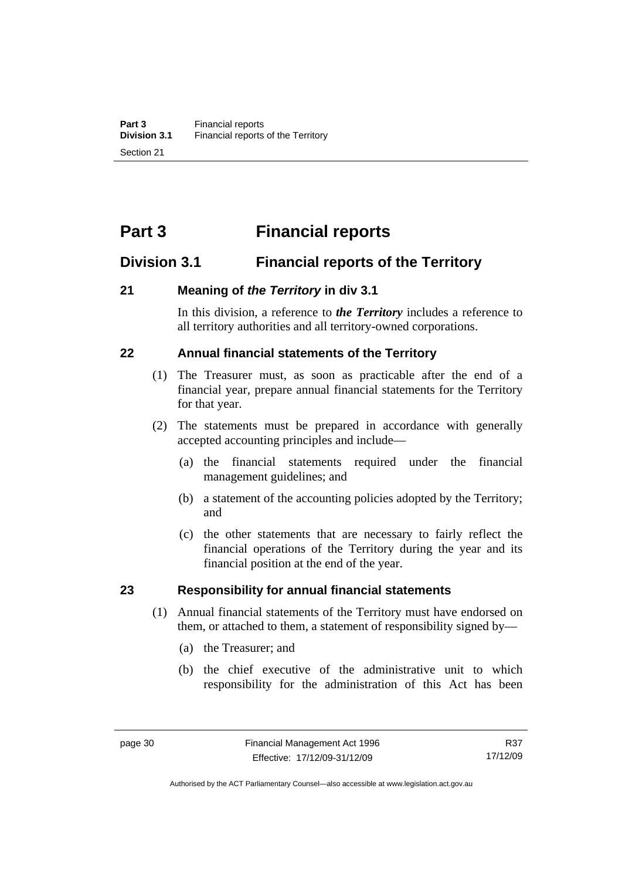# Part 3 Financial reports

## Division 3.1 Financial reports of the Territory

### 21 Meaning of *the Territory* in div 3.1

In this division, a reference to ***the Territory*** includes a reference to all territory authorities and all territory-owned corporations.

### 22 Annual financial statements of the Territory

(1) The Treasurer must, as soon as practicable after the end of a financial year, prepare annual financial statements for the Territory for that year.

(2) The statements must be prepared in accordance with generally accepted accounting principles and include—

(a) the financial statements required under the financial management guidelines; and

(b) a statement of the accounting policies adopted by the Territory; and

(c) the other statements that are necessary to fairly reflect the financial operations of the Territory during the year and its financial position at the end of the year.

### 23 Responsibility for annual financial statements

(1) Annual financial statements of the Territory must have endorsed on them, or attached to them, a statement of responsibility signed by—

(a) the Treasurer; and

(b) the chief executive of the administrative unit to which responsibility for the administration of this Act has been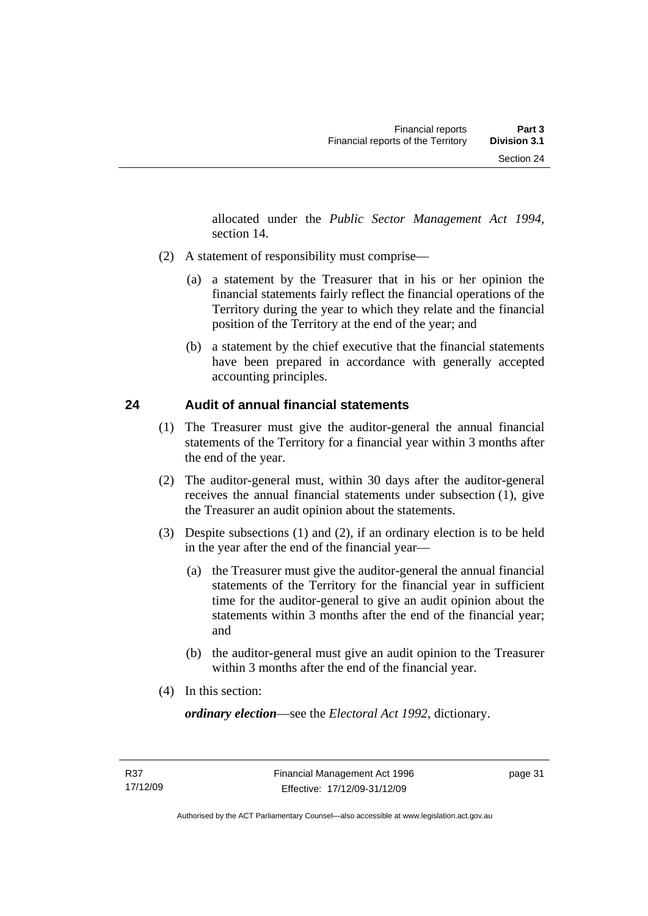allocated under the *Public Sector Management Act 1994*, section 14.

(2) A statement of responsibility must comprise—

(a) a statement by the Treasurer that in his or her opinion the financial statements fairly reflect the financial operations of the Territory during the year to which they relate and the financial position of the Territory at the end of the year; and

(b) a statement by the chief executive that the financial statements have been prepared in accordance with generally accepted accounting principles.

## 24 Audit of annual financial statements

(1) The Treasurer must give the auditor-general the annual financial statements of the Territory for a financial year within 3 months after the end of the year.

(2) The auditor-general must, within 30 days after the auditor-general receives the annual financial statements under subsection (1), give the Treasurer an audit opinion about the statements.

(3) Despite subsections (1) and (2), if an ordinary election is to be held in the year after the end of the financial year—

(a) the Treasurer must give the auditor-general the annual financial statements of the Territory for the financial year in sufficient time for the auditor-general to give an audit opinion about the statements within 3 months after the end of the financial year; and

(b) the auditor-general must give an audit opinion to the Treasurer within 3 months after the end of the financial year.

(4) In this section:

***ordinary election***—see the *Electoral Act 1992*, dictionary.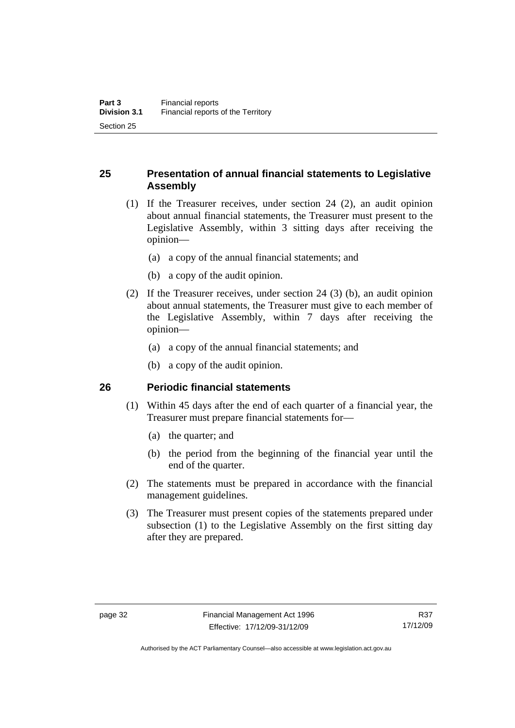## 25 Presentation of annual financial statements to Legislative Assembly

(1) If the Treasurer receives, under section 24 (2), an audit opinion about annual financial statements, the Treasurer must present to the Legislative Assembly, within 3 sitting days after receiving the opinion—

(a) a copy of the annual financial statements; and

(b) a copy of the audit opinion.

(2) If the Treasurer receives, under section 24 (3) (b), an audit opinion about annual statements, the Treasurer must give to each member of the Legislative Assembly, within 7 days after receiving the opinion—

(a) a copy of the annual financial statements; and

(b) a copy of the audit opinion.

## 26 Periodic financial statements

(1) Within 45 days after the end of each quarter of a financial year, the Treasurer must prepare financial statements for—

(a) the quarter; and

(b) the period from the beginning of the financial year until the end of the quarter.

(2) The statements must be prepared in accordance with the financial management guidelines.

(3) The Treasurer must present copies of the statements prepared under subsection (1) to the Legislative Assembly on the first sitting day after they are prepared.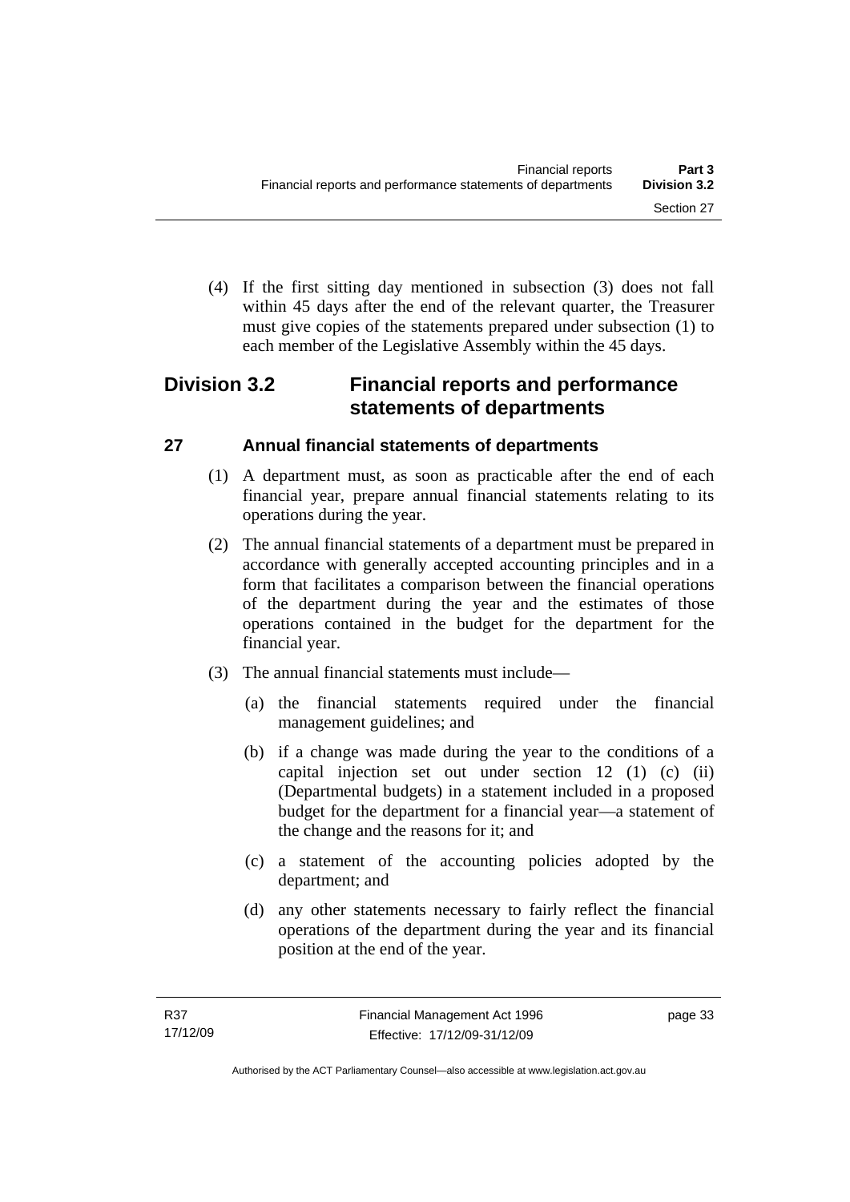(4) If the first sitting day mentioned in subsection (3) does not fall within 45 days after the end of the relevant quarter, the Treasurer must give copies of the statements prepared under subsection (1) to each member of the Legislative Assembly within the 45 days.

## Division 3.2 Financial reports and performance statements of departments

### 27 Annual financial statements of departments

(1) A department must, as soon as practicable after the end of each financial year, prepare annual financial statements relating to its operations during the year.

(2) The annual financial statements of a department must be prepared in accordance with generally accepted accounting principles and in a form that facilitates a comparison between the financial operations of the department during the year and the estimates of those operations contained in the budget for the department for the financial year.

(3) The annual financial statements must include—

(a) the financial statements required under the financial management guidelines; and

(b) if a change was made during the year to the conditions of a capital injection set out under section 12 (1) (c) (ii) (Departmental budgets) in a statement included in a proposed budget for the department for a financial year—a statement of the change and the reasons for it; and

(c) a statement of the accounting policies adopted by the department; and

(d) any other statements necessary to fairly reflect the financial operations of the department during the year and its financial position at the end of the year.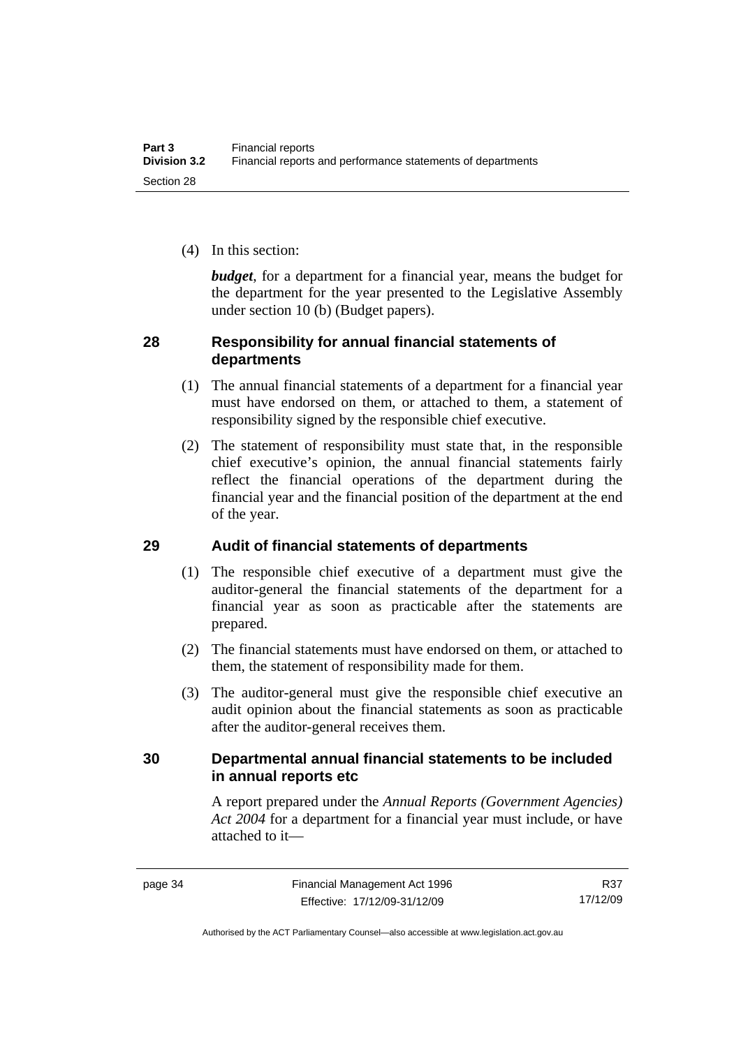(4) In this section:

***budget***, for a department for a financial year, means the budget for the department for the year presented to the Legislative Assembly under section 10 (b) (Budget papers).

## 28 Responsibility for annual financial statements of departments

(1) The annual financial statements of a department for a financial year must have endorsed on them, or attached to them, a statement of responsibility signed by the responsible chief executive.

(2) The statement of responsibility must state that, in the responsible chief executive's opinion, the annual financial statements fairly reflect the financial operations of the department during the financial year and the financial position of the department at the end of the year.

## 29 Audit of financial statements of departments

(1) The responsible chief executive of a department must give the auditor-general the financial statements of the department for a financial year as soon as practicable after the statements are prepared.

(2) The financial statements must have endorsed on them, or attached to them, the statement of responsibility made for them.

(3) The auditor-general must give the responsible chief executive an audit opinion about the financial statements as soon as practicable after the auditor-general receives them.

## 30 Departmental annual financial statements to be included in annual reports etc

A report prepared under the *Annual Reports (Government Agencies) Act 2004* for a department for a financial year must include, or have attached to it—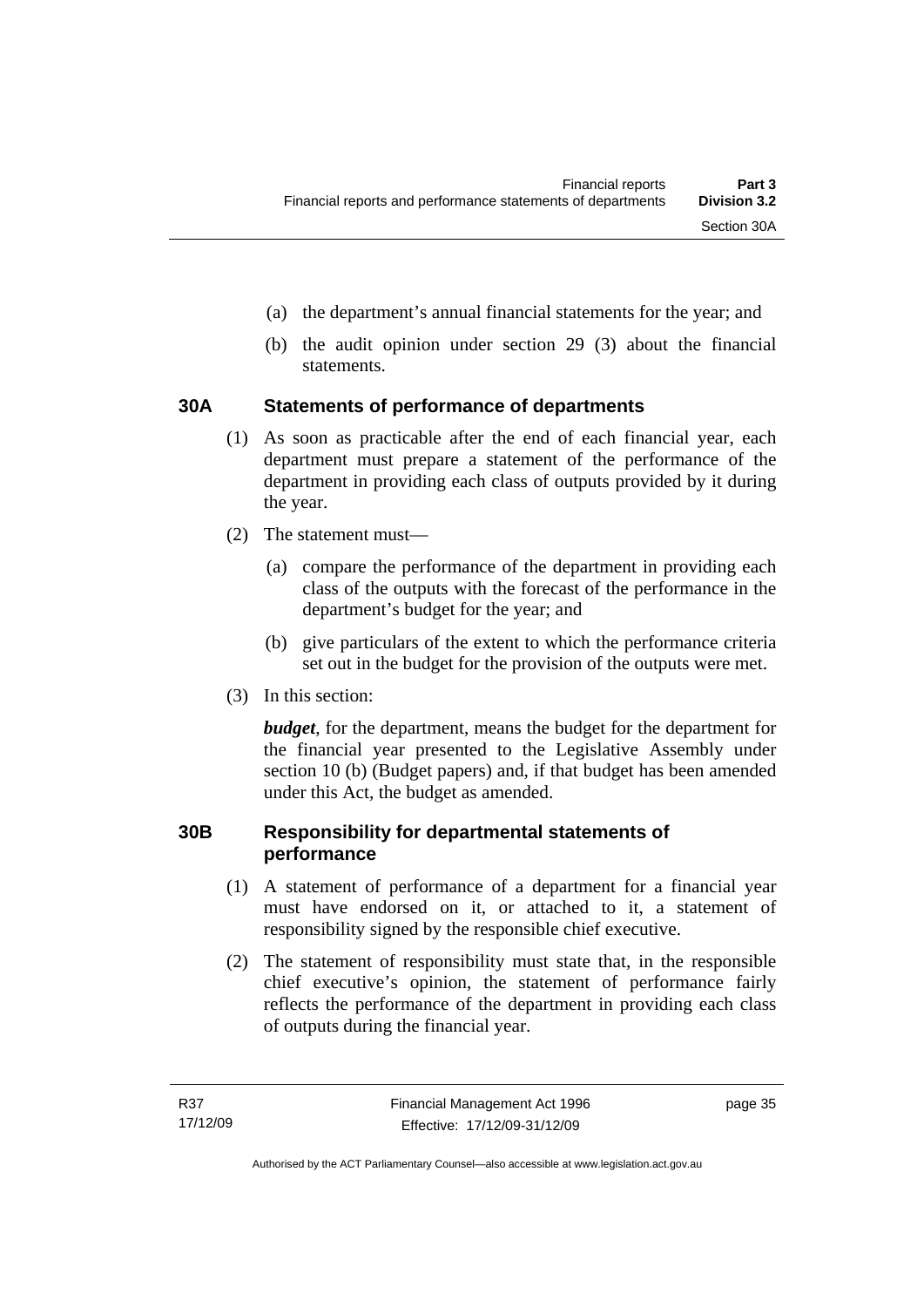(a) the department's annual financial statements for the year; and

(b) the audit opinion under section 29 (3) about the financial statements.

## 30A Statements of performance of departments

(1) As soon as practicable after the end of each financial year, each department must prepare a statement of the performance of the department in providing each class of outputs provided by it during the year.

(2) The statement must—

(a) compare the performance of the department in providing each class of the outputs with the forecast of the performance in the department's budget for the year; and

(b) give particulars of the extent to which the performance criteria set out in the budget for the provision of the outputs were met.

(3) In this section:

***budget***, for the department, means the budget for the department for the financial year presented to the Legislative Assembly under section 10 (b) (Budget papers) and, if that budget has been amended under this Act, the budget as amended.

## 30B Responsibility for departmental statements of performance

(1) A statement of performance of a department for a financial year must have endorsed on it, or attached to it, a statement of responsibility signed by the responsible chief executive.

(2) The statement of responsibility must state that, in the responsible chief executive's opinion, the statement of performance fairly reflects the performance of the department in providing each class of outputs during the financial year.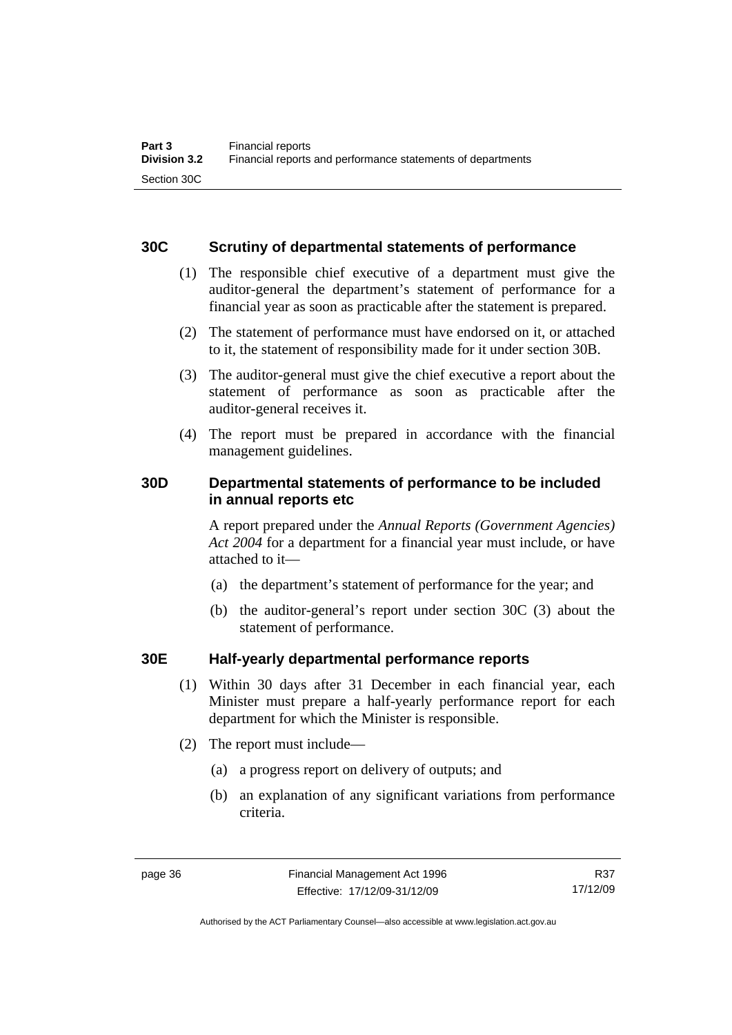## 30C Scrutiny of departmental statements of performance

(1) The responsible chief executive of a department must give the auditor-general the department's statement of performance for a financial year as soon as practicable after the statement is prepared.

(2) The statement of performance must have endorsed on it, or attached to it, the statement of responsibility made for it under section 30B.

(3) The auditor-general must give the chief executive a report about the statement of performance as soon as practicable after the auditor-general receives it.

(4) The report must be prepared in accordance with the financial management guidelines.

## 30D Departmental statements of performance to be included in annual reports etc

A report prepared under the *Annual Reports (Government Agencies) Act 2004* for a department for a financial year must include, or have attached to it—

(a) the department's statement of performance for the year; and

(b) the auditor-general's report under section 30C (3) about the statement of performance.

## 30E Half-yearly departmental performance reports

(1) Within 30 days after 31 December in each financial year, each Minister must prepare a half-yearly performance report for each department for which the Minister is responsible.

(2) The report must include—

(a) a progress report on delivery of outputs; and

(b) an explanation of any significant variations from performance criteria.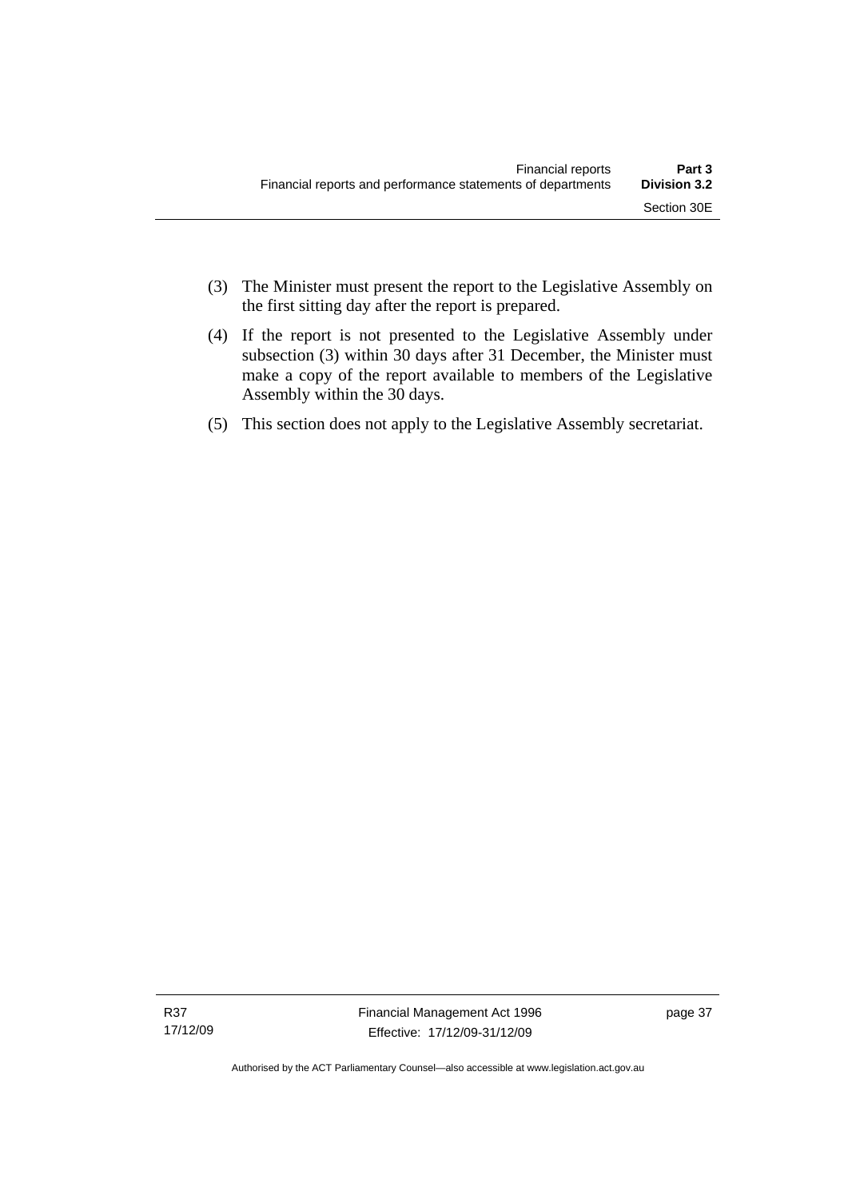(3) The Minister must present the report to the Legislative Assembly on the first sitting day after the report is prepared.

(4) If the report is not presented to the Legislative Assembly under subsection (3) within 30 days after 31 December, the Minister must make a copy of the report available to members of the Legislative Assembly within the 30 days.

(5) This section does not apply to the Legislative Assembly secretariat.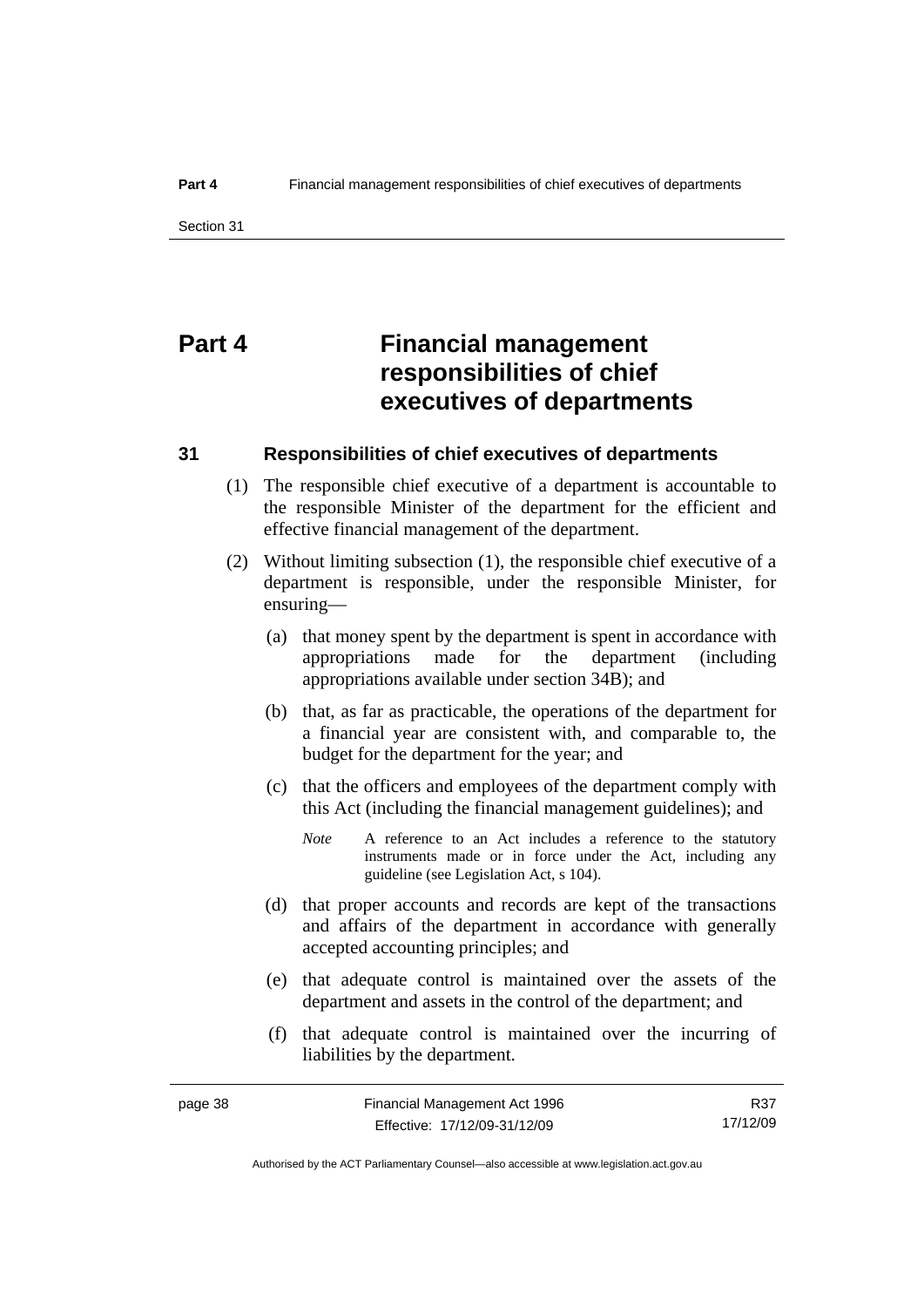# Part 4 Financial management responsibilities of chief executives of departments

## 31 Responsibilities of chief executives of departments

(1) The responsible chief executive of a department is accountable to the responsible Minister of the department for the efficient and effective financial management of the department.

(2) Without limiting subsection (1), the responsible chief executive of a department is responsible, under the responsible Minister, for ensuring—

(a) that money spent by the department is spent in accordance with appropriations made for the department (including appropriations available under section 34B); and

(b) that, as far as practicable, the operations of the department for a financial year are consistent with, and comparable to, the budget for the department for the year; and

(c) that the officers and employees of the department comply with this Act (including the financial management guidelines); and

*Note* A reference to an Act includes a reference to the statutory instruments made or in force under the Act, including any guideline (see Legislation Act, s 104).

(d) that proper accounts and records are kept of the transactions and affairs of the department in accordance with generally accepted accounting principles; and

(e) that adequate control is maintained over the assets of the department and assets in the control of the department; and

(f) that adequate control is maintained over the incurring of liabilities by the department.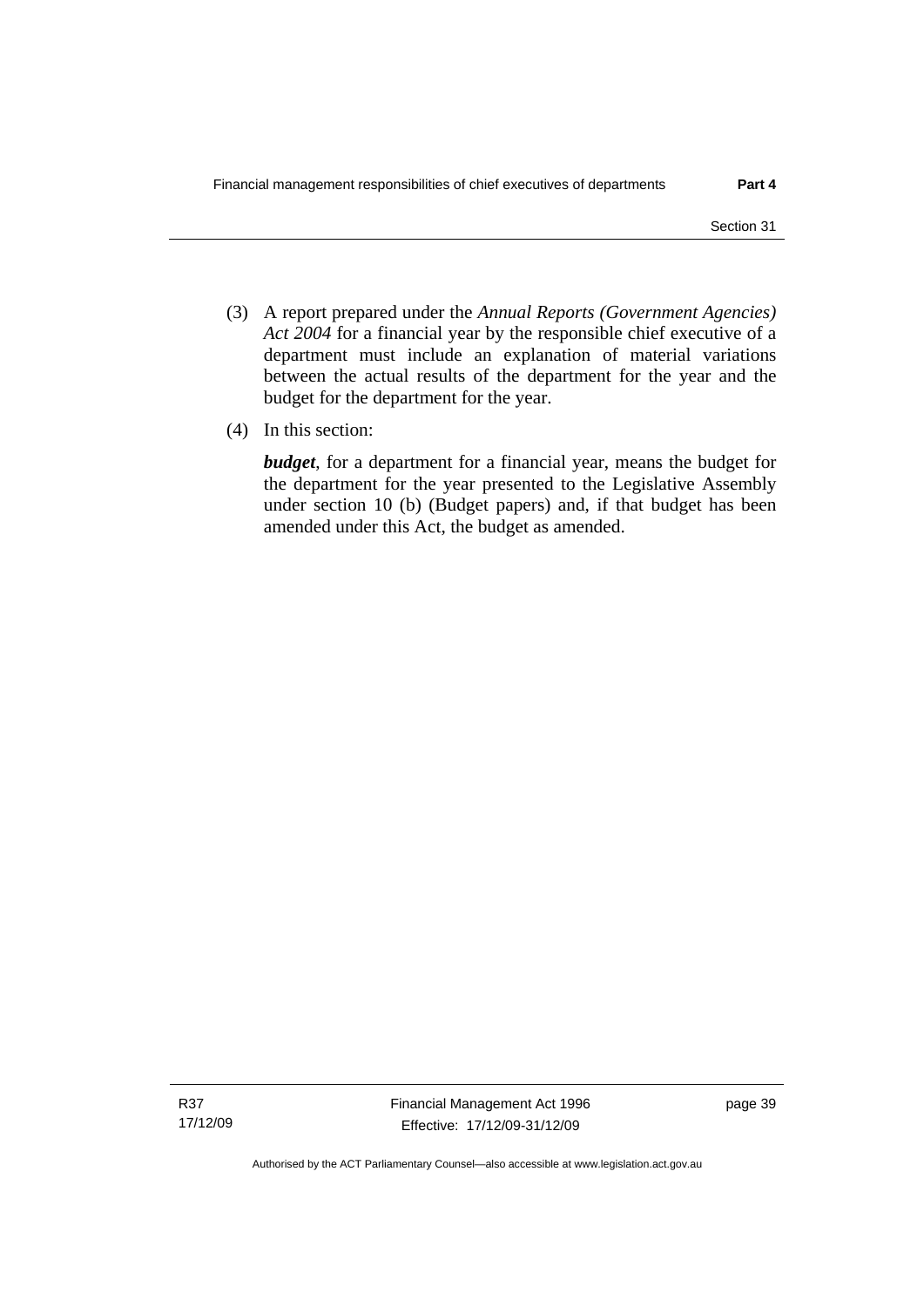(3) A report prepared under the *Annual Reports (Government Agencies) Act 2004* for a financial year by the responsible chief executive of a department must include an explanation of material variations between the actual results of the department for the year and the budget for the department for the year.

(4) In this section:

***budget***, for a department for a financial year, means the budget for the department for the year presented to the Legislative Assembly under section 10 (b) (Budget papers) and, if that budget has been amended under this Act, the budget as amended.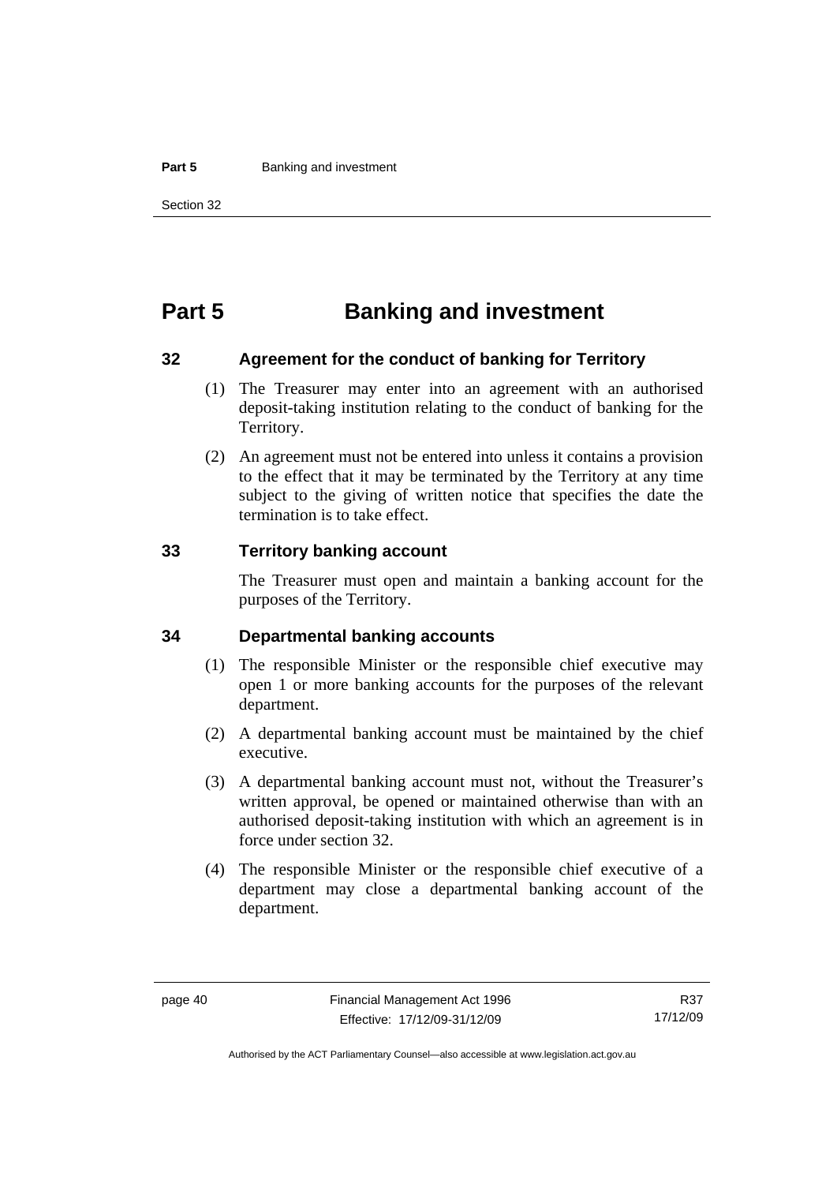# Part 5 Banking and investment

## 32 Agreement for the conduct of banking for Territory

(1) The Treasurer may enter into an agreement with an authorised deposit-taking institution relating to the conduct of banking for the Territory.

(2) An agreement must not be entered into unless it contains a provision to the effect that it may be terminated by the Territory at any time subject to the giving of written notice that specifies the date the termination is to take effect.

## 33 Territory banking account

The Treasurer must open and maintain a banking account for the purposes of the Territory.

## 34 Departmental banking accounts

(1) The responsible Minister or the responsible chief executive may open 1 or more banking accounts for the purposes of the relevant department.

(2) A departmental banking account must be maintained by the chief executive.

(3) A departmental banking account must not, without the Treasurer's written approval, be opened or maintained otherwise than with an authorised deposit-taking institution with which an agreement is in force under section 32.

(4) The responsible Minister or the responsible chief executive of a department may close a departmental banking account of the department.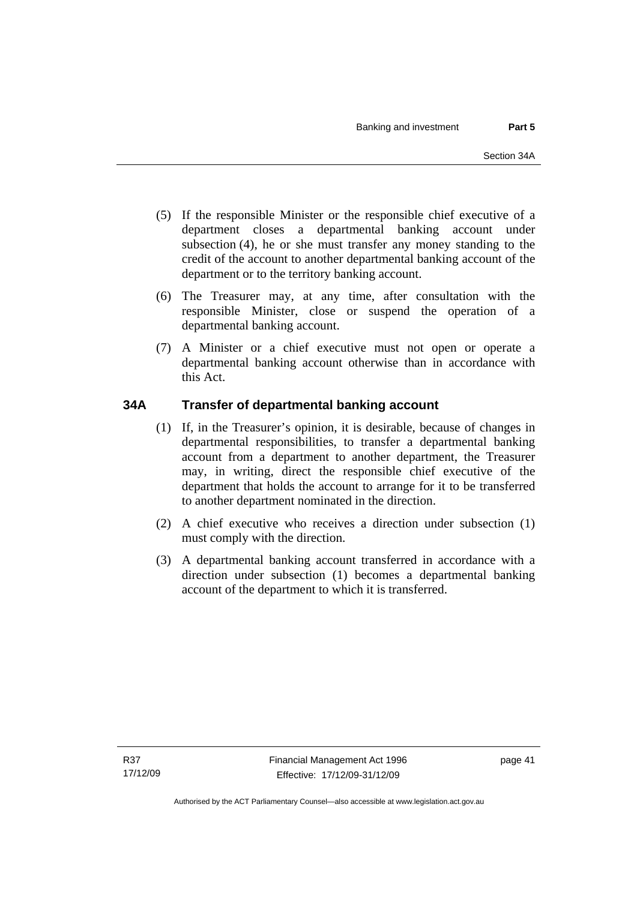(5) If the responsible Minister or the responsible chief executive of a department closes a departmental banking account under subsection (4), he or she must transfer any money standing to the credit of the account to another departmental banking account of the department or to the territory banking account.

(6) The Treasurer may, at any time, after consultation with the responsible Minister, close or suspend the operation of a departmental banking account.

(7) A Minister or a chief executive must not open or operate a departmental banking account otherwise than in accordance with this Act.

### 34A Transfer of departmental banking account

(1) If, in the Treasurer's opinion, it is desirable, because of changes in departmental responsibilities, to transfer a departmental banking account from a department to another department, the Treasurer may, in writing, direct the responsible chief executive of the department that holds the account to arrange for it to be transferred to another department nominated in the direction.

(2) A chief executive who receives a direction under subsection (1) must comply with the direction.

(3) A departmental banking account transferred in accordance with a direction under subsection (1) becomes a departmental banking account of the department to which it is transferred.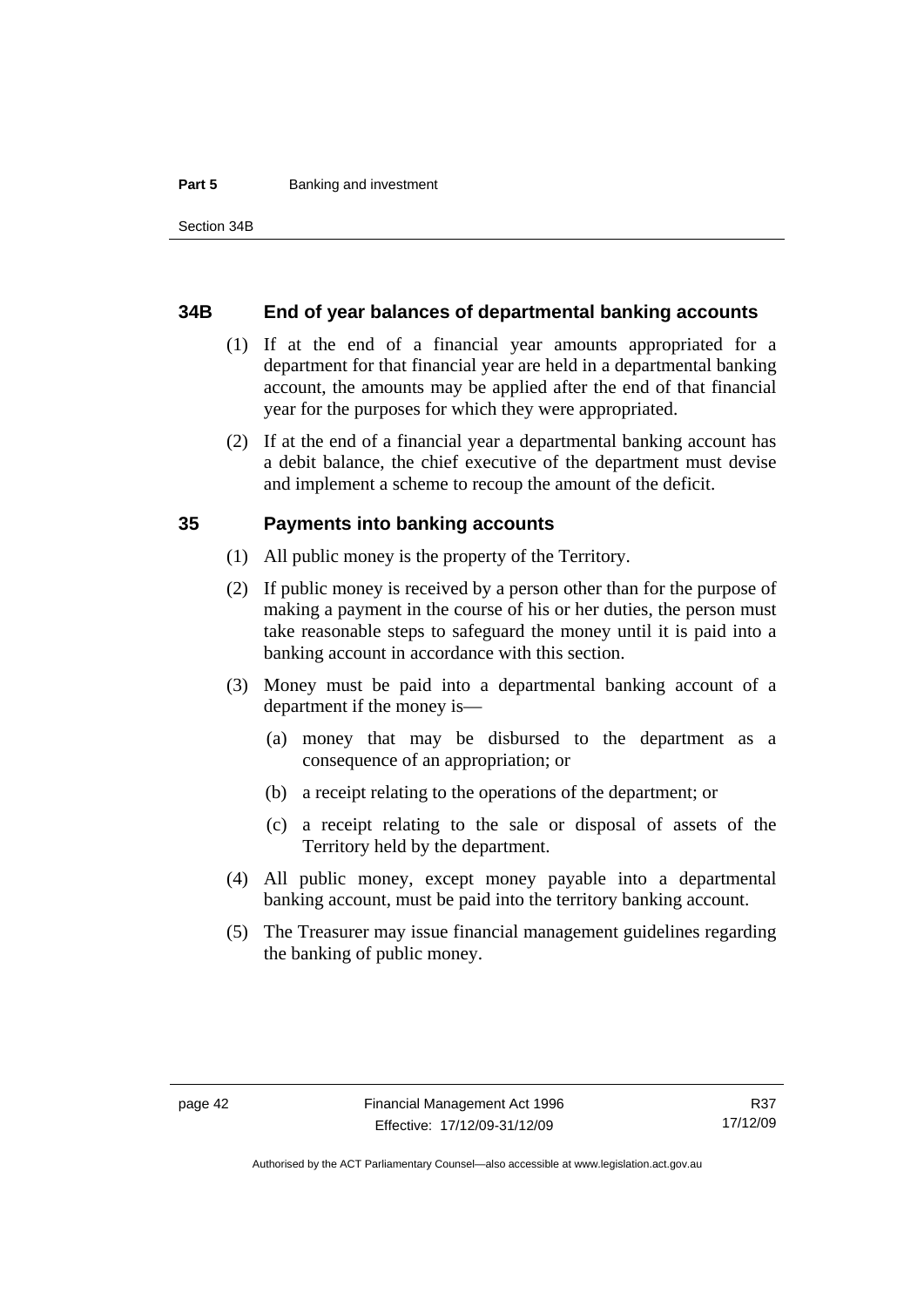### 34B End of year balances of departmental banking accounts

(1) If at the end of a financial year amounts appropriated for a department for that financial year are held in a departmental banking account, the amounts may be applied after the end of that financial year for the purposes for which they were appropriated.

(2) If at the end of a financial year a departmental banking account has a debit balance, the chief executive of the department must devise and implement a scheme to recoup the amount of the deficit.

### 35 Payments into banking accounts

(1) All public money is the property of the Territory.

(2) If public money is received by a person other than for the purpose of making a payment in the course of his or her duties, the person must take reasonable steps to safeguard the money until it is paid into a banking account in accordance with this section.

(3) Money must be paid into a departmental banking account of a department if the money is—

(a) money that may be disbursed to the department as a consequence of an appropriation; or

(b) a receipt relating to the operations of the department; or

(c) a receipt relating to the sale or disposal of assets of the Territory held by the department.

(4) All public money, except money payable into a departmental banking account, must be paid into the territory banking account.

(5) The Treasurer may issue financial management guidelines regarding the banking of public money.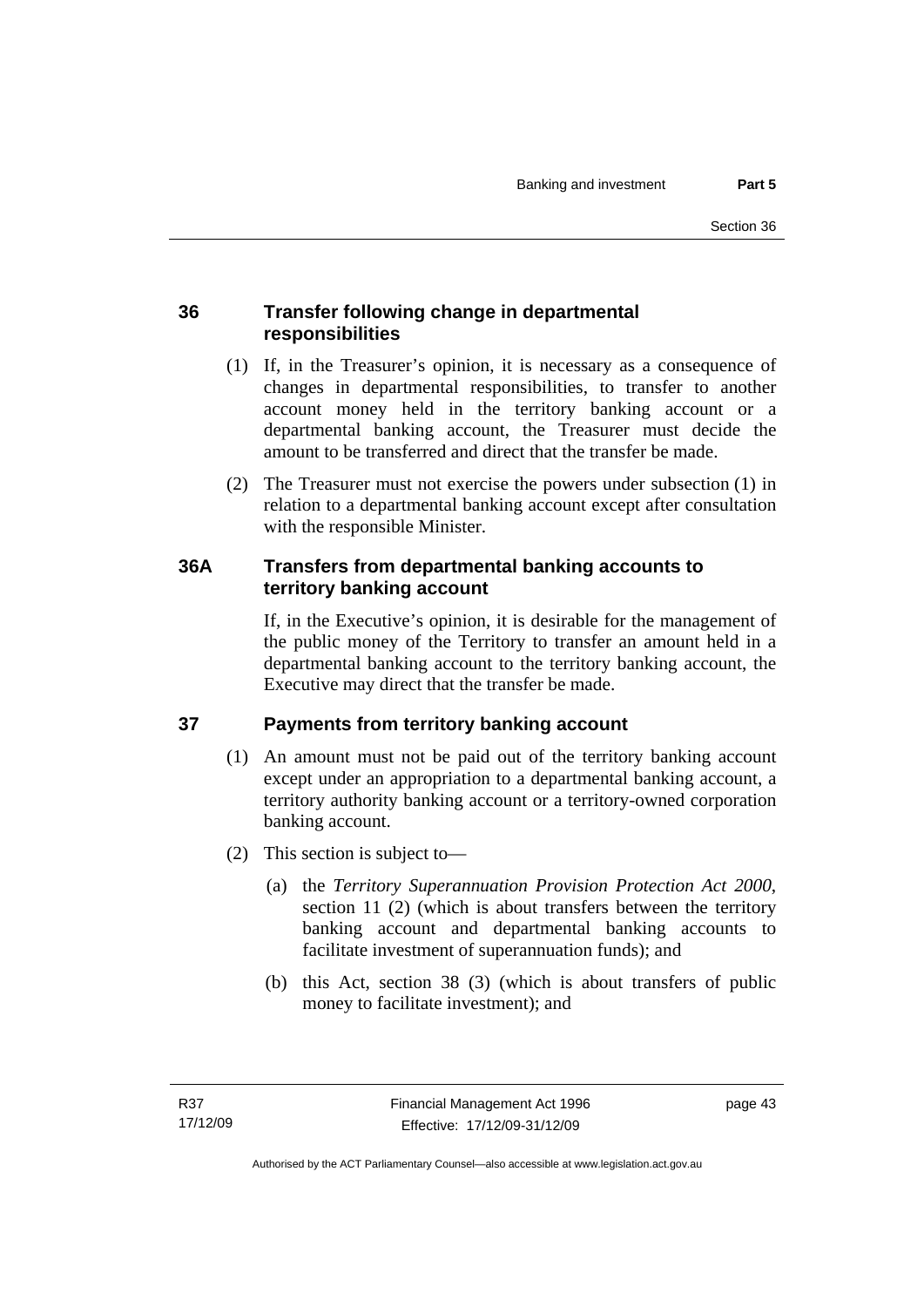## 36 Transfer following change in departmental responsibilities

(1) If, in the Treasurer's opinion, it is necessary as a consequence of changes in departmental responsibilities, to transfer to another account money held in the territory banking account or a departmental banking account, the Treasurer must decide the amount to be transferred and direct that the transfer be made.

(2) The Treasurer must not exercise the powers under subsection (1) in relation to a departmental banking account except after consultation with the responsible Minister.

## 36A Transfers from departmental banking accounts to territory banking account

If, in the Executive's opinion, it is desirable for the management of the public money of the Territory to transfer an amount held in a departmental banking account to the territory banking account, the Executive may direct that the transfer be made.

## 37 Payments from territory banking account

(1) An amount must not be paid out of the territory banking account except under an appropriation to a departmental banking account, a territory authority banking account or a territory-owned corporation banking account.

(2) This section is subject to—

(a) the *Territory Superannuation Provision Protection Act 2000*, section 11 (2) (which is about transfers between the territory banking account and departmental banking accounts to facilitate investment of superannuation funds); and

(b) this Act, section 38 (3) (which is about transfers of public money to facilitate investment); and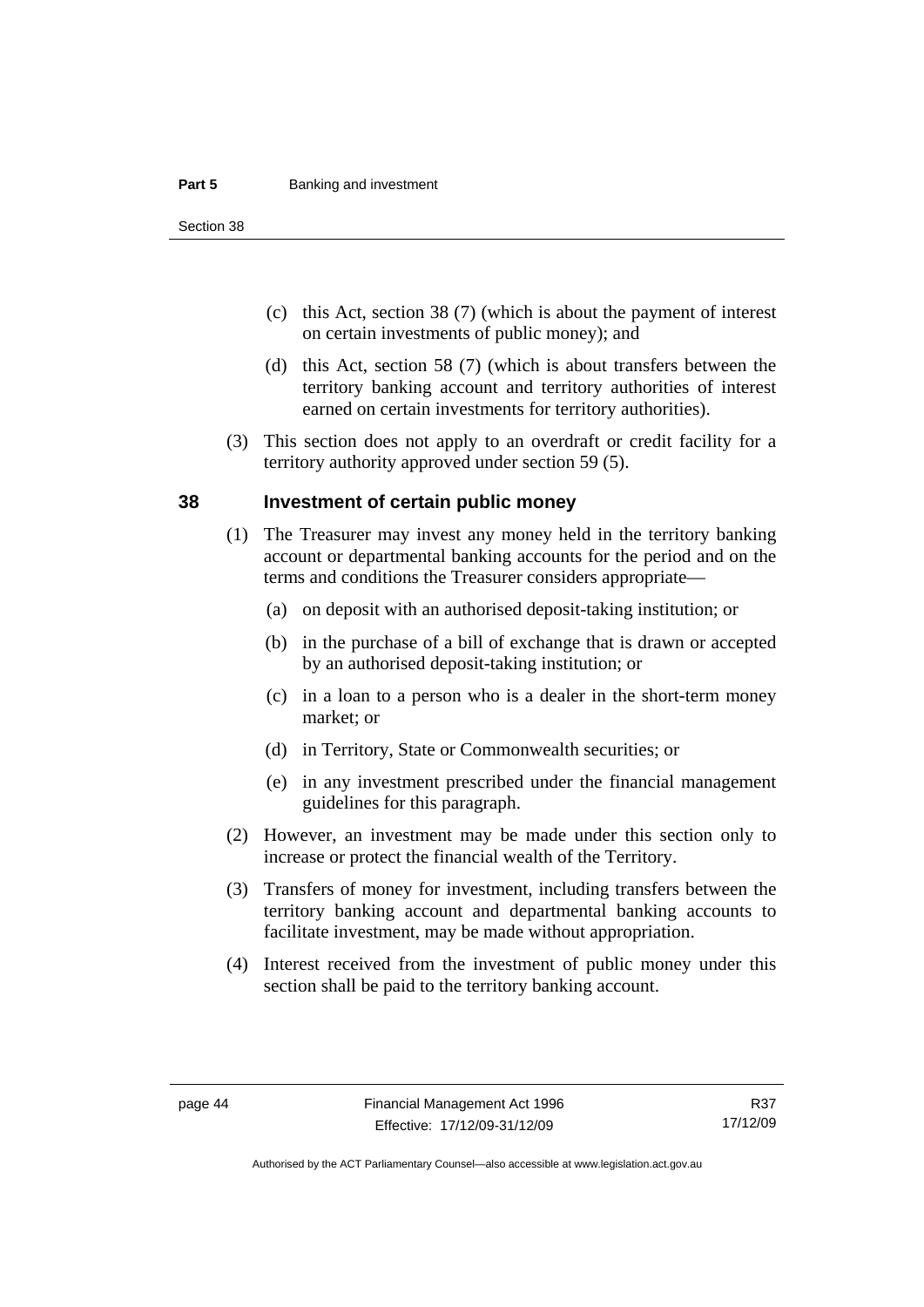(c) this Act, section 38 (7) (which is about the payment of interest on certain investments of public money); and

(d) this Act, section 58 (7) (which is about transfers between the territory banking account and territory authorities of interest earned on certain investments for territory authorities).

(3) This section does not apply to an overdraft or credit facility for a territory authority approved under section 59 (5).

## 38 Investment of certain public money

(1) The Treasurer may invest any money held in the territory banking account or departmental banking accounts for the period and on the terms and conditions the Treasurer considers appropriate—

(a) on deposit with an authorised deposit-taking institution; or

(b) in the purchase of a bill of exchange that is drawn or accepted by an authorised deposit-taking institution; or

(c) in a loan to a person who is a dealer in the short-term money market; or

(d) in Territory, State or Commonwealth securities; or

(e) in any investment prescribed under the financial management guidelines for this paragraph.

(2) However, an investment may be made under this section only to increase or protect the financial wealth of the Territory.

(3) Transfers of money for investment, including transfers between the territory banking account and departmental banking accounts to facilitate investment, may be made without appropriation.

(4) Interest received from the investment of public money under this section shall be paid to the territory banking account.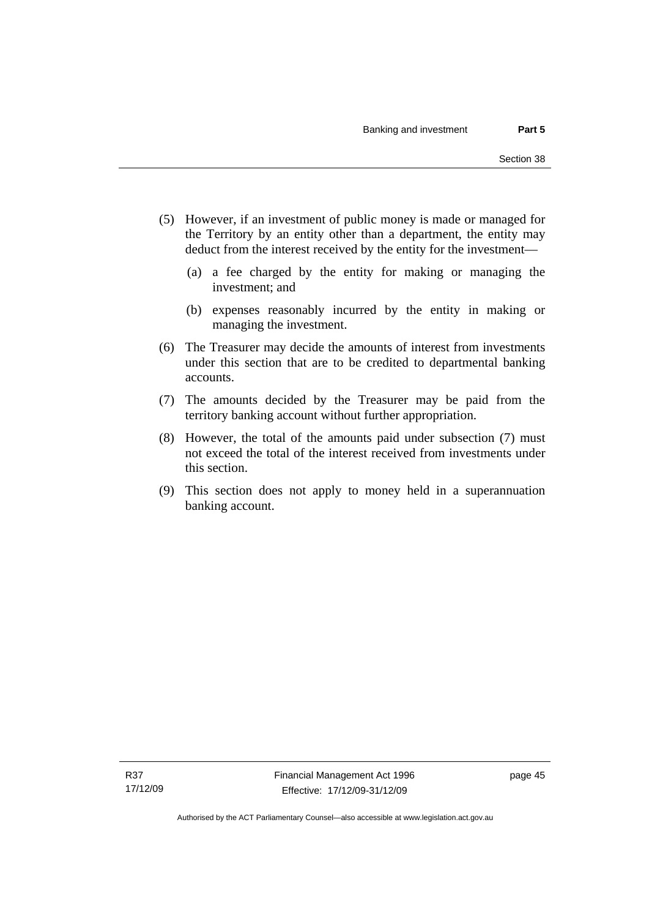(5) However, if an investment of public money is made or managed for the Territory by an entity other than a department, the entity may deduct from the interest received by the entity for the investment—

  (a) a fee charged by the entity for making or managing the investment; and

  (b) expenses reasonably incurred by the entity in making or managing the investment.

(6) The Treasurer may decide the amounts of interest from investments under this section that are to be credited to departmental banking accounts.

(7) The amounts decided by the Treasurer may be paid from the territory banking account without further appropriation.

(8) However, the total of the amounts paid under subsection (7) must not exceed the total of the interest received from investments under this section.

(9) This section does not apply to money held in a superannuation banking account.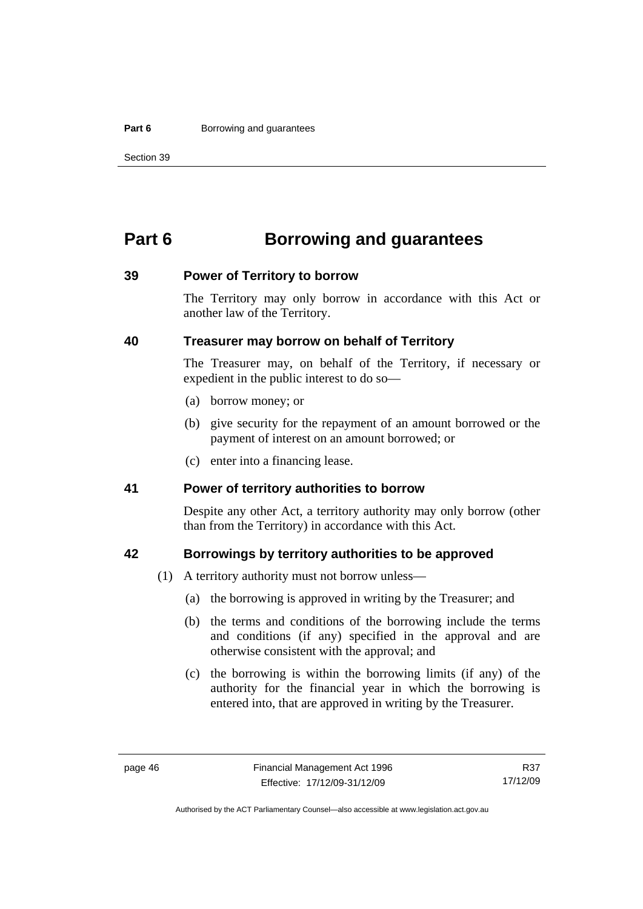# Part 6 Borrowing and guarantees

## 39 Power of Territory to borrow

The Territory may only borrow in accordance with this Act or another law of the Territory.

## 40 Treasurer may borrow on behalf of Territory

The Treasurer may, on behalf of the Territory, if necessary or expedient in the public interest to do so—

(a) borrow money; or

(b) give security for the repayment of an amount borrowed or the payment of interest on an amount borrowed; or

(c) enter into a financing lease.

## 41 Power of territory authorities to borrow

Despite any other Act, a territory authority may only borrow (other than from the Territory) in accordance with this Act.

## 42 Borrowings by territory authorities to be approved

(1) A territory authority must not borrow unless—

(a) the borrowing is approved in writing by the Treasurer; and

(b) the terms and conditions of the borrowing include the terms and conditions (if any) specified in the approval and are otherwise consistent with the approval; and

(c) the borrowing is within the borrowing limits (if any) of the authority for the financial year in which the borrowing is entered into, that are approved in writing by the Treasurer.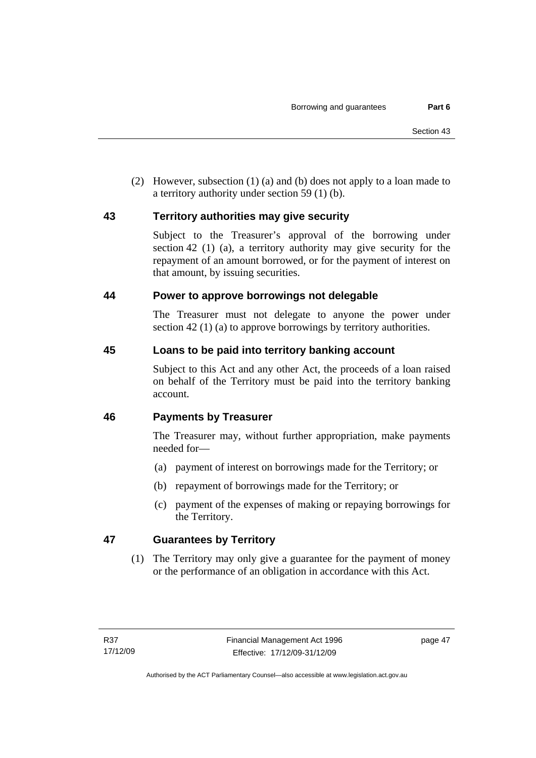(2) However, subsection (1) (a) and (b) does not apply to a loan made to a territory authority under section 59 (1) (b).

## 43 Territory authorities may give security

Subject to the Treasurer's approval of the borrowing under section 42 (1) (a), a territory authority may give security for the repayment of an amount borrowed, or for the payment of interest on that amount, by issuing securities.

## 44 Power to approve borrowings not delegable

The Treasurer must not delegate to anyone the power under section 42 (1) (a) to approve borrowings by territory authorities.

## 45 Loans to be paid into territory banking account

Subject to this Act and any other Act, the proceeds of a loan raised on behalf of the Territory must be paid into the territory banking account.

## 46 Payments by Treasurer

The Treasurer may, without further appropriation, make payments needed for—

(a) payment of interest on borrowings made for the Territory; or

(b) repayment of borrowings made for the Territory; or

(c) payment of the expenses of making or repaying borrowings for the Territory.

## 47 Guarantees by Territory

(1) The Territory may only give a guarantee for the payment of money or the performance of an obligation in accordance with this Act.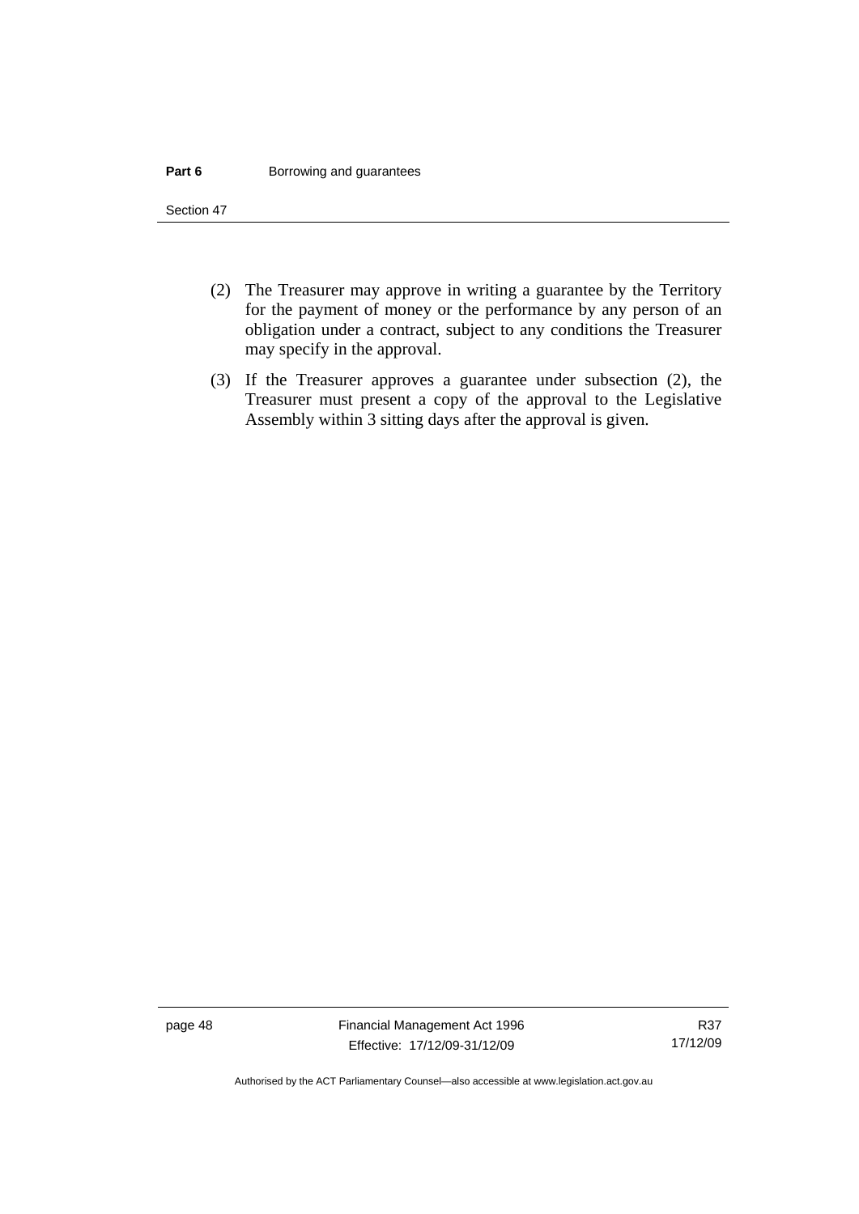(2) The Treasurer may approve in writing a guarantee by the Territory for the payment of money or the performance by any person of an obligation under a contract, subject to any conditions the Treasurer may specify in the approval.

(3) If the Treasurer approves a guarantee under subsection (2), the Treasurer must present a copy of the approval to the Legislative Assembly within 3 sitting days after the approval is given.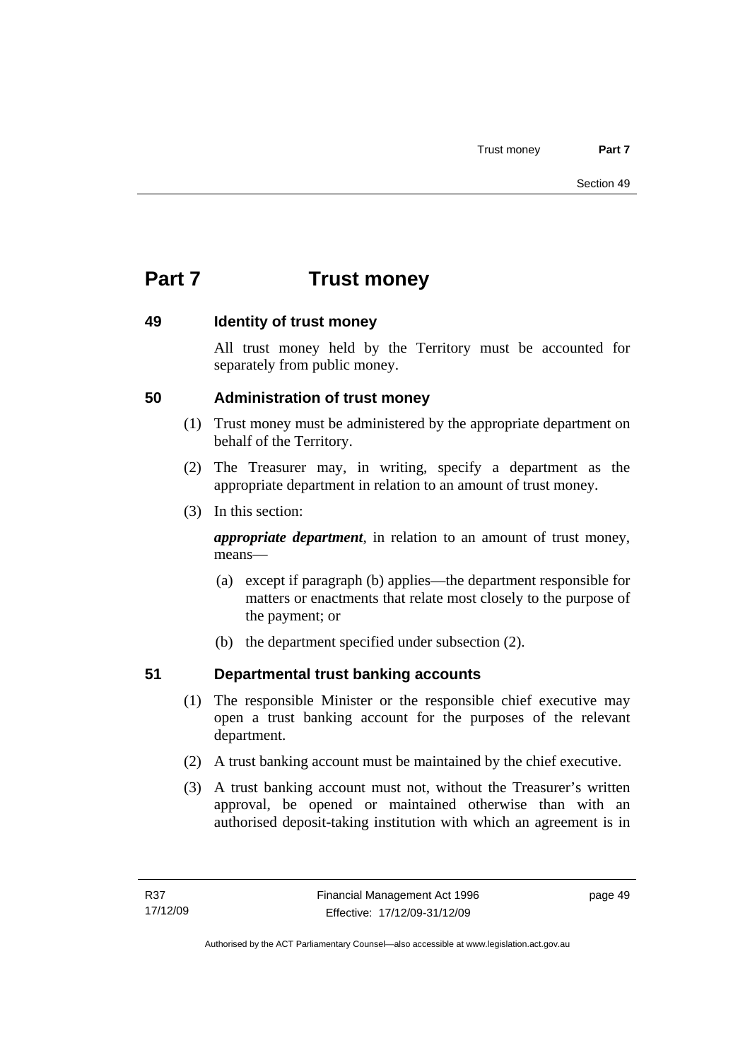# Part 7 Trust money

### 49 Identity of trust money

All trust money held by the Territory must be accounted for separately from public money.

### 50 Administration of trust money

(1) Trust money must be administered by the appropriate department on behalf of the Territory.

(2) The Treasurer may, in writing, specify a department as the appropriate department in relation to an amount of trust money.

(3) In this section:

***appropriate department***, in relation to an amount of trust money, means—

(a) except if paragraph (b) applies—the department responsible for matters or enactments that relate most closely to the purpose of the payment; or

(b) the department specified under subsection (2).

### 51 Departmental trust banking accounts

(1) The responsible Minister or the responsible chief executive may open a trust banking account for the purposes of the relevant department.

(2) A trust banking account must be maintained by the chief executive.

(3) A trust banking account must not, without the Treasurer's written approval, be opened or maintained otherwise than with an authorised deposit-taking institution with which an agreement is in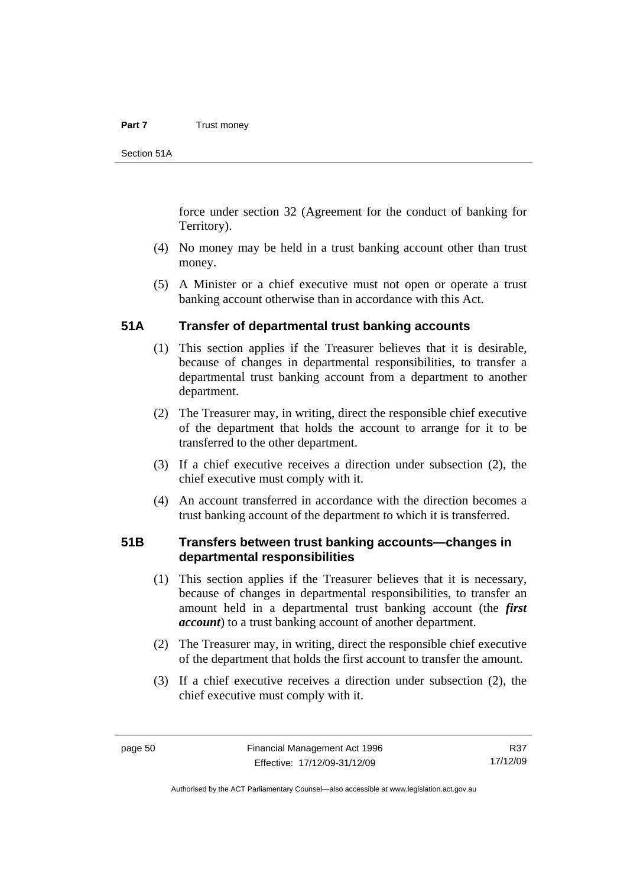force under section 32 (Agreement for the conduct of banking for Territory).

(4) No money may be held in a trust banking account other than trust money.

(5) A Minister or a chief executive must not open or operate a trust banking account otherwise than in accordance with this Act.

### 51A Transfer of departmental trust banking accounts

(1) This section applies if the Treasurer believes that it is desirable, because of changes in departmental responsibilities, to transfer a departmental trust banking account from a department to another department.

(2) The Treasurer may, in writing, direct the responsible chief executive of the department that holds the account to arrange for it to be transferred to the other department.

(3) If a chief executive receives a direction under subsection (2), the chief executive must comply with it.

(4) An account transferred in accordance with the direction becomes a trust banking account of the department to which it is transferred.

### 51B Transfers between trust banking accounts—changes in departmental responsibilities

(1) This section applies if the Treasurer believes that it is necessary, because of changes in departmental responsibilities, to transfer an amount held in a departmental trust banking account (the ***first account***) to a trust banking account of another department.

(2) The Treasurer may, in writing, direct the responsible chief executive of the department that holds the first account to transfer the amount.

(3) If a chief executive receives a direction under subsection (2), the chief executive must comply with it.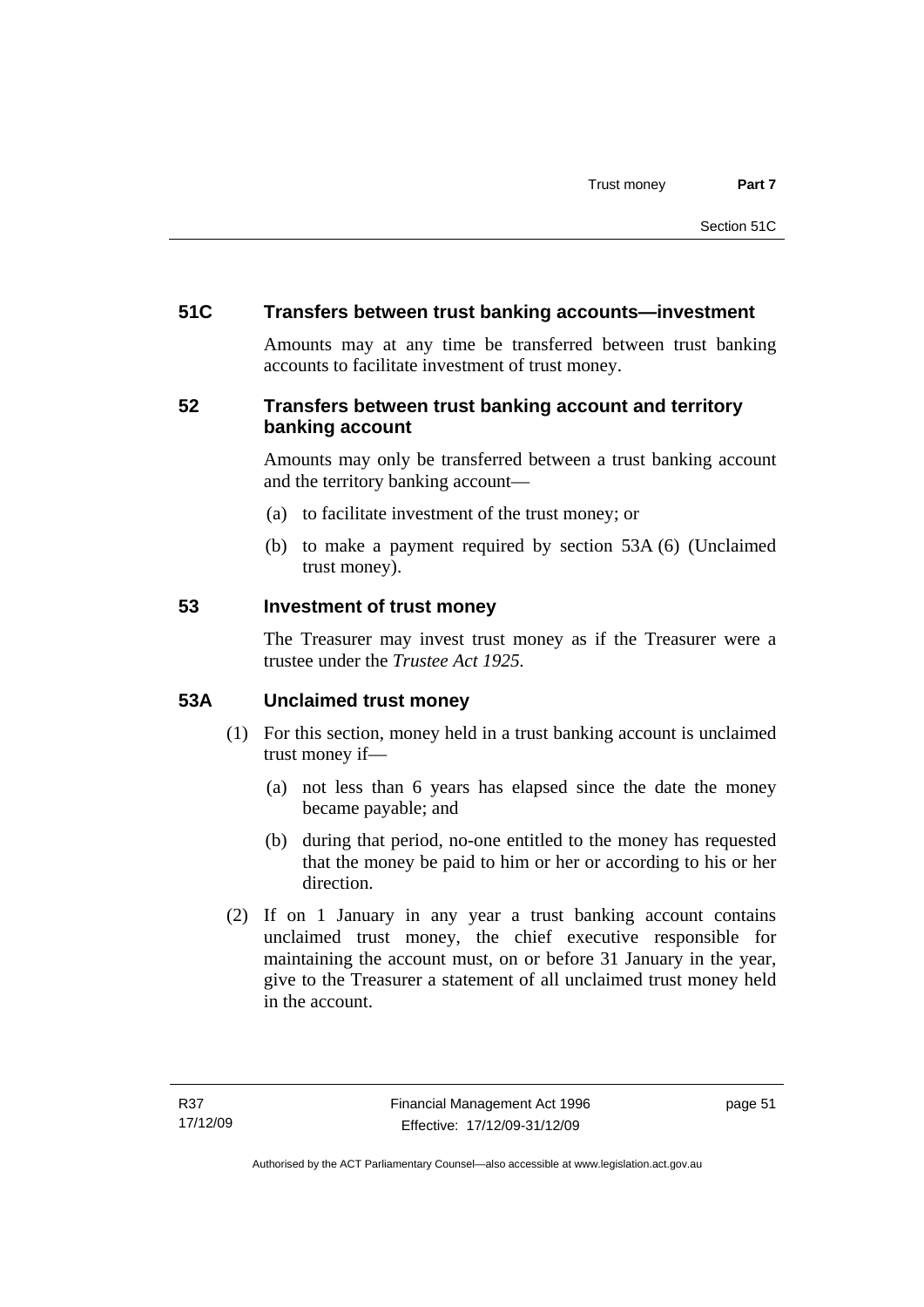## 51C Transfers between trust banking accounts—investment

Amounts may at any time be transferred between trust banking accounts to facilitate investment of trust money.

## 52 Transfers between trust banking account and territory banking account

Amounts may only be transferred between a trust banking account and the territory banking account—

(a) to facilitate investment of the trust money; or

(b) to make a payment required by section 53A (6) (Unclaimed trust money).

## 53 Investment of trust money

The Treasurer may invest trust money as if the Treasurer were a trustee under the *Trustee Act 1925.*

## 53A Unclaimed trust money

(1) For this section, money held in a trust banking account is unclaimed trust money if—

(a) not less than 6 years has elapsed since the date the money became payable; and

(b) during that period, no-one entitled to the money has requested that the money be paid to him or her or according to his or her direction.

(2) If on 1 January in any year a trust banking account contains unclaimed trust money, the chief executive responsible for maintaining the account must, on or before 31 January in the year, give to the Treasurer a statement of all unclaimed trust money held in the account.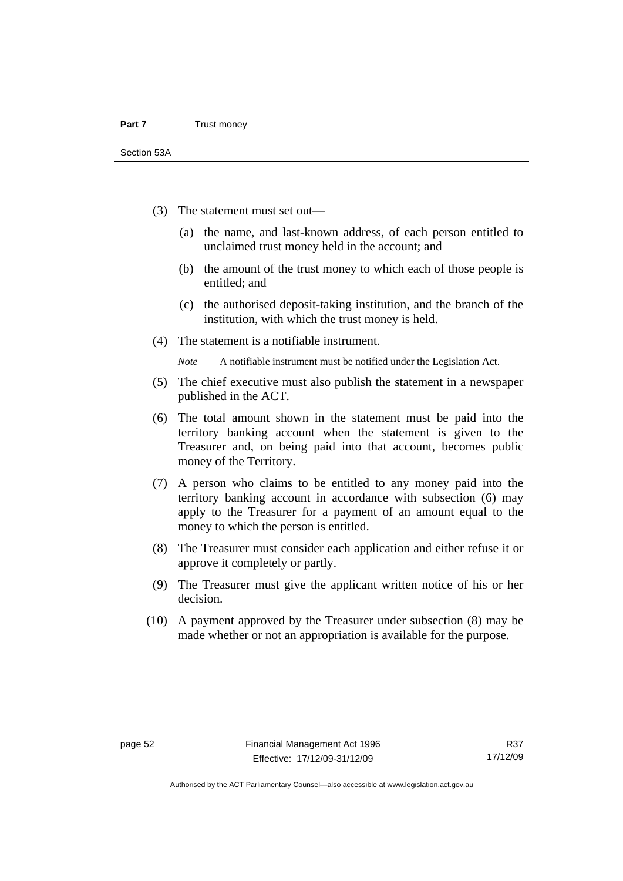(3) The statement must set out—

(a) the name, and last-known address, of each person entitled to unclaimed trust money held in the account; and

(b) the amount of the trust money to which each of those people is entitled; and

(c) the authorised deposit-taking institution, and the branch of the institution, with which the trust money is held.

(4) The statement is a notifiable instrument.

*Note* A notifiable instrument must be notified under the Legislation Act.

(5) The chief executive must also publish the statement in a newspaper published in the ACT.

(6) The total amount shown in the statement must be paid into the territory banking account when the statement is given to the Treasurer and, on being paid into that account, becomes public money of the Territory.

(7) A person who claims to be entitled to any money paid into the territory banking account in accordance with subsection (6) may apply to the Treasurer for a payment of an amount equal to the money to which the person is entitled.

(8) The Treasurer must consider each application and either refuse it or approve it completely or partly.

(9) The Treasurer must give the applicant written notice of his or her decision.

(10) A payment approved by the Treasurer under subsection (8) may be made whether or not an appropriation is available for the purpose.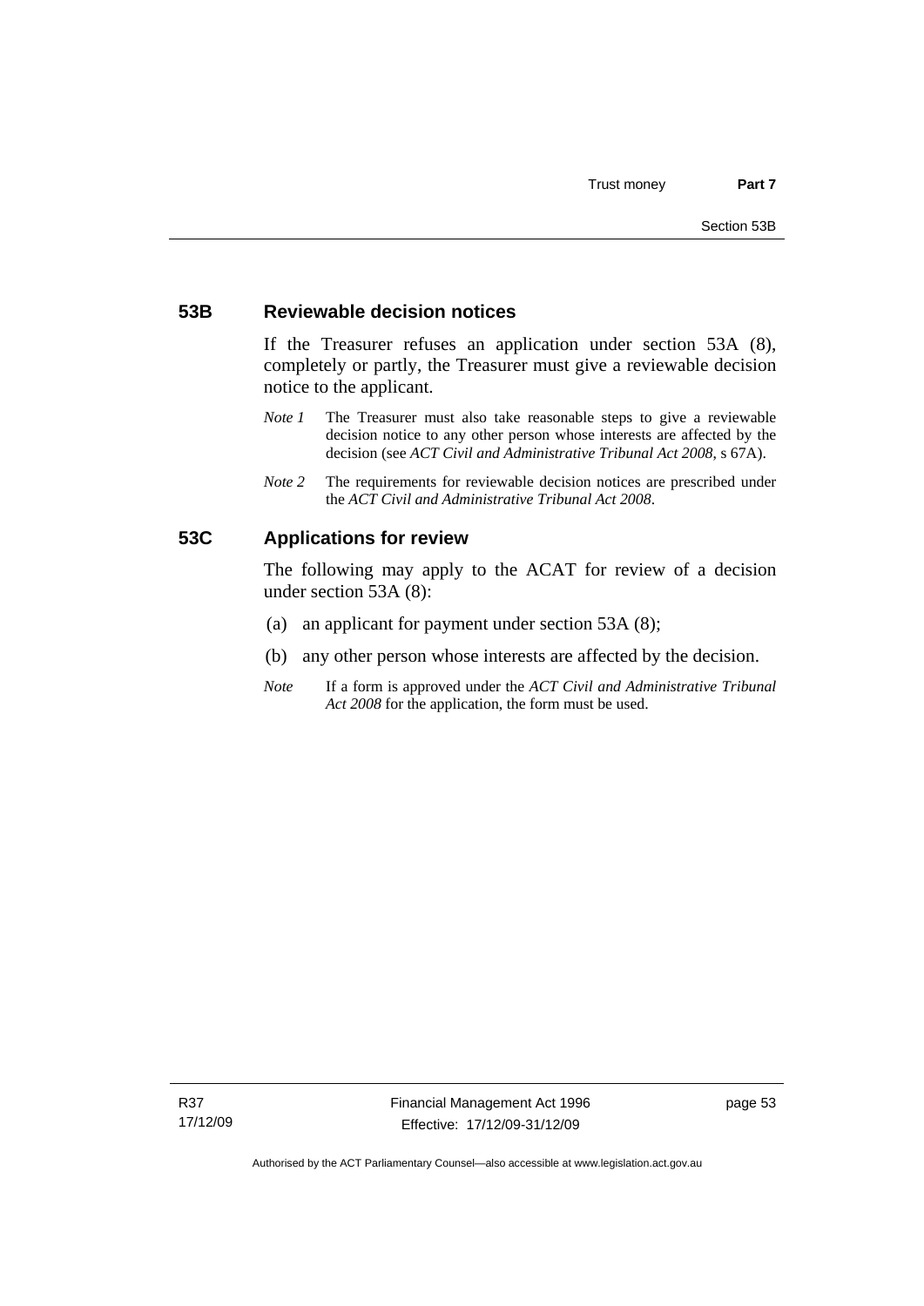### 53B Reviewable decision notices

If the Treasurer refuses an application under section 53A (8), completely or partly, the Treasurer must give a reviewable decision notice to the applicant.

*Note 1* The Treasurer must also take reasonable steps to give a reviewable decision notice to any other person whose interests are affected by the decision (see *ACT Civil and Administrative Tribunal Act 2008*, s 67A).

*Note 2* The requirements for reviewable decision notices are prescribed under the *ACT Civil and Administrative Tribunal Act 2008*.

### 53C Applications for review

The following may apply to the ACAT for review of a decision under section 53A (8):

(a) an applicant for payment under section 53A (8);

(b) any other person whose interests are affected by the decision.

*Note* If a form is approved under the *ACT Civil and Administrative Tribunal Act 2008* for the application, the form must be used.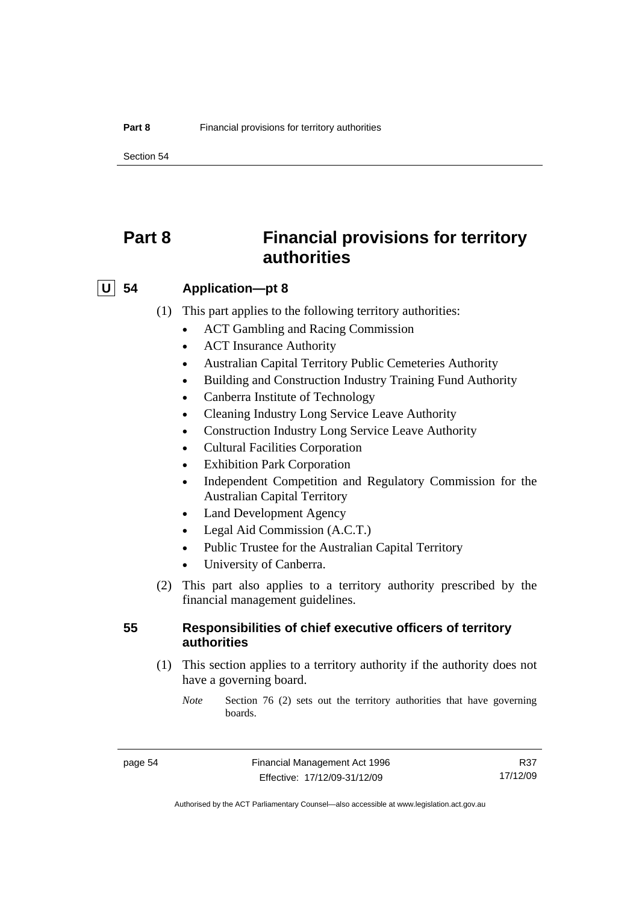# Part 8 Financial provisions for territory authorities

## U 54 Application—pt 8

(1) This part applies to the following territory authorities:

- ACT Gambling and Racing Commission
- ACT Insurance Authority
- Australian Capital Territory Public Cemeteries Authority
- Building and Construction Industry Training Fund Authority
- Canberra Institute of Technology
- Cleaning Industry Long Service Leave Authority
- Construction Industry Long Service Leave Authority
- Cultural Facilities Corporation
- Exhibition Park Corporation
- Independent Competition and Regulatory Commission for the Australian Capital Territory
- Land Development Agency
- Legal Aid Commission (A.C.T.)
- Public Trustee for the Australian Capital Territory
- University of Canberra.

(2) This part also applies to a territory authority prescribed by the financial management guidelines.

## 55 Responsibilities of chief executive officers of territory authorities

(1) This section applies to a territory authority if the authority does not have a governing board.

*Note* Section 76 (2) sets out the territory authorities that have governing boards.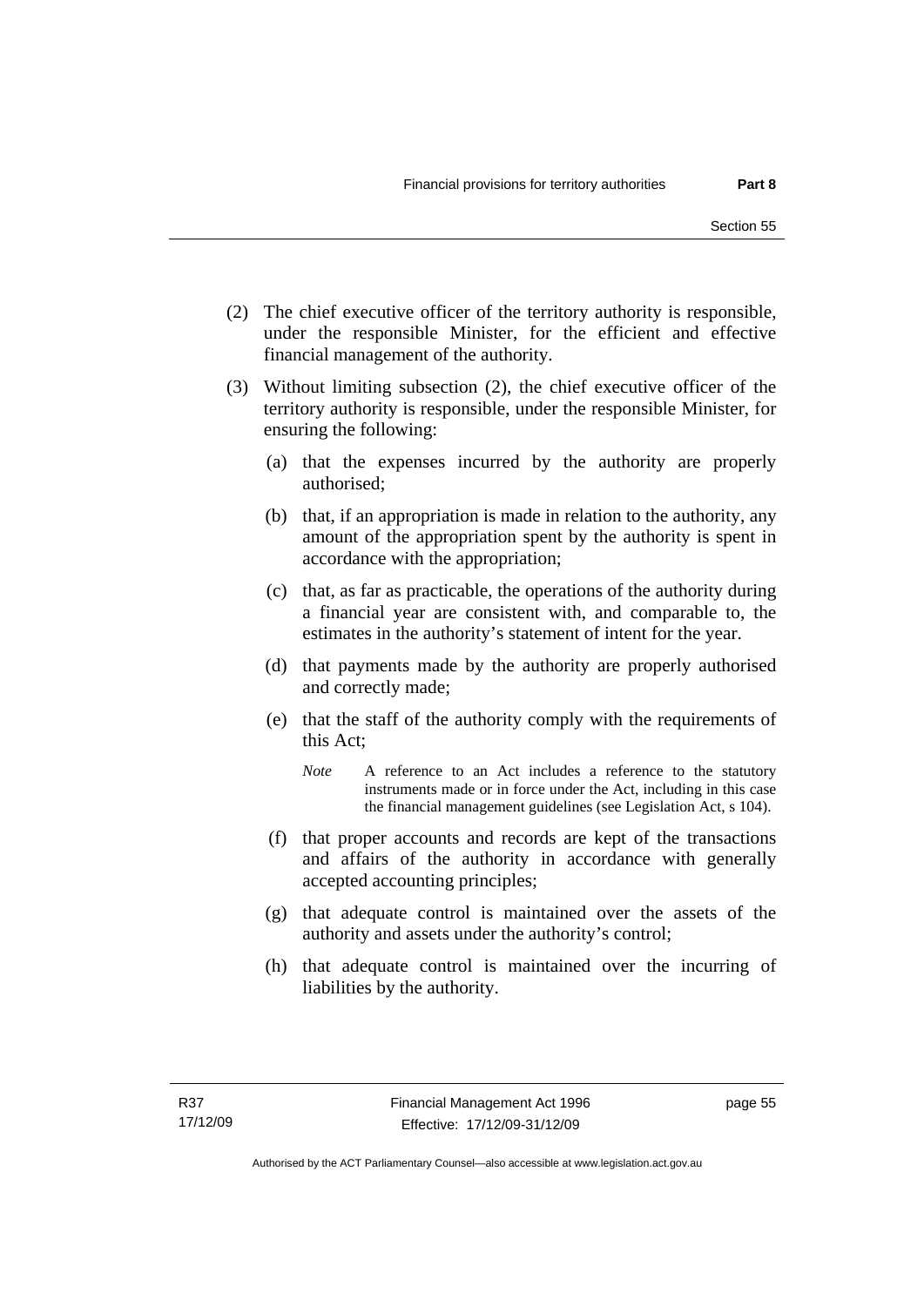(2) The chief executive officer of the territory authority is responsible, under the responsible Minister, for the efficient and effective financial management of the authority.

(3) Without limiting subsection (2), the chief executive officer of the territory authority is responsible, under the responsible Minister, for ensuring the following:

(a) that the expenses incurred by the authority are properly authorised;

(b) that, if an appropriation is made in relation to the authority, any amount of the appropriation spent by the authority is spent in accordance with the appropriation;

(c) that, as far as practicable, the operations of the authority during a financial year are consistent with, and comparable to, the estimates in the authority's statement of intent for the year.

(d) that payments made by the authority are properly authorised and correctly made;

(e) that the staff of the authority comply with the requirements of this Act;

*Note* A reference to an Act includes a reference to the statutory instruments made or in force under the Act, including in this case the financial management guidelines (see Legislation Act, s 104).

(f) that proper accounts and records are kept of the transactions and affairs of the authority in accordance with generally accepted accounting principles;

(g) that adequate control is maintained over the assets of the authority and assets under the authority's control;

(h) that adequate control is maintained over the incurring of liabilities by the authority.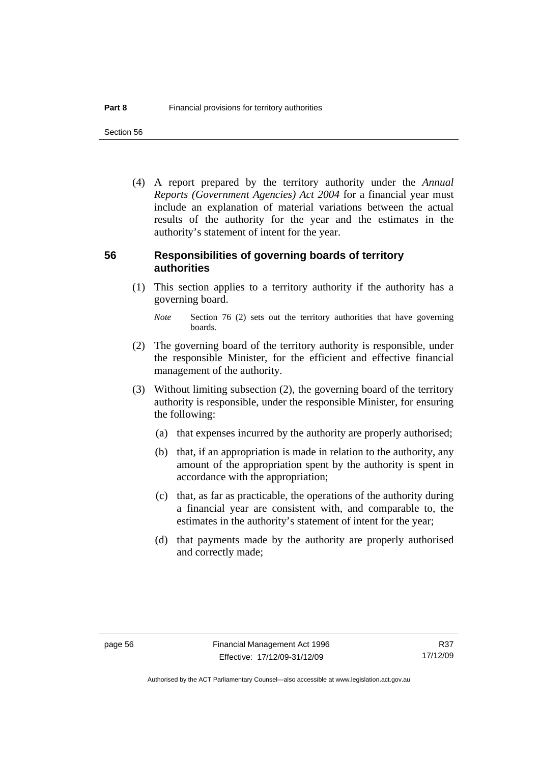(4) A report prepared by the territory authority under the *Annual Reports (Government Agencies) Act 2004* for a financial year must include an explanation of material variations between the actual results of the authority for the year and the estimates in the authority's statement of intent for the year.

## 56 Responsibilities of governing boards of territory authorities

(1) This section applies to a territory authority if the authority has a governing board.

*Note* Section 76 (2) sets out the territory authorities that have governing boards.

(2) The governing board of the territory authority is responsible, under the responsible Minister, for the efficient and effective financial management of the authority.

(3) Without limiting subsection (2), the governing board of the territory authority is responsible, under the responsible Minister, for ensuring the following:

(a) that expenses incurred by the authority are properly authorised;

(b) that, if an appropriation is made in relation to the authority, any amount of the appropriation spent by the authority is spent in accordance with the appropriation;

(c) that, as far as practicable, the operations of the authority during a financial year are consistent with, and comparable to, the estimates in the authority's statement of intent for the year;

(d) that payments made by the authority are properly authorised and correctly made;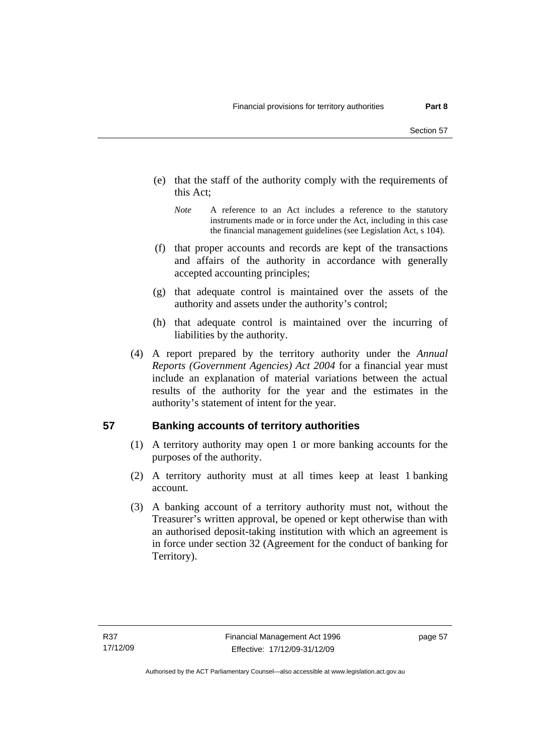(e) that the staff of the authority comply with the requirements of this Act;

*Note* A reference to an Act includes a reference to the statutory instruments made or in force under the Act, including in this case the financial management guidelines (see Legislation Act, s 104).

(f) that proper accounts and records are kept of the transactions and affairs of the authority in accordance with generally accepted accounting principles;

(g) that adequate control is maintained over the assets of the authority and assets under the authority's control;

(h) that adequate control is maintained over the incurring of liabilities by the authority.

(4) A report prepared by the territory authority under the *Annual Reports (Government Agencies) Act 2004* for a financial year must include an explanation of material variations between the actual results of the authority for the year and the estimates in the authority's statement of intent for the year.

## 57 Banking accounts of territory authorities

(1) A territory authority may open 1 or more banking accounts for the purposes of the authority.

(2) A territory authority must at all times keep at least 1 banking account.

(3) A banking account of a territory authority must not, without the Treasurer's written approval, be opened or kept otherwise than with an authorised deposit-taking institution with which an agreement is in force under section 32 (Agreement for the conduct of banking for Territory).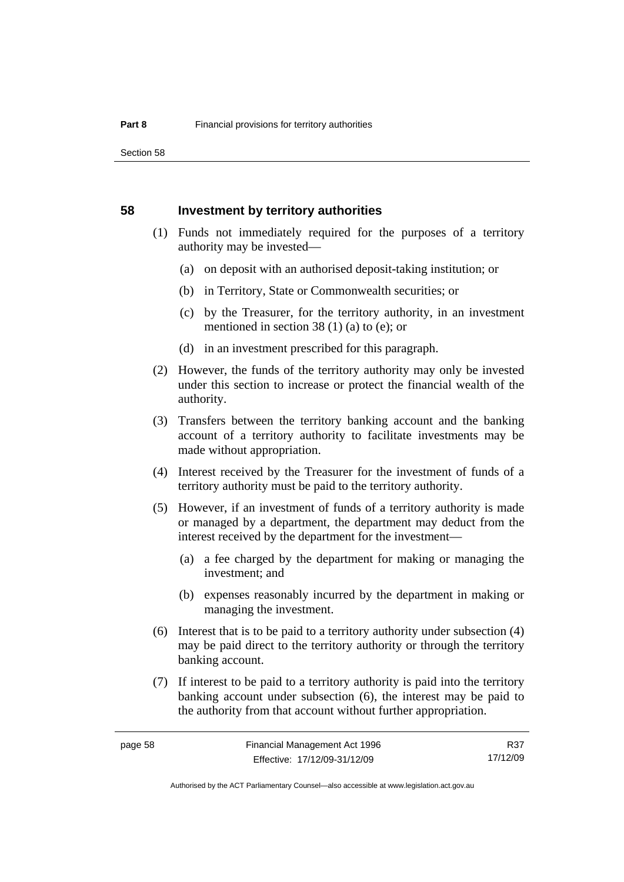## 58 Investment by territory authorities

(1) Funds not immediately required for the purposes of a territory authority may be invested—

(a) on deposit with an authorised deposit-taking institution; or

(b) in Territory, State or Commonwealth securities; or

(c) by the Treasurer, for the territory authority, in an investment mentioned in section 38 (1) (a) to (e); or

(d) in an investment prescribed for this paragraph.

(2) However, the funds of the territory authority may only be invested under this section to increase or protect the financial wealth of the authority.

(3) Transfers between the territory banking account and the banking account of a territory authority to facilitate investments may be made without appropriation.

(4) Interest received by the Treasurer for the investment of funds of a territory authority must be paid to the territory authority.

(5) However, if an investment of funds of a territory authority is made or managed by a department, the department may deduct from the interest received by the department for the investment—

(a) a fee charged by the department for making or managing the investment; and

(b) expenses reasonably incurred by the department in making or managing the investment.

(6) Interest that is to be paid to a territory authority under subsection (4) may be paid direct to the territory authority or through the territory banking account.

(7) If interest to be paid to a territory authority is paid into the territory banking account under subsection (6), the interest may be paid to the authority from that account without further appropriation.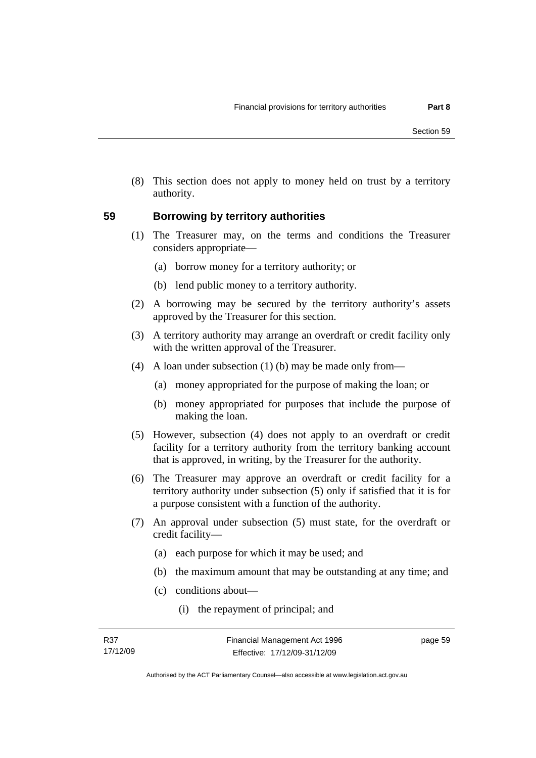(8) This section does not apply to money held on trust by a territory authority.

## 59 Borrowing by territory authorities

(1) The Treasurer may, on the terms and conditions the Treasurer considers appropriate—

(a) borrow money for a territory authority; or

(b) lend public money to a territory authority.

(2) A borrowing may be secured by the territory authority's assets approved by the Treasurer for this section.

(3) A territory authority may arrange an overdraft or credit facility only with the written approval of the Treasurer.

(4) A loan under subsection (1) (b) may be made only from—

(a) money appropriated for the purpose of making the loan; or

(b) money appropriated for purposes that include the purpose of making the loan.

(5) However, subsection (4) does not apply to an overdraft or credit facility for a territory authority from the territory banking account that is approved, in writing, by the Treasurer for the authority.

(6) The Treasurer may approve an overdraft or credit facility for a territory authority under subsection (5) only if satisfied that it is for a purpose consistent with a function of the authority.

(7) An approval under subsection (5) must state, for the overdraft or credit facility—

(a) each purpose for which it may be used; and

(b) the maximum amount that may be outstanding at any time; and

(c) conditions about—

(i) the repayment of principal; and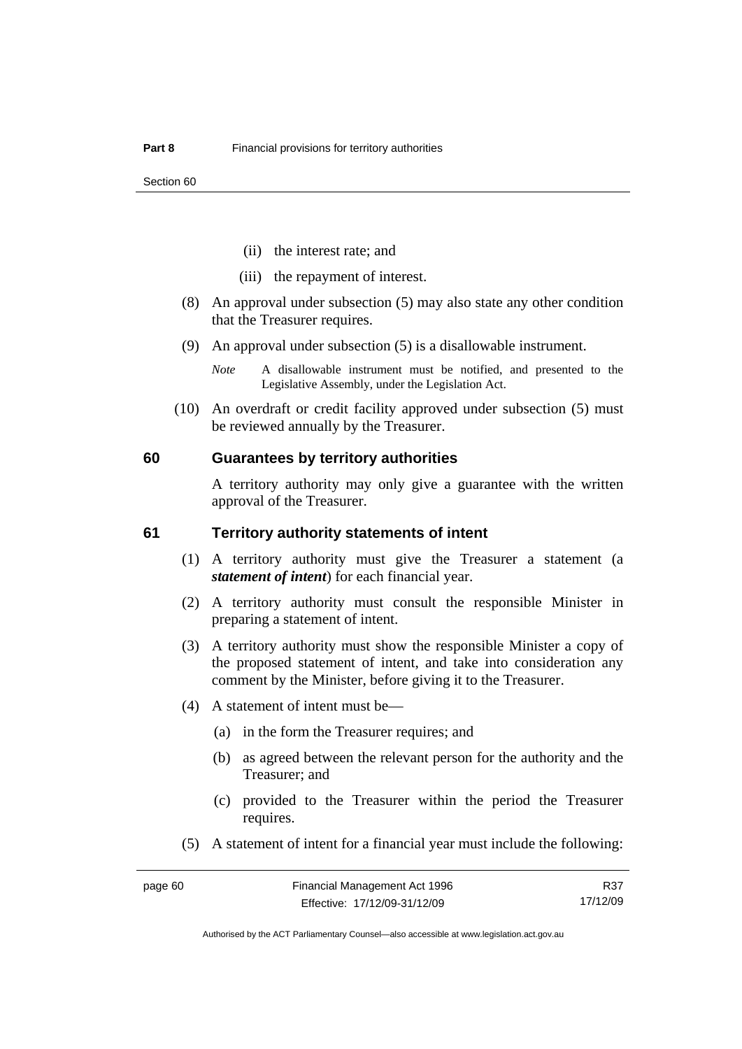(ii) the interest rate; and

(iii) the repayment of interest.

(8) An approval under subsection (5) may also state any other condition that the Treasurer requires.

(9) An approval under subsection (5) is a disallowable instrument.

*Note* A disallowable instrument must be notified, and presented to the Legislative Assembly, under the Legislation Act.

(10) An overdraft or credit facility approved under subsection (5) must be reviewed annually by the Treasurer.

## 60 Guarantees by territory authorities

A territory authority may only give a guarantee with the written approval of the Treasurer.

## 61 Territory authority statements of intent

(1) A territory authority must give the Treasurer a statement (a ***statement of intent***) for each financial year.

(2) A territory authority must consult the responsible Minister in preparing a statement of intent.

(3) A territory authority must show the responsible Minister a copy of the proposed statement of intent, and take into consideration any comment by the Minister, before giving it to the Treasurer.

(4) A statement of intent must be—

(a) in the form the Treasurer requires; and

(b) as agreed between the relevant person for the authority and the Treasurer; and

(c) provided to the Treasurer within the period the Treasurer requires.

(5) A statement of intent for a financial year must include the following: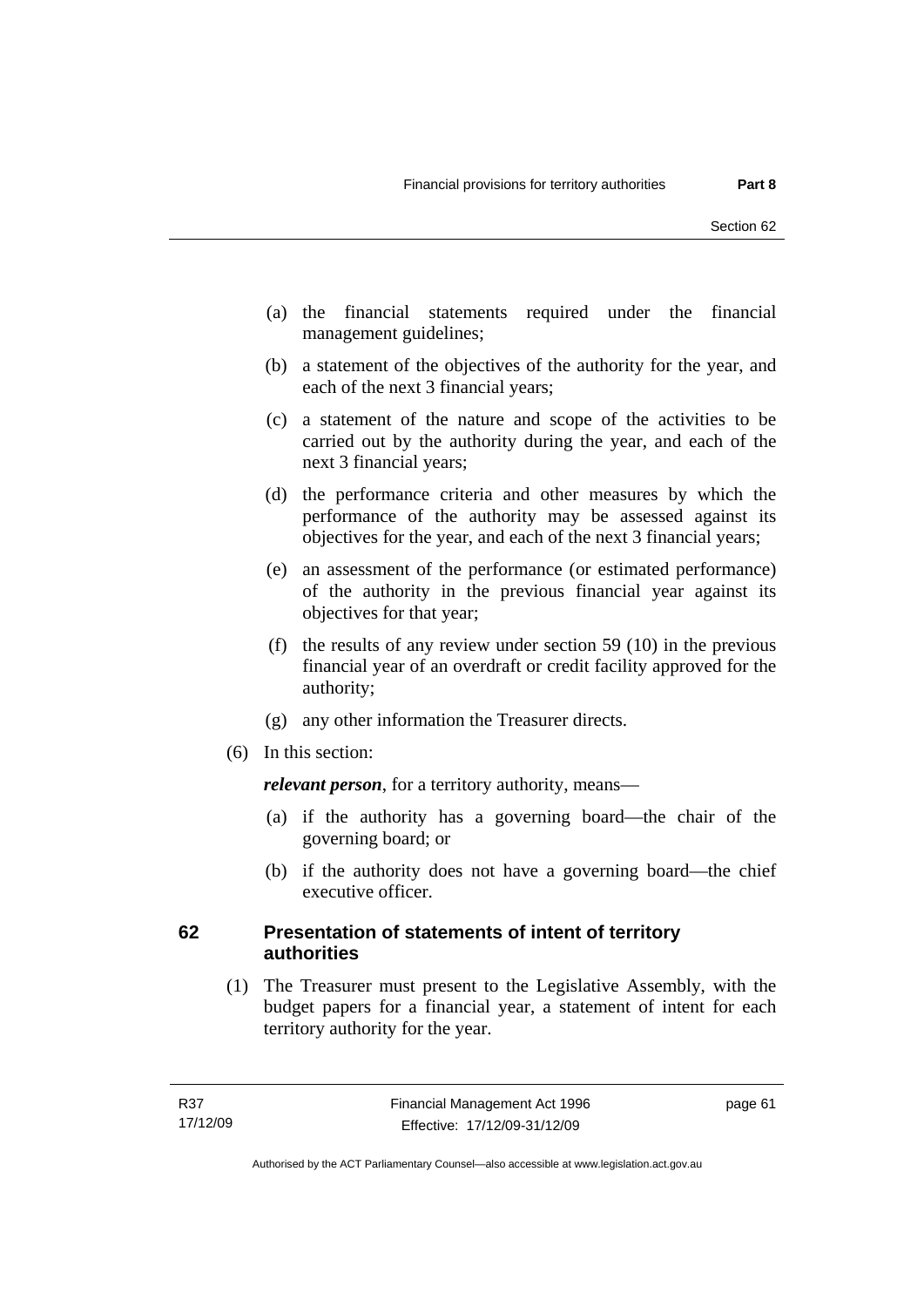(a) the financial statements required under the financial management guidelines;

(b) a statement of the objectives of the authority for the year, and each of the next 3 financial years;

(c) a statement of the nature and scope of the activities to be carried out by the authority during the year, and each of the next 3 financial years;

(d) the performance criteria and other measures by which the performance of the authority may be assessed against its objectives for the year, and each of the next 3 financial years;

(e) an assessment of the performance (or estimated performance) of the authority in the previous financial year against its objectives for that year;

(f) the results of any review under section 59 (10) in the previous financial year of an overdraft or credit facility approved for the authority;

(g) any other information the Treasurer directs.

(6) In this section:

***relevant person***, for a territory authority, means—

(a) if the authority has a governing board—the chair of the governing board; or

(b) if the authority does not have a governing board—the chief executive officer.

## 62 Presentation of statements of intent of territory authorities

(1) The Treasurer must present to the Legislative Assembly, with the budget papers for a financial year, a statement of intent for each territory authority for the year.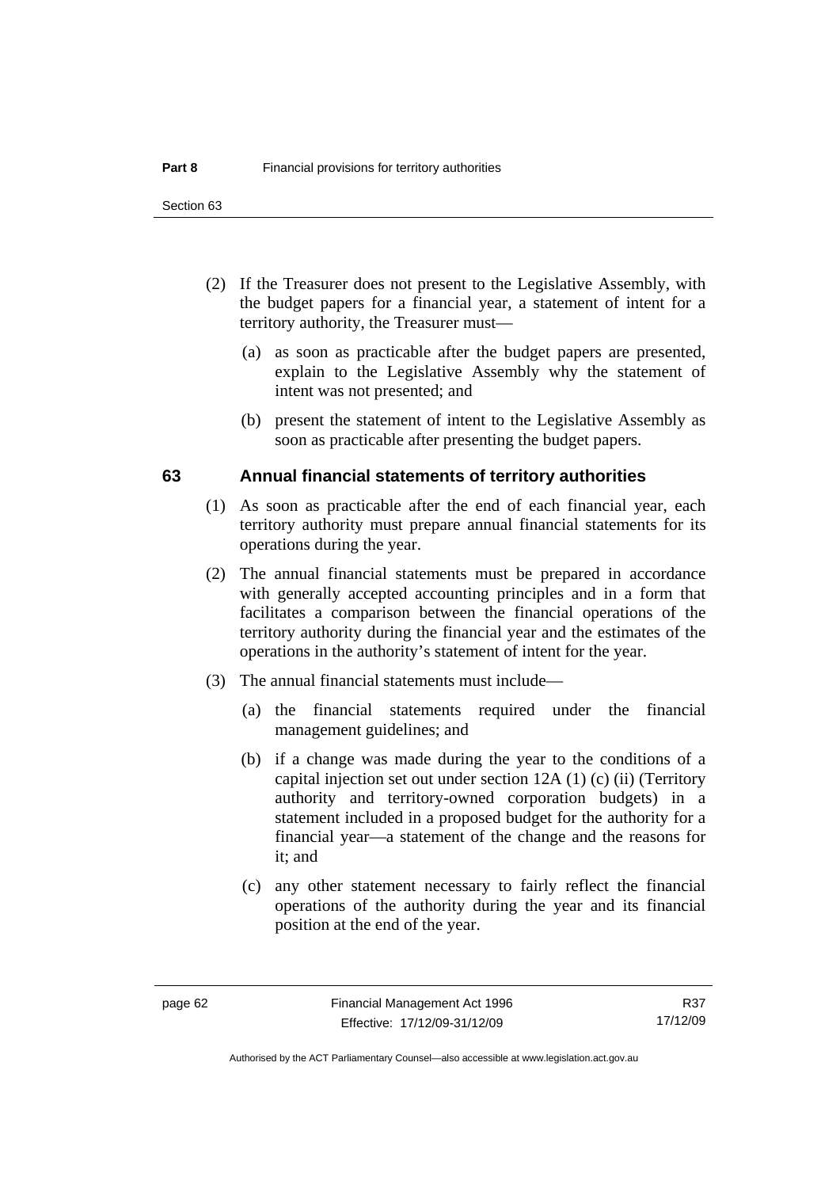(2) If the Treasurer does not present to the Legislative Assembly, with the budget papers for a financial year, a statement of intent for a territory authority, the Treasurer must—

(a) as soon as practicable after the budget papers are presented, explain to the Legislative Assembly why the statement of intent was not presented; and

(b) present the statement of intent to the Legislative Assembly as soon as practicable after presenting the budget papers.

## 63 Annual financial statements of territory authorities

(1) As soon as practicable after the end of each financial year, each territory authority must prepare annual financial statements for its operations during the year.

(2) The annual financial statements must be prepared in accordance with generally accepted accounting principles and in a form that facilitates a comparison between the financial operations of the territory authority during the financial year and the estimates of the operations in the authority's statement of intent for the year.

(3) The annual financial statements must include—

(a) the financial statements required under the financial management guidelines; and

(b) if a change was made during the year to the conditions of a capital injection set out under section 12A (1) (c) (ii) (Territory authority and territory-owned corporation budgets) in a statement included in a proposed budget for the authority for a financial year—a statement of the change and the reasons for it; and

(c) any other statement necessary to fairly reflect the financial operations of the authority during the year and its financial position at the end of the year.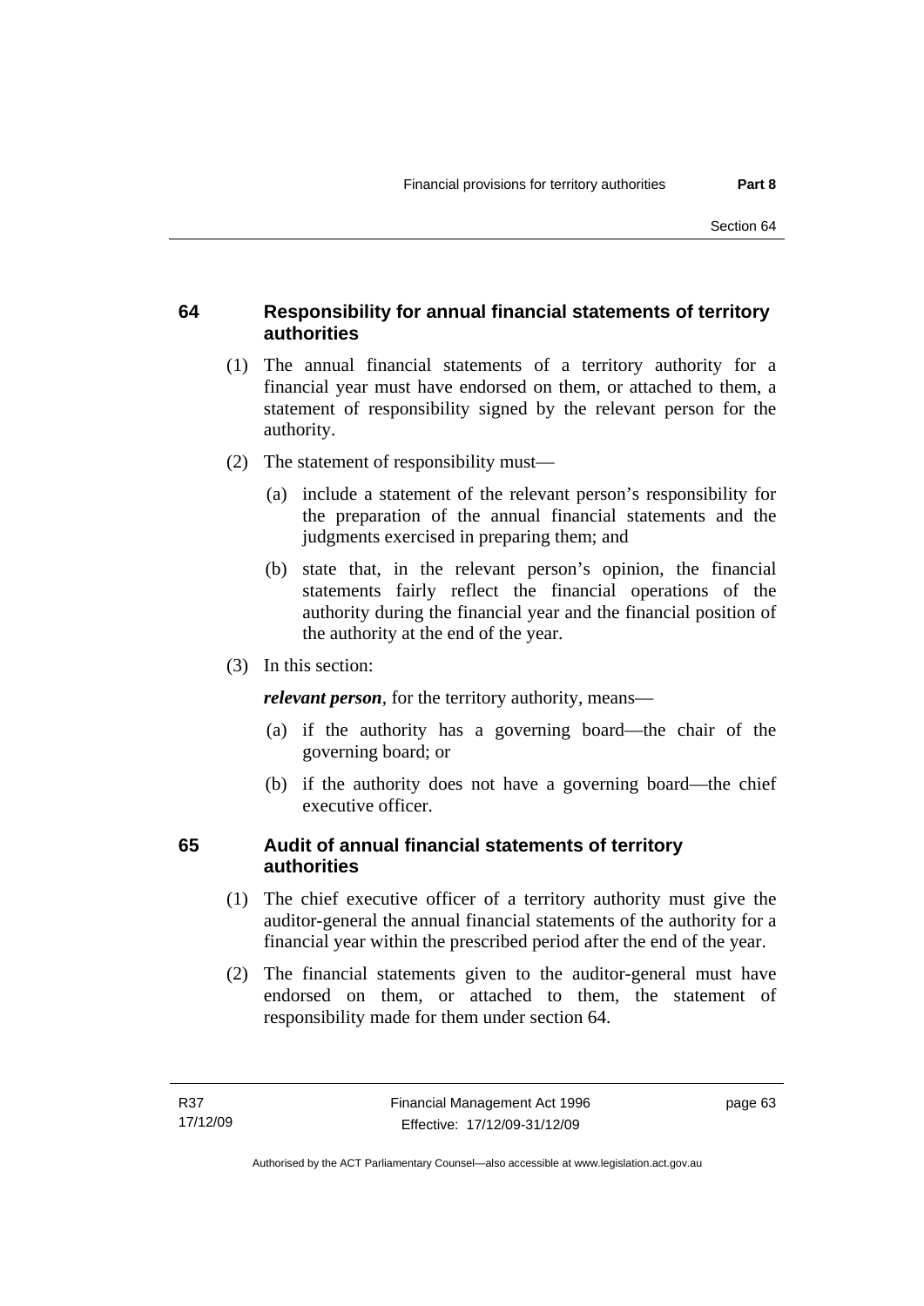## 64 Responsibility for annual financial statements of territory authorities

(1) The annual financial statements of a territory authority for a financial year must have endorsed on them, or attached to them, a statement of responsibility signed by the relevant person for the authority.

(2) The statement of responsibility must—

(a) include a statement of the relevant person's responsibility for the preparation of the annual financial statements and the judgments exercised in preparing them; and

(b) state that, in the relevant person's opinion, the financial statements fairly reflect the financial operations of the authority during the financial year and the financial position of the authority at the end of the year.

(3) In this section:

***relevant person***, for the territory authority, means—

(a) if the authority has a governing board—the chair of the governing board; or

(b) if the authority does not have a governing board—the chief executive officer.

## 65 Audit of annual financial statements of territory authorities

(1) The chief executive officer of a territory authority must give the auditor-general the annual financial statements of the authority for a financial year within the prescribed period after the end of the year.

(2) The financial statements given to the auditor-general must have endorsed on them, or attached to them, the statement of responsibility made for them under section 64.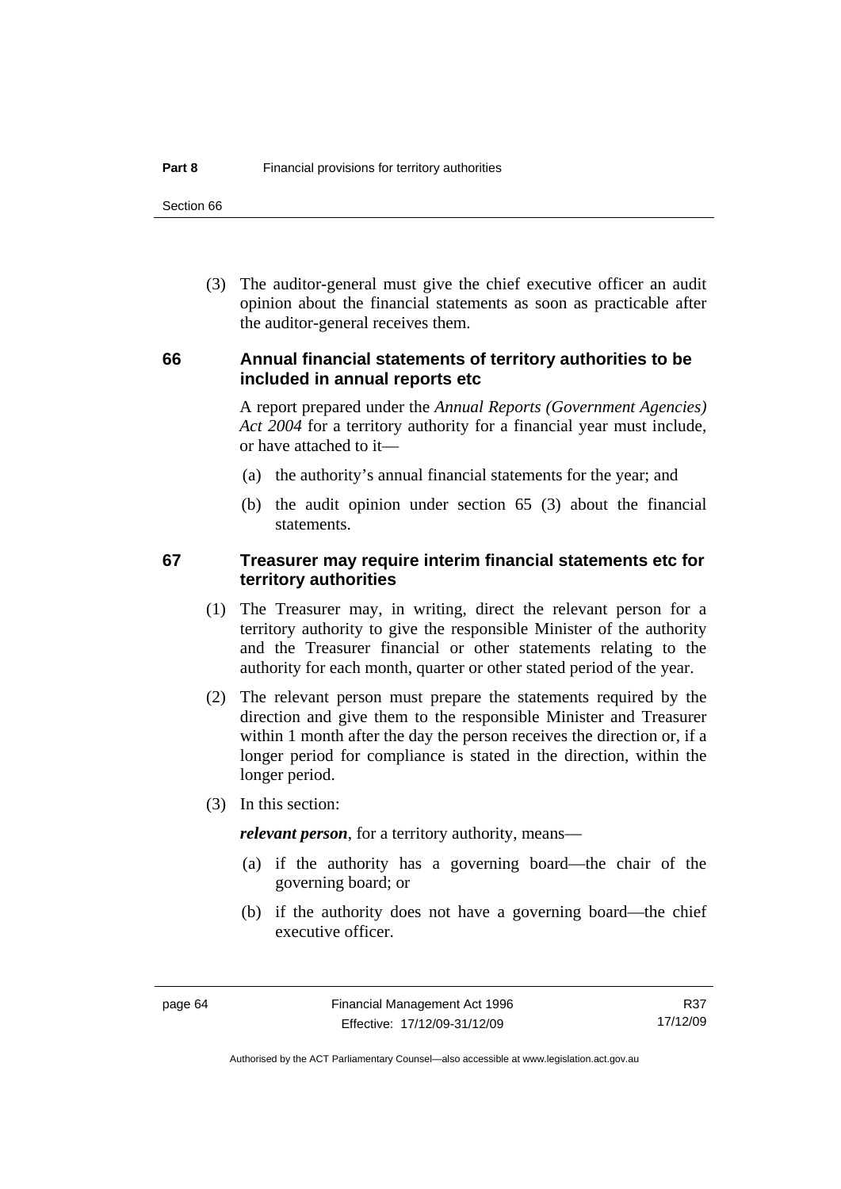(3) The auditor-general must give the chief executive officer an audit opinion about the financial statements as soon as practicable after the auditor-general receives them.

## 66 Annual financial statements of territory authorities to be included in annual reports etc

A report prepared under the *Annual Reports (Government Agencies) Act 2004* for a territory authority for a financial year must include, or have attached to it—

(a) the authority's annual financial statements for the year; and

(b) the audit opinion under section 65 (3) about the financial statements.

## 67 Treasurer may require interim financial statements etc for territory authorities

(1) The Treasurer may, in writing, direct the relevant person for a territory authority to give the responsible Minister of the authority and the Treasurer financial or other statements relating to the authority for each month, quarter or other stated period of the year.

(2) The relevant person must prepare the statements required by the direction and give them to the responsible Minister and Treasurer within 1 month after the day the person receives the direction or, if a longer period for compliance is stated in the direction, within the longer period.

(3) In this section:

***relevant person***, for a territory authority, means—

(a) if the authority has a governing board—the chair of the governing board; or

(b) if the authority does not have a governing board—the chief executive officer.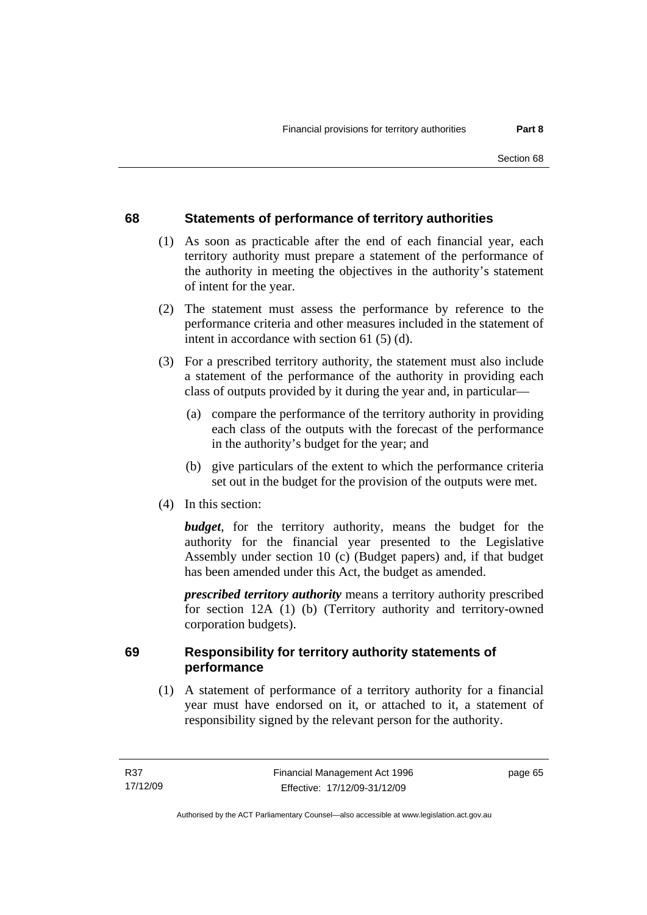## 68 Statements of performance of territory authorities

(1) As soon as practicable after the end of each financial year, each territory authority must prepare a statement of the performance of the authority in meeting the objectives in the authority's statement of intent for the year.

(2) The statement must assess the performance by reference to the performance criteria and other measures included in the statement of intent in accordance with section 61 (5) (d).

(3) For a prescribed territory authority, the statement must also include a statement of the performance of the authority in providing each class of outputs provided by it during the year and, in particular—

(a) compare the performance of the territory authority in providing each class of the outputs with the forecast of the performance in the authority's budget for the year; and

(b) give particulars of the extent to which the performance criteria set out in the budget for the provision of the outputs were met.

(4) In this section:

***budget***, for the territory authority, means the budget for the authority for the financial year presented to the Legislative Assembly under section 10 (c) (Budget papers) and, if that budget has been amended under this Act, the budget as amended.

***prescribed territory authority*** means a territory authority prescribed for section 12A (1) (b) (Territory authority and territory-owned corporation budgets).

## 69 Responsibility for territory authority statements of performance

(1) A statement of performance of a territory authority for a financial year must have endorsed on it, or attached to it, a statement of responsibility signed by the relevant person for the authority.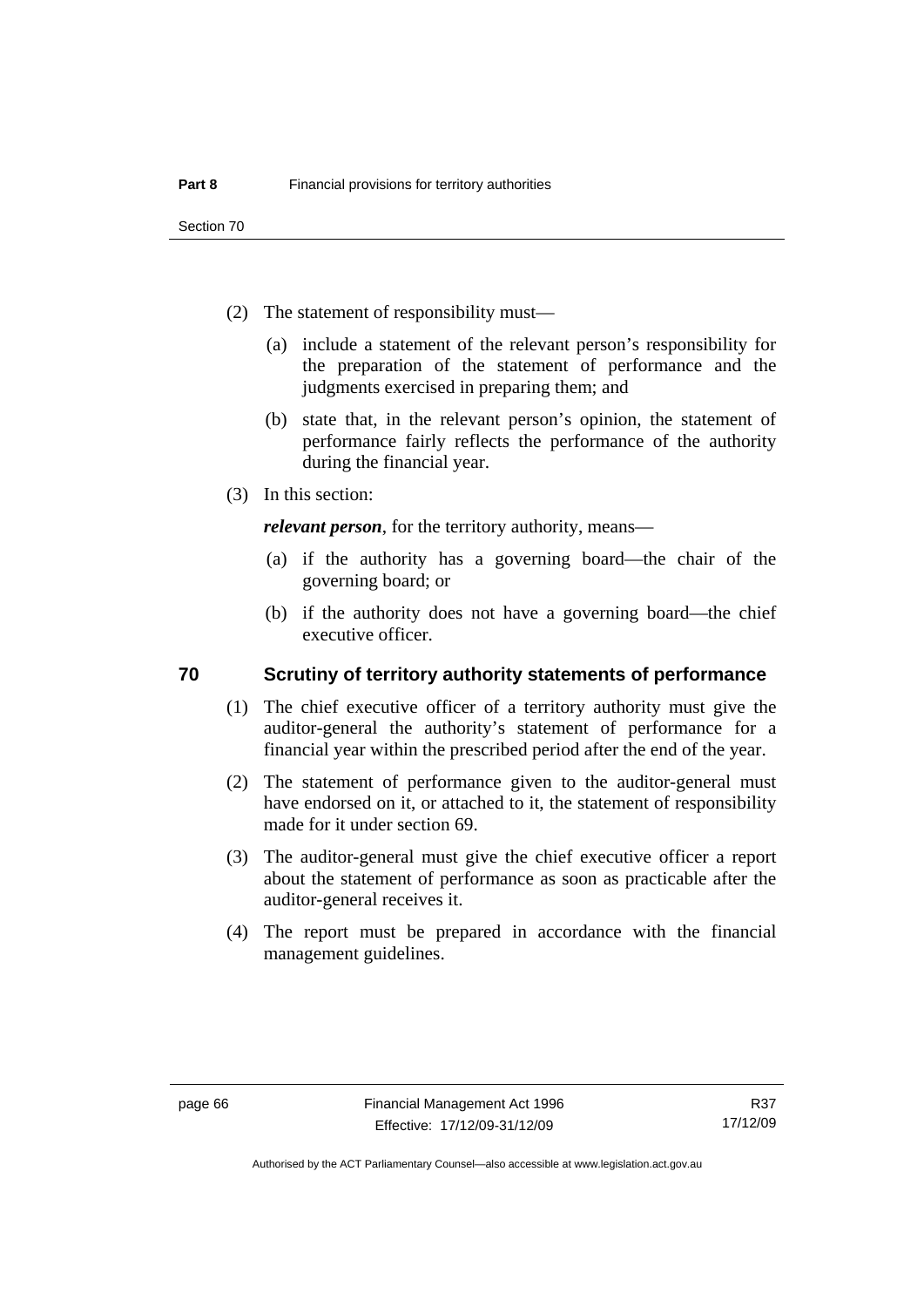(2) The statement of responsibility must—

(a) include a statement of the relevant person's responsibility for the preparation of the statement of performance and the judgments exercised in preparing them; and

(b) state that, in the relevant person's opinion, the statement of performance fairly reflects the performance of the authority during the financial year.

(3) In this section:

***relevant person***, for the territory authority, means—

(a) if the authority has a governing board—the chair of the governing board; or

(b) if the authority does not have a governing board—the chief executive officer.

## 70 Scrutiny of territory authority statements of performance

(1) The chief executive officer of a territory authority must give the auditor-general the authority's statement of performance for a financial year within the prescribed period after the end of the year.

(2) The statement of performance given to the auditor-general must have endorsed on it, or attached to it, the statement of responsibility made for it under section 69.

(3) The auditor-general must give the chief executive officer a report about the statement of performance as soon as practicable after the auditor-general receives it.

(4) The report must be prepared in accordance with the financial management guidelines.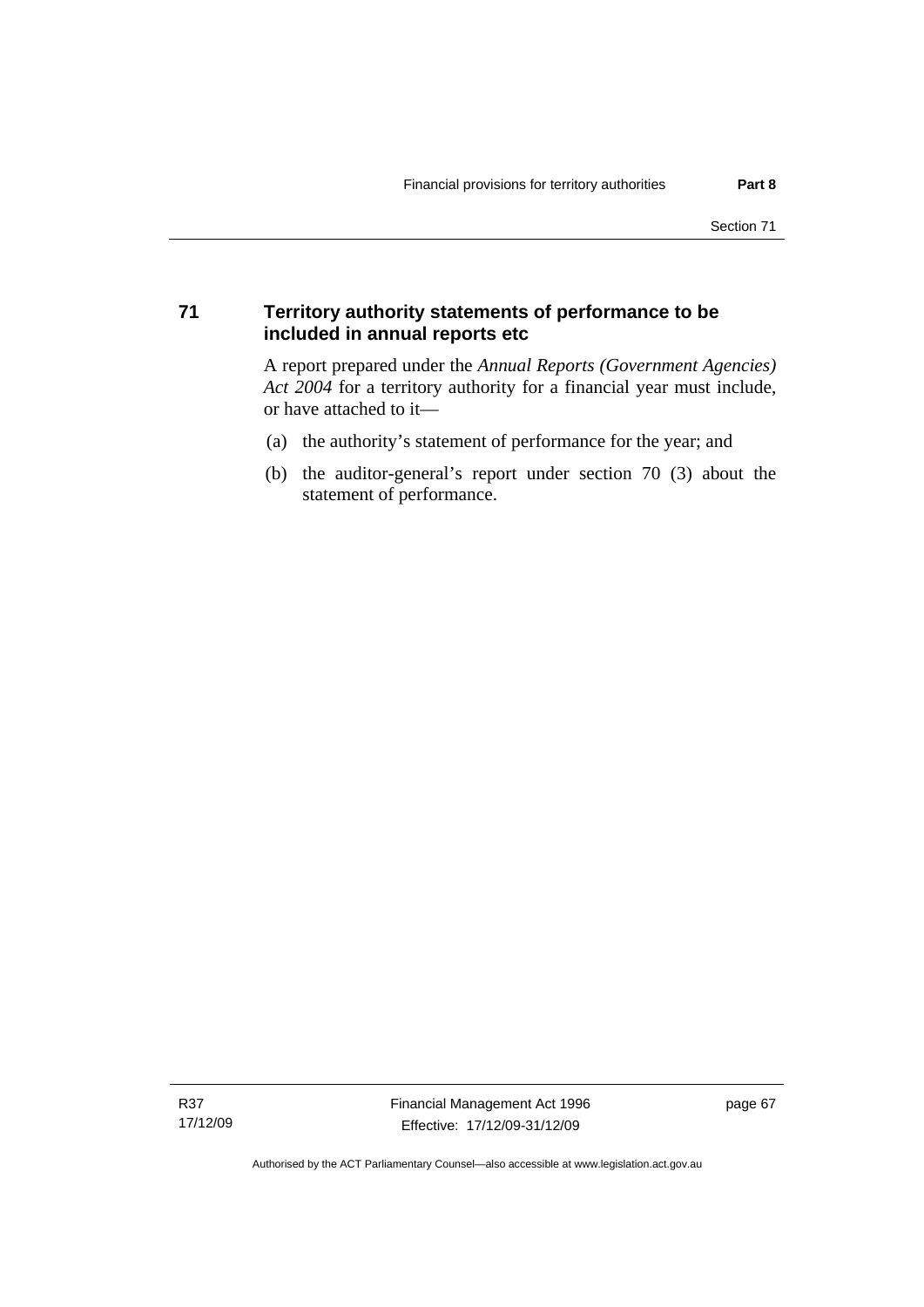## 71 Territory authority statements of performance to be included in annual reports etc

A report prepared under the *Annual Reports (Government Agencies) Act 2004* for a territory authority for a financial year must include, or have attached to it—

(a) the authority's statement of performance for the year; and

(b) the auditor-general's report under section 70 (3) about the statement of performance.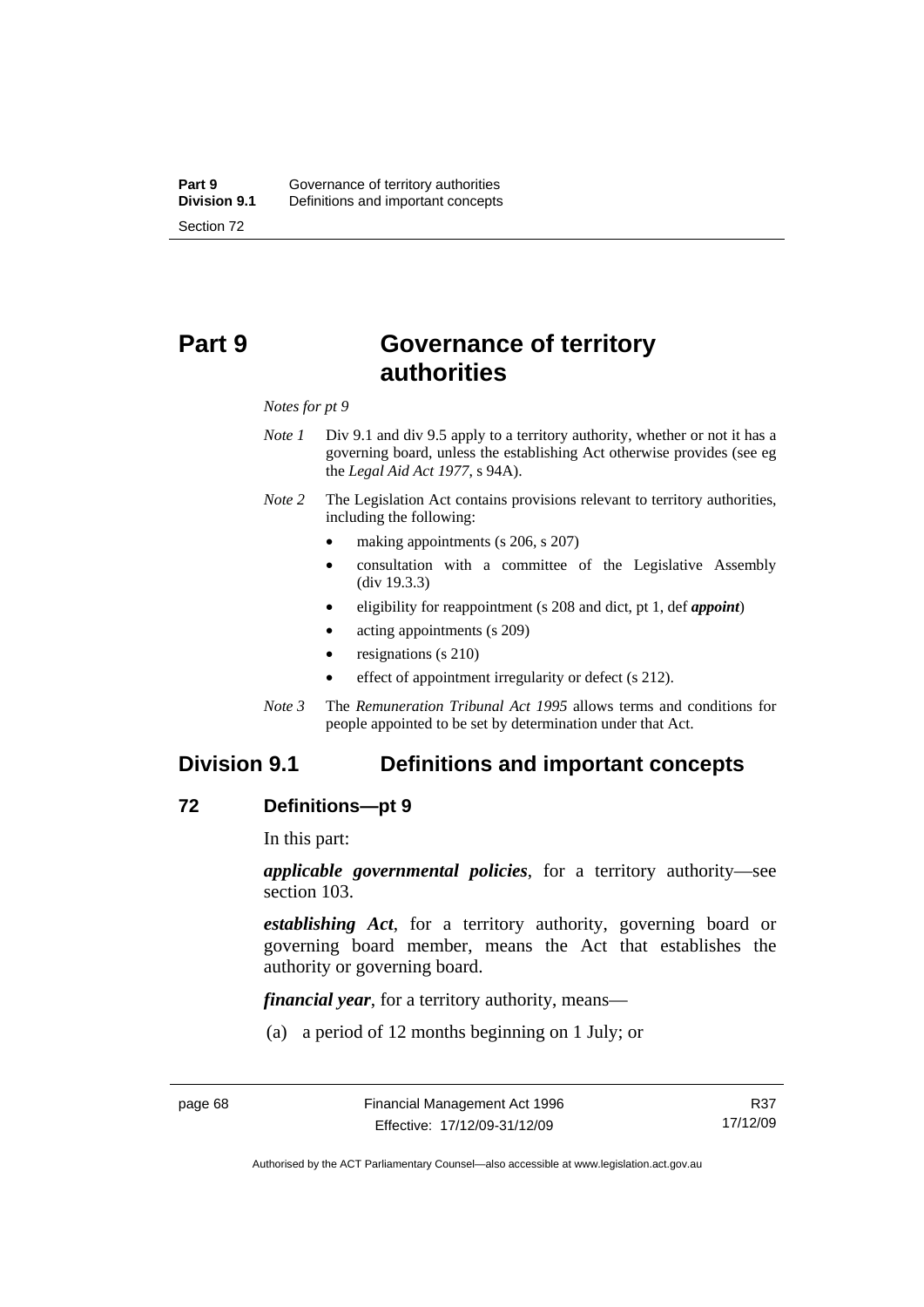# Part 9 Governance of territory authorities

*Notes for pt 9*

*Note 1* Div 9.1 and div 9.5 apply to a territory authority, whether or not it has a governing board, unless the establishing Act otherwise provides (see eg the *Legal Aid Act 1977*, s 94A).

*Note 2* The Legislation Act contains provisions relevant to territory authorities, including the following:

- making appointments (s 206, s 207)
- consultation with a committee of the Legislative Assembly (div 19.3.3)
- eligibility for reappointment (s 208 and dict, pt 1, def ***appoint***)
- acting appointments (s 209)
- resignations (s 210)
- effect of appointment irregularity or defect (s 212).

*Note 3* The *Remuneration Tribunal Act 1995* allows terms and conditions for people appointed to be set by determination under that Act.

## Division 9.1 Definitions and important concepts

### 72 Definitions—pt 9

In this part:

***applicable governmental policies***, for a territory authority—see section 103.

***establishing Act***, for a territory authority, governing board or governing board member, means the Act that establishes the authority or governing board.

***financial year***, for a territory authority, means—

(a) a period of 12 months beginning on 1 July; or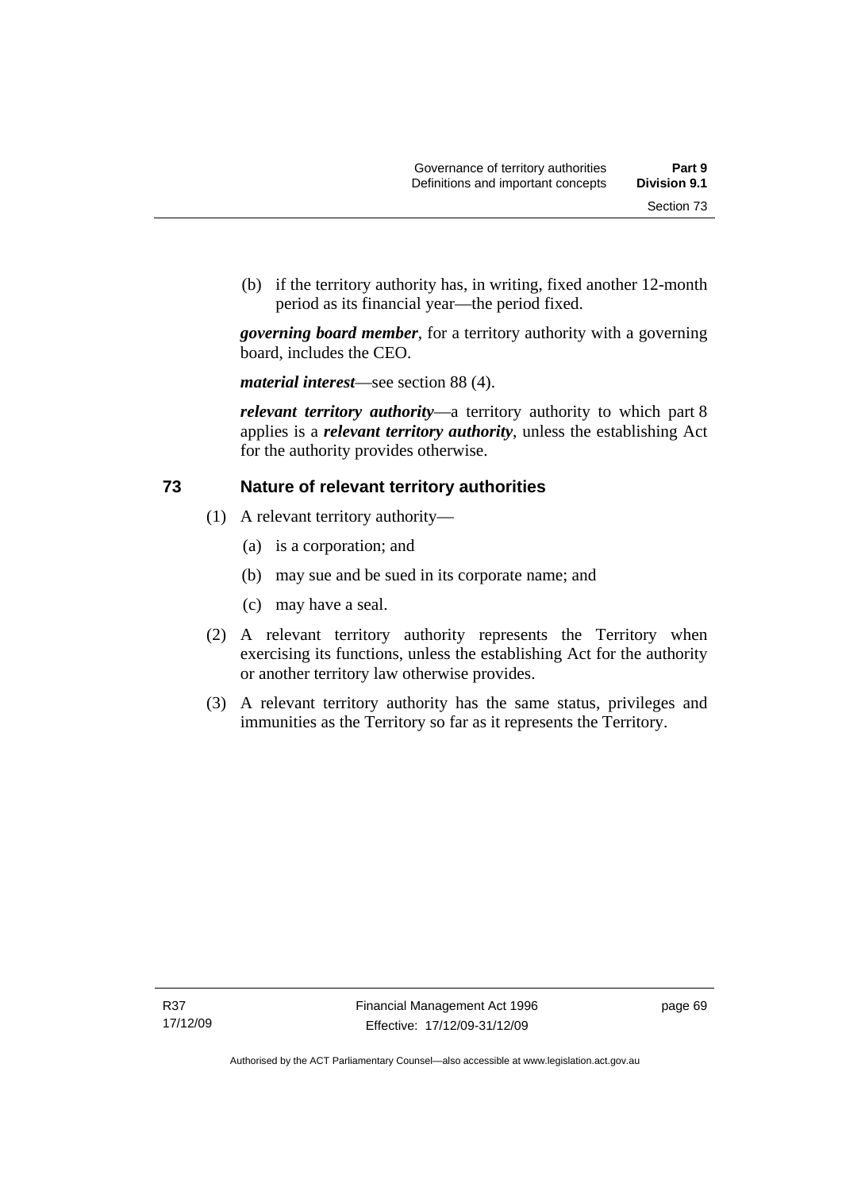(b) if the territory authority has, in writing, fixed another 12-month period as its financial year—the period fixed.

***governing board member***, for a territory authority with a governing board, includes the CEO.

***material interest***—see section 88 (4).

***relevant territory authority***—a territory authority to which part 8 applies is a ***relevant territory authority***, unless the establishing Act for the authority provides otherwise.

## 73 Nature of relevant territory authorities

(1) A relevant territory authority—

(a) is a corporation; and

(b) may sue and be sued in its corporate name; and

(c) may have a seal.

(2) A relevant territory authority represents the Territory when exercising its functions, unless the establishing Act for the authority or another territory law otherwise provides.

(3) A relevant territory authority has the same status, privileges and immunities as the Territory so far as it represents the Territory.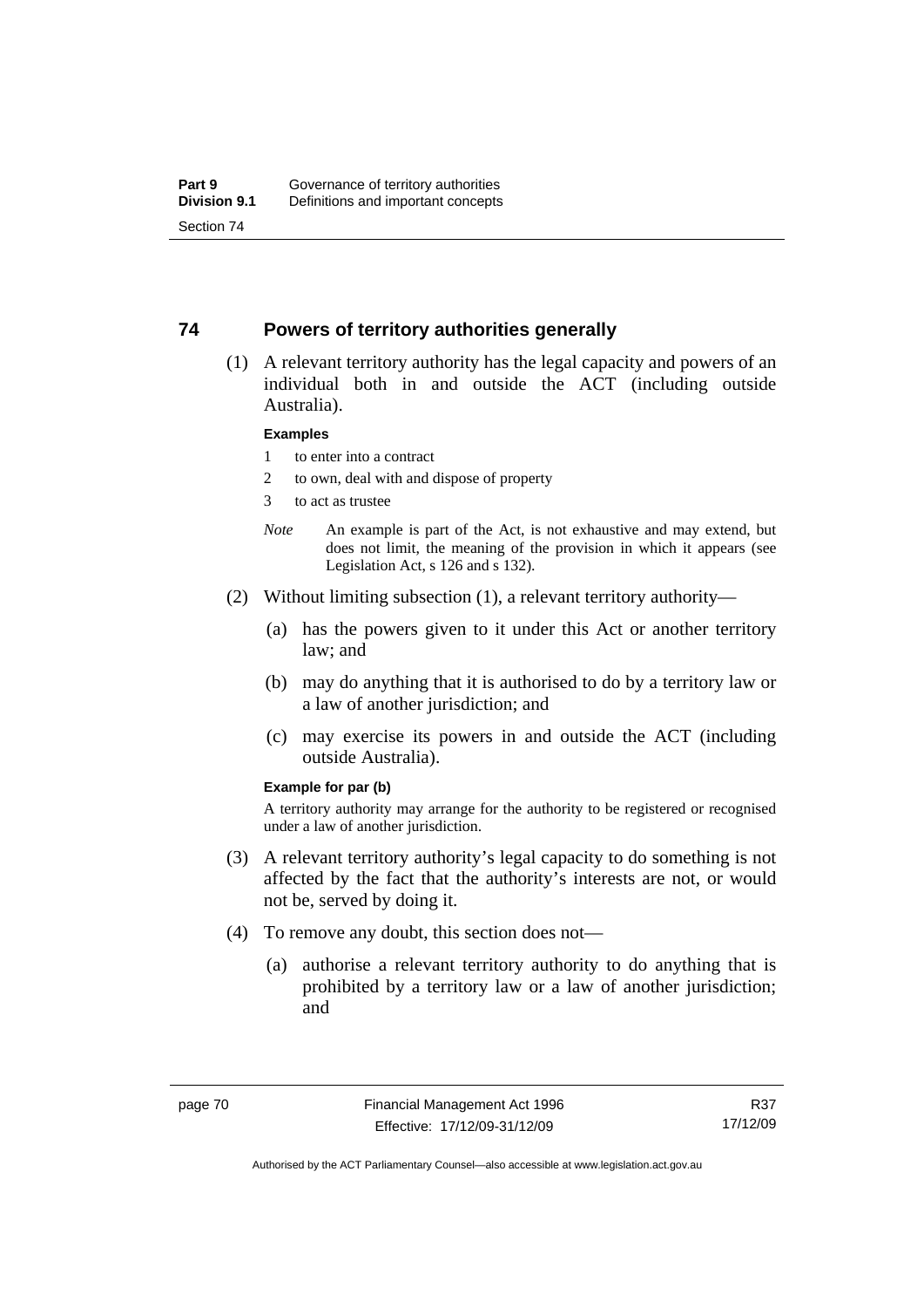## 74 Powers of territory authorities generally

(1) A relevant territory authority has the legal capacity and powers of an individual both in and outside the ACT (including outside Australia).

**Examples**

1 to enter into a contract

2 to own, deal with and dispose of property

3 to act as trustee

*Note* An example is part of the Act, is not exhaustive and may extend, but does not limit, the meaning of the provision in which it appears (see Legislation Act, s 126 and s 132).

(2) Without limiting subsection (1), a relevant territory authority—

(a) has the powers given to it under this Act or another territory law; and

(b) may do anything that it is authorised to do by a territory law or a law of another jurisdiction; and

(c) may exercise its powers in and outside the ACT (including outside Australia).

**Example for par (b)**

A territory authority may arrange for the authority to be registered or recognised under a law of another jurisdiction.

(3) A relevant territory authority's legal capacity to do something is not affected by the fact that the authority's interests are not, or would not be, served by doing it.

(4) To remove any doubt, this section does not—

(a) authorise a relevant territory authority to do anything that is prohibited by a territory law or a law of another jurisdiction; and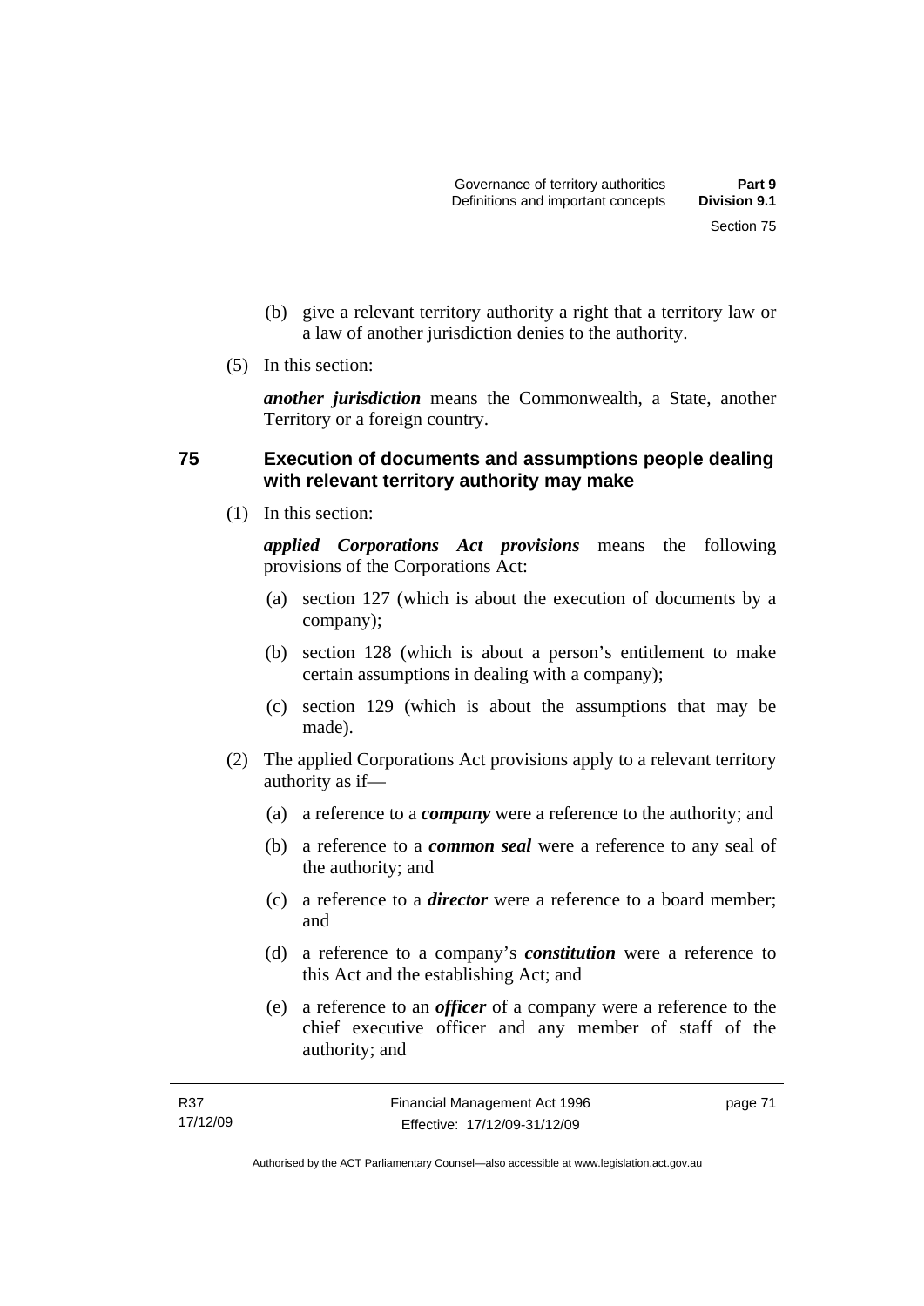(b) give a relevant territory authority a right that a territory law or a law of another jurisdiction denies to the authority.

(5) In this section:

***another jurisdiction*** means the Commonwealth, a State, another Territory or a foreign country.

## 75 Execution of documents and assumptions people dealing with relevant territory authority may make

(1) In this section:

***applied Corporations Act provisions*** means the following provisions of the Corporations Act:

(a) section 127 (which is about the execution of documents by a company);

(b) section 128 (which is about a person's entitlement to make certain assumptions in dealing with a company);

(c) section 129 (which is about the assumptions that may be made).

(2) The applied Corporations Act provisions apply to a relevant territory authority as if—

(a) a reference to a ***company*** were a reference to the authority; and

(b) a reference to a ***common seal*** were a reference to any seal of the authority; and

(c) a reference to a ***director*** were a reference to a board member; and

(d) a reference to a company's ***constitution*** were a reference to this Act and the establishing Act; and

(e) a reference to an ***officer*** of a company were a reference to the chief executive officer and any member of staff of the authority; and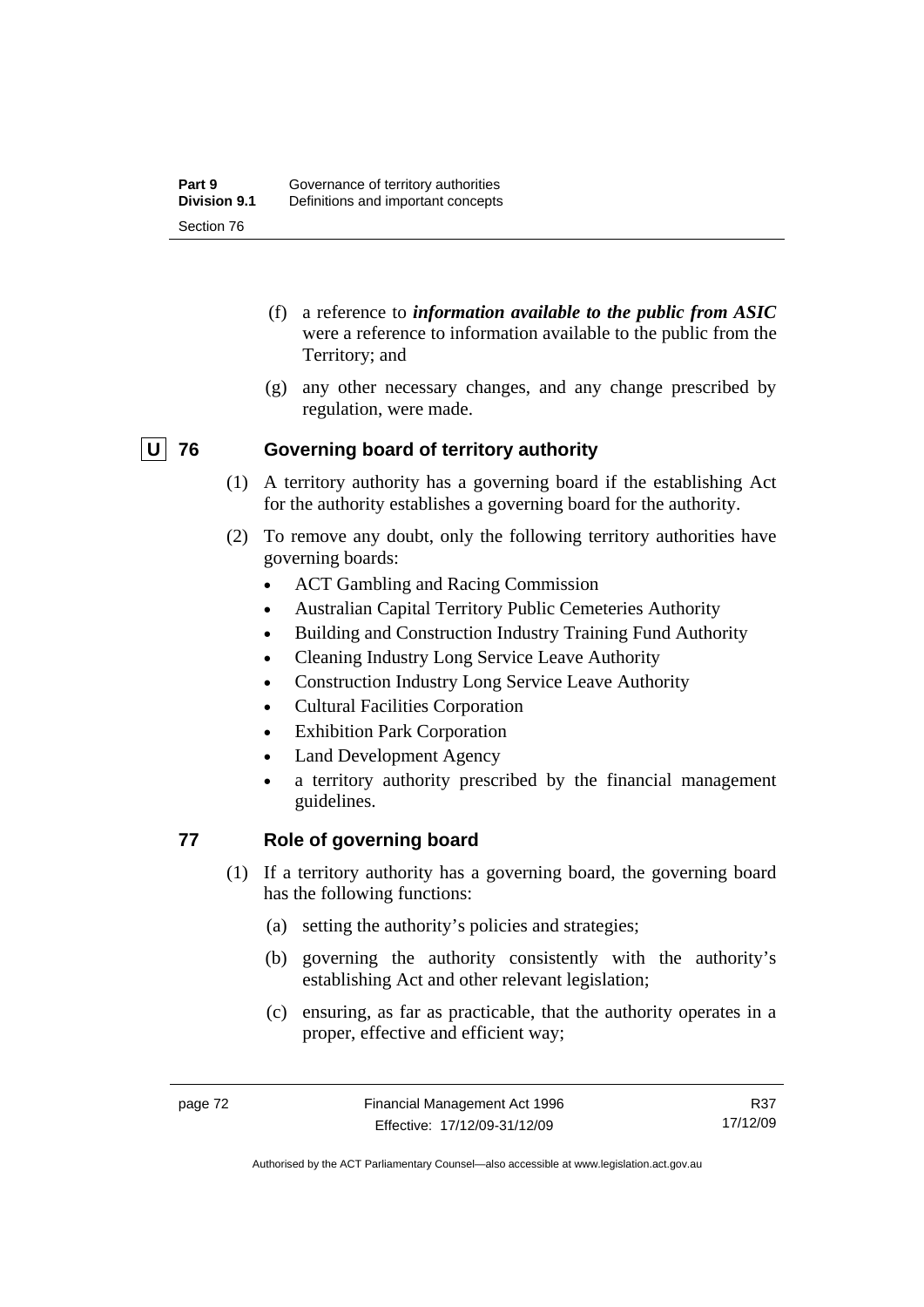(f) a reference to ***information available to the public from ASIC*** were a reference to information available to the public from the Territory; and

(g) any other necessary changes, and any change prescribed by regulation, were made.

### U 76 Governing board of territory authority

(1) A territory authority has a governing board if the establishing Act for the authority establishes a governing board for the authority.

(2) To remove any doubt, only the following territory authorities have governing boards:

- ACT Gambling and Racing Commission
- Australian Capital Territory Public Cemeteries Authority
- Building and Construction Industry Training Fund Authority
- Cleaning Industry Long Service Leave Authority
- Construction Industry Long Service Leave Authority
- Cultural Facilities Corporation
- Exhibition Park Corporation
- Land Development Agency
- a territory authority prescribed by the financial management guidelines.

### 77 Role of governing board

(1) If a territory authority has a governing board, the governing board has the following functions:

(a) setting the authority's policies and strategies;

(b) governing the authority consistently with the authority's establishing Act and other relevant legislation;

(c) ensuring, as far as practicable, that the authority operates in a proper, effective and efficient way;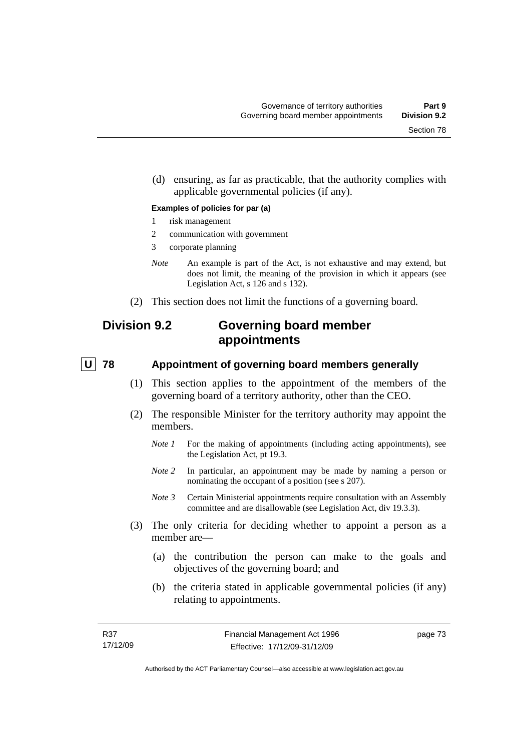(d) ensuring, as far as practicable, that the authority complies with applicable governmental policies (if any).

**Examples of policies for par (a)**

1 risk management

2 communication with government

3 corporate planning

*Note* An example is part of the Act, is not exhaustive and may extend, but does not limit, the meaning of the provision in which it appears (see Legislation Act, s 126 and s 132).

(2) This section does not limit the functions of a governing board.

## Division 9.2 Governing board member appointments

### U 78 Appointment of governing board members generally

(1) This section applies to the appointment of the members of the governing board of a territory authority, other than the CEO.

(2) The responsible Minister for the territory authority may appoint the members.

*Note 1* For the making of appointments (including acting appointments), see the Legislation Act, pt 19.3.

*Note 2* In particular, an appointment may be made by naming a person or nominating the occupant of a position (see s 207).

*Note 3* Certain Ministerial appointments require consultation with an Assembly committee and are disallowable (see Legislation Act, div 19.3.3).

(3) The only criteria for deciding whether to appoint a person as a member are—

(a) the contribution the person can make to the goals and objectives of the governing board; and

(b) the criteria stated in applicable governmental policies (if any) relating to appointments.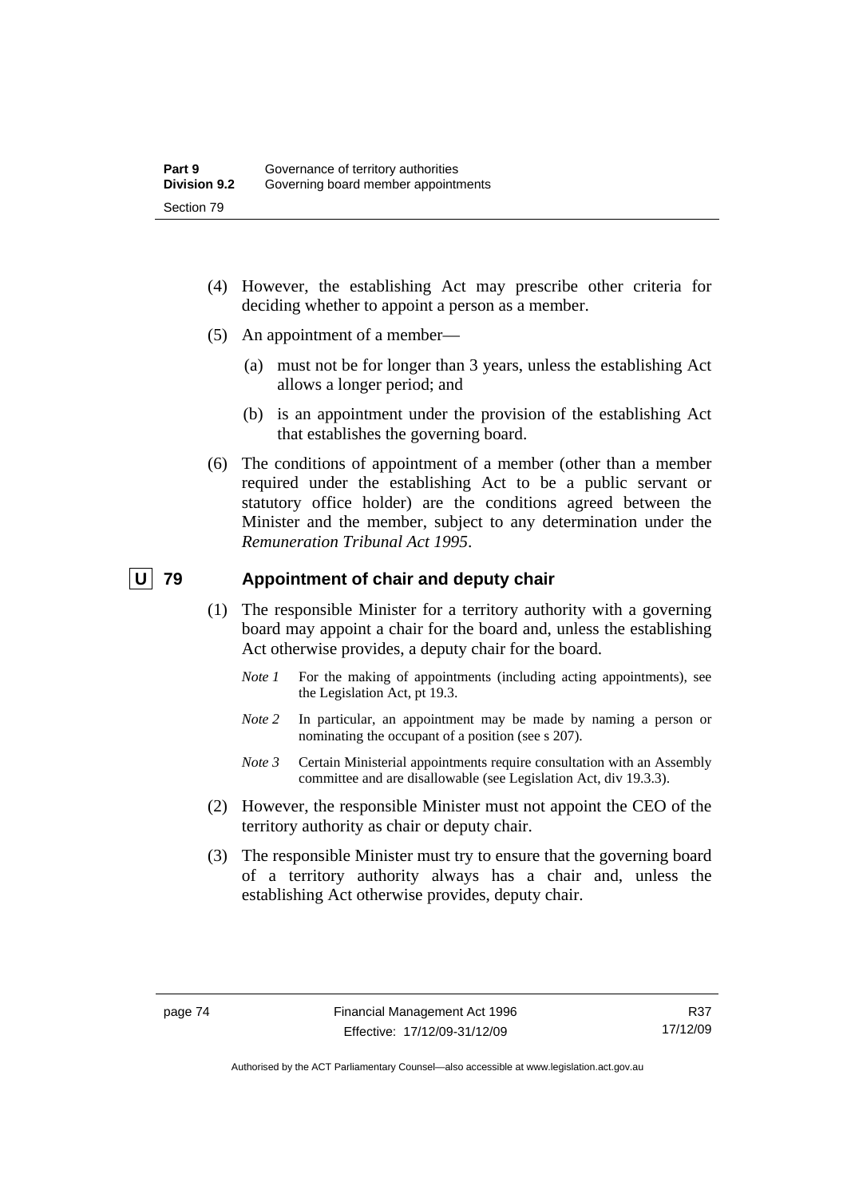(4) However, the establishing Act may prescribe other criteria for deciding whether to appoint a person as a member.

(5) An appointment of a member—

(a) must not be for longer than 3 years, unless the establishing Act allows a longer period; and

(b) is an appointment under the provision of the establishing Act that establishes the governing board.

(6) The conditions of appointment of a member (other than a member required under the establishing Act to be a public servant or statutory office holder) are the conditions agreed between the Minister and the member, subject to any determination under the *Remuneration Tribunal Act 1995*.

### U 79 Appointment of chair and deputy chair

(1) The responsible Minister for a territory authority with a governing board may appoint a chair for the board and, unless the establishing Act otherwise provides, a deputy chair for the board.

*Note 1* For the making of appointments (including acting appointments), see the Legislation Act, pt 19.3.

*Note 2* In particular, an appointment may be made by naming a person or nominating the occupant of a position (see s 207).

*Note 3* Certain Ministerial appointments require consultation with an Assembly committee and are disallowable (see Legislation Act, div 19.3.3).

(2) However, the responsible Minister must not appoint the CEO of the territory authority as chair or deputy chair.

(3) The responsible Minister must try to ensure that the governing board of a territory authority always has a chair and, unless the establishing Act otherwise provides, deputy chair.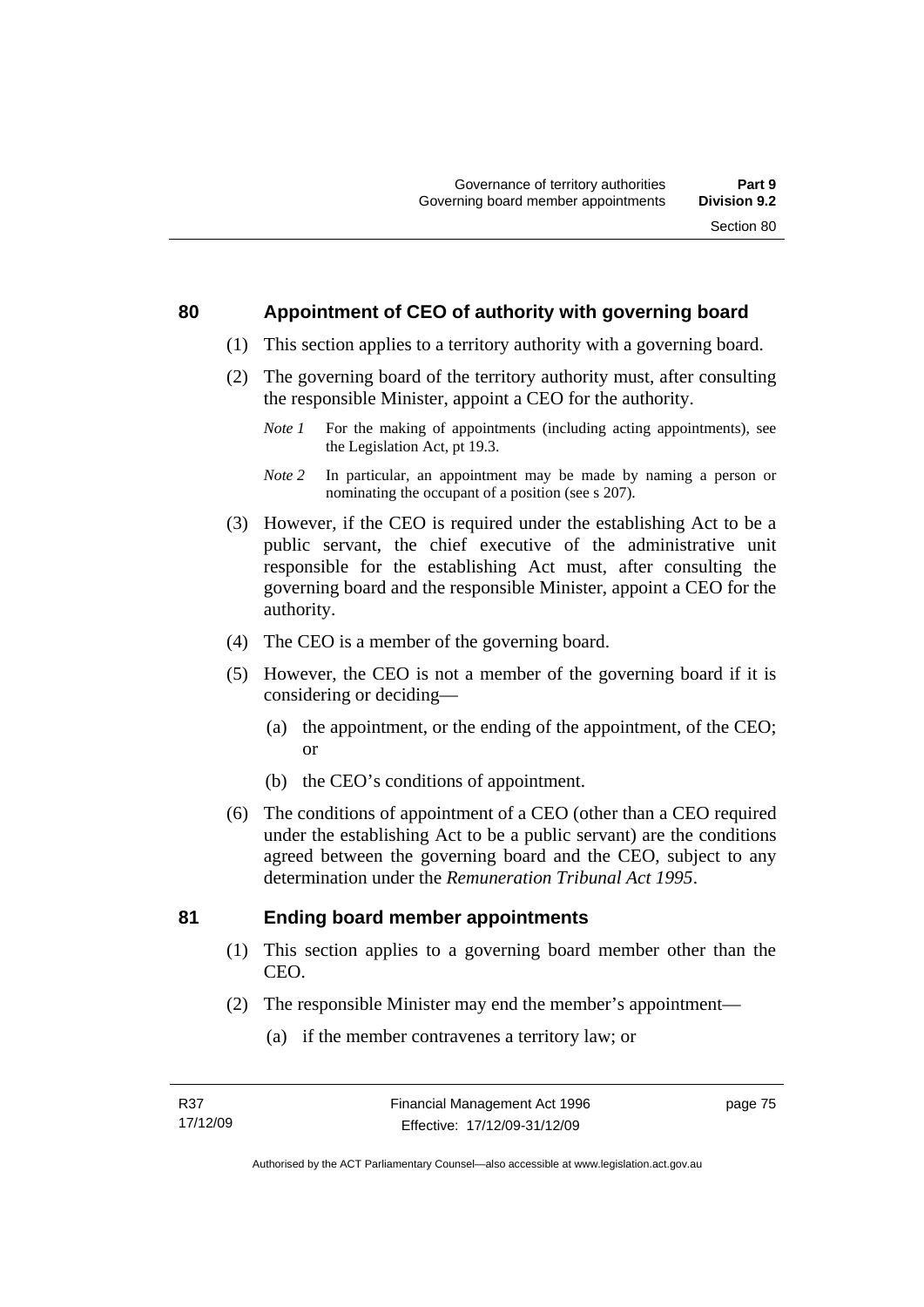## 80 Appointment of CEO of authority with governing board

(1) This section applies to a territory authority with a governing board.

(2) The governing board of the territory authority must, after consulting the responsible Minister, appoint a CEO for the authority.

*Note 1* For the making of appointments (including acting appointments), see the Legislation Act, pt 19.3.

*Note 2* In particular, an appointment may be made by naming a person or nominating the occupant of a position (see s 207).

(3) However, if the CEO is required under the establishing Act to be a public servant, the chief executive of the administrative unit responsible for the establishing Act must, after consulting the governing board and the responsible Minister, appoint a CEO for the authority.

(4) The CEO is a member of the governing board.

(5) However, the CEO is not a member of the governing board if it is considering or deciding—

(a) the appointment, or the ending of the appointment, of the CEO; or

(b) the CEO's conditions of appointment.

(6) The conditions of appointment of a CEO (other than a CEO required under the establishing Act to be a public servant) are the conditions agreed between the governing board and the CEO, subject to any determination under the *Remuneration Tribunal Act 1995*.

## 81 Ending board member appointments

(1) This section applies to a governing board member other than the CEO.

(2) The responsible Minister may end the member's appointment—

(a) if the member contravenes a territory law; or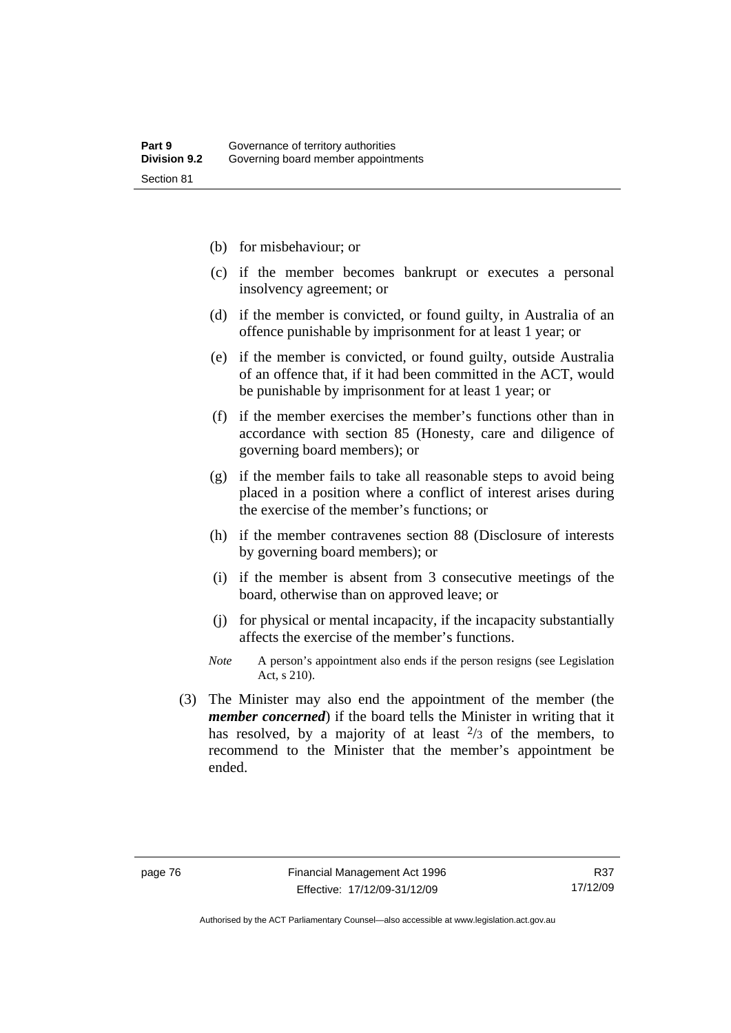(b) for misbehaviour; or

(c) if the member becomes bankrupt or executes a personal insolvency agreement; or

(d) if the member is convicted, or found guilty, in Australia of an offence punishable by imprisonment for at least 1 year; or

(e) if the member is convicted, or found guilty, outside Australia of an offence that, if it had been committed in the ACT, would be punishable by imprisonment for at least 1 year; or

(f) if the member exercises the member's functions other than in accordance with section 85 (Honesty, care and diligence of governing board members); or

(g) if the member fails to take all reasonable steps to avoid being placed in a position where a conflict of interest arises during the exercise of the member's functions; or

(h) if the member contravenes section 88 (Disclosure of interests by governing board members); or

(i) if the member is absent from 3 consecutive meetings of the board, otherwise than on approved leave; or

(j) for physical or mental incapacity, if the incapacity substantially affects the exercise of the member's functions.

*Note* A person's appointment also ends if the person resigns (see Legislation Act, s 210).

(3) The Minister may also end the appointment of the member (the ***member concerned***) if the board tells the Minister in writing that it has resolved, by a majority of at least $^{2}/_{3}$ of the members, to recommend to the Minister that the member's appointment be ended.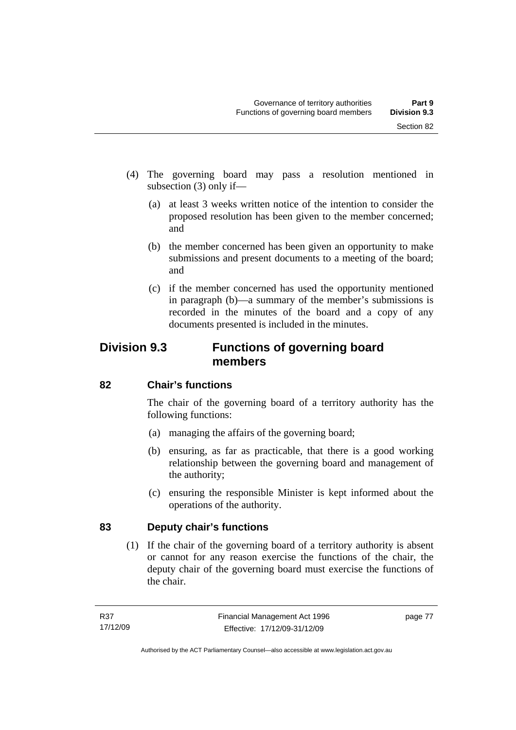(4) The governing board may pass a resolution mentioned in subsection (3) only if—

(a) at least 3 weeks written notice of the intention to consider the proposed resolution has been given to the member concerned; and

(b) the member concerned has been given an opportunity to make submissions and present documents to a meeting of the board; and

(c) if the member concerned has used the opportunity mentioned in paragraph (b)—a summary of the member's submissions is recorded in the minutes of the board and a copy of any documents presented is included in the minutes.

## Division 9.3 Functions of governing board members

### 82 Chair's functions

The chair of the governing board of a territory authority has the following functions:

(a) managing the affairs of the governing board;

(b) ensuring, as far as practicable, that there is a good working relationship between the governing board and management of the authority;

(c) ensuring the responsible Minister is kept informed about the operations of the authority.

### 83 Deputy chair's functions

(1) If the chair of the governing board of a territory authority is absent or cannot for any reason exercise the functions of the chair, the deputy chair of the governing board must exercise the functions of the chair.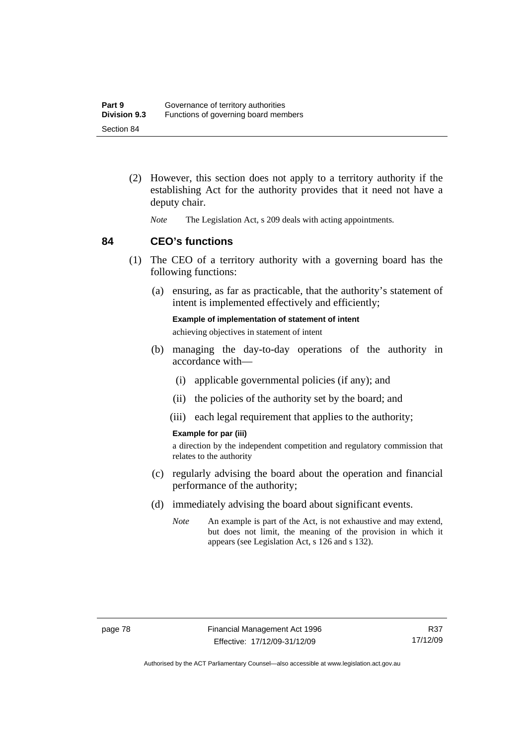(2) However, this section does not apply to a territory authority if the establishing Act for the authority provides that it need not have a deputy chair.

*Note* The Legislation Act, s 209 deals with acting appointments.

## 84 CEO's functions

(1) The CEO of a territory authority with a governing board has the following functions:

(a) ensuring, as far as practicable, that the authority's statement of intent is implemented effectively and efficiently;

**Example of implementation of statement of intent**

achieving objectives in statement of intent

(b) managing the day-to-day operations of the authority in accordance with—

(i) applicable governmental policies (if any); and

(ii) the policies of the authority set by the board; and

(iii) each legal requirement that applies to the authority;

**Example for par (iii)**

a direction by the independent competition and regulatory commission that relates to the authority

(c) regularly advising the board about the operation and financial performance of the authority;

(d) immediately advising the board about significant events.

*Note* An example is part of the Act, is not exhaustive and may extend, but does not limit, the meaning of the provision in which it appears (see Legislation Act, s 126 and s 132).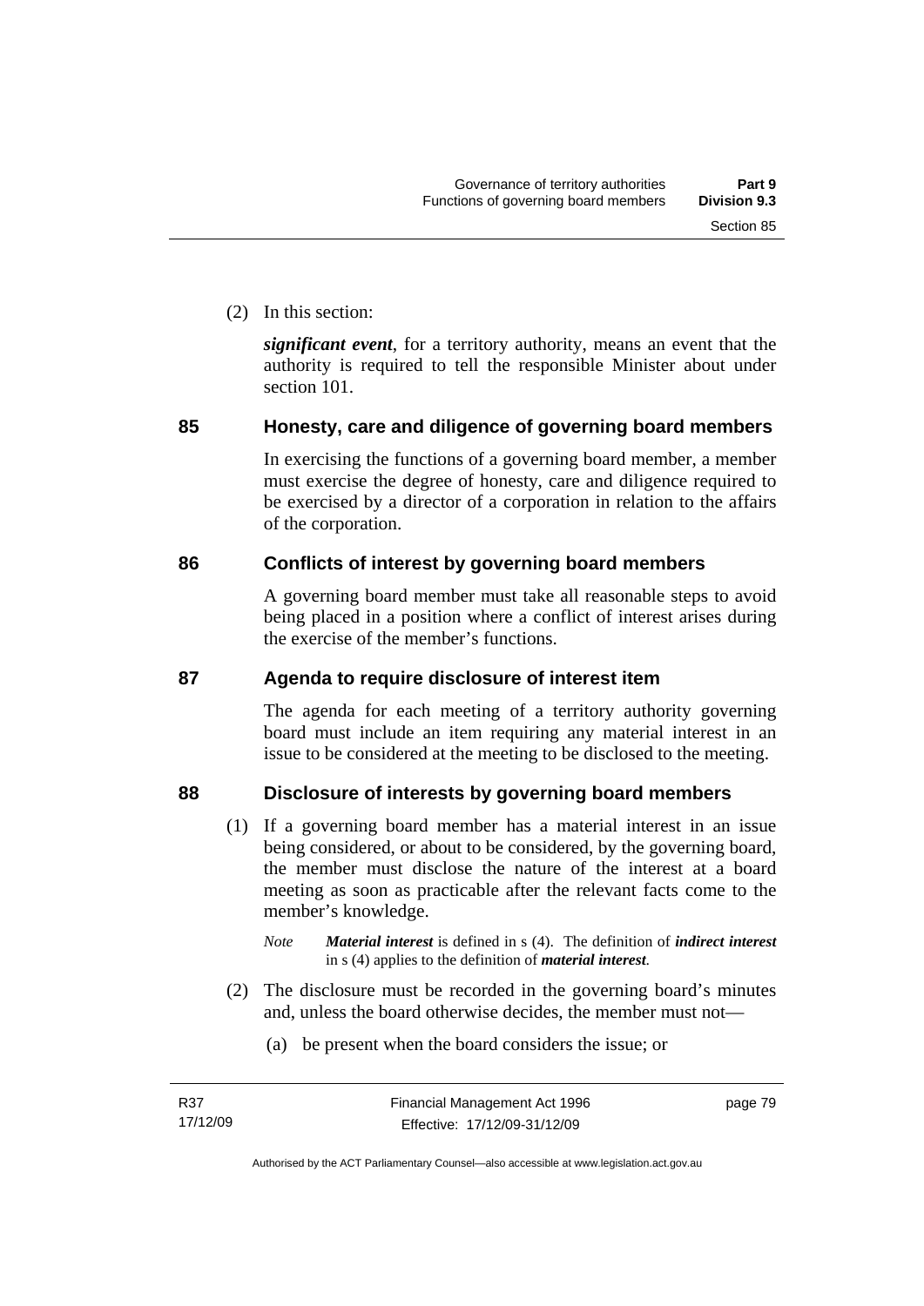(2) In this section:

***significant event***, for a territory authority, means an event that the authority is required to tell the responsible Minister about under section 101.

## 85 Honesty, care and diligence of governing board members

In exercising the functions of a governing board member, a member must exercise the degree of honesty, care and diligence required to be exercised by a director of a corporation in relation to the affairs of the corporation.

## 86 Conflicts of interest by governing board members

A governing board member must take all reasonable steps to avoid being placed in a position where a conflict of interest arises during the exercise of the member's functions.

## 87 Agenda to require disclosure of interest item

The agenda for each meeting of a territory authority governing board must include an item requiring any material interest in an issue to be considered at the meeting to be disclosed to the meeting.

## 88 Disclosure of interests by governing board members

(1) If a governing board member has a material interest in an issue being considered, or about to be considered, by the governing board, the member must disclose the nature of the interest at a board meeting as soon as practicable after the relevant facts come to the member's knowledge.

*Note* ***Material interest*** is defined in s (4). The definition of ***indirect interest*** in s (4) applies to the definition of ***material interest***.

(2) The disclosure must be recorded in the governing board's minutes and, unless the board otherwise decides, the member must not—

(a) be present when the board considers the issue; or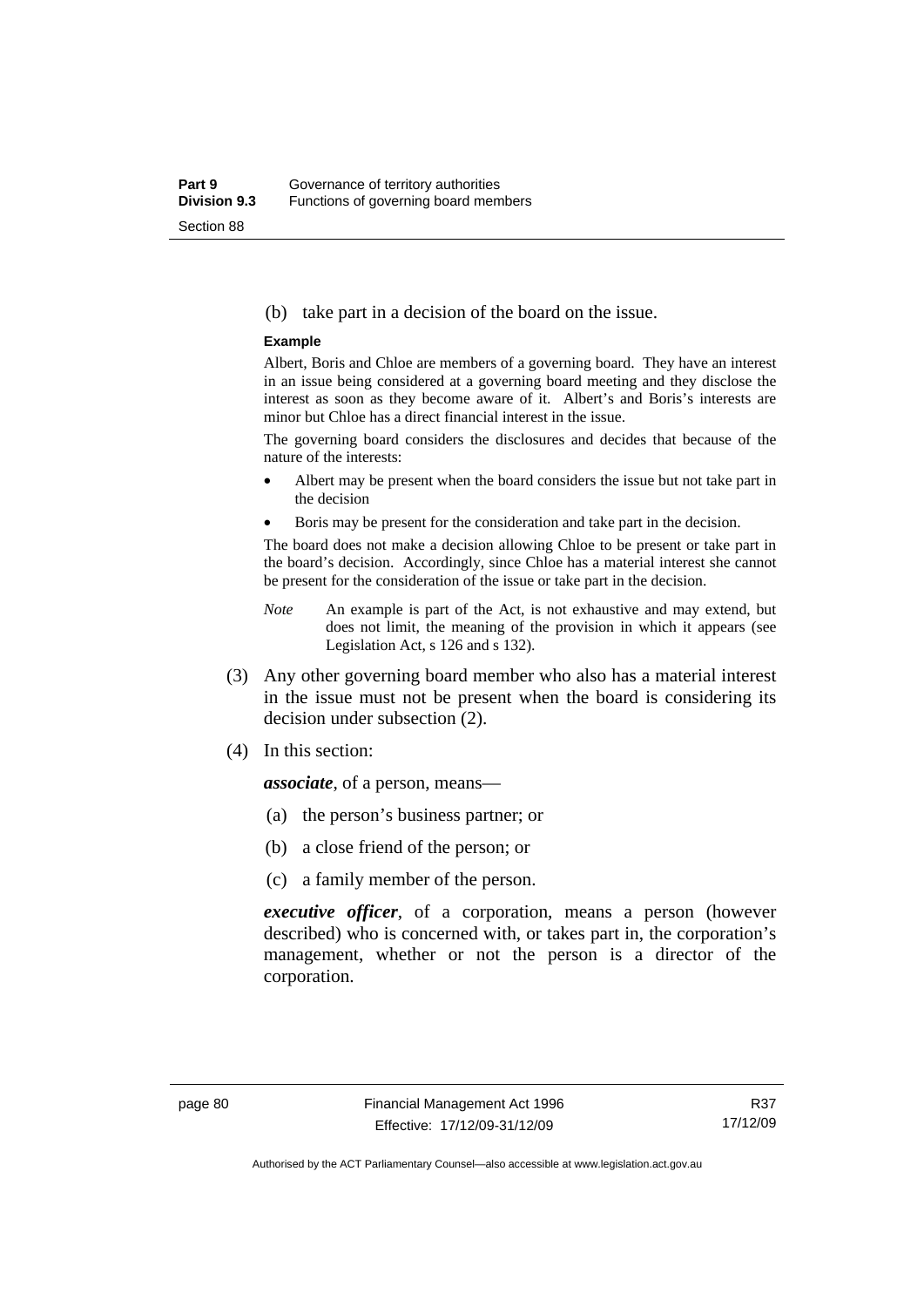(b) take part in a decision of the board on the issue.

**Example**

Albert, Boris and Chloe are members of a governing board. They have an interest in an issue being considered at a governing board meeting and they disclose the interest as soon as they become aware of it. Albert's and Boris's interests are minor but Chloe has a direct financial interest in the issue.

The governing board considers the disclosures and decides that because of the nature of the interests:

- Albert may be present when the board considers the issue but not take part in the decision
- Boris may be present for the consideration and take part in the decision.

The board does not make a decision allowing Chloe to be present or take part in the board's decision. Accordingly, since Chloe has a material interest she cannot be present for the consideration of the issue or take part in the decision.

*Note* An example is part of the Act, is not exhaustive and may extend, but does not limit, the meaning of the provision in which it appears (see Legislation Act, s 126 and s 132).

(3) Any other governing board member who also has a material interest in the issue must not be present when the board is considering its decision under subsection (2).

(4) In this section:

***associate***, of a person, means—

(a) the person's business partner; or

(b) a close friend of the person; or

(c) a family member of the person.

***executive officer***, of a corporation, means a person (however described) who is concerned with, or takes part in, the corporation's management, whether or not the person is a director of the corporation.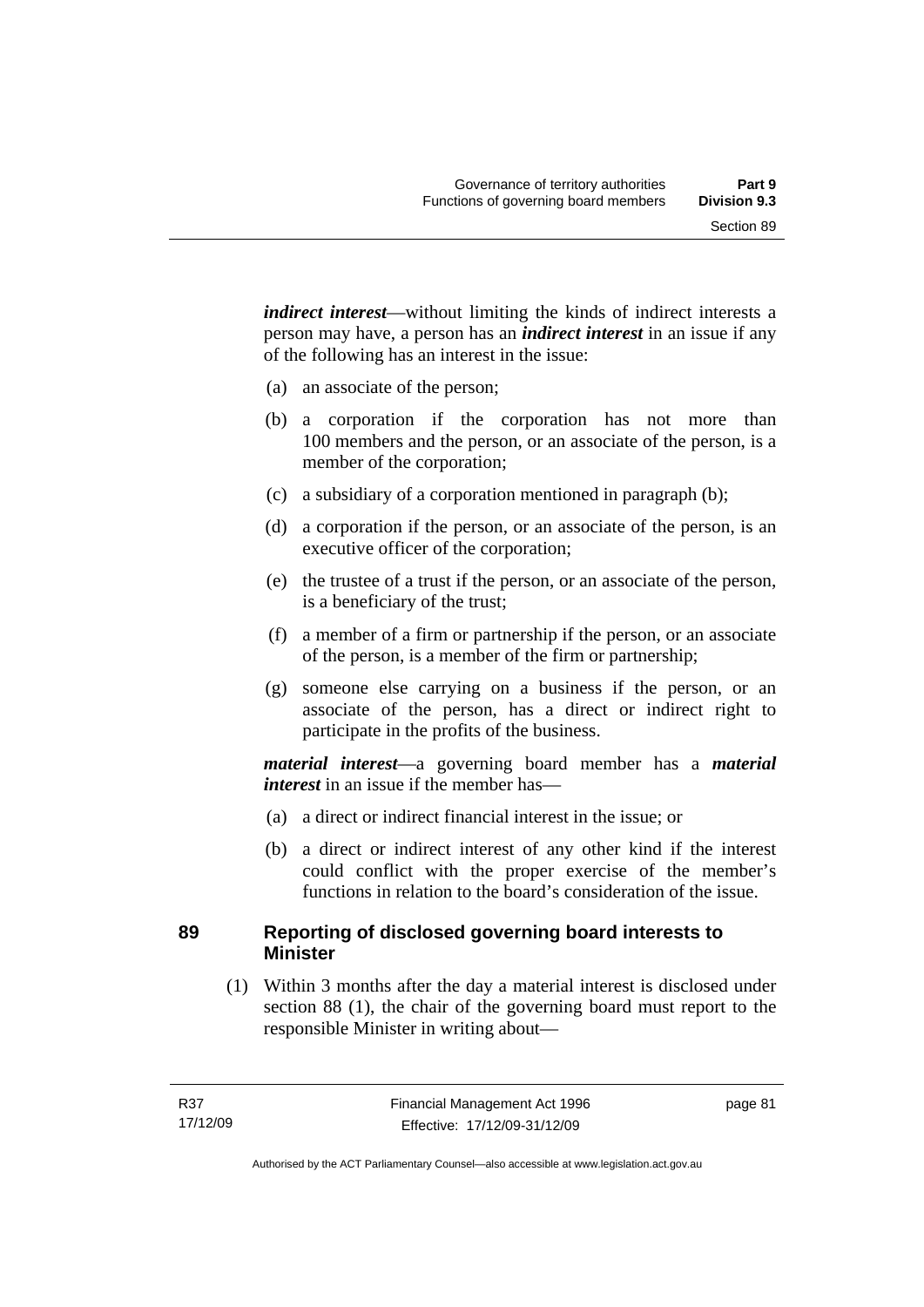***indirect interest***—without limiting the kinds of indirect interests a person may have, a person has an ***indirect interest*** in an issue if any of the following has an interest in the issue:

(a) an associate of the person;

(b) a corporation if the corporation has not more than 100 members and the person, or an associate of the person, is a member of the corporation;

(c) a subsidiary of a corporation mentioned in paragraph (b);

(d) a corporation if the person, or an associate of the person, is an executive officer of the corporation;

(e) the trustee of a trust if the person, or an associate of the person, is a beneficiary of the trust;

(f) a member of a firm or partnership if the person, or an associate of the person, is a member of the firm or partnership;

(g) someone else carrying on a business if the person, or an associate of the person, has a direct or indirect right to participate in the profits of the business.

***material interest***—a governing board member has a ***material interest*** in an issue if the member has—

(a) a direct or indirect financial interest in the issue; or

(b) a direct or indirect interest of any other kind if the interest could conflict with the proper exercise of the member's functions in relation to the board's consideration of the issue.

## 89 Reporting of disclosed governing board interests to Minister

(1) Within 3 months after the day a material interest is disclosed under section 88 (1), the chair of the governing board must report to the responsible Minister in writing about—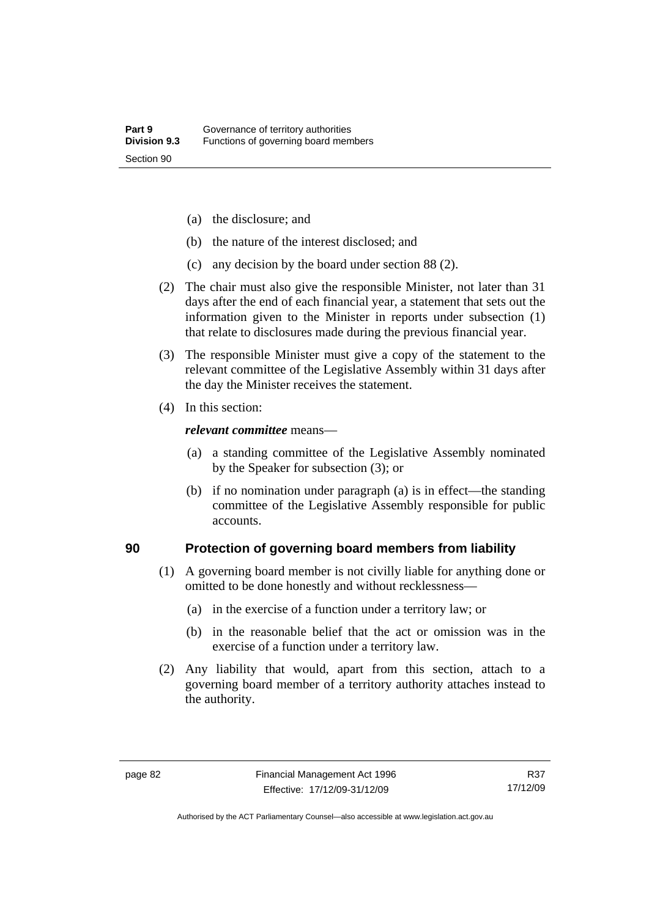(a) the disclosure; and

(b) the nature of the interest disclosed; and

(c) any decision by the board under section 88 (2).

(2) The chair must also give the responsible Minister, not later than 31 days after the end of each financial year, a statement that sets out the information given to the Minister in reports under subsection (1) that relate to disclosures made during the previous financial year.

(3) The responsible Minister must give a copy of the statement to the relevant committee of the Legislative Assembly within 31 days after the day the Minister receives the statement.

(4) In this section:

***relevant committee*** means—

(a) a standing committee of the Legislative Assembly nominated by the Speaker for subsection (3); or

(b) if no nomination under paragraph (a) is in effect—the standing committee of the Legislative Assembly responsible for public accounts.

## 90 Protection of governing board members from liability

(1) A governing board member is not civilly liable for anything done or omitted to be done honestly and without recklessness—

(a) in the exercise of a function under a territory law; or

(b) in the reasonable belief that the act or omission was in the exercise of a function under a territory law.

(2) Any liability that would, apart from this section, attach to a governing board member of a territory authority attaches instead to the authority.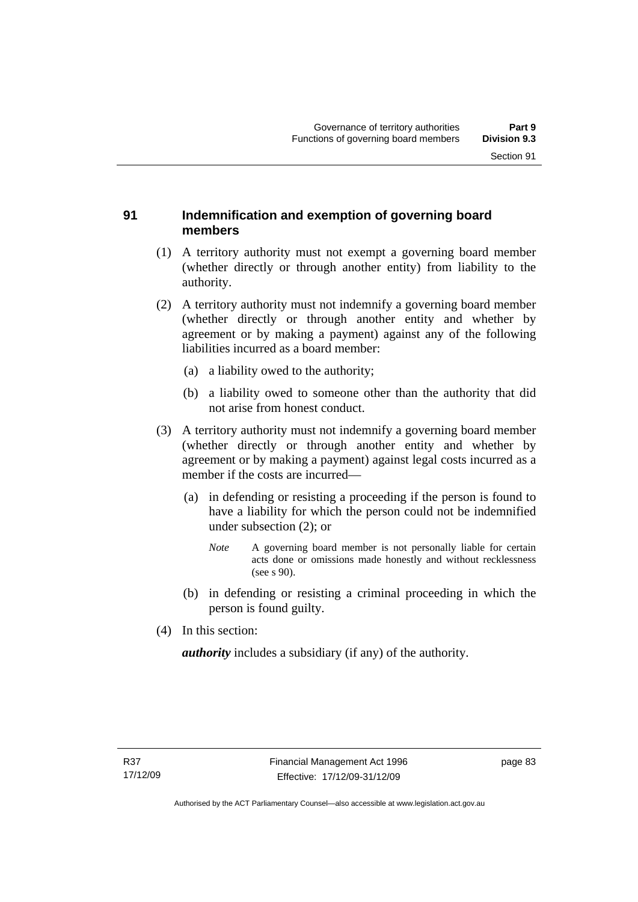## 91 Indemnification and exemption of governing board members

(1) A territory authority must not exempt a governing board member (whether directly or through another entity) from liability to the authority.

(2) A territory authority must not indemnify a governing board member (whether directly or through another entity and whether by agreement or by making a payment) against any of the following liabilities incurred as a board member:

(a) a liability owed to the authority;

(b) a liability owed to someone other than the authority that did not arise from honest conduct.

(3) A territory authority must not indemnify a governing board member (whether directly or through another entity and whether by agreement or by making a payment) against legal costs incurred as a member if the costs are incurred—

(a) in defending or resisting a proceeding if the person is found to have a liability for which the person could not be indemnified under subsection (2); or

*Note* A governing board member is not personally liable for certain acts done or omissions made honestly and without recklessness (see s 90).

(b) in defending or resisting a criminal proceeding in which the person is found guilty.

(4) In this section:

***authority*** includes a subsidiary (if any) of the authority.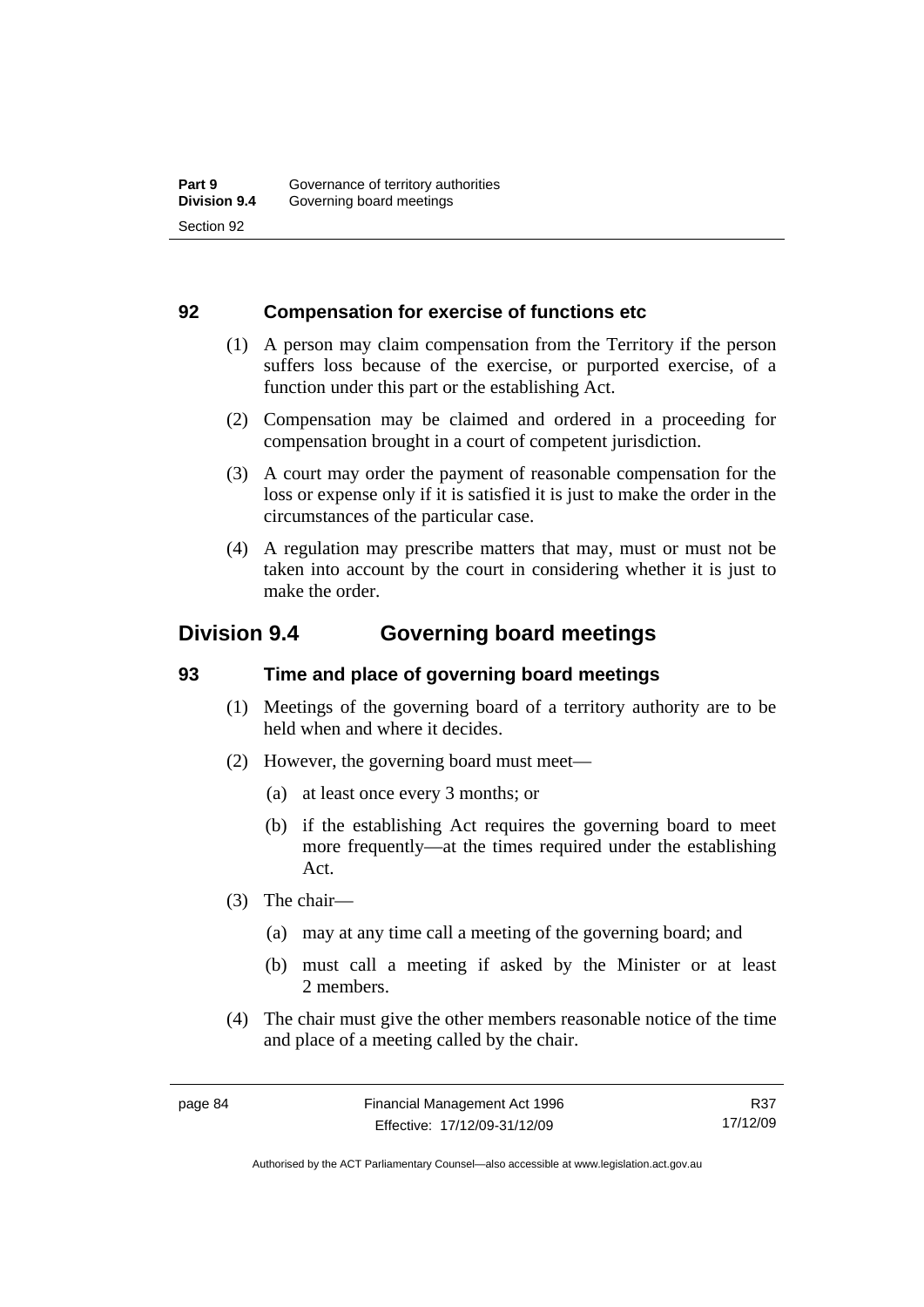### 92 Compensation for exercise of functions etc

(1) A person may claim compensation from the Territory if the person suffers loss because of the exercise, or purported exercise, of a function under this part or the establishing Act.

(2) Compensation may be claimed and ordered in a proceeding for compensation brought in a court of competent jurisdiction.

(3) A court may order the payment of reasonable compensation for the loss or expense only if it is satisfied it is just to make the order in the circumstances of the particular case.

(4) A regulation may prescribe matters that may, must or must not be taken into account by the court in considering whether it is just to make the order.

## Division 9.4 Governing board meetings

### 93 Time and place of governing board meetings

(1) Meetings of the governing board of a territory authority are to be held when and where it decides.

(2) However, the governing board must meet—

(a) at least once every 3 months; or

(b) if the establishing Act requires the governing board to meet more frequently—at the times required under the establishing Act.

(3) The chair—

(a) may at any time call a meeting of the governing board; and

(b) must call a meeting if asked by the Minister or at least 2 members.

(4) The chair must give the other members reasonable notice of the time and place of a meeting called by the chair.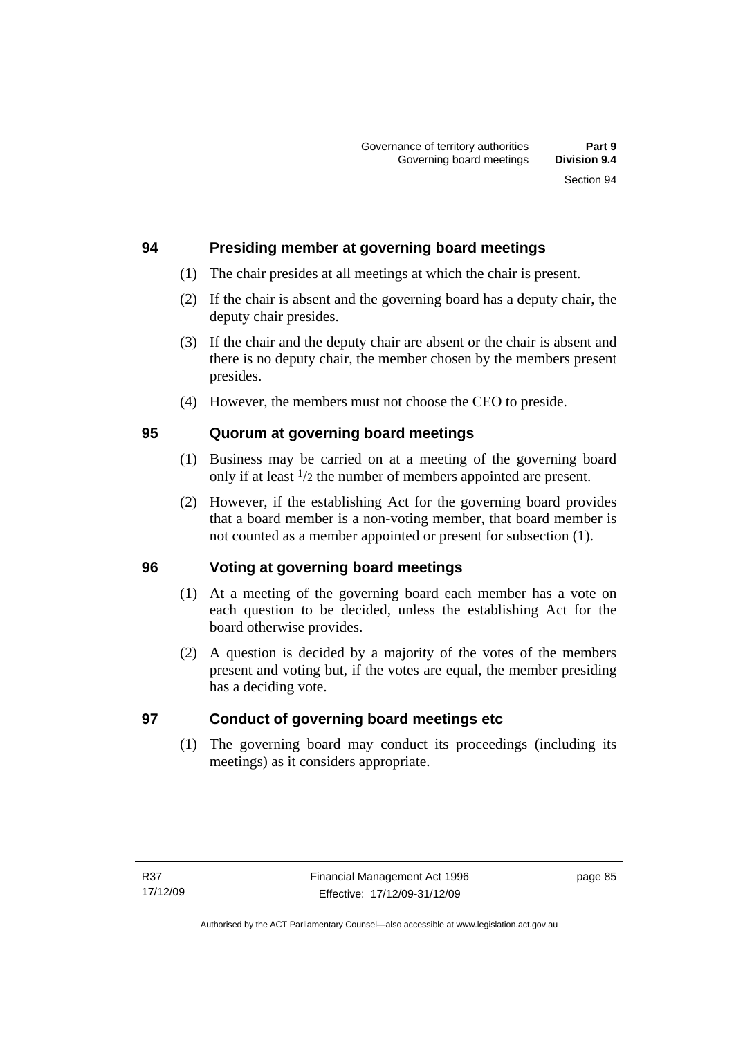## 94 Presiding member at governing board meetings

(1) The chair presides at all meetings at which the chair is present.

(2) If the chair is absent and the governing board has a deputy chair, the deputy chair presides.

(3) If the chair and the deputy chair are absent or the chair is absent and there is no deputy chair, the member chosen by the members present presides.

(4) However, the members must not choose the CEO to preside.

## 95 Quorum at governing board meetings

(1) Business may be carried on at a meeting of the governing board only if at least $^1/_2$ the number of members appointed are present.

(2) However, if the establishing Act for the governing board provides that a board member is a non-voting member, that board member is not counted as a member appointed or present for subsection (1).

## 96 Voting at governing board meetings

(1) At a meeting of the governing board each member has a vote on each question to be decided, unless the establishing Act for the board otherwise provides.

(2) A question is decided by a majority of the votes of the members present and voting but, if the votes are equal, the member presiding has a deciding vote.

## 97 Conduct of governing board meetings etc

(1) The governing board may conduct its proceedings (including its meetings) as it considers appropriate.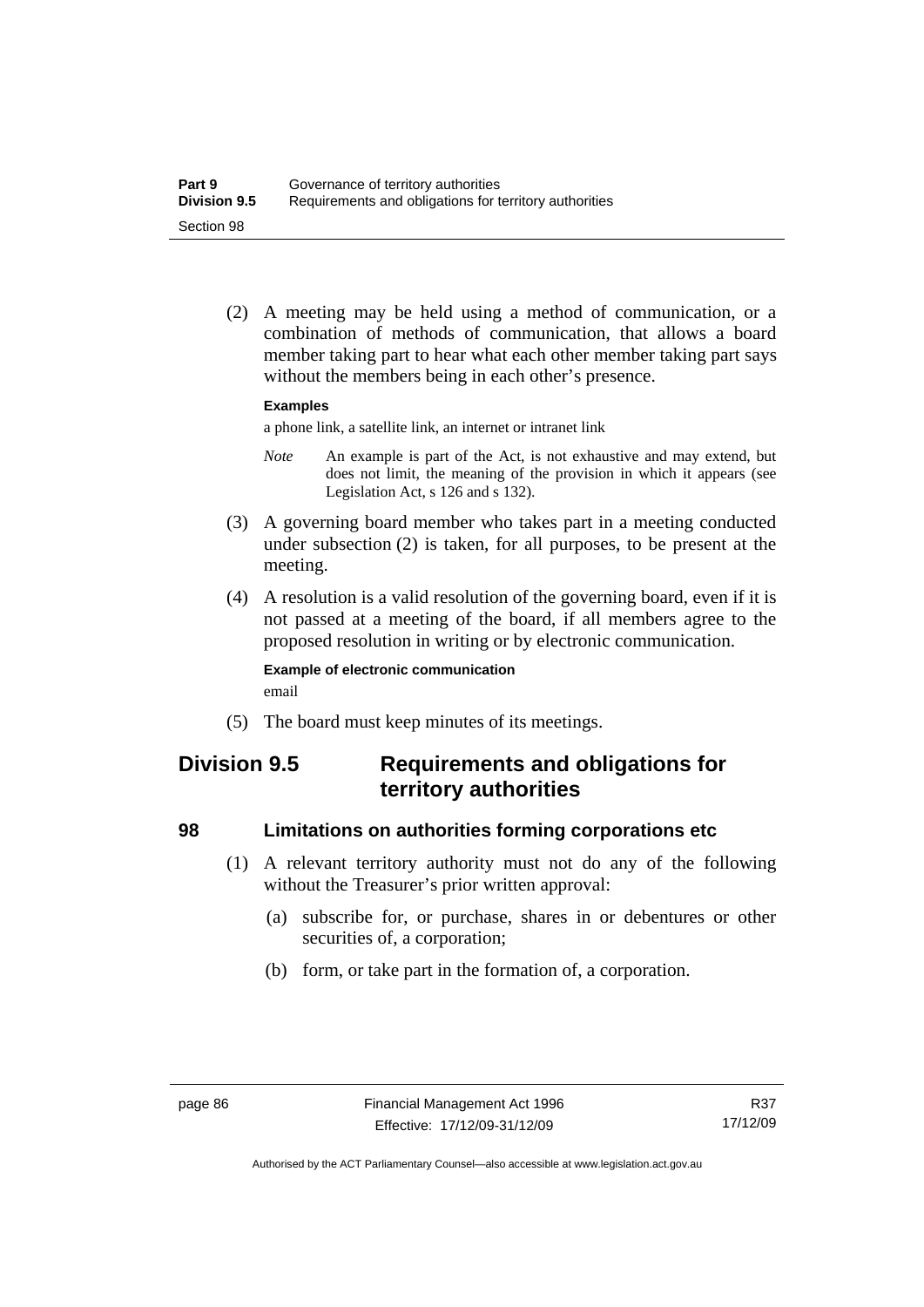(2) A meeting may be held using a method of communication, or a combination of methods of communication, that allows a board member taking part to hear what each other member taking part says without the members being in each other's presence.

**Examples**

a phone link, a satellite link, an internet or intranet link

*Note* An example is part of the Act, is not exhaustive and may extend, but does not limit, the meaning of the provision in which it appears (see Legislation Act, s 126 and s 132).

(3) A governing board member who takes part in a meeting conducted under subsection (2) is taken, for all purposes, to be present at the meeting.

(4) A resolution is a valid resolution of the governing board, even if it is not passed at a meeting of the board, if all members agree to the proposed resolution in writing or by electronic communication.

**Example of electronic communication**

email

(5) The board must keep minutes of its meetings.

## Division 9.5 Requirements and obligations for territory authorities

### 98 Limitations on authorities forming corporations etc

(1) A relevant territory authority must not do any of the following without the Treasurer's prior written approval:

(a) subscribe for, or purchase, shares in or debentures or other securities of, a corporation;

(b) form, or take part in the formation of, a corporation.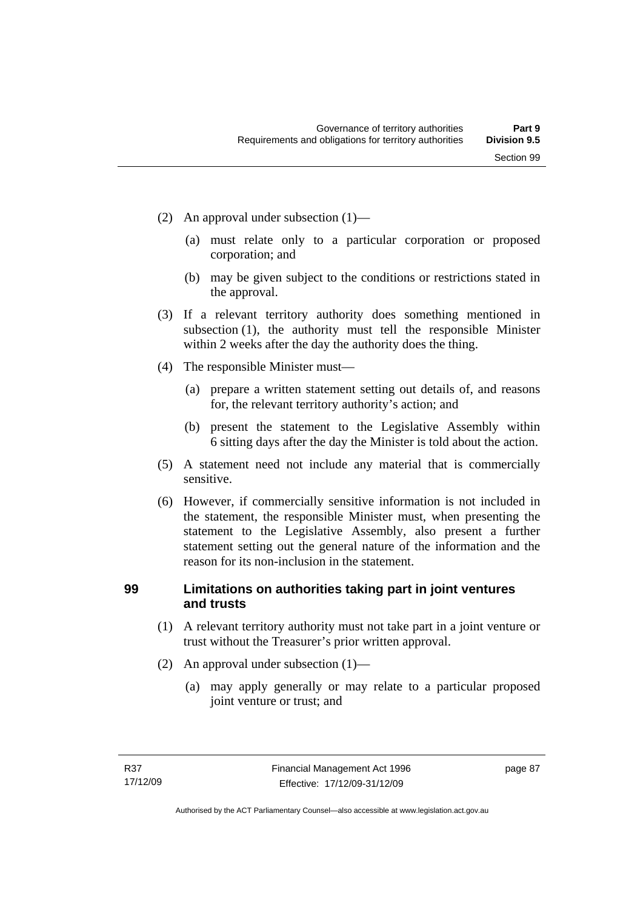(2) An approval under subsection (1)—

(a) must relate only to a particular corporation or proposed corporation; and

(b) may be given subject to the conditions or restrictions stated in the approval.

(3) If a relevant territory authority does something mentioned in subsection (1), the authority must tell the responsible Minister within 2 weeks after the day the authority does the thing.

(4) The responsible Minister must—

(a) prepare a written statement setting out details of, and reasons for, the relevant territory authority's action; and

(b) present the statement to the Legislative Assembly within 6 sitting days after the day the Minister is told about the action.

(5) A statement need not include any material that is commercially sensitive.

(6) However, if commercially sensitive information is not included in the statement, the responsible Minister must, when presenting the statement to the Legislative Assembly, also present a further statement setting out the general nature of the information and the reason for its non-inclusion in the statement.

## 99 Limitations on authorities taking part in joint ventures and trusts

(1) A relevant territory authority must not take part in a joint venture or trust without the Treasurer's prior written approval.

(2) An approval under subsection (1)—

(a) may apply generally or may relate to a particular proposed joint venture or trust; and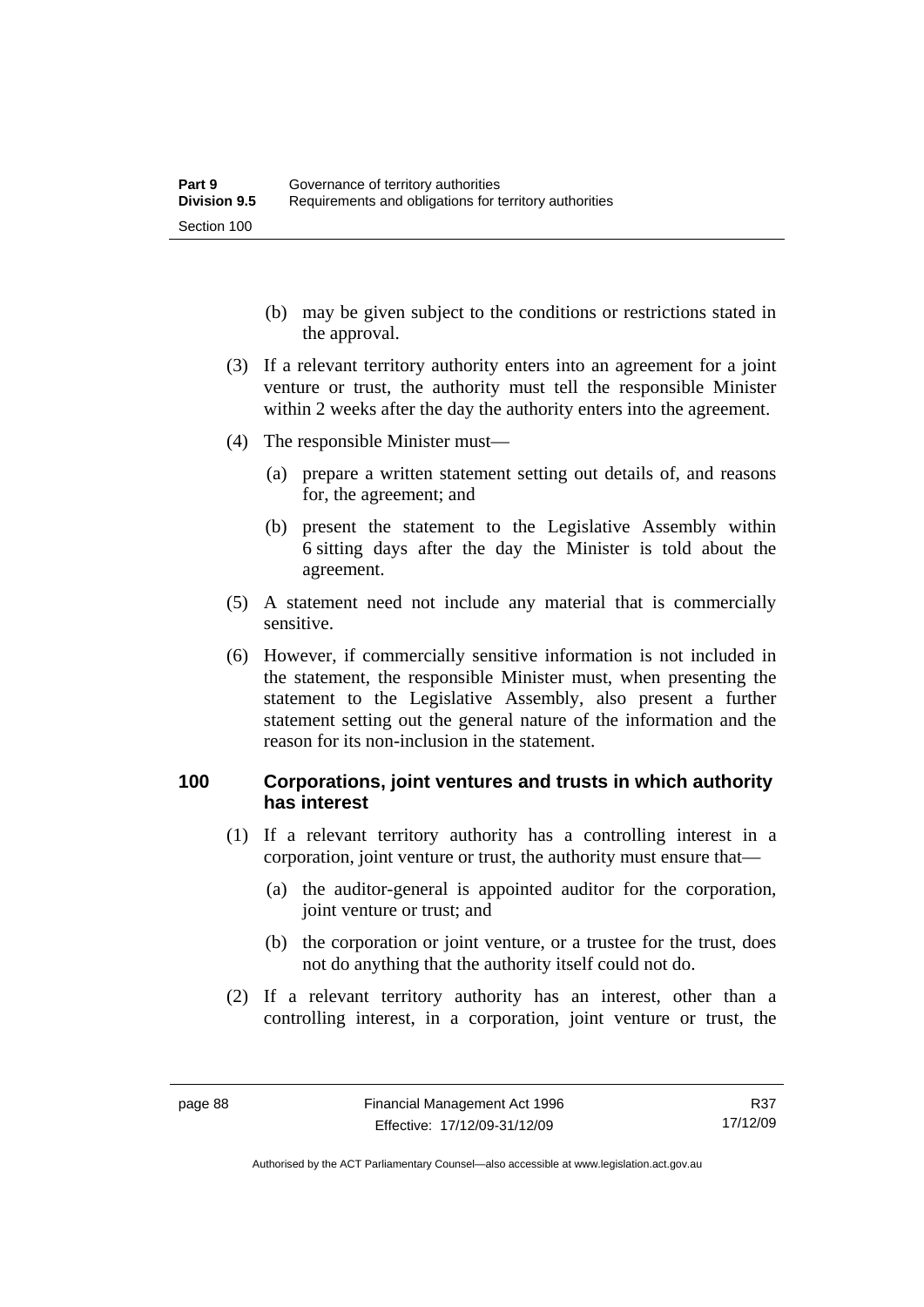(b) may be given subject to the conditions or restrictions stated in the approval.

(3) If a relevant territory authority enters into an agreement for a joint venture or trust, the authority must tell the responsible Minister within 2 weeks after the day the authority enters into the agreement.

(4) The responsible Minister must—

(a) prepare a written statement setting out details of, and reasons for, the agreement; and

(b) present the statement to the Legislative Assembly within 6 sitting days after the day the Minister is told about the agreement.

(5) A statement need not include any material that is commercially sensitive.

(6) However, if commercially sensitive information is not included in the statement, the responsible Minister must, when presenting the statement to the Legislative Assembly, also present a further statement setting out the general nature of the information and the reason for its non-inclusion in the statement.

## 100 Corporations, joint ventures and trusts in which authority has interest

(1) If a relevant territory authority has a controlling interest in a corporation, joint venture or trust, the authority must ensure that—

(a) the auditor-general is appointed auditor for the corporation, joint venture or trust; and

(b) the corporation or joint venture, or a trustee for the trust, does not do anything that the authority itself could not do.

(2) If a relevant territory authority has an interest, other than a controlling interest, in a corporation, joint venture or trust, the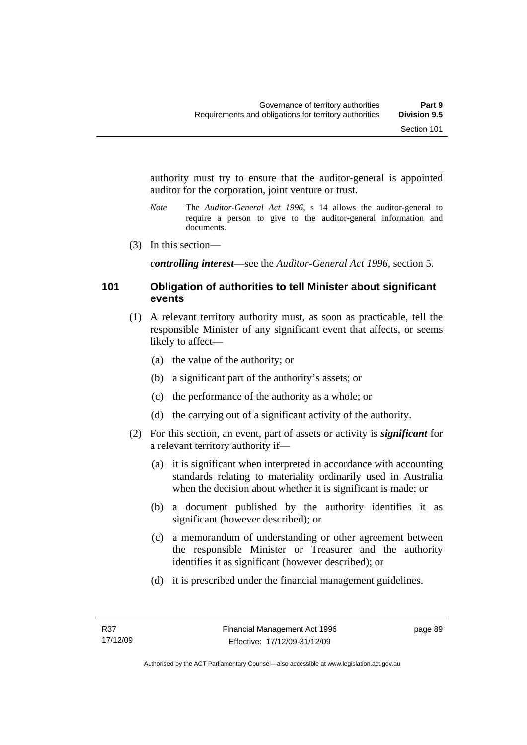authority must try to ensure that the auditor-general is appointed auditor for the corporation, joint venture or trust.

*Note* The *Auditor-General Act 1996*, s 14 allows the auditor-general to require a person to give to the auditor-general information and documents.

(3) In this section—

***controlling interest***—see the *Auditor-General Act 1996*, section 5.

## 101 Obligation of authorities to tell Minister about significant events

(1) A relevant territory authority must, as soon as practicable, tell the responsible Minister of any significant event that affects, or seems likely to affect—

(a) the value of the authority; or

(b) a significant part of the authority's assets; or

(c) the performance of the authority as a whole; or

(d) the carrying out of a significant activity of the authority.

(2) For this section, an event, part of assets or activity is ***significant*** for a relevant territory authority if—

(a) it is significant when interpreted in accordance with accounting standards relating to materiality ordinarily used in Australia when the decision about whether it is significant is made; or

(b) a document published by the authority identifies it as significant (however described); or

(c) a memorandum of understanding or other agreement between the responsible Minister or Treasurer and the authority identifies it as significant (however described); or

(d) it is prescribed under the financial management guidelines.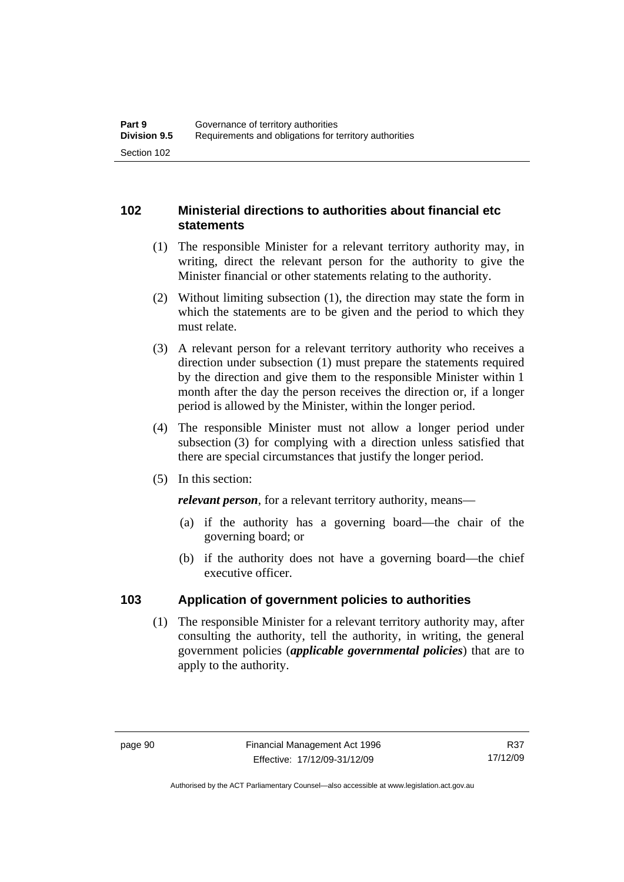## 102 Ministerial directions to authorities about financial etc statements

(1) The responsible Minister for a relevant territory authority may, in writing, direct the relevant person for the authority to give the Minister financial or other statements relating to the authority.

(2) Without limiting subsection (1), the direction may state the form in which the statements are to be given and the period to which they must relate.

(3) A relevant person for a relevant territory authority who receives a direction under subsection (1) must prepare the statements required by the direction and give them to the responsible Minister within 1 month after the day the person receives the direction or, if a longer period is allowed by the Minister, within the longer period.

(4) The responsible Minister must not allow a longer period under subsection (3) for complying with a direction unless satisfied that there are special circumstances that justify the longer period.

(5) In this section:

***relevant person***, for a relevant territory authority, means—

(a) if the authority has a governing board—the chair of the governing board; or

(b) if the authority does not have a governing board—the chief executive officer.

## 103 Application of government policies to authorities

(1) The responsible Minister for a relevant territory authority may, after consulting the authority, tell the authority, in writing, the general government policies (***applicable governmental policies***) that are to apply to the authority.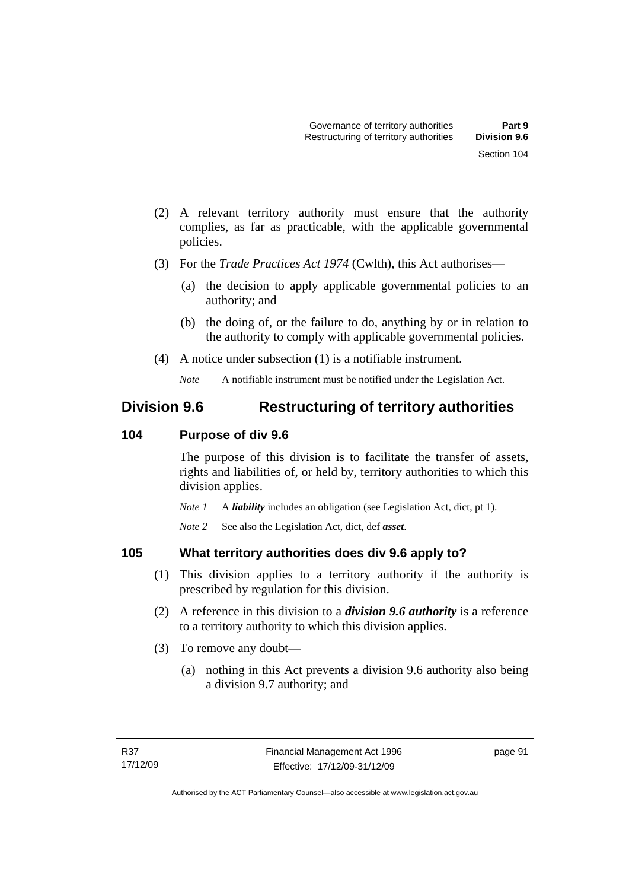(2) A relevant territory authority must ensure that the authority complies, as far as practicable, with the applicable governmental policies.

(3) For the *Trade Practices Act 1974* (Cwlth), this Act authorises—

(a) the decision to apply applicable governmental policies to an authority; and

(b) the doing of, or the failure to do, anything by or in relation to the authority to comply with applicable governmental policies.

(4) A notice under subsection (1) is a notifiable instrument.

*Note* A notifiable instrument must be notified under the Legislation Act.

## Division 9.6 Restructuring of territory authorities

### 104 Purpose of div 9.6

The purpose of this division is to facilitate the transfer of assets, rights and liabilities of, or held by, territory authorities to which this division applies.

*Note 1* A ***liability*** includes an obligation (see Legislation Act, dict, pt 1).

*Note 2* See also the Legislation Act, dict, def ***asset***.

### 105 What territory authorities does div 9.6 apply to?

(1) This division applies to a territory authority if the authority is prescribed by regulation for this division.

(2) A reference in this division to a ***division 9.6 authority*** is a reference to a territory authority to which this division applies.

(3) To remove any doubt—

(a) nothing in this Act prevents a division 9.6 authority also being a division 9.7 authority; and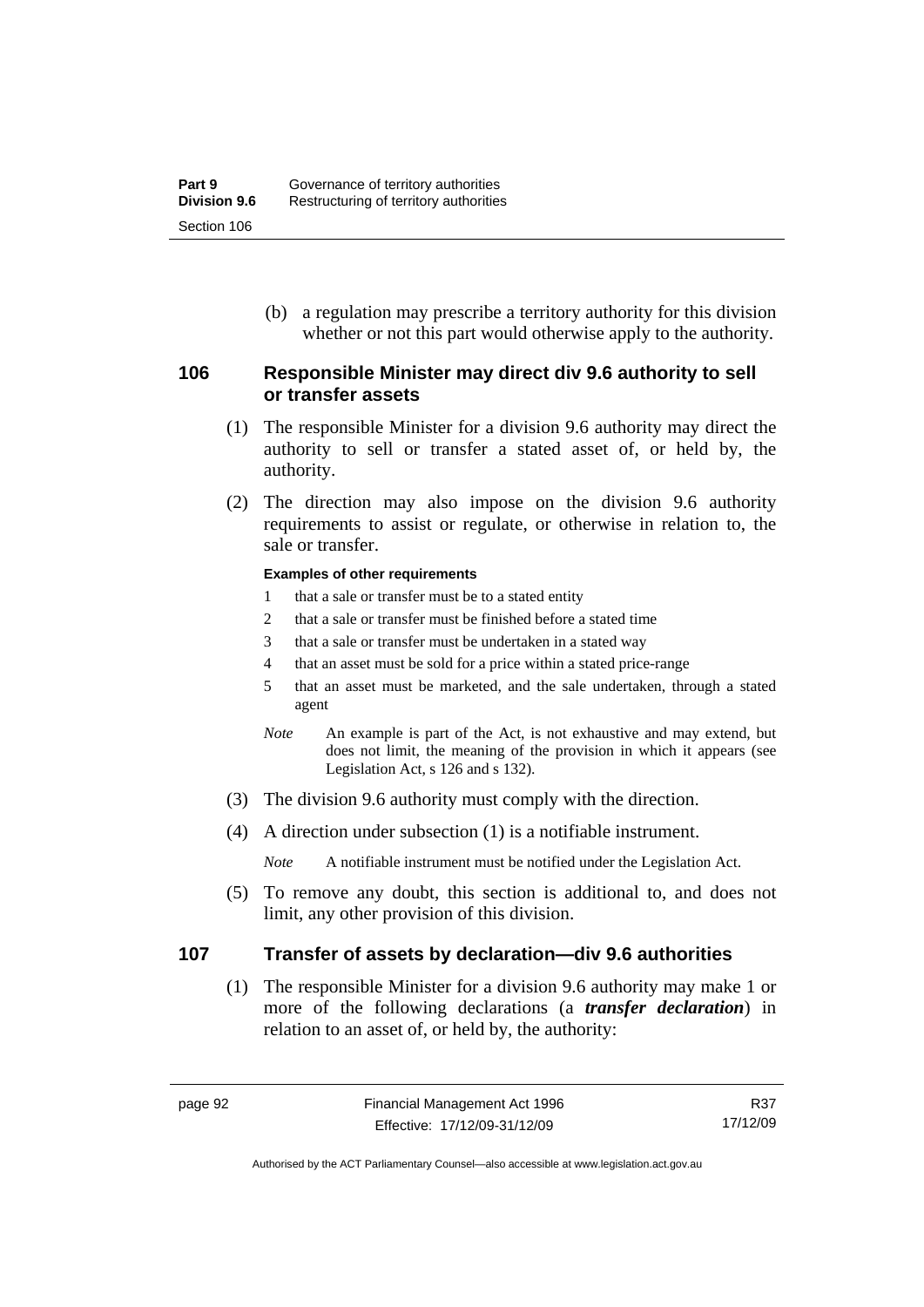(b) a regulation may prescribe a territory authority for this division whether or not this part would otherwise apply to the authority.

## 106 Responsible Minister may direct div 9.6 authority to sell or transfer assets

(1) The responsible Minister for a division 9.6 authority may direct the authority to sell or transfer a stated asset of, or held by, the authority.

(2) The direction may also impose on the division 9.6 authority requirements to assist or regulate, or otherwise in relation to, the sale or transfer.

**Examples of other requirements**

1 that a sale or transfer must be to a stated entity

2 that a sale or transfer must be finished before a stated time

3 that a sale or transfer must be undertaken in a stated way

4 that an asset must be sold for a price within a stated price-range

5 that an asset must be marketed, and the sale undertaken, through a stated agent

*Note* An example is part of the Act, is not exhaustive and may extend, but does not limit, the meaning of the provision in which it appears (see Legislation Act, s 126 and s 132).

(3) The division 9.6 authority must comply with the direction.

(4) A direction under subsection (1) is a notifiable instrument.

*Note* A notifiable instrument must be notified under the Legislation Act.

(5) To remove any doubt, this section is additional to, and does not limit, any other provision of this division.

## 107 Transfer of assets by declaration—div 9.6 authorities

(1) The responsible Minister for a division 9.6 authority may make 1 or more of the following declarations (a ***transfer declaration***) in relation to an asset of, or held by, the authority: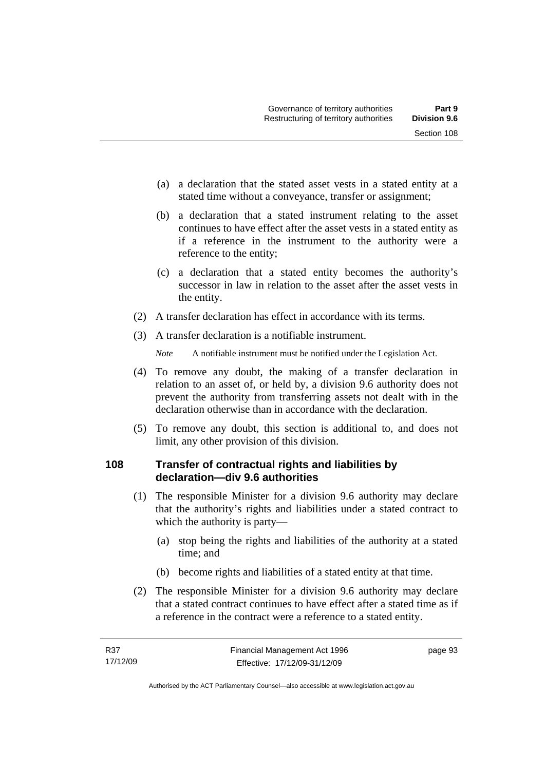(a) a declaration that the stated asset vests in a stated entity at a stated time without a conveyance, transfer or assignment;

(b) a declaration that a stated instrument relating to the asset continues to have effect after the asset vests in a stated entity as if a reference in the instrument to the authority were a reference to the entity;

(c) a declaration that a stated entity becomes the authority's successor in law in relation to the asset after the asset vests in the entity.

(2) A transfer declaration has effect in accordance with its terms.

(3) A transfer declaration is a notifiable instrument.

*Note* A notifiable instrument must be notified under the Legislation Act.

(4) To remove any doubt, the making of a transfer declaration in relation to an asset of, or held by, a division 9.6 authority does not prevent the authority from transferring assets not dealt with in the declaration otherwise than in accordance with the declaration.

(5) To remove any doubt, this section is additional to, and does not limit, any other provision of this division.

### 108 Transfer of contractual rights and liabilities by declaration—div 9.6 authorities

(1) The responsible Minister for a division 9.6 authority may declare that the authority's rights and liabilities under a stated contract to which the authority is party—

(a) stop being the rights and liabilities of the authority at a stated time; and

(b) become rights and liabilities of a stated entity at that time.

(2) The responsible Minister for a division 9.6 authority may declare that a stated contract continues to have effect after a stated time as if a reference in the contract were a reference to a stated entity.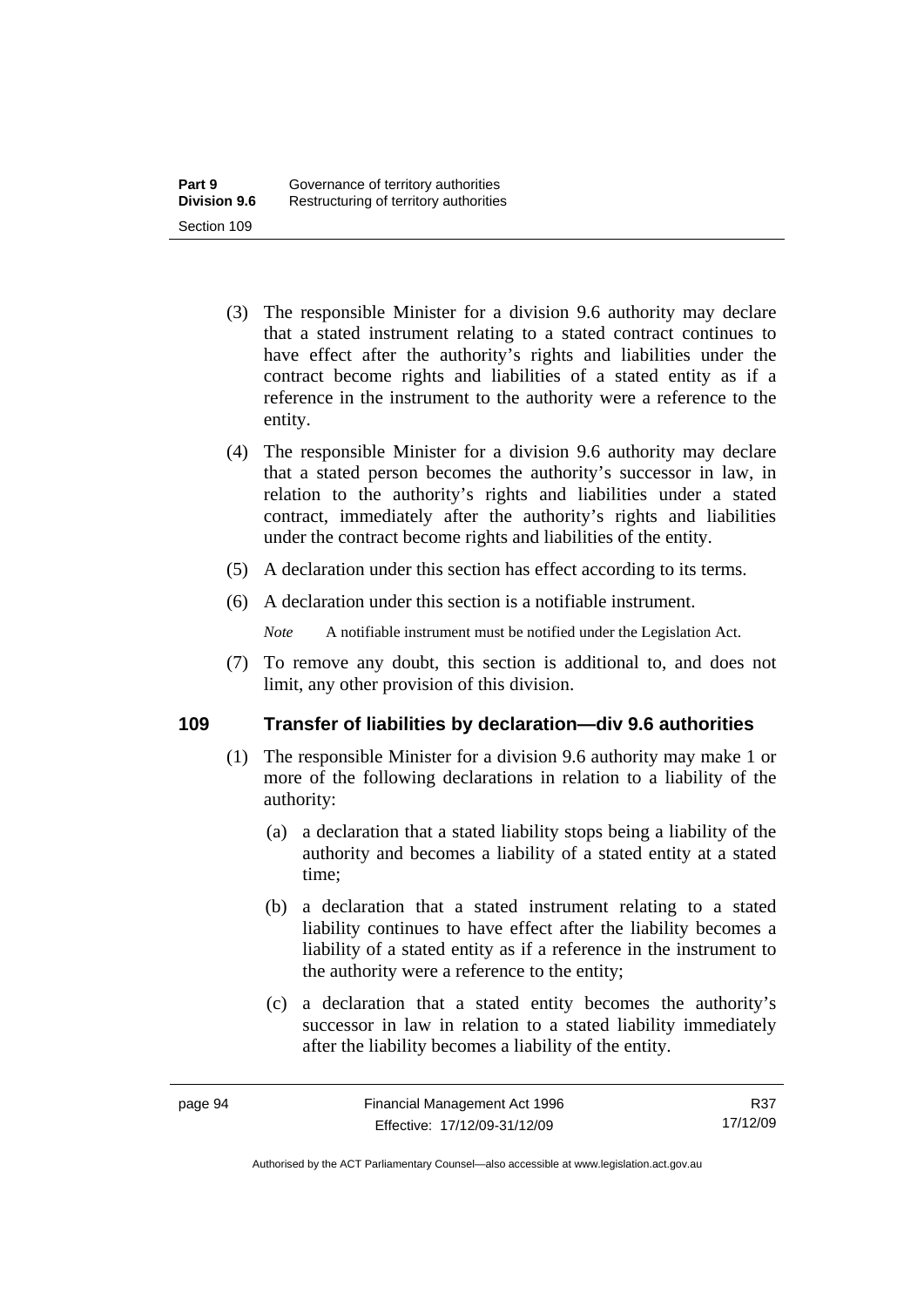(3) The responsible Minister for a division 9.6 authority may declare that a stated instrument relating to a stated contract continues to have effect after the authority's rights and liabilities under the contract become rights and liabilities of a stated entity as if a reference in the instrument to the authority were a reference to the entity.

(4) The responsible Minister for a division 9.6 authority may declare that a stated person becomes the authority's successor in law, in relation to the authority's rights and liabilities under a stated contract, immediately after the authority's rights and liabilities under the contract become rights and liabilities of the entity.

(5) A declaration under this section has effect according to its terms.

(6) A declaration under this section is a notifiable instrument.

*Note* A notifiable instrument must be notified under the Legislation Act.

(7) To remove any doubt, this section is additional to, and does not limit, any other provision of this division.

## 109 Transfer of liabilities by declaration—div 9.6 authorities

(1) The responsible Minister for a division 9.6 authority may make 1 or more of the following declarations in relation to a liability of the authority:

(a) a declaration that a stated liability stops being a liability of the authority and becomes a liability of a stated entity at a stated time;

(b) a declaration that a stated instrument relating to a stated liability continues to have effect after the liability becomes a liability of a stated entity as if a reference in the instrument to the authority were a reference to the entity;

(c) a declaration that a stated entity becomes the authority's successor in law in relation to a stated liability immediately after the liability becomes a liability of the entity.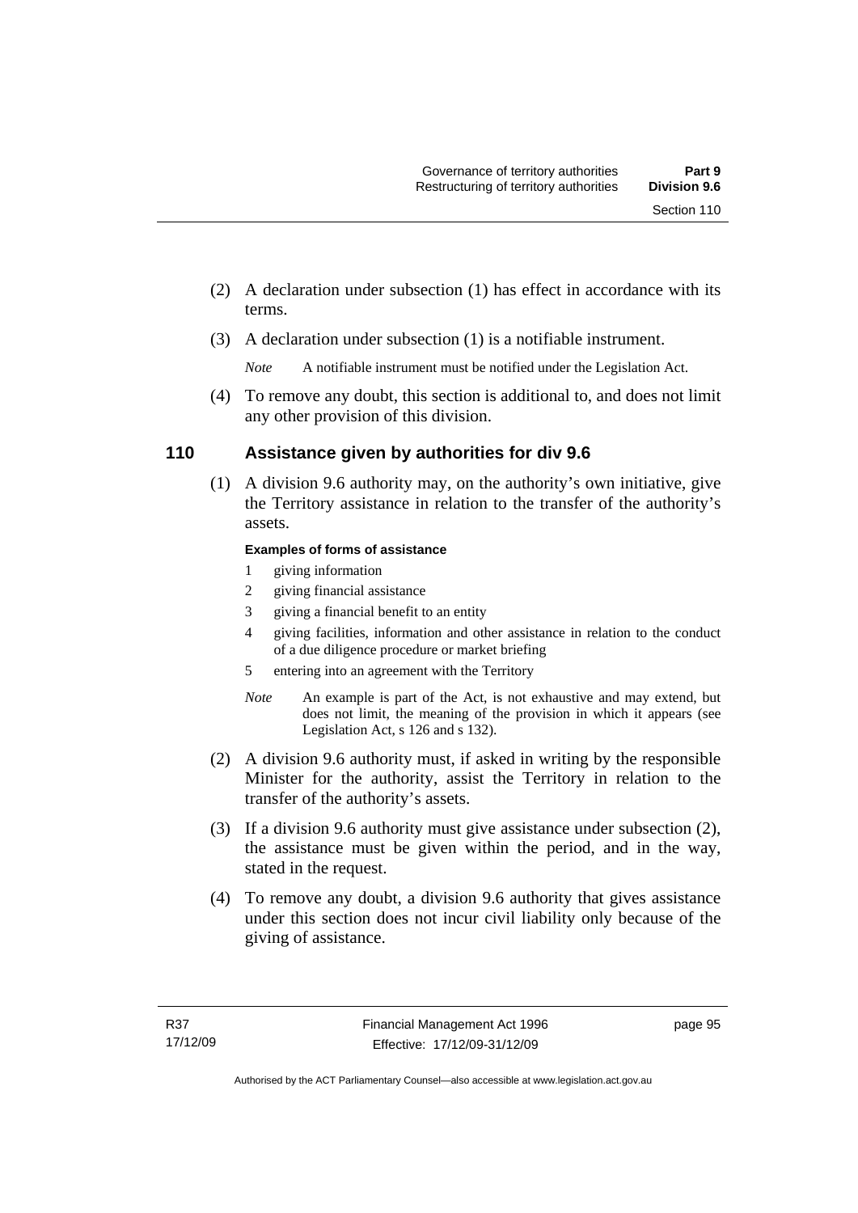(2) A declaration under subsection (1) has effect in accordance with its terms.

(3) A declaration under subsection (1) is a notifiable instrument.

*Note* A notifiable instrument must be notified under the Legislation Act.

(4) To remove any doubt, this section is additional to, and does not limit any other provision of this division.

## 110 Assistance given by authorities for div 9.6

(1) A division 9.6 authority may, on the authority's own initiative, give the Territory assistance in relation to the transfer of the authority's assets.

**Examples of forms of assistance**

1 giving information
2 giving financial assistance
3 giving a financial benefit to an entity
4 giving facilities, information and other assistance in relation to the conduct of a due diligence procedure or market briefing
5 entering into an agreement with the Territory

*Note* An example is part of the Act, is not exhaustive and may extend, but does not limit, the meaning of the provision in which it appears (see Legislation Act, s 126 and s 132).

(2) A division 9.6 authority must, if asked in writing by the responsible Minister for the authority, assist the Territory in relation to the transfer of the authority's assets.

(3) If a division 9.6 authority must give assistance under subsection (2), the assistance must be given within the period, and in the way, stated in the request.

(4) To remove any doubt, a division 9.6 authority that gives assistance under this section does not incur civil liability only because of the giving of assistance.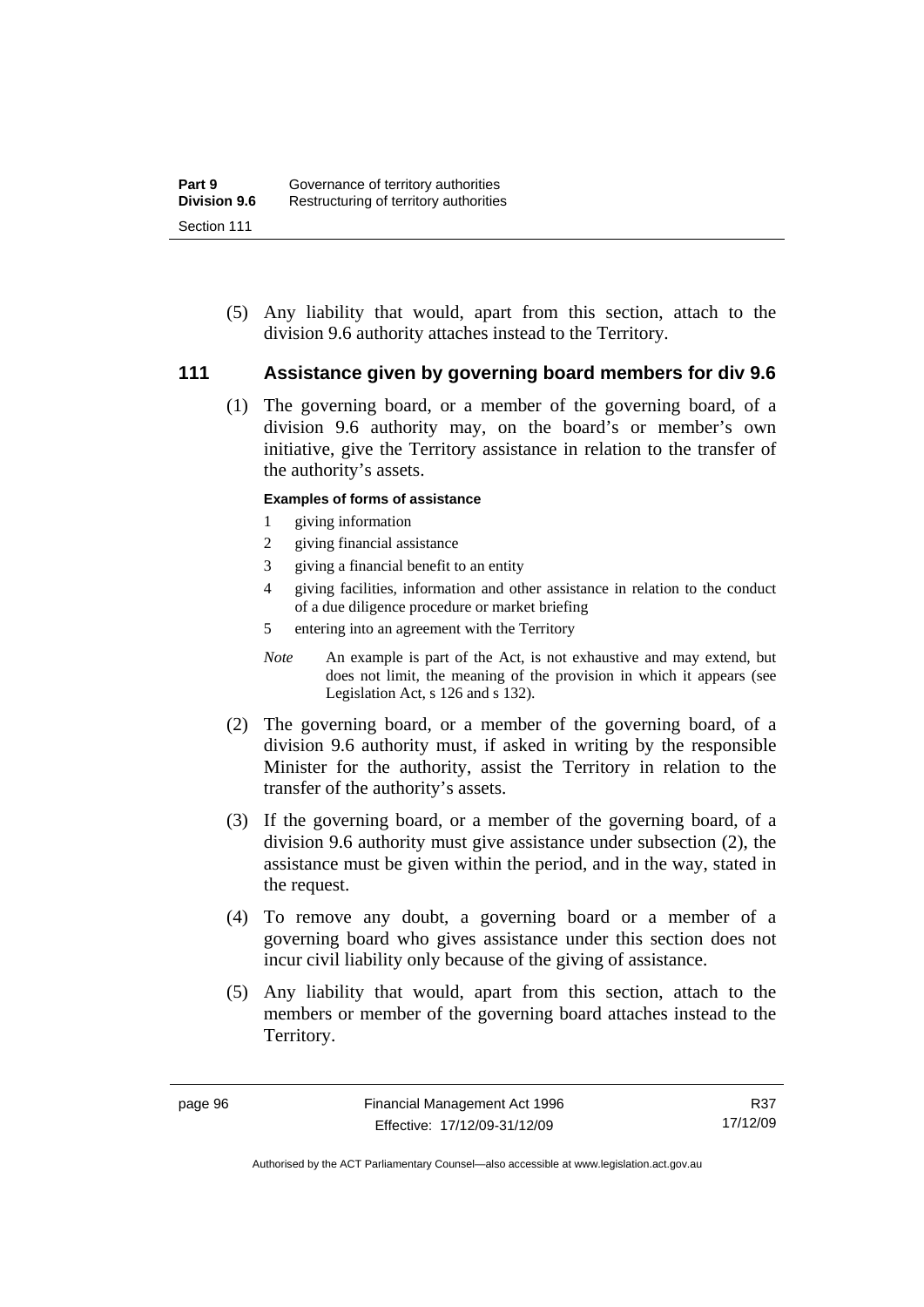(5) Any liability that would, apart from this section, attach to the division 9.6 authority attaches instead to the Territory.

## 111 Assistance given by governing board members for div 9.6

(1) The governing board, or a member of the governing board, of a division 9.6 authority may, on the board's or member's own initiative, give the Territory assistance in relation to the transfer of the authority's assets.

**Examples of forms of assistance**

1. giving information
2. giving financial assistance
3. giving a financial benefit to an entity
4. giving facilities, information and other assistance in relation to the conduct of a due diligence procedure or market briefing
5. entering into an agreement with the Territory

*Note* An example is part of the Act, is not exhaustive and may extend, but does not limit, the meaning of the provision in which it appears (see Legislation Act, s 126 and s 132).

(2) The governing board, or a member of the governing board, of a division 9.6 authority must, if asked in writing by the responsible Minister for the authority, assist the Territory in relation to the transfer of the authority's assets.

(3) If the governing board, or a member of the governing board, of a division 9.6 authority must give assistance under subsection (2), the assistance must be given within the period, and in the way, stated in the request.

(4) To remove any doubt, a governing board or a member of a governing board who gives assistance under this section does not incur civil liability only because of the giving of assistance.

(5) Any liability that would, apart from this section, attach to the members or member of the governing board attaches instead to the Territory.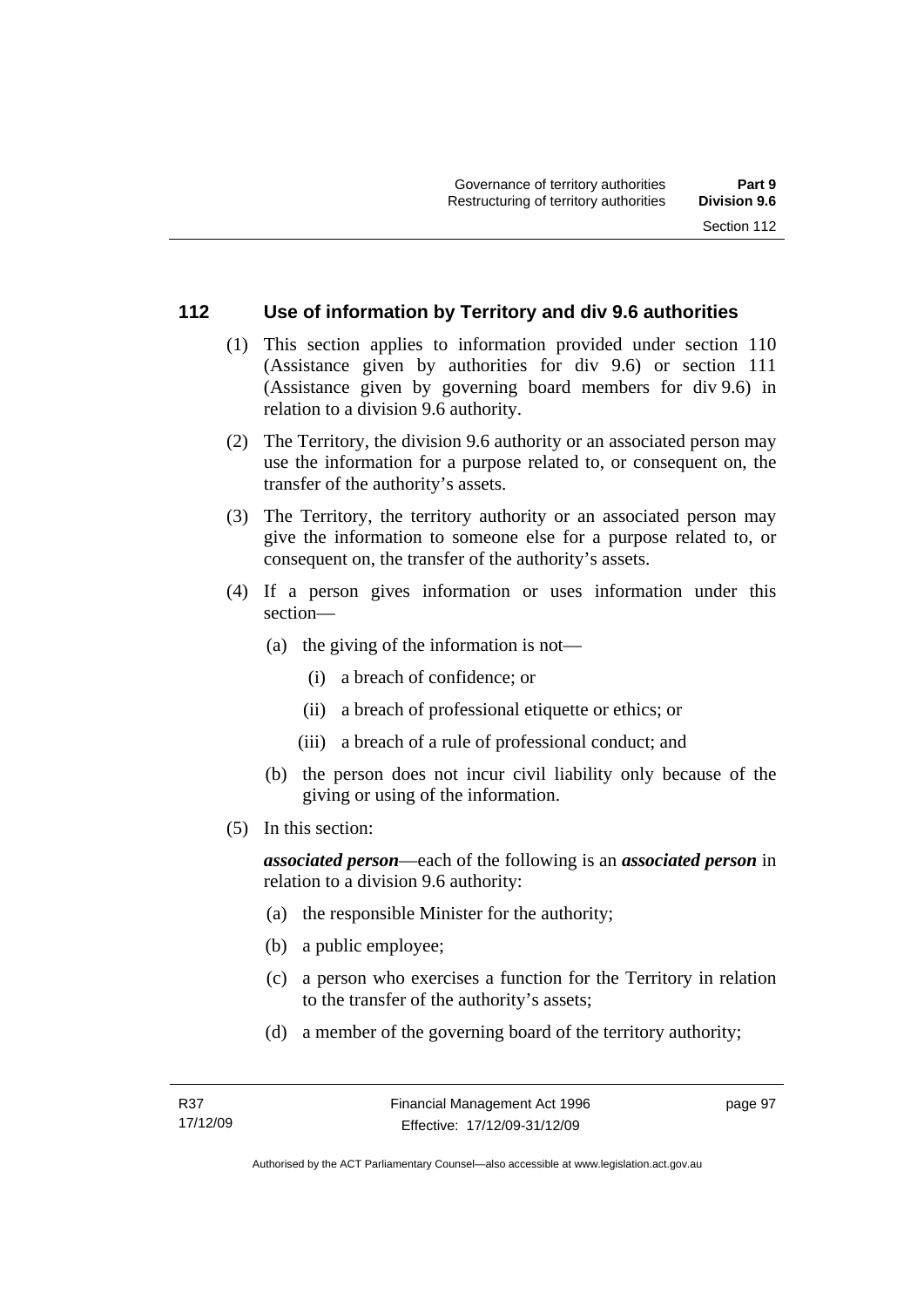## 112 Use of information by Territory and div 9.6 authorities

(1) This section applies to information provided under section 110 (Assistance given by authorities for div 9.6) or section 111 (Assistance given by governing board members for div 9.6) in relation to a division 9.6 authority.

(2) The Territory, the division 9.6 authority or an associated person may use the information for a purpose related to, or consequent on, the transfer of the authority's assets.

(3) The Territory, the territory authority or an associated person may give the information to someone else for a purpose related to, or consequent on, the transfer of the authority's assets.

(4) If a person gives information or uses information under this section—

(a) the giving of the information is not—

(i) a breach of confidence; or

(ii) a breach of professional etiquette or ethics; or

(iii) a breach of a rule of professional conduct; and

(b) the person does not incur civil liability only because of the giving or using of the information.

(5) In this section:

***associated person***—each of the following is an ***associated person*** in relation to a division 9.6 authority:

(a) the responsible Minister for the authority;

(b) a public employee;

(c) a person who exercises a function for the Territory in relation to the transfer of the authority's assets;

(d) a member of the governing board of the territory authority;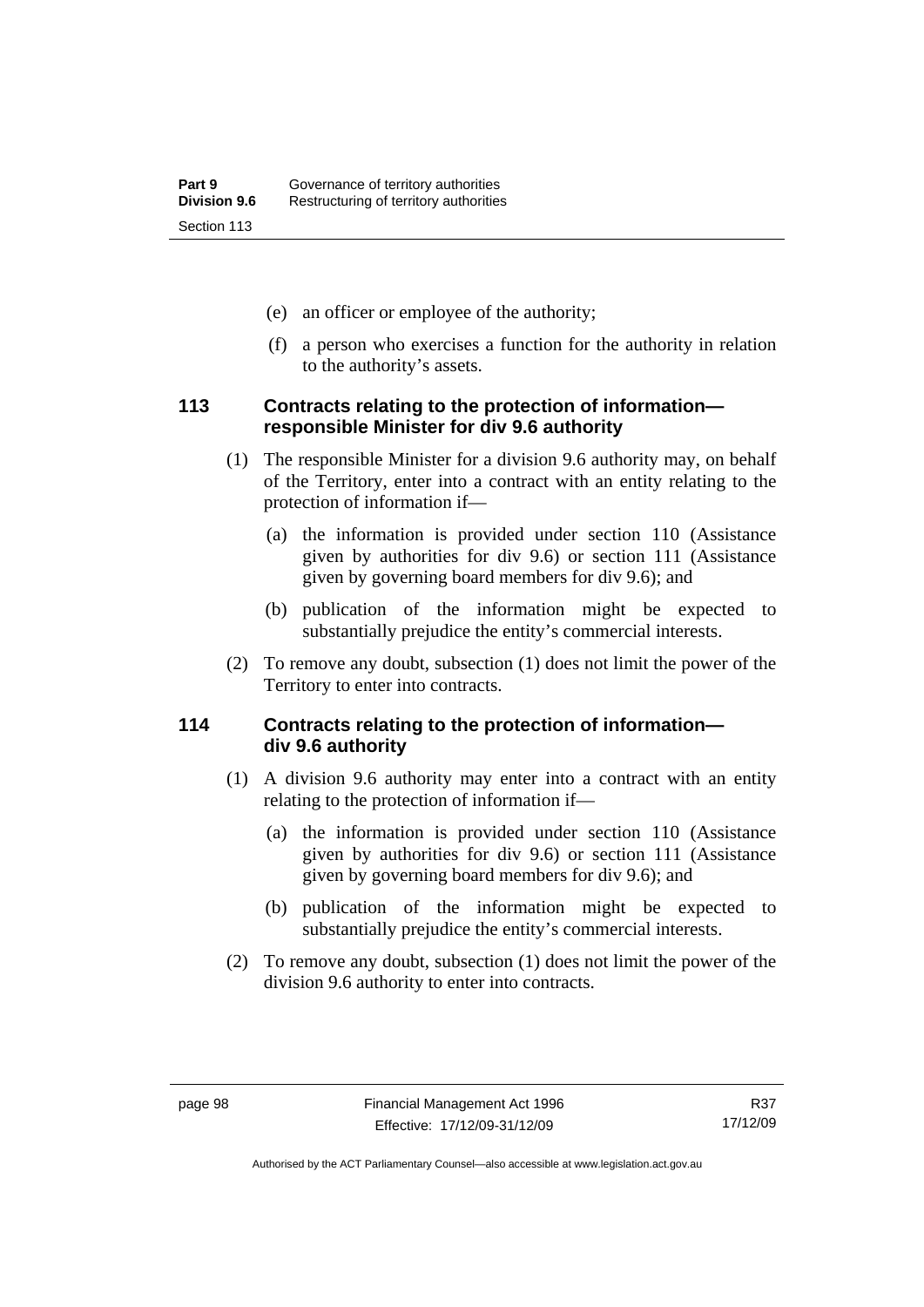(e) an officer or employee of the authority;

(f) a person who exercises a function for the authority in relation to the authority's assets.

### 113 Contracts relating to the protection of information—responsible Minister for div 9.6 authority

(1) The responsible Minister for a division 9.6 authority may, on behalf of the Territory, enter into a contract with an entity relating to the protection of information if—

(a) the information is provided under section 110 (Assistance given by authorities for div 9.6) or section 111 (Assistance given by governing board members for div 9.6); and

(b) publication of the information might be expected to substantially prejudice the entity's commercial interests.

(2) To remove any doubt, subsection (1) does not limit the power of the Territory to enter into contracts.

### 114 Contracts relating to the protection of information—div 9.6 authority

(1) A division 9.6 authority may enter into a contract with an entity relating to the protection of information if—

(a) the information is provided under section 110 (Assistance given by authorities for div 9.6) or section 111 (Assistance given by governing board members for div 9.6); and

(b) publication of the information might be expected to substantially prejudice the entity's commercial interests.

(2) To remove any doubt, subsection (1) does not limit the power of the division 9.6 authority to enter into contracts.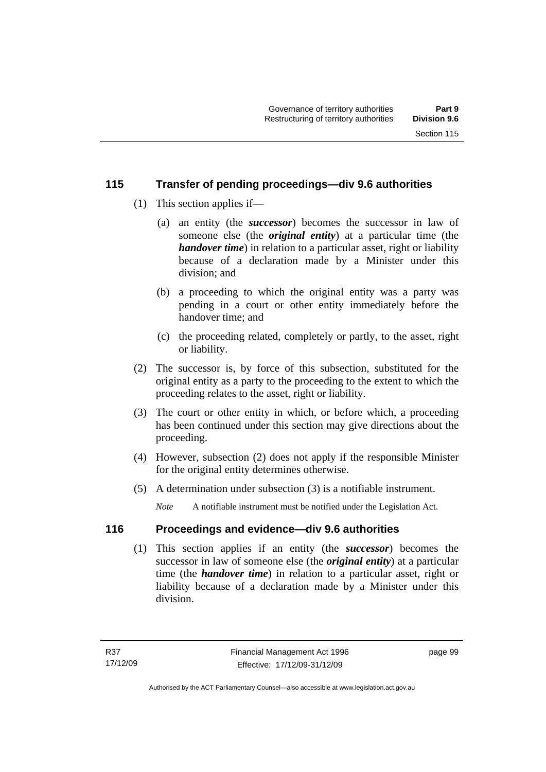## 115 Transfer of pending proceedings—div 9.6 authorities

(1) This section applies if—

(a) an entity (the ***successor***) becomes the successor in law of someone else (the ***original entity***) at a particular time (the ***handover time***) in relation to a particular asset, right or liability because of a declaration made by a Minister under this division; and

(b) a proceeding to which the original entity was a party was pending in a court or other entity immediately before the handover time; and

(c) the proceeding related, completely or partly, to the asset, right or liability.

(2) The successor is, by force of this subsection, substituted for the original entity as a party to the proceeding to the extent to which the proceeding relates to the asset, right or liability.

(3) The court or other entity in which, or before which, a proceeding has been continued under this section may give directions about the proceeding.

(4) However, subsection (2) does not apply if the responsible Minister for the original entity determines otherwise.

(5) A determination under subsection (3) is a notifiable instrument.

*Note* A notifiable instrument must be notified under the Legislation Act.

## 116 Proceedings and evidence—div 9.6 authorities

(1) This section applies if an entity (the ***successor***) becomes the successor in law of someone else (the ***original entity***) at a particular time (the ***handover time***) in relation to a particular asset, right or liability because of a declaration made by a Minister under this division.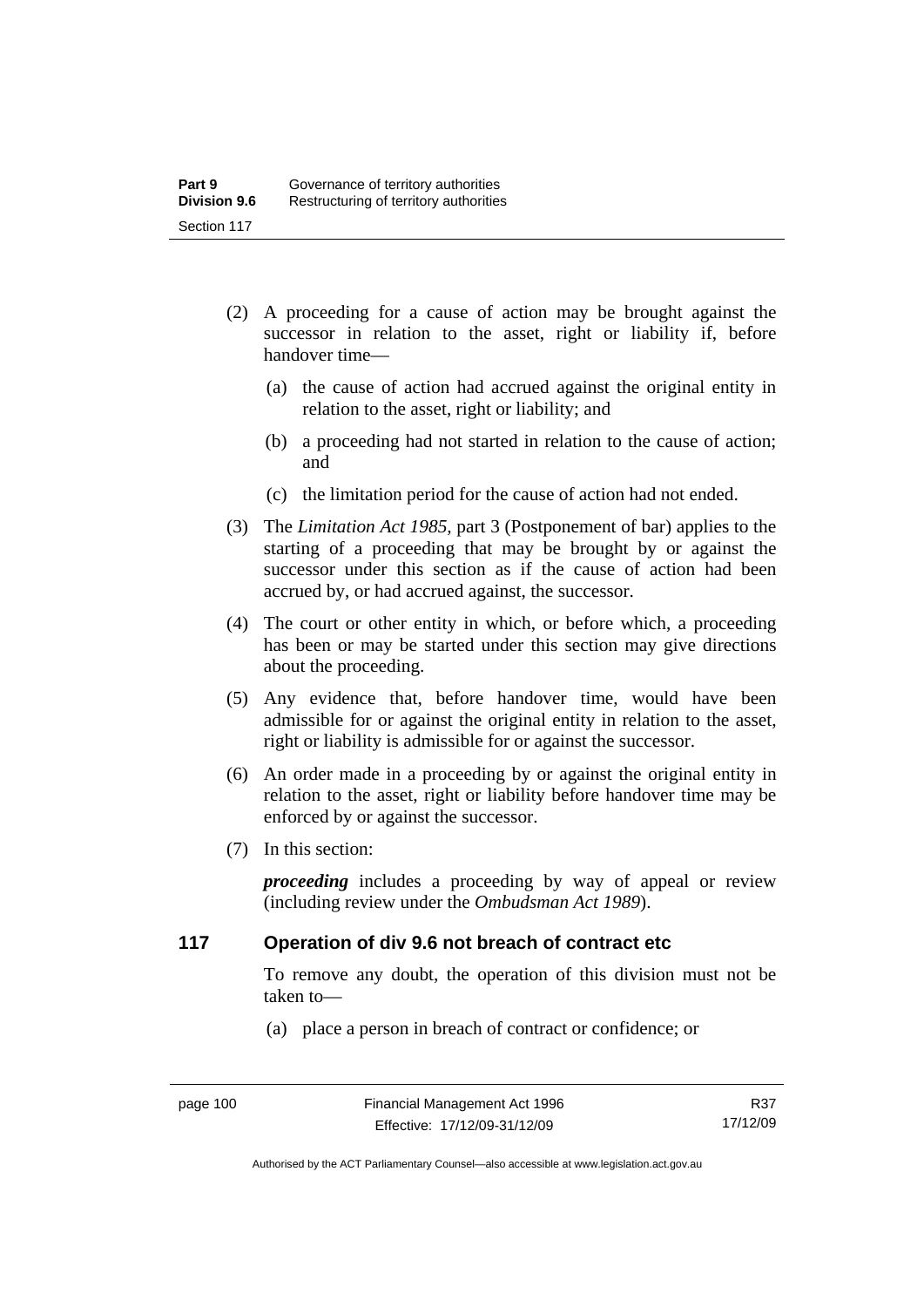(2) A proceeding for a cause of action may be brought against the successor in relation to the asset, right or liability if, before handover time—

(a) the cause of action had accrued against the original entity in relation to the asset, right or liability; and

(b) a proceeding had not started in relation to the cause of action; and

(c) the limitation period for the cause of action had not ended.

(3) The *Limitation Act 1985*, part 3 (Postponement of bar) applies to the starting of a proceeding that may be brought by or against the successor under this section as if the cause of action had been accrued by, or had accrued against, the successor.

(4) The court or other entity in which, or before which, a proceeding has been or may be started under this section may give directions about the proceeding.

(5) Any evidence that, before handover time, would have been admissible for or against the original entity in relation to the asset, right or liability is admissible for or against the successor.

(6) An order made in a proceeding by or against the original entity in relation to the asset, right or liability before handover time may be enforced by or against the successor.

(7) In this section:

***proceeding*** includes a proceeding by way of appeal or review (including review under the *Ombudsman Act 1989*).

### 117 Operation of div 9.6 not breach of contract etc

To remove any doubt, the operation of this division must not be taken to—

(a) place a person in breach of contract or confidence; or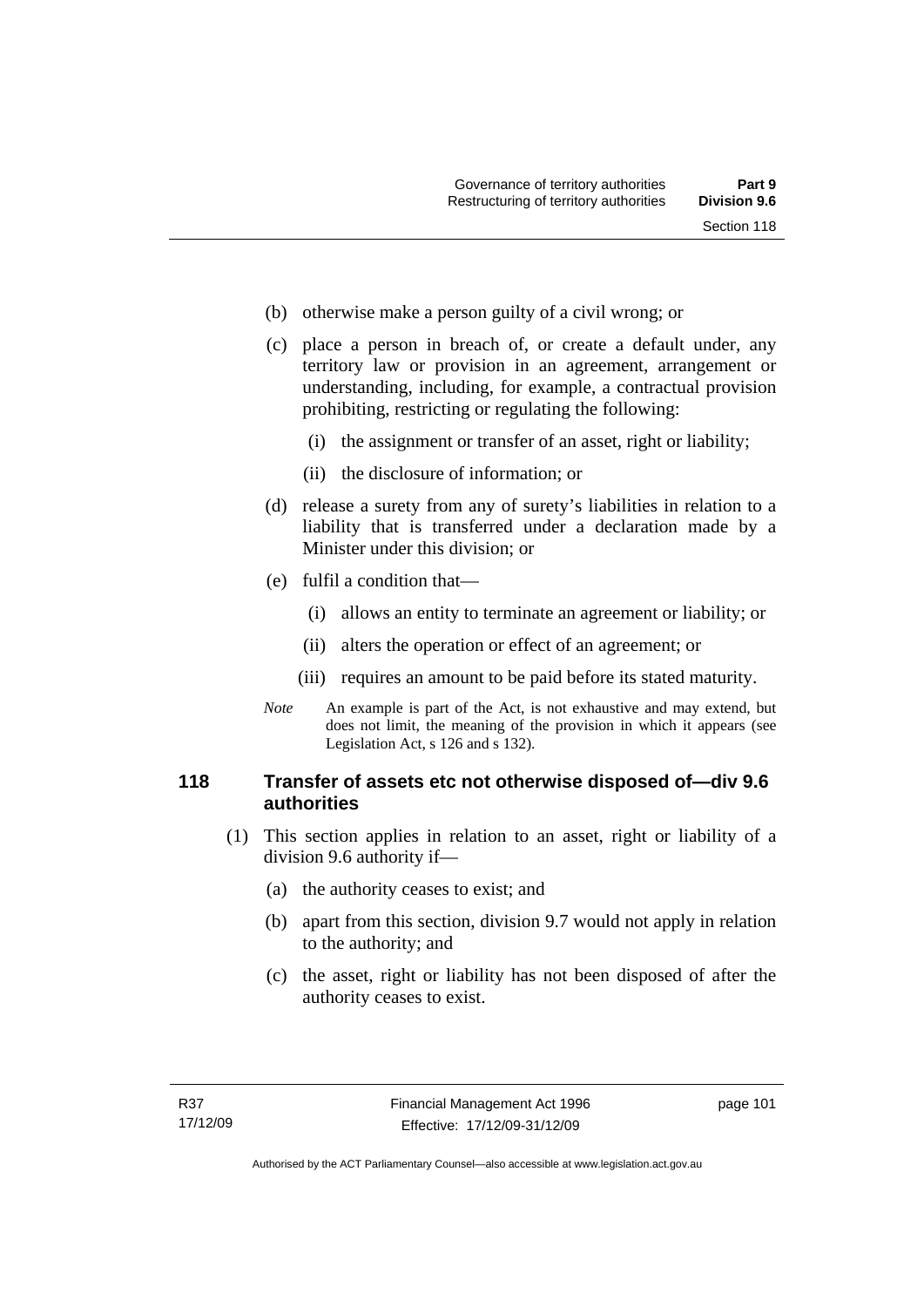(b) otherwise make a person guilty of a civil wrong; or

(c) place a person in breach of, or create a default under, any territory law or provision in an agreement, arrangement or understanding, including, for example, a contractual provision prohibiting, restricting or regulating the following:

  (i) the assignment or transfer of an asset, right or liability;

  (ii) the disclosure of information; or

(d) release a surety from any of surety's liabilities in relation to a liability that is transferred under a declaration made by a Minister under this division; or

(e) fulfil a condition that—

  (i) allows an entity to terminate an agreement or liability; or

  (ii) alters the operation or effect of an agreement; or

  (iii) requires an amount to be paid before its stated maturity.

*Note* An example is part of the Act, is not exhaustive and may extend, but does not limit, the meaning of the provision in which it appears (see Legislation Act, s 126 and s 132).

### 118 Transfer of assets etc not otherwise disposed of—div 9.6 authorities

(1) This section applies in relation to an asset, right or liability of a division 9.6 authority if—

  (a) the authority ceases to exist; and

  (b) apart from this section, division 9.7 would not apply in relation to the authority; and

  (c) the asset, right or liability has not been disposed of after the authority ceases to exist.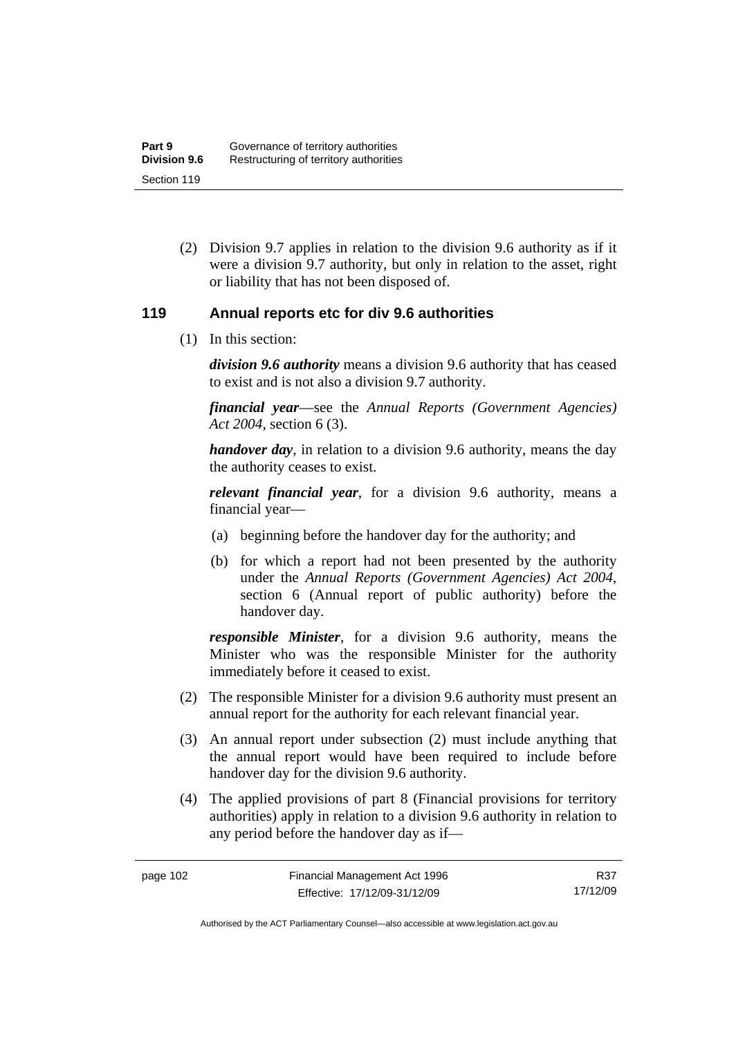(2) Division 9.7 applies in relation to the division 9.6 authority as if it were a division 9.7 authority, but only in relation to the asset, right or liability that has not been disposed of.

### 119 Annual reports etc for div 9.6 authorities

(1) In this section:

***division 9.6 authority*** means a division 9.6 authority that has ceased to exist and is not also a division 9.7 authority.

***financial year***—see the *Annual Reports (Government Agencies) Act 2004*, section 6 (3).

***handover day***, in relation to a division 9.6 authority, means the day the authority ceases to exist.

***relevant financial year***, for a division 9.6 authority, means a financial year—

(a) beginning before the handover day for the authority; and

(b) for which a report had not been presented by the authority under the *Annual Reports (Government Agencies) Act 2004*, section 6 (Annual report of public authority) before the handover day.

***responsible Minister***, for a division 9.6 authority, means the Minister who was the responsible Minister for the authority immediately before it ceased to exist.

(2) The responsible Minister for a division 9.6 authority must present an annual report for the authority for each relevant financial year.

(3) An annual report under subsection (2) must include anything that the annual report would have been required to include before handover day for the division 9.6 authority.

(4) The applied provisions of part 8 (Financial provisions for territory authorities) apply in relation to a division 9.6 authority in relation to any period before the handover day as if—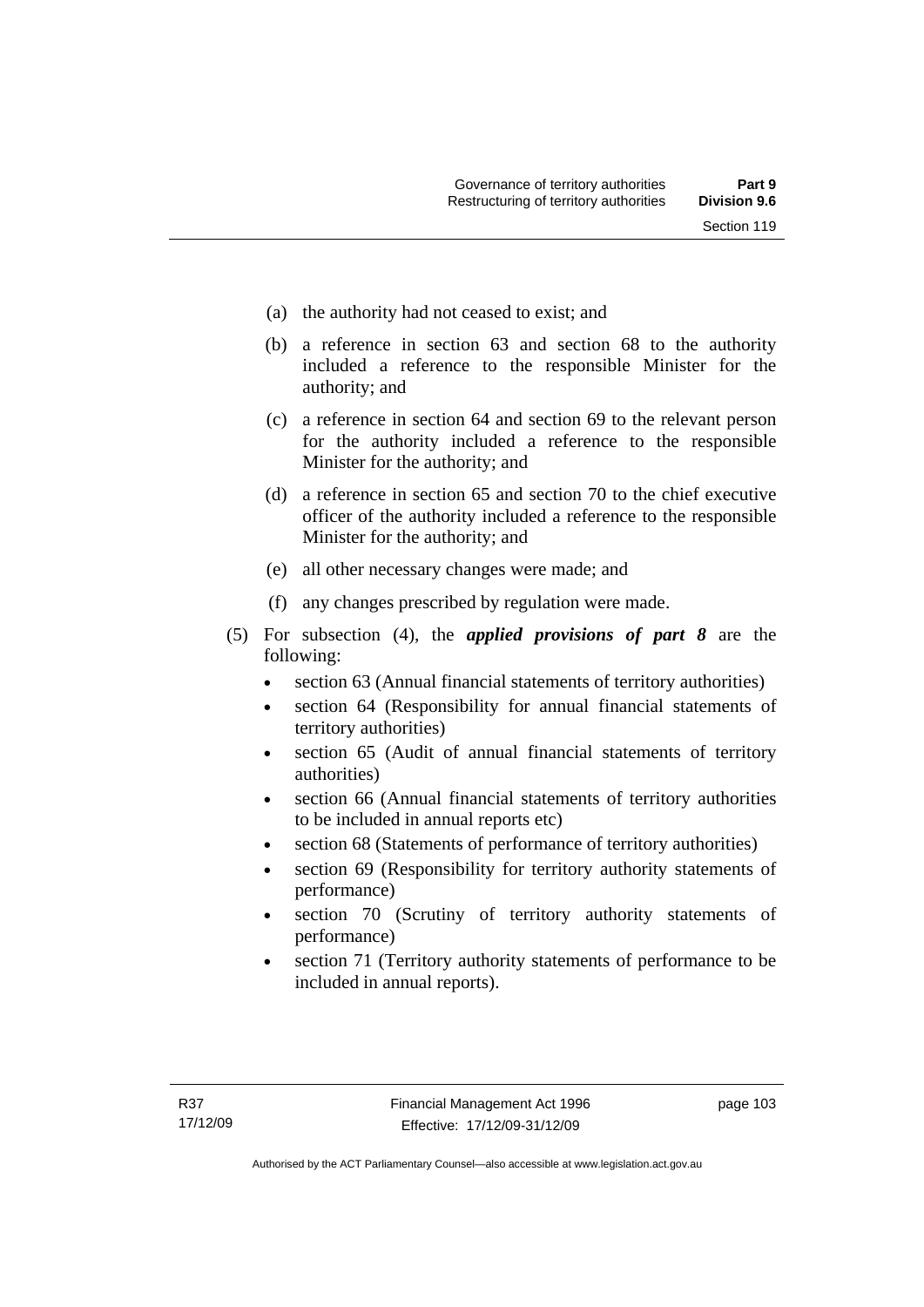(a) the authority had not ceased to exist; and

(b) a reference in section 63 and section 68 to the authority included a reference to the responsible Minister for the authority; and

(c) a reference in section 64 and section 69 to the relevant person for the authority included a reference to the responsible Minister for the authority; and

(d) a reference in section 65 and section 70 to the chief executive officer of the authority included a reference to the responsible Minister for the authority; and

(e) all other necessary changes were made; and

(f) any changes prescribed by regulation were made.

(5) For subsection (4), the ***applied provisions of part 8*** are the following:

- section 63 (Annual financial statements of territory authorities)
- section 64 (Responsibility for annual financial statements of territory authorities)
- section 65 (Audit of annual financial statements of territory authorities)
- section 66 (Annual financial statements of territory authorities to be included in annual reports etc)
- section 68 (Statements of performance of territory authorities)
- section 69 (Responsibility for territory authority statements of performance)
- section 70 (Scrutiny of territory authority statements of performance)
- section 71 (Territory authority statements of performance to be included in annual reports).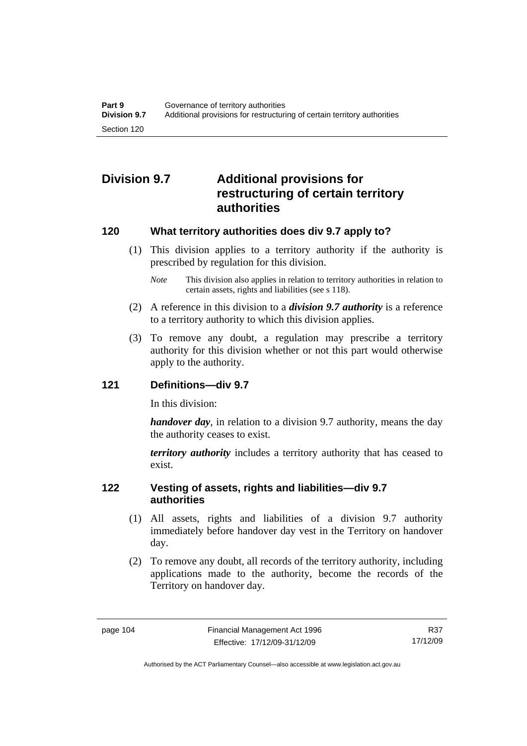## Division 9.7 Additional provisions for restructuring of certain territory authorities

### 120 What territory authorities does div 9.7 apply to?

(1) This division applies to a territory authority if the authority is prescribed by regulation for this division.

*Note* This division also applies in relation to territory authorities in relation to certain assets, rights and liabilities (see s 118).

(2) A reference in this division to a ***division 9.7 authority*** is a reference to a territory authority to which this division applies.

(3) To remove any doubt, a regulation may prescribe a territory authority for this division whether or not this part would otherwise apply to the authority.

### 121 Definitions—div 9.7

In this division:

***handover day***, in relation to a division 9.7 authority, means the day the authority ceases to exist.

***territory authority*** includes a territory authority that has ceased to exist.

### 122 Vesting of assets, rights and liabilities—div 9.7 authorities

(1) All assets, rights and liabilities of a division 9.7 authority immediately before handover day vest in the Territory on handover day.

(2) To remove any doubt, all records of the territory authority, including applications made to the authority, become the records of the Territory on handover day.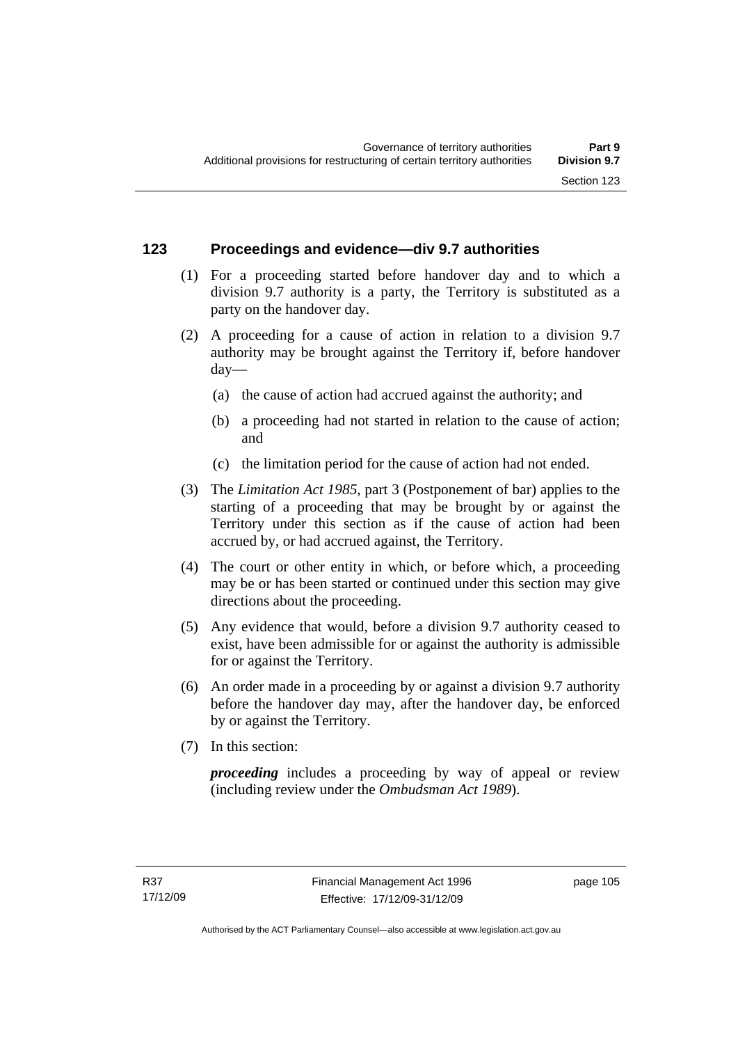## 123 Proceedings and evidence—div 9.7 authorities

(1) For a proceeding started before handover day and to which a division 9.7 authority is a party, the Territory is substituted as a party on the handover day.

(2) A proceeding for a cause of action in relation to a division 9.7 authority may be brought against the Territory if, before handover day—

(a) the cause of action had accrued against the authority; and

(b) a proceeding had not started in relation to the cause of action; and

(c) the limitation period for the cause of action had not ended.

(3) The *Limitation Act 1985*, part 3 (Postponement of bar) applies to the starting of a proceeding that may be brought by or against the Territory under this section as if the cause of action had been accrued by, or had accrued against, the Territory.

(4) The court or other entity in which, or before which, a proceeding may be or has been started or continued under this section may give directions about the proceeding.

(5) Any evidence that would, before a division 9.7 authority ceased to exist, have been admissible for or against the authority is admissible for or against the Territory.

(6) An order made in a proceeding by or against a division 9.7 authority before the handover day may, after the handover day, be enforced by or against the Territory.

(7) In this section:

***proceeding*** includes a proceeding by way of appeal or review (including review under the *Ombudsman Act 1989*).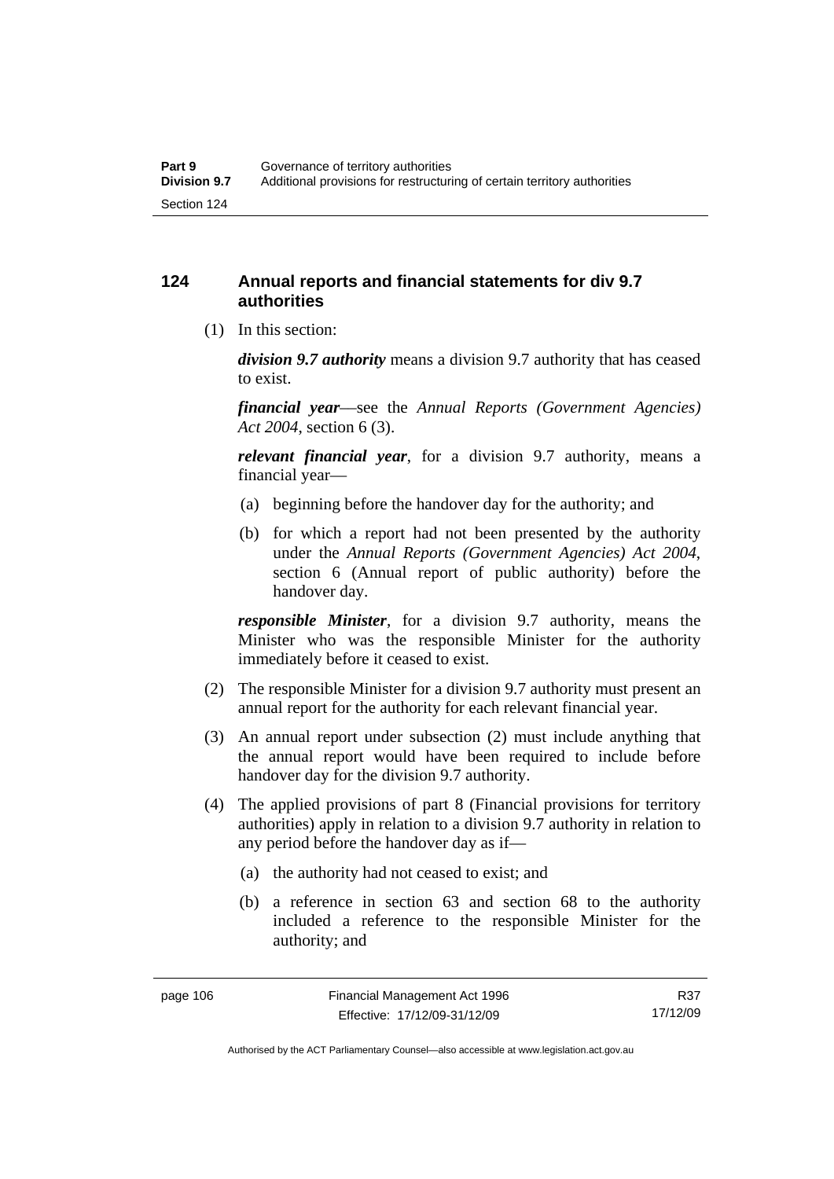## 124 Annual reports and financial statements for div 9.7 authorities

(1) In this section:

***division 9.7 authority*** means a division 9.7 authority that has ceased to exist.

***financial year***—see the *Annual Reports (Government Agencies) Act 2004*, section 6 (3).

***relevant financial year***, for a division 9.7 authority, means a financial year—

(a) beginning before the handover day for the authority; and

(b) for which a report had not been presented by the authority under the *Annual Reports (Government Agencies) Act 2004*, section 6 (Annual report of public authority) before the handover day.

***responsible Minister***, for a division 9.7 authority, means the Minister who was the responsible Minister for the authority immediately before it ceased to exist.

(2) The responsible Minister for a division 9.7 authority must present an annual report for the authority for each relevant financial year.

(3) An annual report under subsection (2) must include anything that the annual report would have been required to include before handover day for the division 9.7 authority.

(4) The applied provisions of part 8 (Financial provisions for territory authorities) apply in relation to a division 9.7 authority in relation to any period before the handover day as if—

(a) the authority had not ceased to exist; and

(b) a reference in section 63 and section 68 to the authority included a reference to the responsible Minister for the authority; and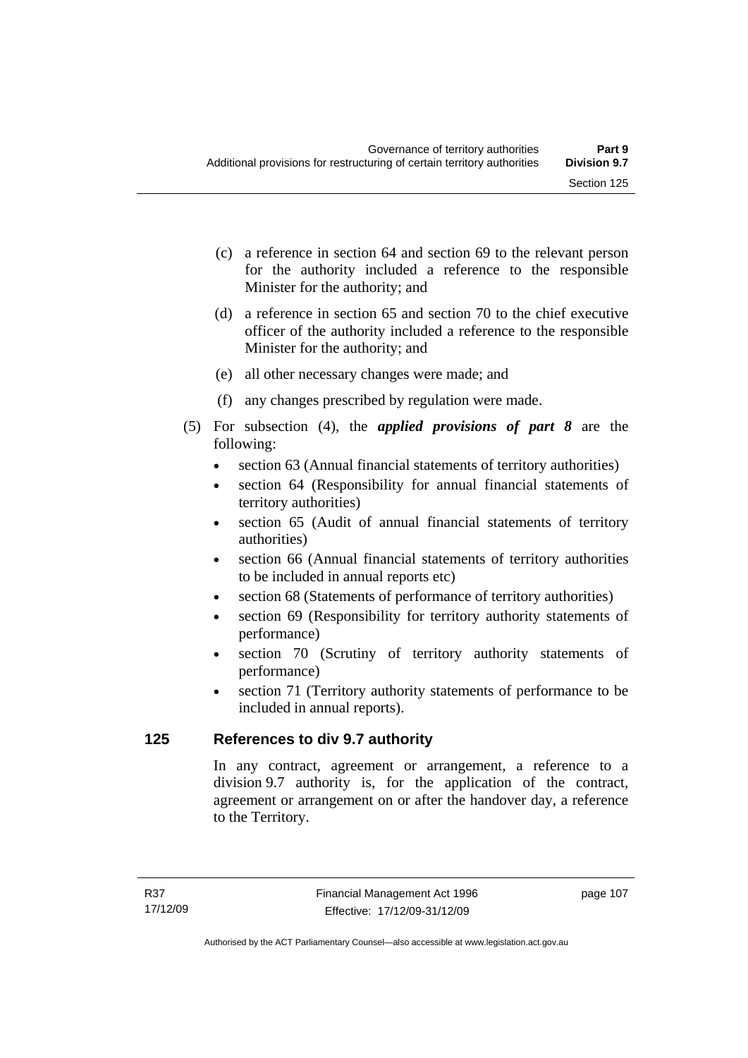(c) a reference in section 64 and section 69 to the relevant person for the authority included a reference to the responsible Minister for the authority; and

(d) a reference in section 65 and section 70 to the chief executive officer of the authority included a reference to the responsible Minister for the authority; and

(e) all other necessary changes were made; and

(f) any changes prescribed by regulation were made.

(5) For subsection (4), the ***applied provisions of part 8*** are the following:

- section 63 (Annual financial statements of territory authorities)
- section 64 (Responsibility for annual financial statements of territory authorities)
- section 65 (Audit of annual financial statements of territory authorities)
- section 66 (Annual financial statements of territory authorities to be included in annual reports etc)
- section 68 (Statements of performance of territory authorities)
- section 69 (Responsibility for territory authority statements of performance)
- section 70 (Scrutiny of territory authority statements of performance)
- section 71 (Territory authority statements of performance to be included in annual reports).

## 125 References to div 9.7 authority

In any contract, agreement or arrangement, a reference to a division 9.7 authority is, for the application of the contract, agreement or arrangement on or after the handover day, a reference to the Territory.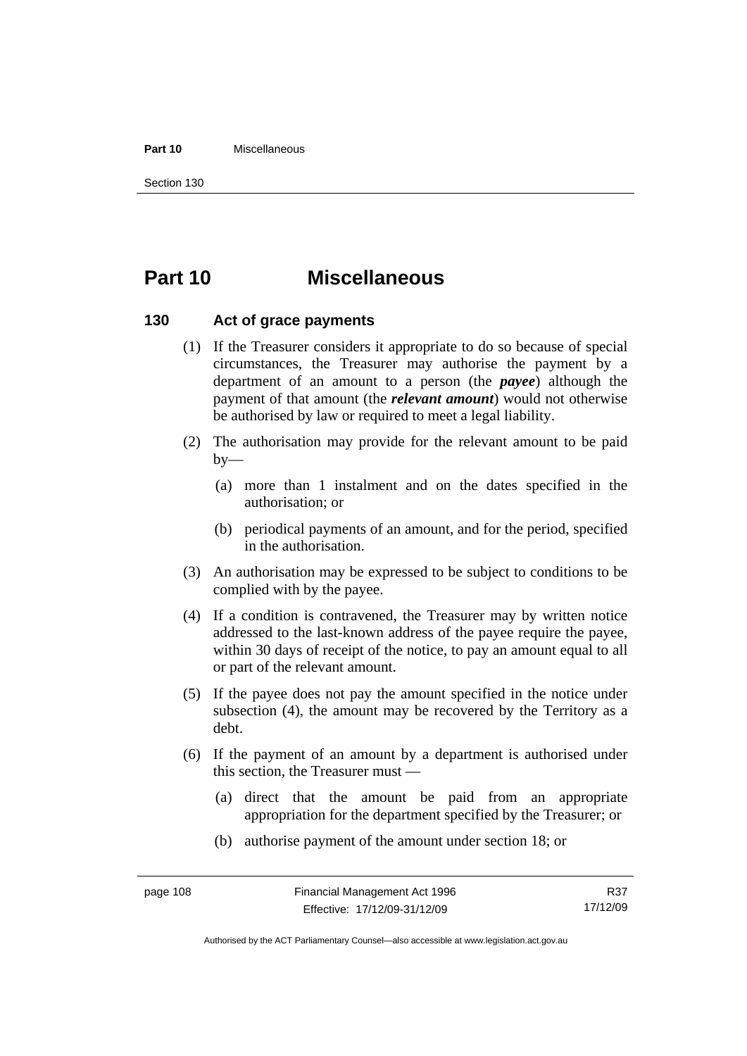# Part 10 Miscellaneous

## 130 Act of grace payments

(1) If the Treasurer considers it appropriate to do so because of special circumstances, the Treasurer may authorise the payment by a department of an amount to a person (the ***payee***) although the payment of that amount (the ***relevant amount***) would not otherwise be authorised by law or required to meet a legal liability.

(2) The authorisation may provide for the relevant amount to be paid by—

(a) more than 1 instalment and on the dates specified in the authorisation; or

(b) periodical payments of an amount, and for the period, specified in the authorisation.

(3) An authorisation may be expressed to be subject to conditions to be complied with by the payee.

(4) If a condition is contravened, the Treasurer may by written notice addressed to the last-known address of the payee require the payee, within 30 days of receipt of the notice, to pay an amount equal to all or part of the relevant amount.

(5) If the payee does not pay the amount specified in the notice under subsection (4), the amount may be recovered by the Territory as a debt.

(6) If the payment of an amount by a department is authorised under this section, the Treasurer must —

(a) direct that the amount be paid from an appropriate appropriation for the department specified by the Treasurer; or

(b) authorise payment of the amount under section 18; or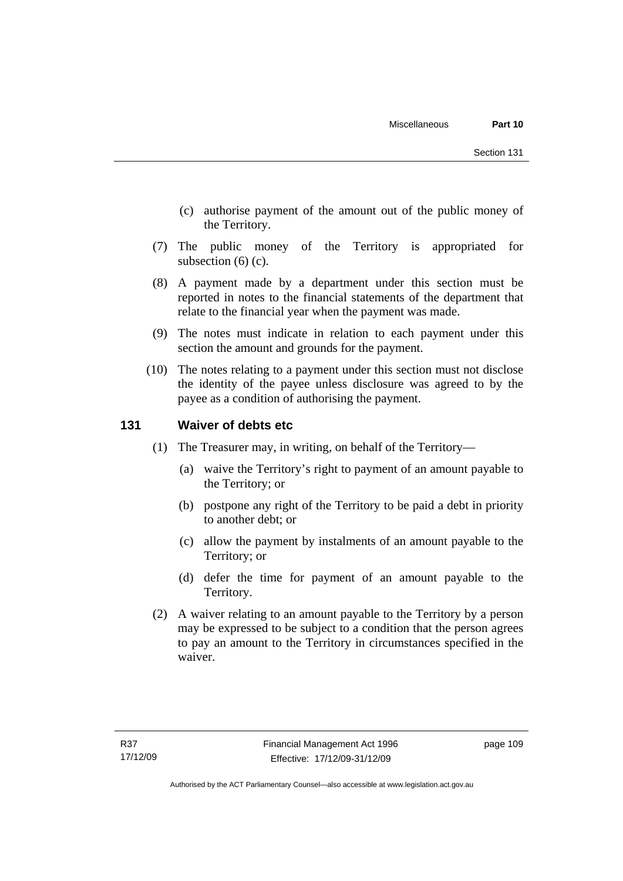(c) authorise payment of the amount out of the public money of the Territory.

(7) The public money of the Territory is appropriated for subsection (6) (c).

(8) A payment made by a department under this section must be reported in notes to the financial statements of the department that relate to the financial year when the payment was made.

(9) The notes must indicate in relation to each payment under this section the amount and grounds for the payment.

(10) The notes relating to a payment under this section must not disclose the identity of the payee unless disclosure was agreed to by the payee as a condition of authorising the payment.

## 131 Waiver of debts etc

(1) The Treasurer may, in writing, on behalf of the Territory—

(a) waive the Territory's right to payment of an amount payable to the Territory; or

(b) postpone any right of the Territory to be paid a debt in priority to another debt; or

(c) allow the payment by instalments of an amount payable to the Territory; or

(d) defer the time for payment of an amount payable to the Territory.

(2) A waiver relating to an amount payable to the Territory by a person may be expressed to be subject to a condition that the person agrees to pay an amount to the Territory in circumstances specified in the waiver.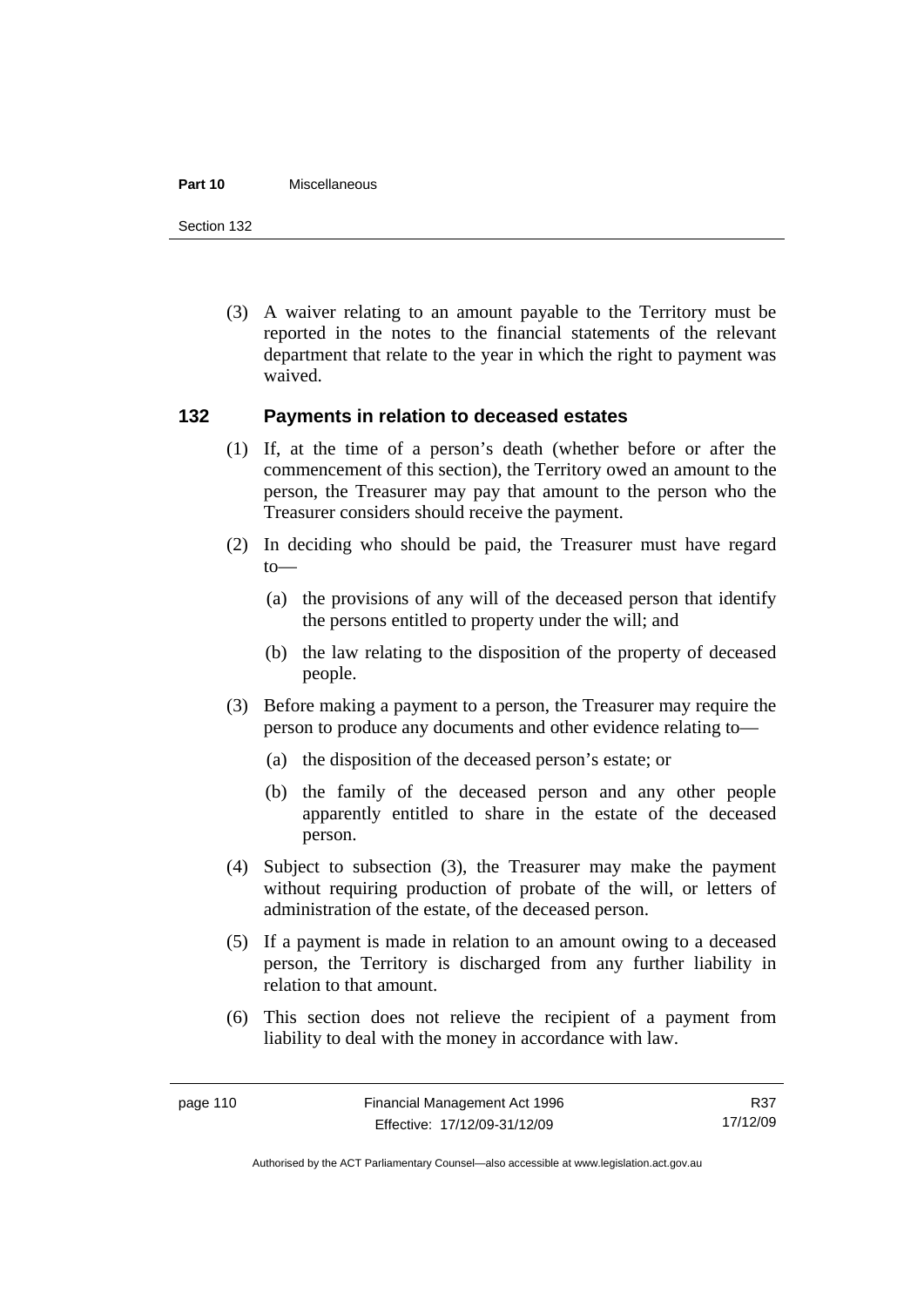(3) A waiver relating to an amount payable to the Territory must be reported in the notes to the financial statements of the relevant department that relate to the year in which the right to payment was waived.

## 132 Payments in relation to deceased estates

(1) If, at the time of a person's death (whether before or after the commencement of this section), the Territory owed an amount to the person, the Treasurer may pay that amount to the person who the Treasurer considers should receive the payment.

(2) In deciding who should be paid, the Treasurer must have regard to—

(a) the provisions of any will of the deceased person that identify the persons entitled to property under the will; and

(b) the law relating to the disposition of the property of deceased people.

(3) Before making a payment to a person, the Treasurer may require the person to produce any documents and other evidence relating to—

(a) the disposition of the deceased person's estate; or

(b) the family of the deceased person and any other people apparently entitled to share in the estate of the deceased person.

(4) Subject to subsection (3), the Treasurer may make the payment without requiring production of probate of the will, or letters of administration of the estate, of the deceased person.

(5) If a payment is made in relation to an amount owing to a deceased person, the Territory is discharged from any further liability in relation to that amount.

(6) This section does not relieve the recipient of a payment from liability to deal with the money in accordance with law.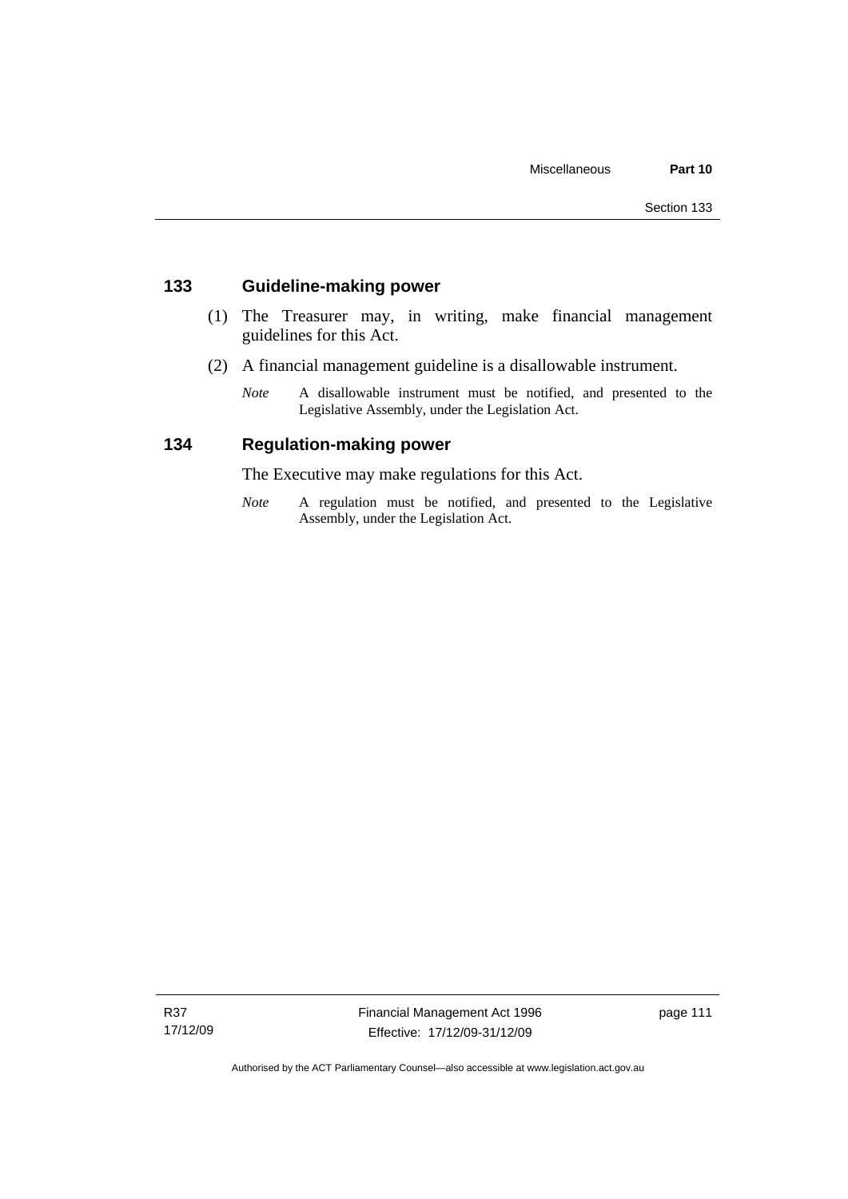## 133 Guideline-making power

(1) The Treasurer may, in writing, make financial management guidelines for this Act.

(2) A financial management guideline is a disallowable instrument.

*Note* A disallowable instrument must be notified, and presented to the Legislative Assembly, under the Legislation Act.

## 134 Regulation-making power

The Executive may make regulations for this Act.

*Note* A regulation must be notified, and presented to the Legislative Assembly, under the Legislation Act.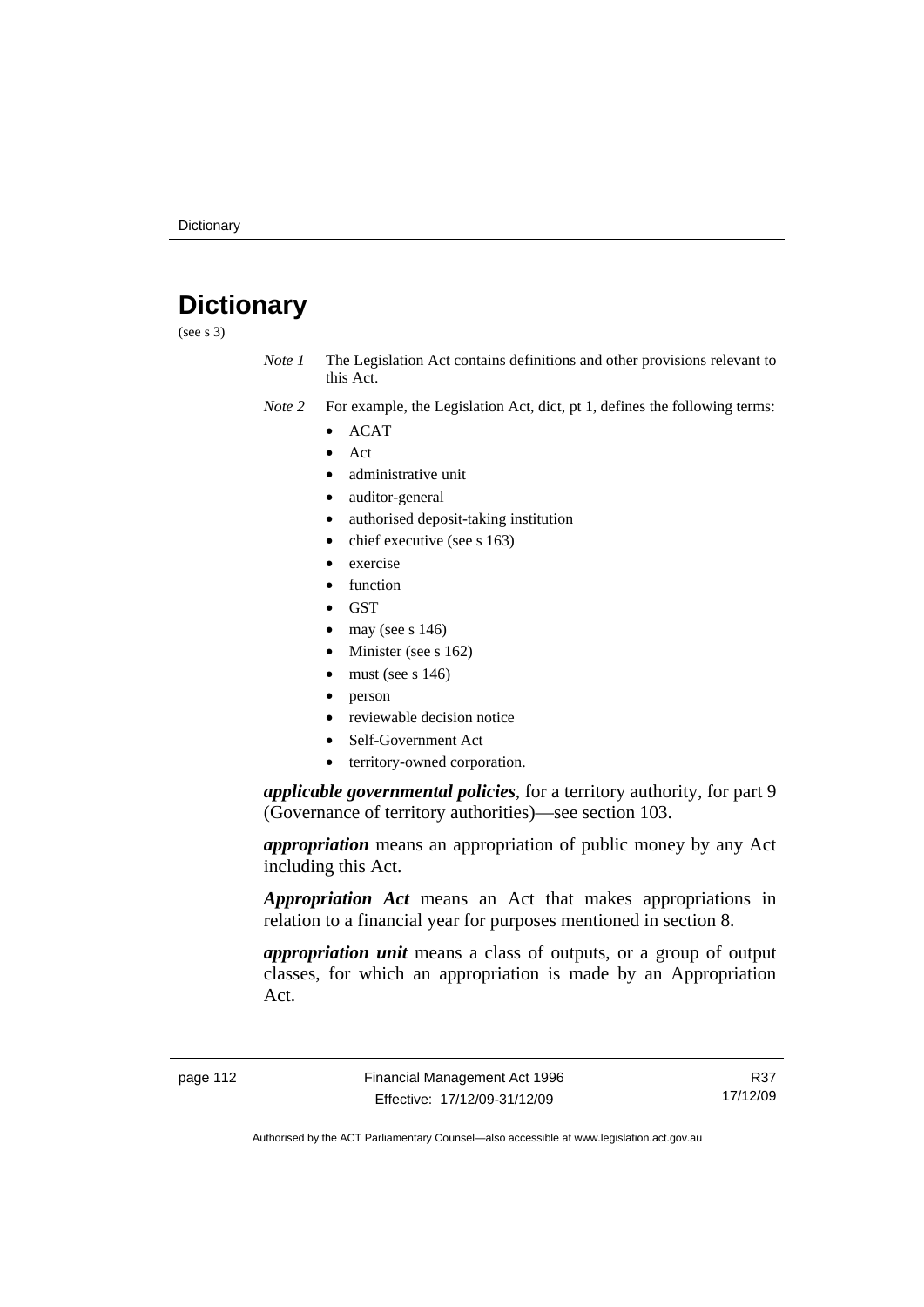# Dictionary

(see s 3)

*Note 1* The Legislation Act contains definitions and other provisions relevant to this Act.

*Note 2* For example, the Legislation Act, dict, pt 1, defines the following terms:

- ACAT
- Act
- administrative unit
- auditor-general
- authorised deposit-taking institution
- chief executive (see s 163)
- exercise
- function
- GST
- may (see s 146)
- Minister (see s 162)
- must (see s 146)
- person
- reviewable decision notice
- Self-Government Act
- territory-owned corporation.

***applicable governmental policies***, for a territory authority, for part 9 (Governance of territory authorities)—see section 103.

***appropriation*** means an appropriation of public money by any Act including this Act.

***Appropriation Act*** means an Act that makes appropriations in relation to a financial year for purposes mentioned in section 8.

***appropriation unit*** means a class of outputs, or a group of output classes, for which an appropriation is made by an Appropriation Act.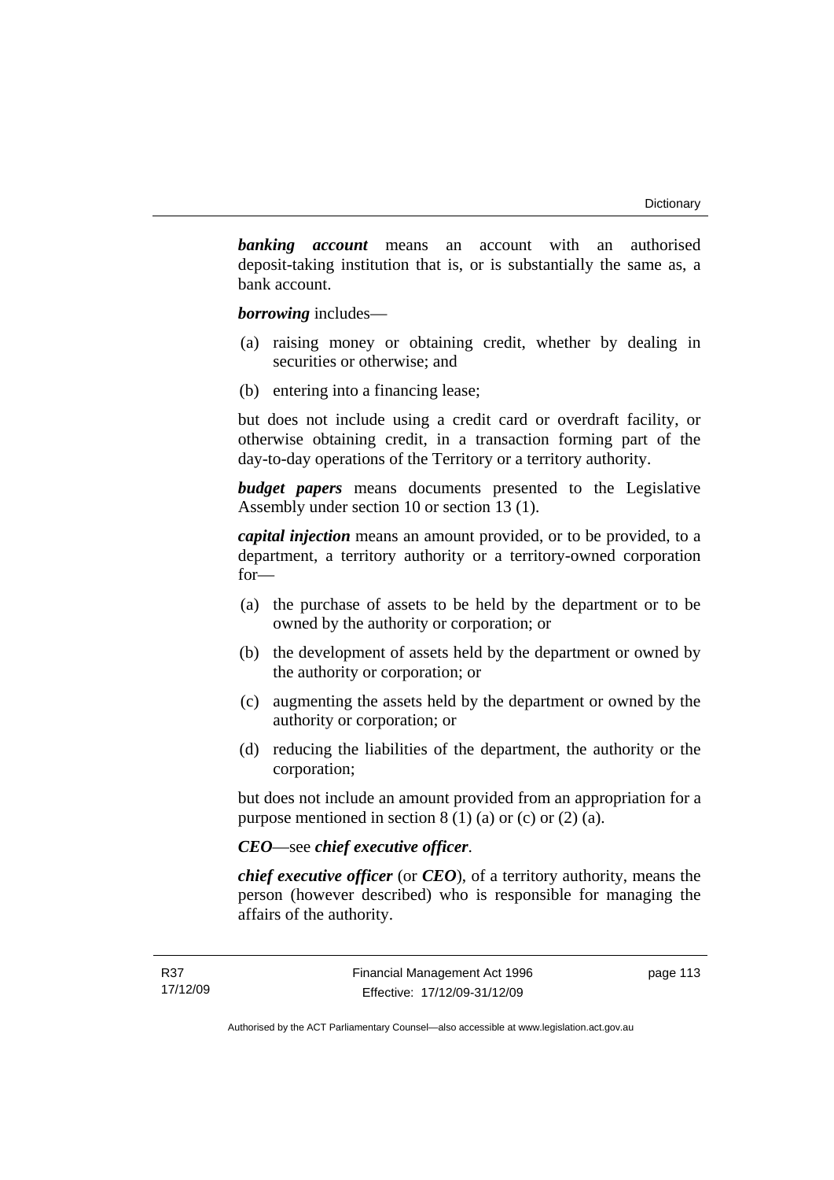***banking account*** means an account with an authorised deposit-taking institution that is, or is substantially the same as, a bank account.

***borrowing*** includes—

(a) raising money or obtaining credit, whether by dealing in securities or otherwise; and

(b) entering into a financing lease;

but does not include using a credit card or overdraft facility, or otherwise obtaining credit, in a transaction forming part of the day-to-day operations of the Territory or a territory authority.

***budget papers*** means documents presented to the Legislative Assembly under section 10 or section 13 (1).

***capital injection*** means an amount provided, or to be provided, to a department, a territory authority or a territory-owned corporation for—

(a) the purchase of assets to be held by the department or to be owned by the authority or corporation; or

(b) the development of assets held by the department or owned by the authority or corporation; or

(c) augmenting the assets held by the department or owned by the authority or corporation; or

(d) reducing the liabilities of the department, the authority or the corporation;

but does not include an amount provided from an appropriation for a purpose mentioned in section 8 (1) (a) or (c) or (2) (a).

***CEO***—see ***chief executive officer***.

***chief executive officer*** (or ***CEO***), of a territory authority, means the person (however described) who is responsible for managing the affairs of the authority.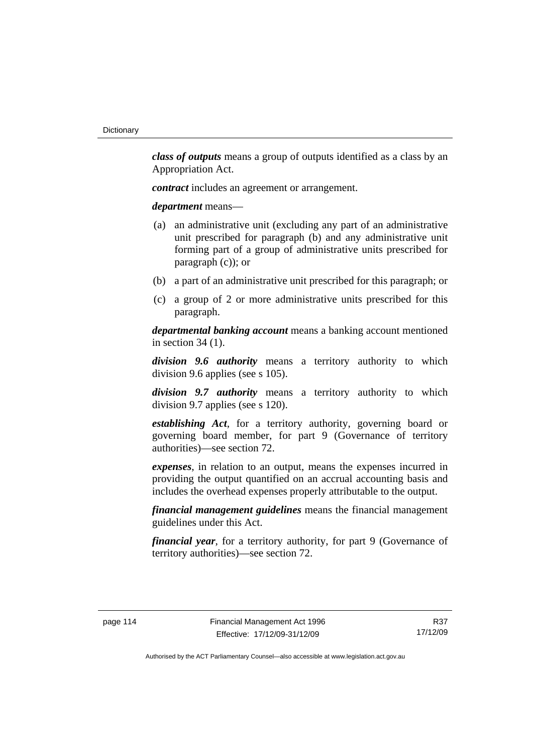***class of outputs*** means a group of outputs identified as a class by an Appropriation Act.

***contract*** includes an agreement or arrangement.

***department*** means—

(a) an administrative unit (excluding any part of an administrative unit prescribed for paragraph (b) and any administrative unit forming part of a group of administrative units prescribed for paragraph (c)); or

(b) a part of an administrative unit prescribed for this paragraph; or

(c) a group of 2 or more administrative units prescribed for this paragraph.

***departmental banking account*** means a banking account mentioned in section 34 (1).

***division 9.6 authority*** means a territory authority to which division 9.6 applies (see s 105).

***division 9.7 authority*** means a territory authority to which division 9.7 applies (see s 120).

***establishing Act***, for a territory authority, governing board or governing board member, for part 9 (Governance of territory authorities)—see section 72.

***expenses***, in relation to an output, means the expenses incurred in providing the output quantified on an accrual accounting basis and includes the overhead expenses properly attributable to the output.

***financial management guidelines*** means the financial management guidelines under this Act.

***financial year***, for a territory authority, for part 9 (Governance of territory authorities)—see section 72.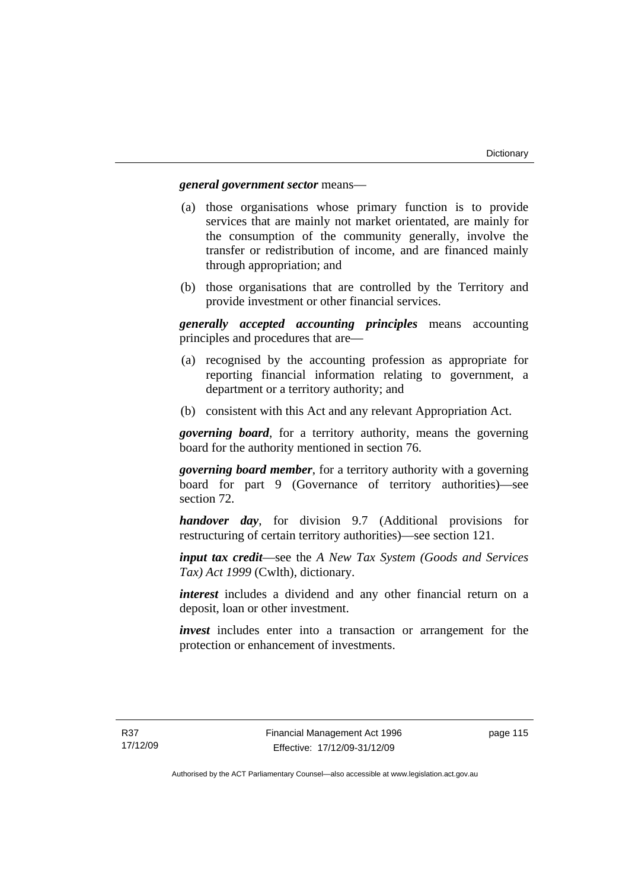***general government sector*** means—

(a) those organisations whose primary function is to provide services that are mainly not market orientated, are mainly for the consumption of the community generally, involve the transfer or redistribution of income, and are financed mainly through appropriation; and

(b) those organisations that are controlled by the Territory and provide investment or other financial services.

***generally accepted accounting principles*** means accounting principles and procedures that are—

(a) recognised by the accounting profession as appropriate for reporting financial information relating to government, a department or a territory authority; and

(b) consistent with this Act and any relevant Appropriation Act.

***governing board***, for a territory authority, means the governing board for the authority mentioned in section 76.

***governing board member***, for a territory authority with a governing board for part 9 (Governance of territory authorities)—see section 72.

***handover day***, for division 9.7 (Additional provisions for restructuring of certain territory authorities)—see section 121.

***input tax credit***—see the *A New Tax System (Goods and Services Tax) Act 1999* (Cwlth), dictionary.

***interest*** includes a dividend and any other financial return on a deposit, loan or other investment.

***invest*** includes enter into a transaction or arrangement for the protection or enhancement of investments.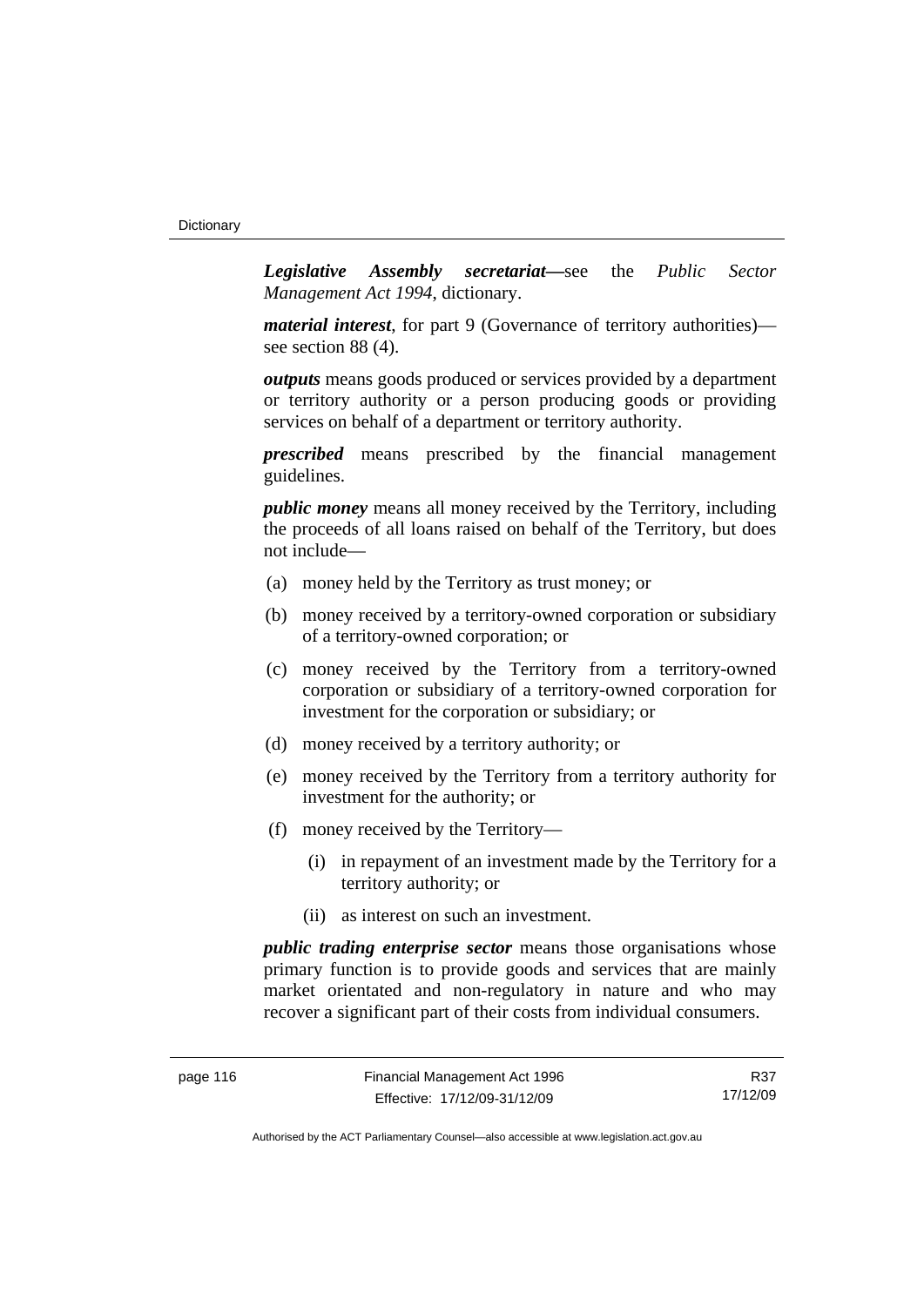***Legislative Assembly secretariat***—see the *Public Sector Management Act 1994*, dictionary.

***material interest***, for part 9 (Governance of territory authorities)—see section 88 (4).

***outputs*** means goods produced or services provided by a department or territory authority or a person producing goods or providing services on behalf of a department or territory authority.

***prescribed*** means prescribed by the financial management guidelines.

***public money*** means all money received by the Territory, including the proceeds of all loans raised on behalf of the Territory, but does not include—

(a) money held by the Territory as trust money; or

(b) money received by a territory-owned corporation or subsidiary of a territory-owned corporation; or

(c) money received by the Territory from a territory-owned corporation or subsidiary of a territory-owned corporation for investment for the corporation or subsidiary; or

(d) money received by a territory authority; or

(e) money received by the Territory from a territory authority for investment for the authority; or

(f) money received by the Territory—

(i) in repayment of an investment made by the Territory for a territory authority; or

(ii) as interest on such an investment.

***public trading enterprise sector*** means those organisations whose primary function is to provide goods and services that are mainly market orientated and non-regulatory in nature and who may recover a significant part of their costs from individual consumers.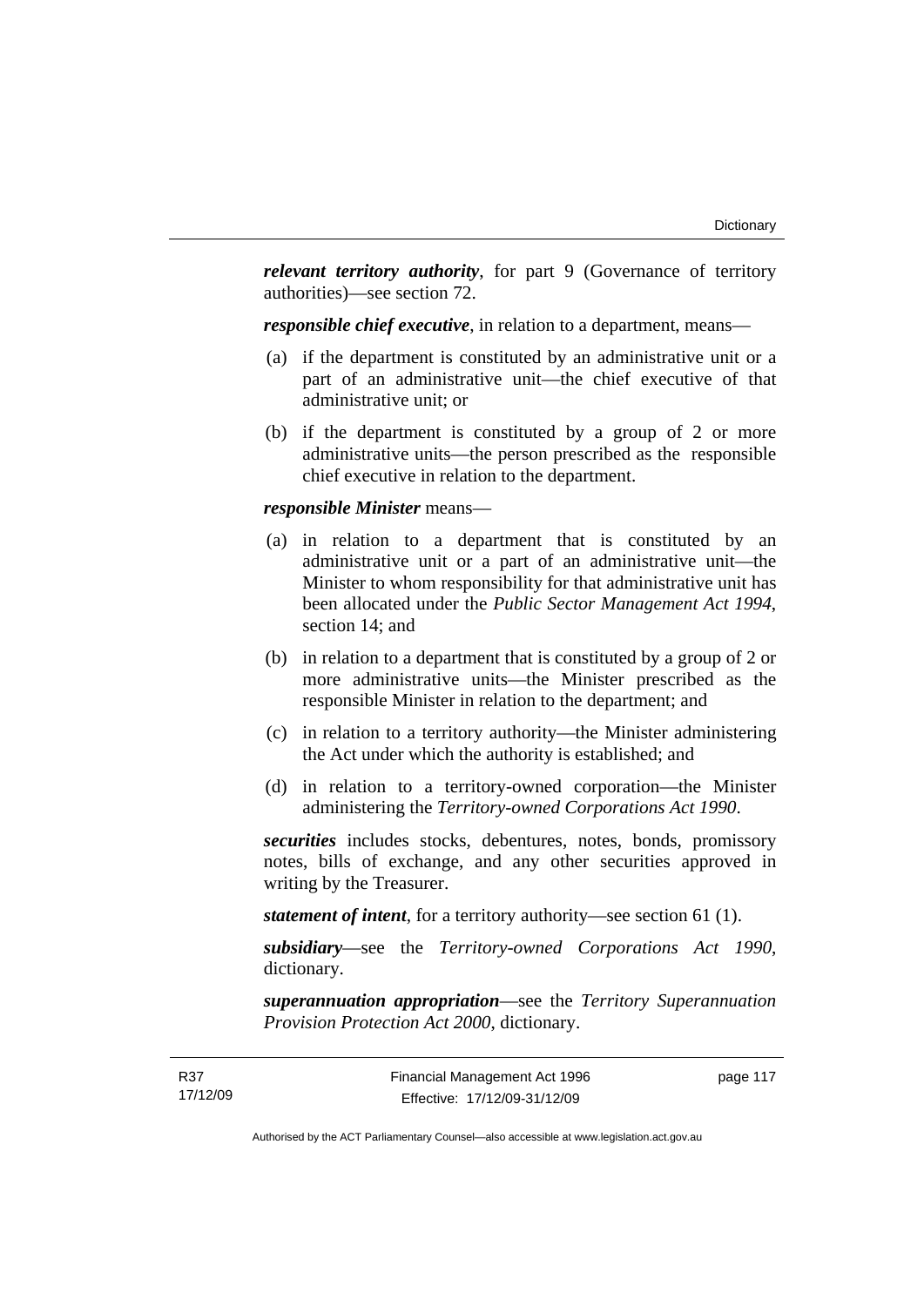***relevant territory authority***, for part 9 (Governance of territory authorities)—see section 72.

***responsible chief executive***, in relation to a department, means—

(a) if the department is constituted by an administrative unit or a part of an administrative unit—the chief executive of that administrative unit; or

(b) if the department is constituted by a group of 2 or more administrative units—the person prescribed as the responsible chief executive in relation to the department.

***responsible Minister*** means—

(a) in relation to a department that is constituted by an administrative unit or a part of an administrative unit—the Minister to whom responsibility for that administrative unit has been allocated under the *Public Sector Management Act 1994*, section 14; and

(b) in relation to a department that is constituted by a group of 2 or more administrative units—the Minister prescribed as the responsible Minister in relation to the department; and

(c) in relation to a territory authority—the Minister administering the Act under which the authority is established; and

(d) in relation to a territory-owned corporation—the Minister administering the *Territory-owned Corporations Act 1990*.

***securities*** includes stocks, debentures, notes, bonds, promissory notes, bills of exchange, and any other securities approved in writing by the Treasurer.

***statement of intent***, for a territory authority—see section 61 (1).

***subsidiary***—see the *Territory-owned Corporations Act 1990*, dictionary.

***superannuation appropriation***—see the *Territory Superannuation Provision Protection Act 2000*, dictionary.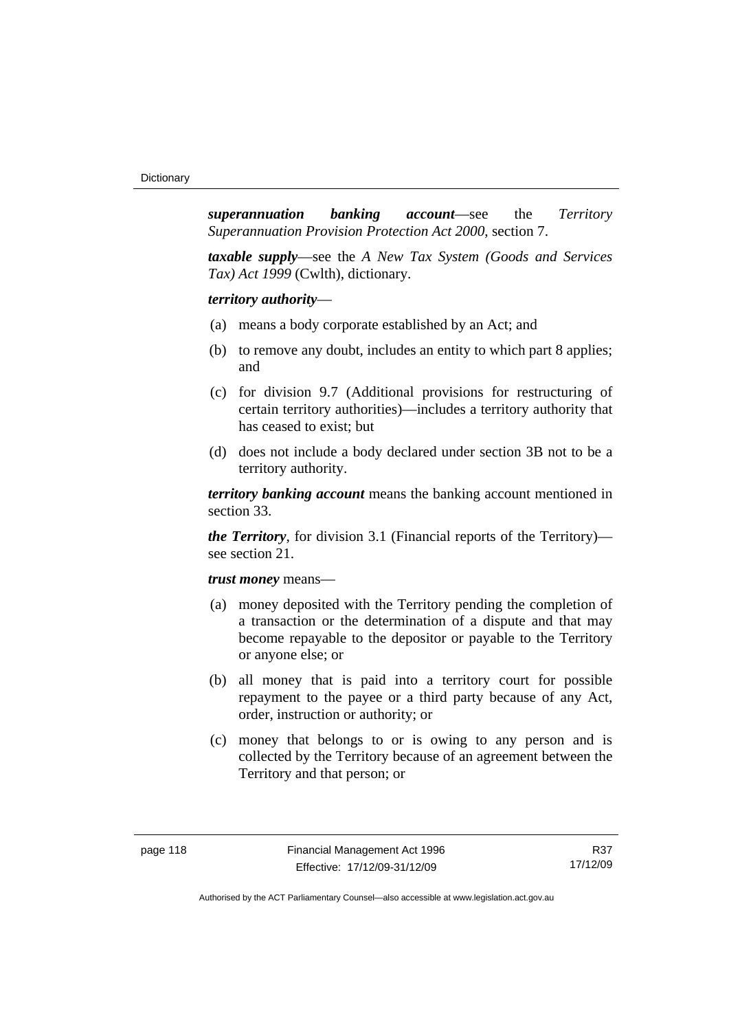***superannuation banking account***—see the *Territory Superannuation Provision Protection Act 2000*, section 7.

***taxable supply***—see the *A New Tax System (Goods and Services Tax) Act 1999* (Cwlth), dictionary.

***territory authority***—

(a) means a body corporate established by an Act; and

(b) to remove any doubt, includes an entity to which part 8 applies; and

(c) for division 9.7 (Additional provisions for restructuring of certain territory authorities)—includes a territory authority that has ceased to exist; but

(d) does not include a body declared under section 3B not to be a territory authority.

***territory banking account*** means the banking account mentioned in section 33.

***the Territory***, for division 3.1 (Financial reports of the Territory)—see section 21.

***trust money*** means—

(a) money deposited with the Territory pending the completion of a transaction or the determination of a dispute and that may become repayable to the depositor or payable to the Territory or anyone else; or

(b) all money that is paid into a territory court for possible repayment to the payee or a third party because of any Act, order, instruction or authority; or

(c) money that belongs to or is owing to any person and is collected by the Territory because of an agreement between the Territory and that person; or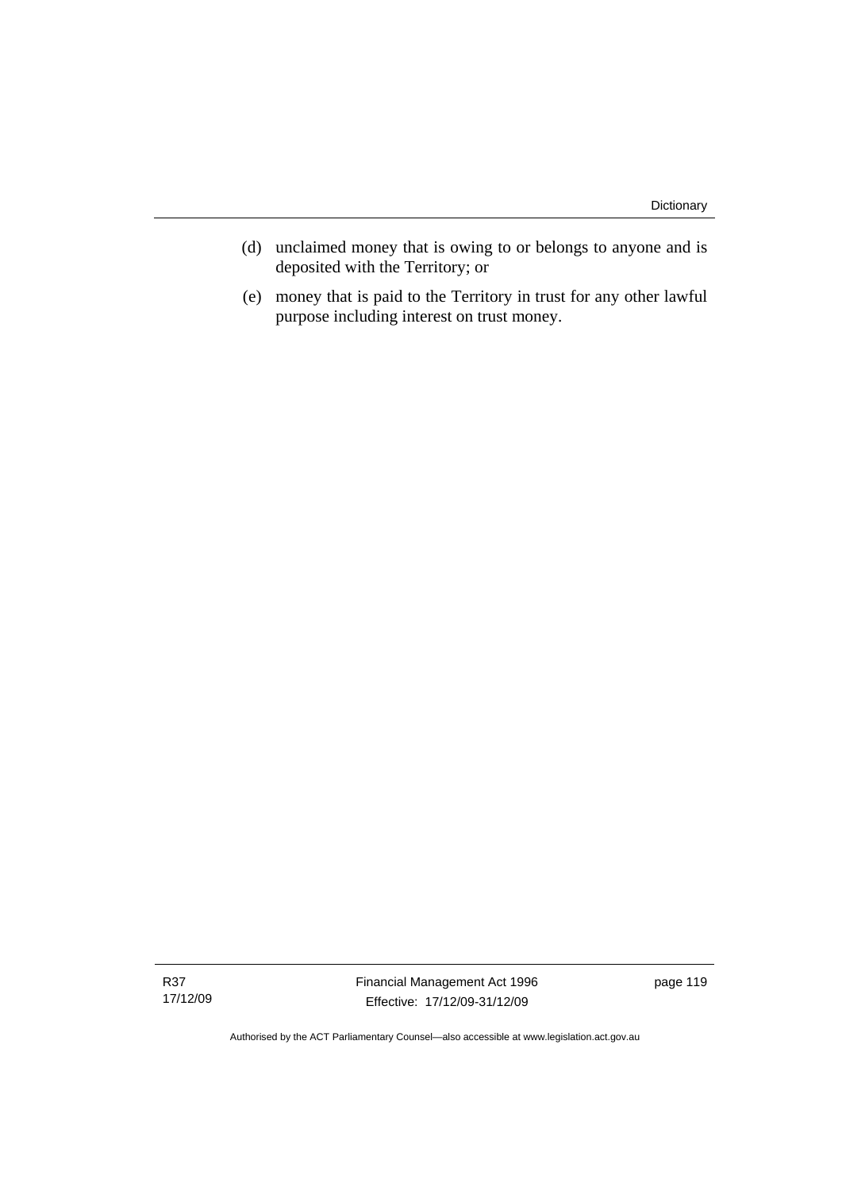(d) unclaimed money that is owing to or belongs to anyone and is deposited with the Territory; or

(e) money that is paid to the Territory in trust for any other lawful purpose including interest on trust money.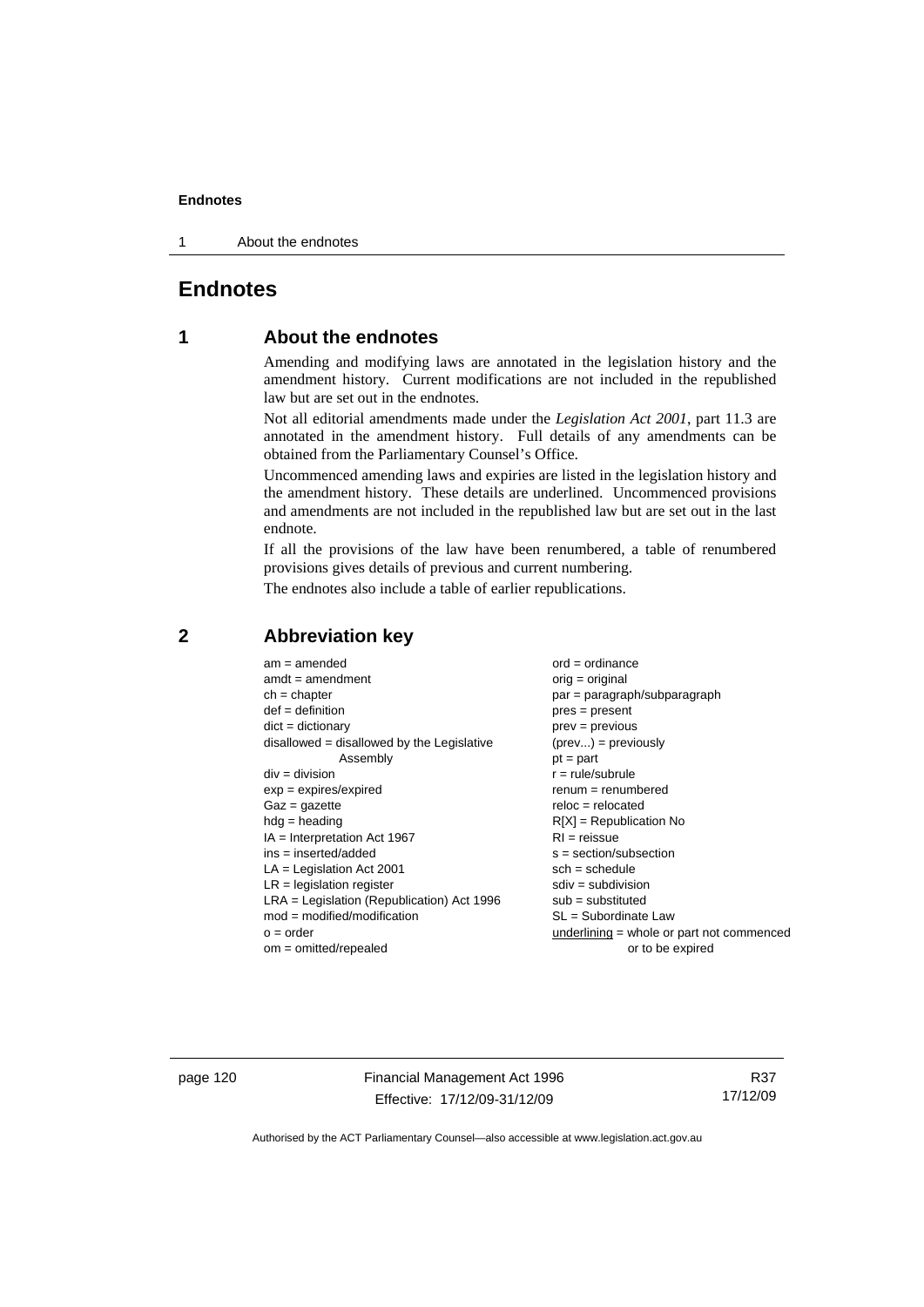# Endnotes

## 1 About the endnotes

Amending and modifying laws are annotated in the legislation history and the amendment history. Current modifications are not included in the republished law but are set out in the endnotes.

Not all editorial amendments made under the *Legislation Act 2001*, part 11.3 are annotated in the amendment history. Full details of any amendments can be obtained from the Parliamentary Counsel's Office.

Uncommenced amending laws and expiries are listed in the legislation history and the amendment history. These details are underlined. Uncommenced provisions and amendments are not included in the republished law but are set out in the last endnote.

If all the provisions of the law have been renumbered, a table of renumbered provisions gives details of previous and current numbering.

The endnotes also include a table of earlier republications.

## 2 Abbreviation key

am = amended
amdt = amendment
ch = chapter
def = definition
dict = dictionary
disallowed = disallowed by the Legislative Assembly
div = division
exp = expires/expired
Gaz = gazette
hdg = heading
IA = Interpretation Act 1967
ins = inserted/added
LA = Legislation Act 2001
LR = legislation register
LRA = Legislation (Republication) Act 1996
mod = modified/modification
o = order
om = omitted/repealed
ord = ordinance
orig = original
par = paragraph/subparagraph
pres = present
prev = previous
(prev...) = previously
pt = part
r = rule/subrule
renum = renumbered
reloc = relocated
R[X] = Republication No
RI = reissue
s = section/subsection
sch = schedule
sdiv = subdivision
sub = substituted
SL = Subordinate Law
underlining = whole or part not commenced or to be expired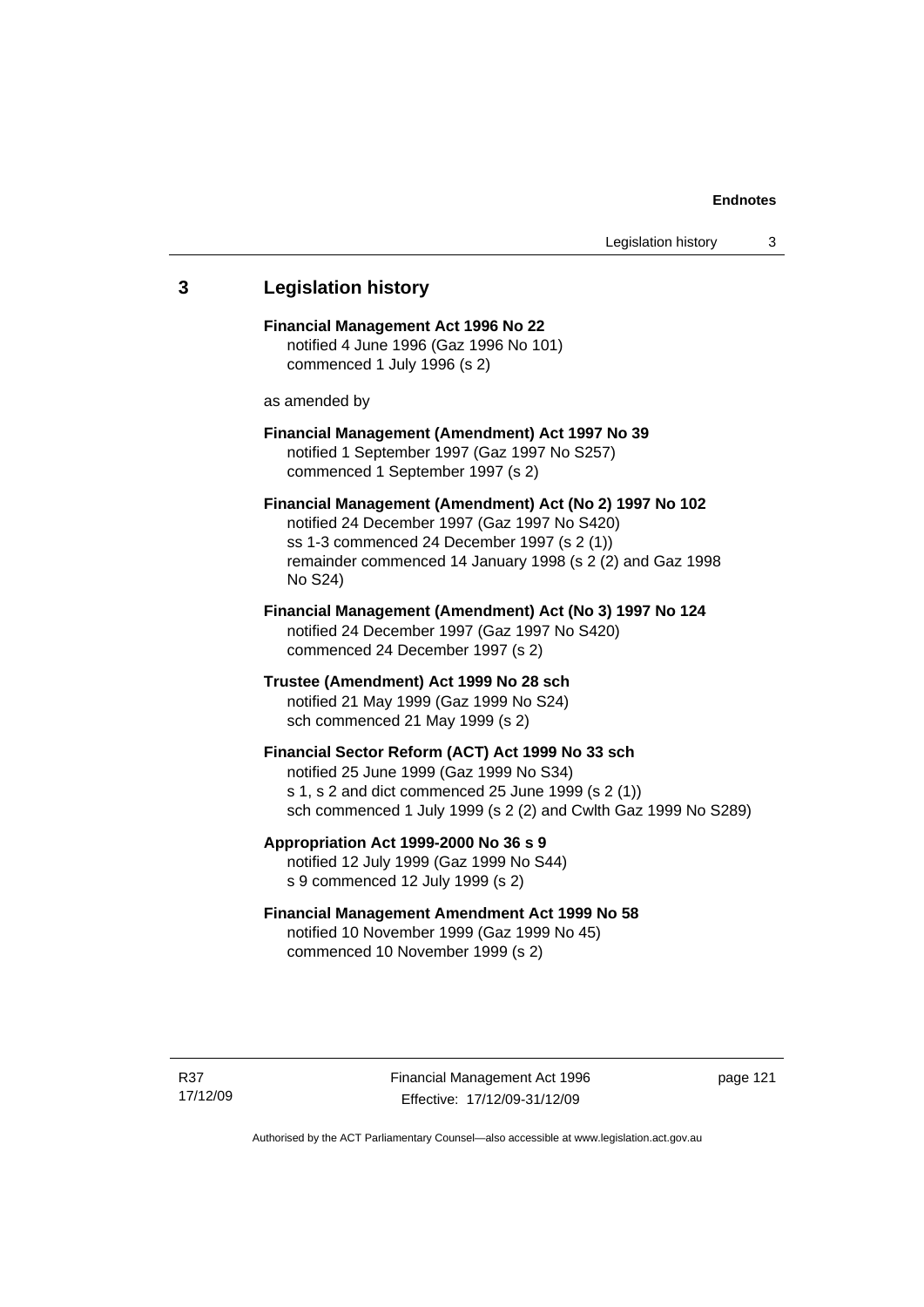## 3 Legislation history

**Financial Management Act 1996 No 22**
notified 4 June 1996 (Gaz 1996 No 101)
commenced 1 July 1996 (s 2)

as amended by

**Financial Management (Amendment) Act 1997 No 39**
notified 1 September 1997 (Gaz 1997 No S257)
commenced 1 September 1997 (s 2)

**Financial Management (Amendment) Act (No 2) 1997 No 102**
notified 24 December 1997 (Gaz 1997 No S420)
ss 1-3 commenced 24 December 1997 (s 2 (1))
remainder commenced 14 January 1998 (s 2 (2) and Gaz 1998 No S24)

**Financial Management (Amendment) Act (No 3) 1997 No 124**
notified 24 December 1997 (Gaz 1997 No S420)
commenced 24 December 1997 (s 2)

**Trustee (Amendment) Act 1999 No 28 sch**
notified 21 May 1999 (Gaz 1999 No S24)
sch commenced 21 May 1999 (s 2)

**Financial Sector Reform (ACT) Act 1999 No 33 sch**
notified 25 June 1999 (Gaz 1999 No S34)
s 1, s 2 and dict commenced 25 June 1999 (s 2 (1))
sch commenced 1 July 1999 (s 2 (2) and Cwlth Gaz 1999 No S289)

**Appropriation Act 1999-2000 No 36 s 9**
notified 12 July 1999 (Gaz 1999 No S44)
s 9 commenced 12 July 1999 (s 2)

**Financial Management Amendment Act 1999 No 58**
notified 10 November 1999 (Gaz 1999 No 45)
commenced 10 November 1999 (s 2)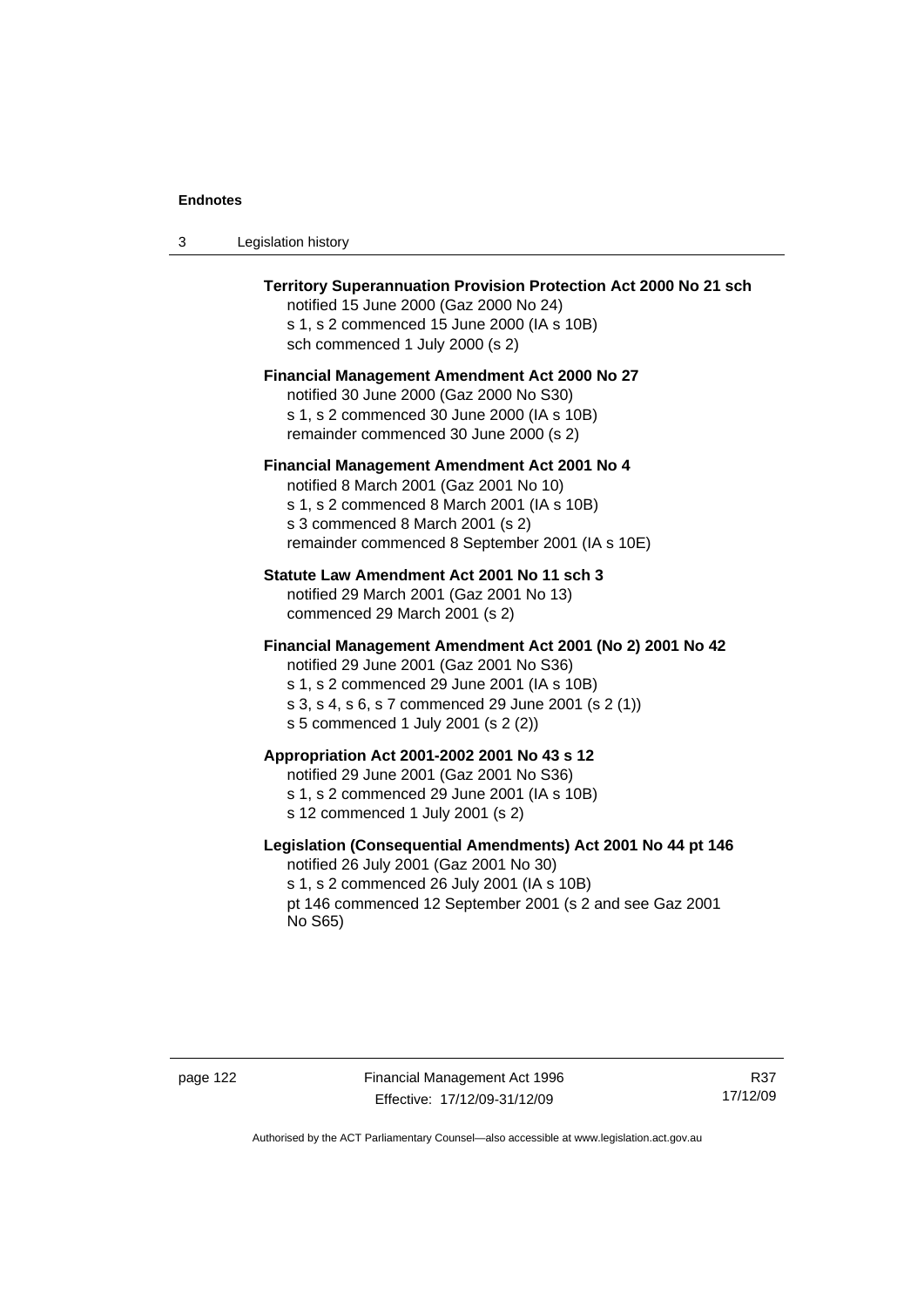**Territory Superannuation Provision Protection Act 2000 No 21 sch**
notified 15 June 2000 (Gaz 2000 No 24)
s 1, s 2 commenced 15 June 2000 (IA s 10B)
sch commenced 1 July 2000 (s 2)

**Financial Management Amendment Act 2000 No 27**
notified 30 June 2000 (Gaz 2000 No S30)
s 1, s 2 commenced 30 June 2000 (IA s 10B)
remainder commenced 30 June 2000 (s 2)

**Financial Management Amendment Act 2001 No 4**
notified 8 March 2001 (Gaz 2001 No 10)
s 1, s 2 commenced 8 March 2001 (IA s 10B)
s 3 commenced 8 March 2001 (s 2)
remainder commenced 8 September 2001 (IA s 10E)

**Statute Law Amendment Act 2001 No 11 sch 3**
notified 29 March 2001 (Gaz 2001 No 13)
commenced 29 March 2001 (s 2)

**Financial Management Amendment Act 2001 (No 2) 2001 No 42**
notified 29 June 2001 (Gaz 2001 No S36)
s 1, s 2 commenced 29 June 2001 (IA s 10B)
s 3, s 4, s 6, s 7 commenced 29 June 2001 (s 2 (1))
s 5 commenced 1 July 2001 (s 2 (2))

**Appropriation Act 2001-2002 2001 No 43 s 12**
notified 29 June 2001 (Gaz 2001 No S36)
s 1, s 2 commenced 29 June 2001 (IA s 10B)
s 12 commenced 1 July 2001 (s 2)

**Legislation (Consequential Amendments) Act 2001 No 44 pt 146**
notified 26 July 2001 (Gaz 2001 No 30)
s 1, s 2 commenced 26 July 2001 (IA s 10B)
pt 146 commenced 12 September 2001 (s 2 and see Gaz 2001 No S65)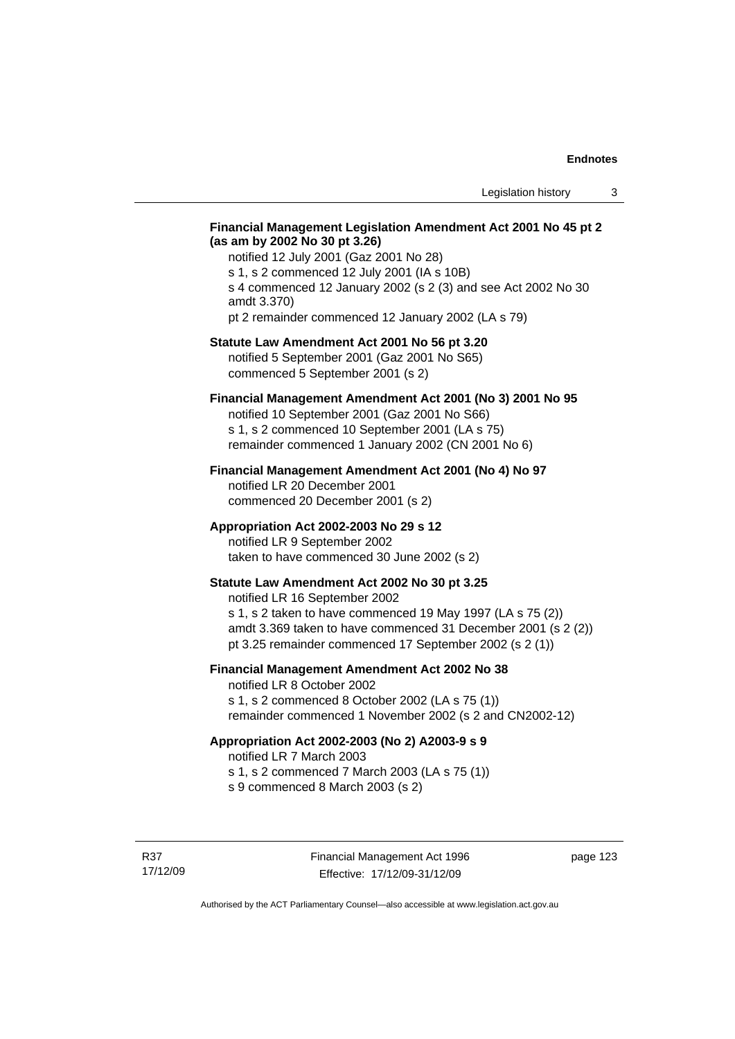**Financial Management Legislation Amendment Act 2001 No 45 pt 2 (as am by 2002 No 30 pt 3.26)**

notified 12 July 2001 (Gaz 2001 No 28)
s 1, s 2 commenced 12 July 2001 (IA s 10B)
s 4 commenced 12 January 2002 (s 2 (3) and see Act 2002 No 30 amdt 3.370)
pt 2 remainder commenced 12 January 2002 (LA s 79)

**Statute Law Amendment Act 2001 No 56 pt 3.20**

notified 5 September 2001 (Gaz 2001 No S65)
commenced 5 September 2001 (s 2)

**Financial Management Amendment Act 2001 (No 3) 2001 No 95**

notified 10 September 2001 (Gaz 2001 No S66)
s 1, s 2 commenced 10 September 2001 (LA s 75)
remainder commenced 1 January 2002 (CN 2001 No 6)

**Financial Management Amendment Act 2001 (No 4) No 97**

notified LR 20 December 2001
commenced 20 December 2001 (s 2)

**Appropriation Act 2002-2003 No 29 s 12**

notified LR 9 September 2002
taken to have commenced 30 June 2002 (s 2)

**Statute Law Amendment Act 2002 No 30 pt 3.25**

notified LR 16 September 2002
s 1, s 2 taken to have commenced 19 May 1997 (LA s 75 (2))
amdt 3.369 taken to have commenced 31 December 2001 (s 2 (2))
pt 3.25 remainder commenced 17 September 2002 (s 2 (1))

**Financial Management Amendment Act 2002 No 38**

notified LR 8 October 2002
s 1, s 2 commenced 8 October 2002 (LA s 75 (1))
remainder commenced 1 November 2002 (s 2 and CN2002-12)

**Appropriation Act 2002-2003 (No 2) A2003-9 s 9**

notified LR 7 March 2003
s 1, s 2 commenced 7 March 2003 (LA s 75 (1))
s 9 commenced 8 March 2003 (s 2)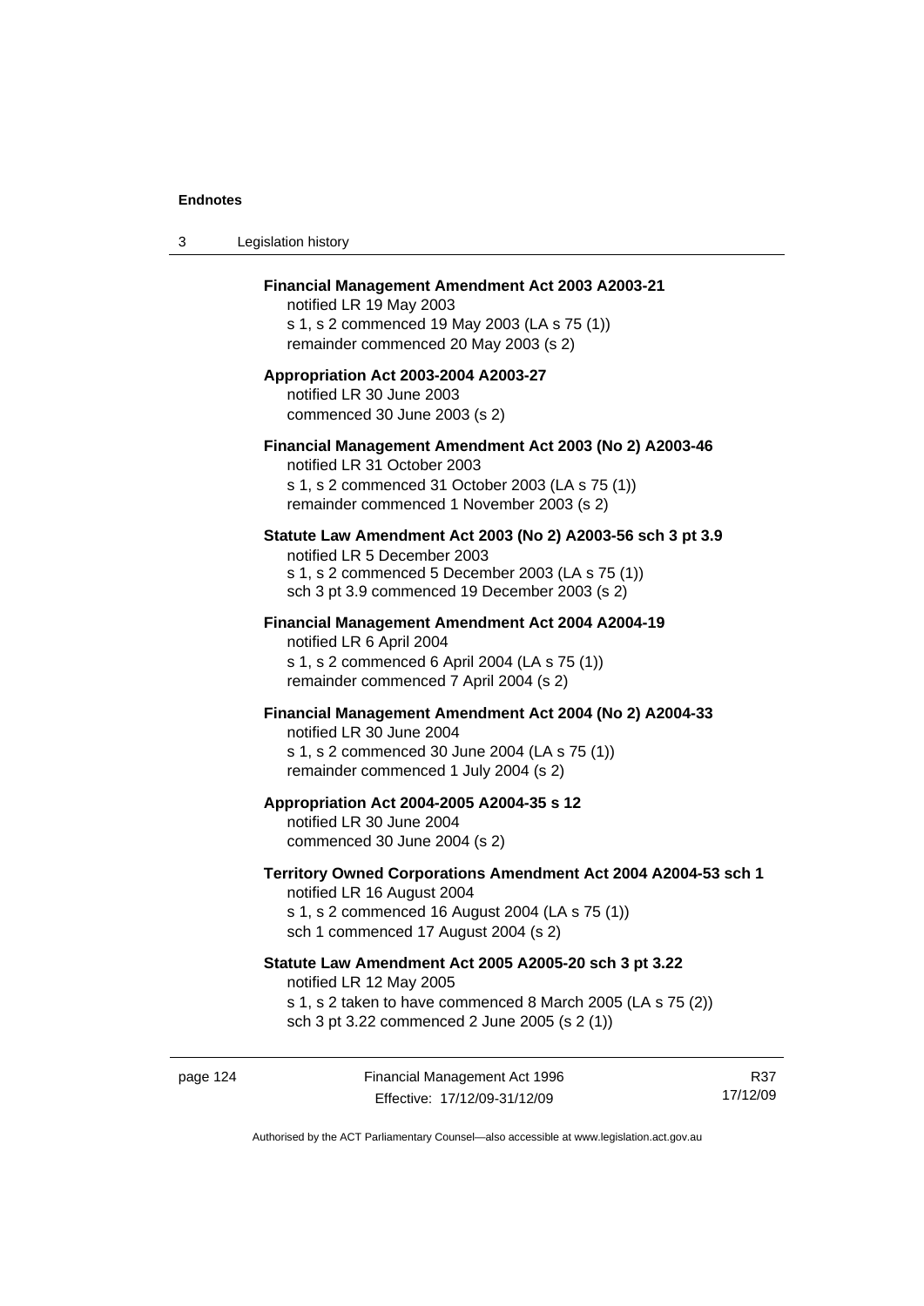**Financial Management Amendment Act 2003 A2003-21**
notified LR 19 May 2003
s 1, s 2 commenced 19 May 2003 (LA s 75 (1))
remainder commenced 20 May 2003 (s 2)

**Appropriation Act 2003-2004 A2003-27**
notified LR 30 June 2003
commenced 30 June 2003 (s 2)

**Financial Management Amendment Act 2003 (No 2) A2003-46**
notified LR 31 October 2003
s 1, s 2 commenced 31 October 2003 (LA s 75 (1))
remainder commenced 1 November 2003 (s 2)

**Statute Law Amendment Act 2003 (No 2) A2003-56 sch 3 pt 3.9**
notified LR 5 December 2003
s 1, s 2 commenced 5 December 2003 (LA s 75 (1))
sch 3 pt 3.9 commenced 19 December 2003 (s 2)

**Financial Management Amendment Act 2004 A2004-19**
notified LR 6 April 2004
s 1, s 2 commenced 6 April 2004 (LA s 75 (1))
remainder commenced 7 April 2004 (s 2)

**Financial Management Amendment Act 2004 (No 2) A2004-33**
notified LR 30 June 2004
s 1, s 2 commenced 30 June 2004 (LA s 75 (1))
remainder commenced 1 July 2004 (s 2)

**Appropriation Act 2004-2005 A2004-35 s 12**
notified LR 30 June 2004
commenced 30 June 2004 (s 2)

**Territory Owned Corporations Amendment Act 2004 A2004-53 sch 1**
notified LR 16 August 2004
s 1, s 2 commenced 16 August 2004 (LA s 75 (1))
sch 1 commenced 17 August 2004 (s 2)

**Statute Law Amendment Act 2005 A2005-20 sch 3 pt 3.22**
notified LR 12 May 2005
s 1, s 2 taken to have commenced 8 March 2005 (LA s 75 (2))
sch 3 pt 3.22 commenced 2 June 2005 (s 2 (1))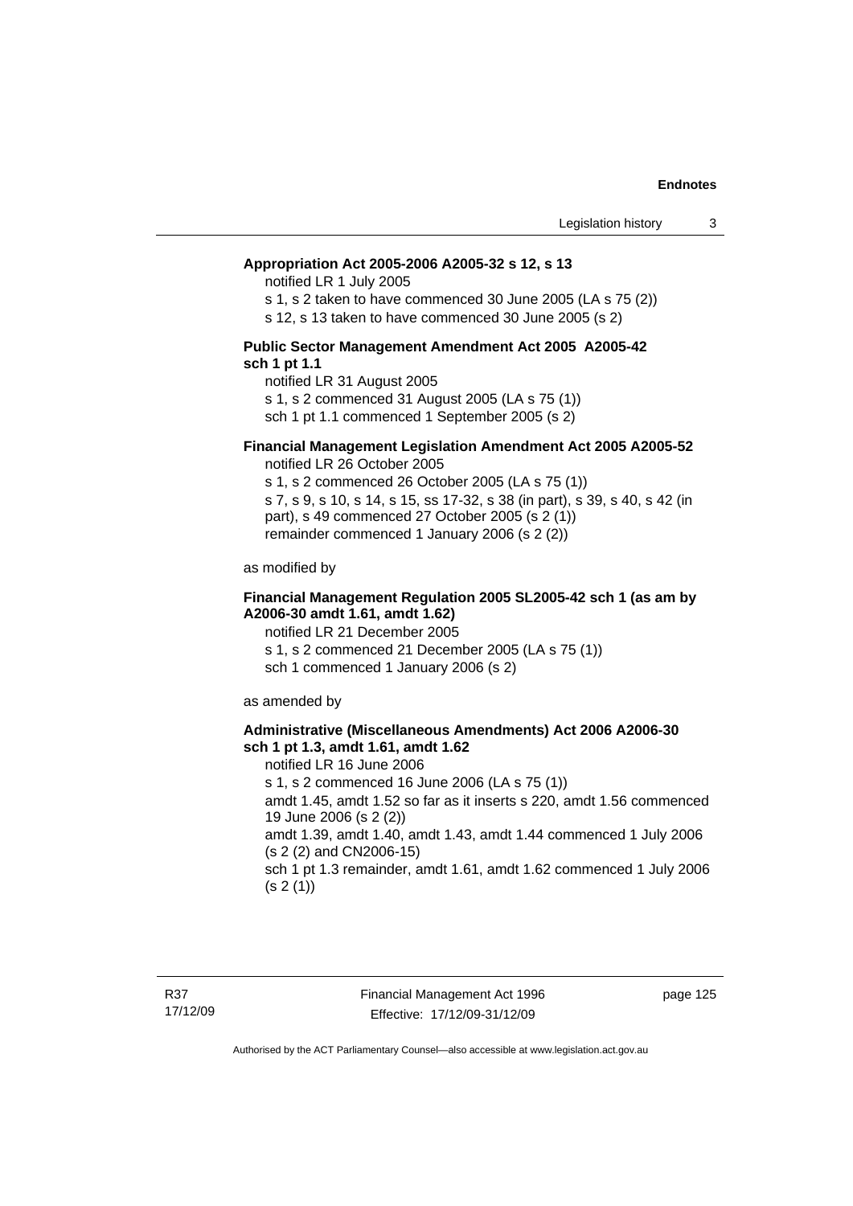**Appropriation Act 2005-2006 A2005-32 s 12, s 13**

notified LR 1 July 2005

s 1, s 2 taken to have commenced 30 June 2005 (LA s 75 (2))

s 12, s 13 taken to have commenced 30 June 2005 (s 2)

**Public Sector Management Amendment Act 2005 A2005-42 sch 1 pt 1.1**

notified LR 31 August 2005

s 1, s 2 commenced 31 August 2005 (LA s 75 (1))

sch 1 pt 1.1 commenced 1 September 2005 (s 2)

**Financial Management Legislation Amendment Act 2005 A2005-52**

notified LR 26 October 2005

s 1, s 2 commenced 26 October 2005 (LA s 75 (1))

s 7, s 9, s 10, s 14, s 15, ss 17-32, s 38 (in part), s 39, s 40, s 42 (in part), s 49 commenced 27 October 2005 (s 2 (1))

remainder commenced 1 January 2006 (s 2 (2))

as modified by

**Financial Management Regulation 2005 SL2005-42 sch 1 (as am by A2006-30 amdt 1.61, amdt 1.62)**

notified LR 21 December 2005

s 1, s 2 commenced 21 December 2005 (LA s 75 (1))

sch 1 commenced 1 January 2006 (s 2)

as amended by

**Administrative (Miscellaneous Amendments) Act 2006 A2006-30 sch 1 pt 1.3, amdt 1.61, amdt 1.62**

notified LR 16 June 2006

s 1, s 2 commenced 16 June 2006 (LA s 75 (1))

amdt 1.45, amdt 1.52 so far as it inserts s 220, amdt 1.56 commenced 19 June 2006 (s 2 (2))

amdt 1.39, amdt 1.40, amdt 1.43, amdt 1.44 commenced 1 July 2006 (s 2 (2) and CN2006-15)

sch 1 pt 1.3 remainder, amdt 1.61, amdt 1.62 commenced 1 July 2006 (s 2 (1))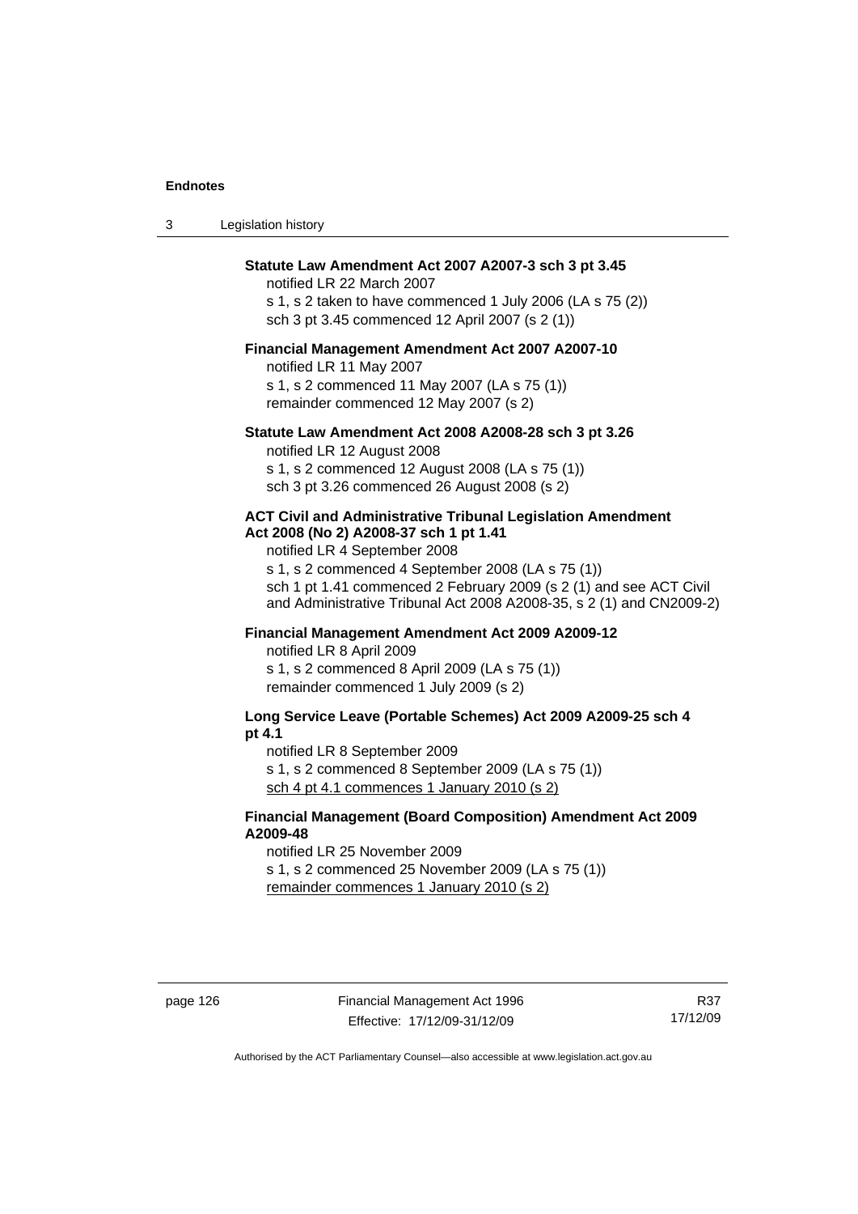**Statute Law Amendment Act 2007 A2007-3 sch 3 pt 3.45**

notified LR 22 March 2007

s 1, s 2 taken to have commenced 1 July 2006 (LA s 75 (2))

sch 3 pt 3.45 commenced 12 April 2007 (s 2 (1))

**Financial Management Amendment Act 2007 A2007-10**

notified LR 11 May 2007

s 1, s 2 commenced 11 May 2007 (LA s 75 (1))

remainder commenced 12 May 2007 (s 2)

**Statute Law Amendment Act 2008 A2008-28 sch 3 pt 3.26**

notified LR 12 August 2008

s 1, s 2 commenced 12 August 2008 (LA s 75 (1))

sch 3 pt 3.26 commenced 26 August 2008 (s 2)

**ACT Civil and Administrative Tribunal Legislation Amendment Act 2008 (No 2) A2008-37 sch 1 pt 1.41**

notified LR 4 September 2008

s 1, s 2 commenced 4 September 2008 (LA s 75 (1))

sch 1 pt 1.41 commenced 2 February 2009 (s 2 (1) and see ACT Civil and Administrative Tribunal Act 2008 A2008-35, s 2 (1) and CN2009-2)

**Financial Management Amendment Act 2009 A2009-12**

notified LR 8 April 2009

s 1, s 2 commenced 8 April 2009 (LA s 75 (1))

remainder commenced 1 July 2009 (s 2)

**Long Service Leave (Portable Schemes) Act 2009 A2009-25 sch 4 pt 4.1**

notified LR 8 September 2009

s 1, s 2 commenced 8 September 2009 (LA s 75 (1))

sch 4 pt 4.1 commences 1 January 2010 (s 2)

**Financial Management (Board Composition) Amendment Act 2009 A2009-48**

notified LR 25 November 2009

s 1, s 2 commenced 25 November 2009 (LA s 75 (1))

remainder commences 1 January 2010 (s 2)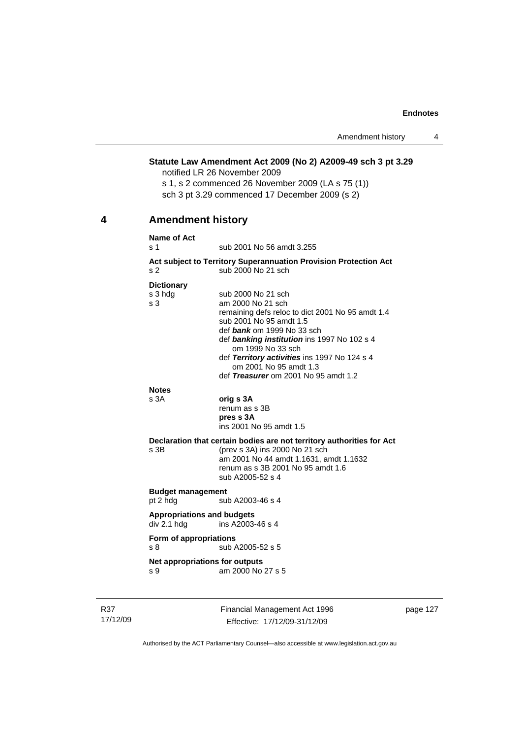**Statute Law Amendment Act 2009 (No 2) A2009-49 sch 3 pt 3.29**

notified LR 26 November 2009

s 1, s 2 commenced 26 November 2009 (LA s 75 (1))

sch 3 pt 3.29 commenced 17 December 2009 (s 2)

## 4 Amendment history

**Name of Act**

s 1 sub 2001 No 56 amdt 3.255

**Act subject to Territory Superannuation Provision Protection Act**

s 2 sub 2000 No 21 sch

**Dictionary**

s 3 hdg sub 2000 No 21 sch

s 3 am 2000 No 21 sch

remaining defs reloc to dict 2001 No 95 amdt 1.4

sub 2001 No 95 amdt 1.5

def ***bank*** om 1999 No 33 sch

def ***banking institution*** ins 1997 No 102 s 4

om 1999 No 33 sch

def ***Territory activities*** ins 1997 No 124 s 4

om 2001 No 95 amdt 1.3

def ***Treasurer*** om 2001 No 95 amdt 1.2

**Notes**

s 3A **orig s 3A**

renum as s 3B

**pres s 3A**

ins 2001 No 95 amdt 1.5

**Declaration that certain bodies are not territory authorities for Act**

s 3B (prev s 3A) ins 2000 No 21 sch

am 2001 No 44 amdt 1.1631, amdt 1.1632

renum as s 3B 2001 No 95 amdt 1.6

sub A2005-52 s 4

**Budget management**

pt 2 hdg sub A2003-46 s 4

**Appropriations and budgets**

div 2.1 hdg ins A2003-46 s 4

**Form of appropriations**

s 8 sub A2005-52 s 5

**Net appropriations for outputs**

s 9 am 2000 No 27 s 5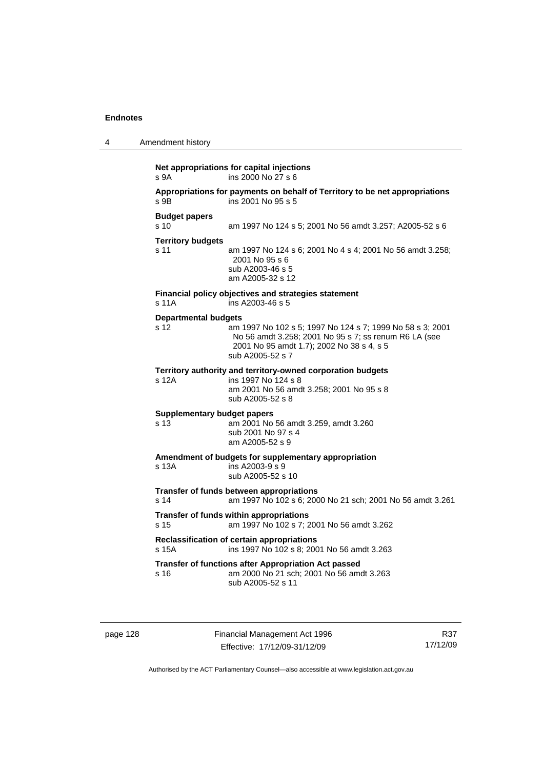**Net appropriations for capital injections**
s 9A ins 2000 No 27 s 6

**Appropriations for payments on behalf of Territory to be net appropriations**
s 9B ins 2001 No 95 s 5

**Budget papers**
s 10 am 1997 No 124 s 5; 2001 No 56 amdt 3.257; A2005-52 s 6

**Territory budgets**
s 11 am 1997 No 124 s 6; 2001 No 4 s 4; 2001 No 56 amdt 3.258; 2001 No 95 s 6
sub A2003-46 s 5
am A2005-32 s 12

**Financial policy objectives and strategies statement**
s 11A ins A2003-46 s 5

**Departmental budgets**
s 12 am 1997 No 102 s 5; 1997 No 124 s 7; 1999 No 58 s 3; 2001 No 56 amdt 3.258; 2001 No 95 s 7; ss renum R6 LA (see 2001 No 95 amdt 1.7); 2002 No 38 s 4, s 5
sub A2005-52 s 7

**Territory authority and territory-owned corporation budgets**
s 12A ins 1997 No 124 s 8
am 2001 No 56 amdt 3.258; 2001 No 95 s 8
sub A2005-52 s 8

**Supplementary budget papers**
s 13 am 2001 No 56 amdt 3.259, amdt 3.260
sub 2001 No 97 s 4
am A2005-52 s 9

**Amendment of budgets for supplementary appropriation**
s 13A ins A2003-9 s 9
sub A2005-52 s 10

**Transfer of funds between appropriations**
s 14 am 1997 No 102 s 6; 2000 No 21 sch; 2001 No 56 amdt 3.261

**Transfer of funds within appropriations**
s 15 am 1997 No 102 s 7; 2001 No 56 amdt 3.262

**Reclassification of certain appropriations**
s 15A ins 1997 No 102 s 8; 2001 No 56 amdt 3.263

**Transfer of functions after Appropriation Act passed**
s 16 am 2000 No 21 sch; 2001 No 56 amdt 3.263
sub A2005-52 s 11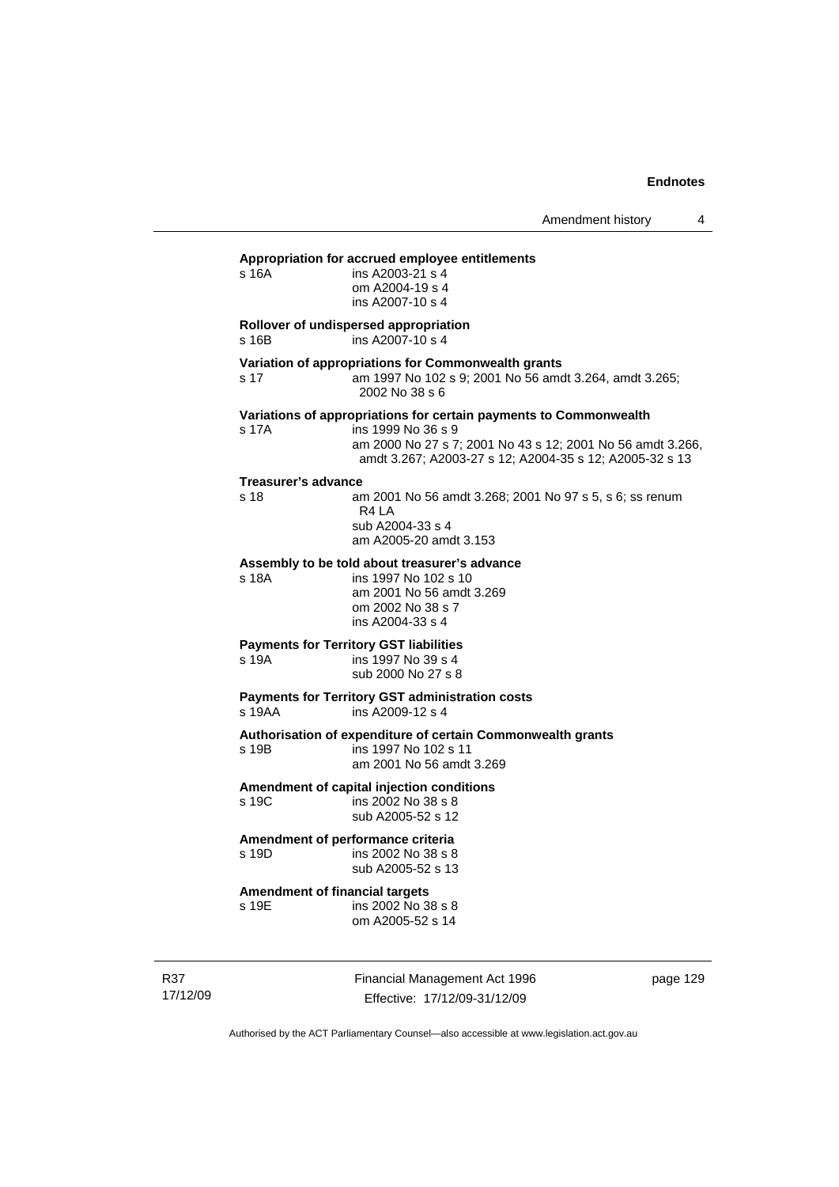**Appropriation for accrued employee entitlements**

s 16A ins A2003-21 s 4
om A2004-19 s 4
ins A2007-10 s 4

**Rollover of undispersed appropriation**

s 16B ins A2007-10 s 4

**Variation of appropriations for Commonwealth grants**

s 17 am 1997 No 102 s 9; 2001 No 56 amdt 3.264, amdt 3.265; 2002 No 38 s 6

**Variations of appropriations for certain payments to Commonwealth**

s 17A ins 1999 No 36 s 9
am 2000 No 27 s 7; 2001 No 43 s 12; 2001 No 56 amdt 3.266, amdt 3.267; A2003-27 s 12; A2004-35 s 12; A2005-32 s 13

**Treasurer's advance**

s 18 am 2001 No 56 amdt 3.268; 2001 No 97 s 5, s 6; ss renum R4 LA
sub A2004-33 s 4
am A2005-20 amdt 3.153

**Assembly to be told about treasurer's advance**

s 18A ins 1997 No 102 s 10
am 2001 No 56 amdt 3.269
om 2002 No 38 s 7
ins A2004-33 s 4

**Payments for Territory GST liabilities**

s 19A ins 1997 No 39 s 4
sub 2000 No 27 s 8

**Payments for Territory GST administration costs**

s 19AA ins A2009-12 s 4

**Authorisation of expenditure of certain Commonwealth grants**

s 19B ins 1997 No 102 s 11
am 2001 No 56 amdt 3.269

**Amendment of capital injection conditions**

s 19C ins 2002 No 38 s 8
sub A2005-52 s 12

**Amendment of performance criteria**

s 19D ins 2002 No 38 s 8
sub A2005-52 s 13

**Amendment of financial targets**

s 19E ins 2002 No 38 s 8
om A2005-52 s 14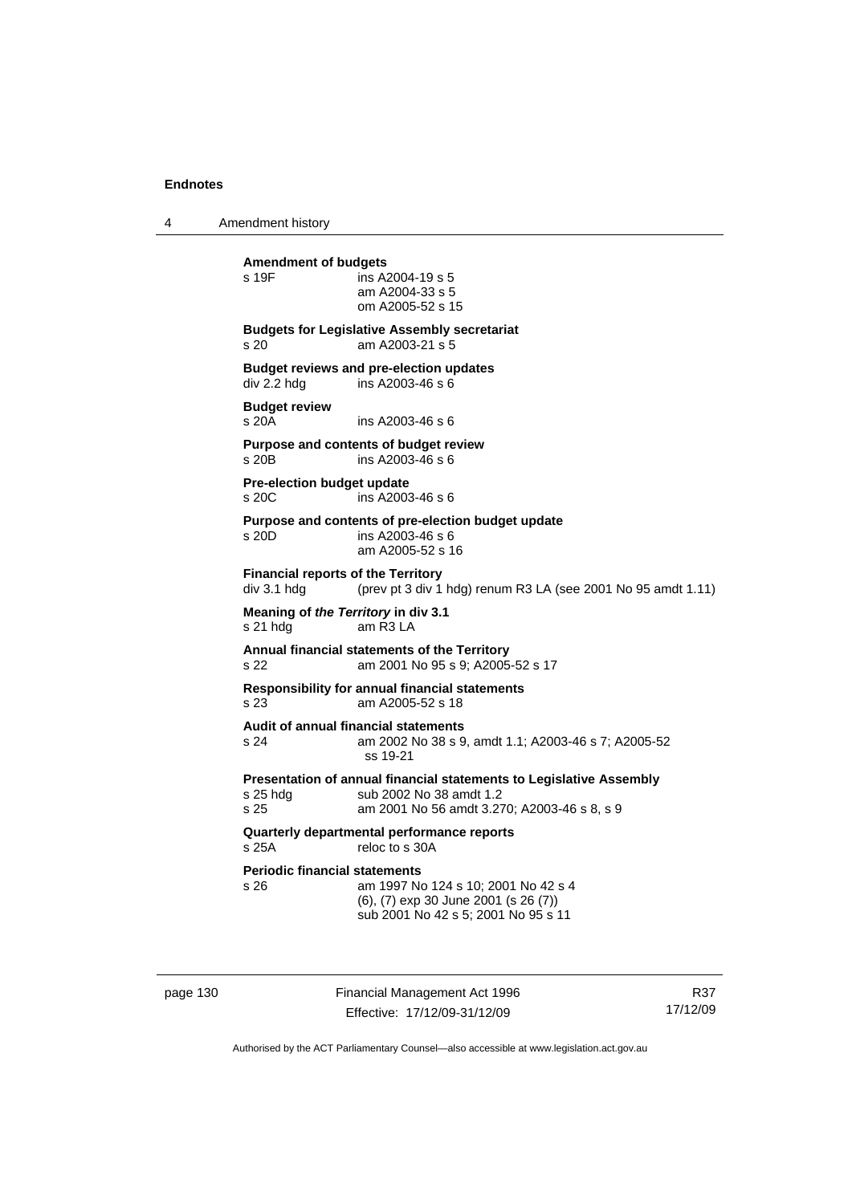**Amendment of budgets**

s 19F ins A2004-19 s 5
am A2004-33 s 5
om A2005-52 s 15

**Budgets for Legislative Assembly secretariat**

s 20 am A2003-21 s 5

**Budget reviews and pre-election updates**

div 2.2 hdg ins A2003-46 s 6

**Budget review**

s 20A ins A2003-46 s 6

**Purpose and contents of budget review**

s 20B ins A2003-46 s 6

**Pre-election budget update**

s 20C ins A2003-46 s 6

**Purpose and contents of pre-election budget update**

s 20D ins A2003-46 s 6
am A2005-52 s 16

**Financial reports of the Territory**

div 3.1 hdg (prev pt 3 div 1 hdg) renum R3 LA (see 2001 No 95 amdt 1.11)

**Meaning of *the Territory* in div 3.1**

s 21 hdg am R3 LA

**Annual financial statements of the Territory**

s 22 am 2001 No 95 s 9; A2005-52 s 17

**Responsibility for annual financial statements**

s 23 am A2005-52 s 18

**Audit of annual financial statements**

s 24 am 2002 No 38 s 9, amdt 1.1; A2003-46 s 7; A2005-52 ss 19-21

**Presentation of annual financial statements to Legislative Assembly**

s 25 hdg sub 2002 No 38 amdt 1.2
s 25 am 2001 No 56 amdt 3.270; A2003-46 s 8, s 9

**Quarterly departmental performance reports**

s 25A reloc to s 30A

**Periodic financial statements**

s 26 am 1997 No 124 s 10; 2001 No 42 s 4
(6), (7) exp 30 June 2001 (s 26 (7))
sub 2001 No 42 s 5; 2001 No 95 s 11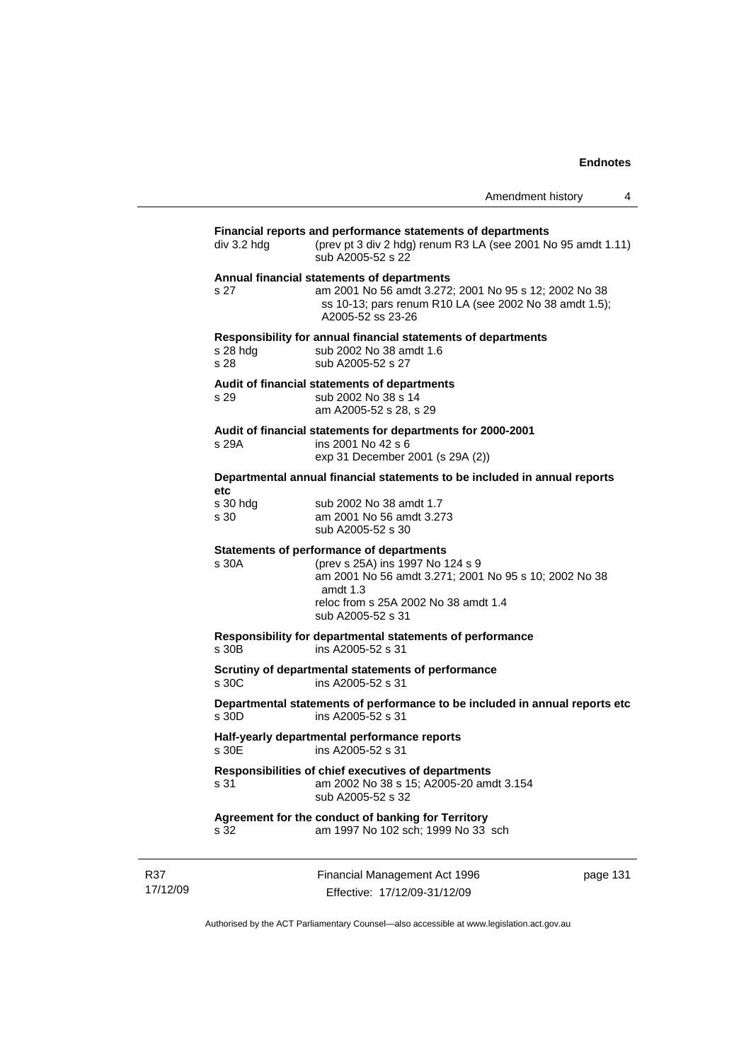**Financial reports and performance statements of departments**

div 3.2 hdg (prev pt 3 div 2 hdg) renum R3 LA (see 2001 No 95 amdt 1.11) sub A2005-52 s 22

**Annual financial statements of departments**

s 27 am 2001 No 56 amdt 3.272; 2001 No 95 s 12; 2002 No 38 ss 10-13; pars renum R10 LA (see 2002 No 38 amdt 1.5); A2005-52 ss 23-26

**Responsibility for annual financial statements of departments**

s 28 hdg sub 2002 No 38 amdt 1.6
s 28 sub A2005-52 s 27

**Audit of financial statements of departments**

s 29 sub 2002 No 38 s 14
am A2005-52 s 28, s 29

**Audit of financial statements for departments for 2000-2001**

s 29A ins 2001 No 42 s 6
exp 31 December 2001 (s 29A (2))

**Departmental annual financial statements to be included in annual reports etc**

s 30 hdg sub 2002 No 38 amdt 1.7
s 30 am 2001 No 56 amdt 3.273
sub A2005-52 s 30

**Statements of performance of departments**

s 30A (prev s 25A) ins 1997 No 124 s 9
am 2001 No 56 amdt 3.271; 2001 No 95 s 10; 2002 No 38 amdt 1.3
reloc from s 25A 2002 No 38 amdt 1.4
sub A2005-52 s 31

**Responsibility for departmental statements of performance**

s 30B ins A2005-52 s 31

**Scrutiny of departmental statements of performance**

s 30C ins A2005-52 s 31

**Departmental statements of performance to be included in annual reports etc**

s 30D ins A2005-52 s 31

**Half-yearly departmental performance reports**

s 30E ins A2005-52 s 31

**Responsibilities of chief executives of departments**

s 31 am 2002 No 38 s 15; A2005-20 amdt 3.154
sub A2005-52 s 32

**Agreement for the conduct of banking for Territory**

s 32 am 1997 No 102 sch; 1999 No 33 sch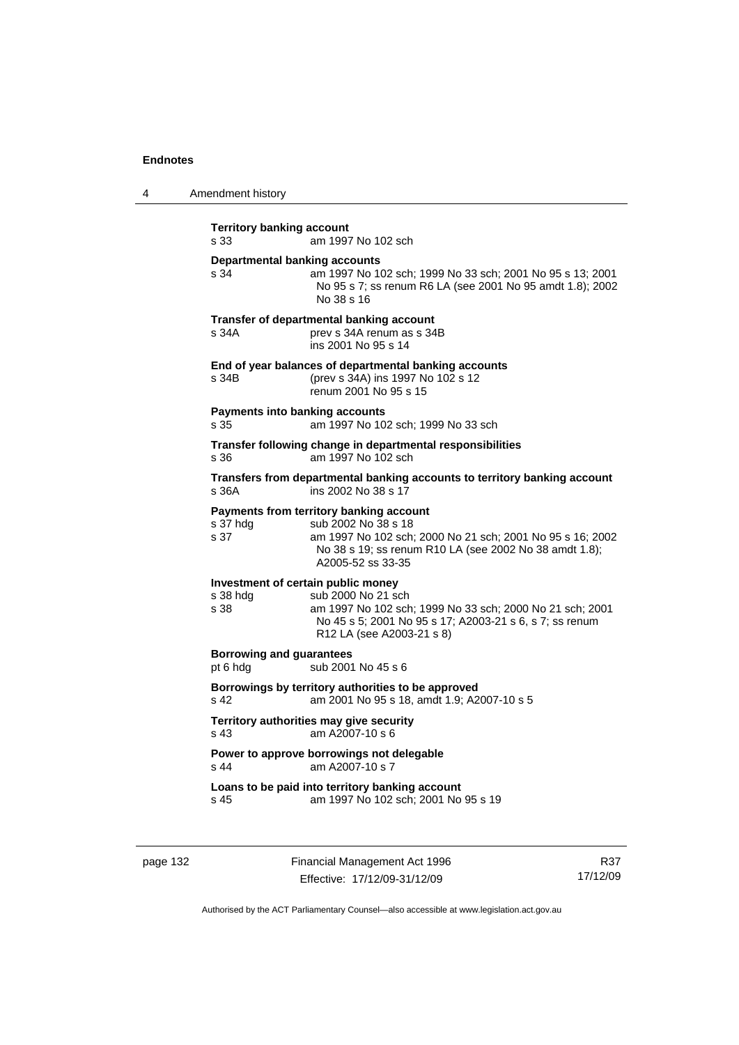**Territory banking account**
s 33 am 1997 No 102 sch

**Departmental banking accounts**
s 34 am 1997 No 102 sch; 1999 No 33 sch; 2001 No 95 s 13; 2001 No 95 s 7; ss renum R6 LA (see 2001 No 95 amdt 1.8); 2002 No 38 s 16

**Transfer of departmental banking account**
s 34A prev s 34A renum as s 34B
ins 2001 No 95 s 14

**End of year balances of departmental banking accounts**
s 34B (prev s 34A) ins 1997 No 102 s 12
renum 2001 No 95 s 15

**Payments into banking accounts**
s 35 am 1997 No 102 sch; 1999 No 33 sch

**Transfer following change in departmental responsibilities**
s 36 am 1997 No 102 sch

**Transfers from departmental banking accounts to territory banking account**
s 36A ins 2002 No 38 s 17

**Payments from territory banking account**
s 37 hdg sub 2002 No 38 s 18
s 37 am 1997 No 102 sch; 2000 No 21 sch; 2001 No 95 s 16; 2002 No 38 s 19; ss renum R10 LA (see 2002 No 38 amdt 1.8); A2005-52 ss 33-35

**Investment of certain public money**
s 38 hdg sub 2000 No 21 sch
s 38 am 1997 No 102 sch; 1999 No 33 sch; 2000 No 21 sch; 2001 No 45 s 5; 2001 No 95 s 17; A2003-21 s 6, s 7; ss renum R12 LA (see A2003-21 s 8)

**Borrowing and guarantees**
pt 6 hdg sub 2001 No 45 s 6

**Borrowings by territory authorities to be approved**
s 42 am 2001 No 95 s 18, amdt 1.9; A2007-10 s 5

**Territory authorities may give security**
s 43 am A2007-10 s 6

**Power to approve borrowings not delegable**
s 44 am A2007-10 s 7

**Loans to be paid into territory banking account**
s 45 am 1997 No 102 sch; 2001 No 95 s 19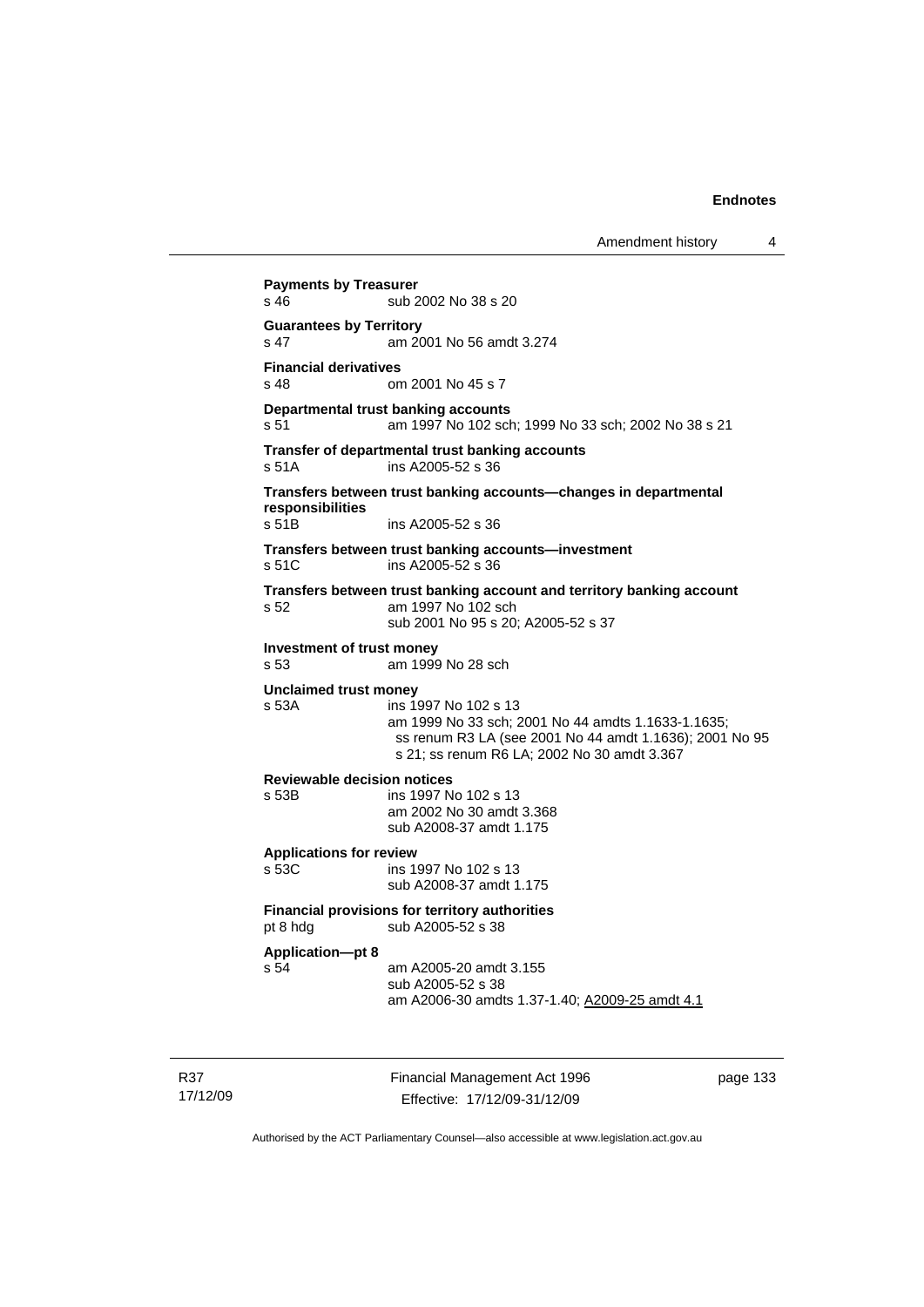**Payments by Treasurer**
s 46 sub 2002 No 38 s 20

**Guarantees by Territory**
s 47 am 2001 No 56 amdt 3.274

**Financial derivatives**
s 48 om 2001 No 45 s 7

**Departmental trust banking accounts**
s 51 am 1997 No 102 sch; 1999 No 33 sch; 2002 No 38 s 21

**Transfer of departmental trust banking accounts**
s 51A ins A2005-52 s 36

**Transfers between trust banking accounts—changes in departmental responsibilities**
s 51B ins A2005-52 s 36

**Transfers between trust banking accounts—investment**
s 51C ins A2005-52 s 36

**Transfers between trust banking account and territory banking account**
s 52 am 1997 No 102 sch
sub 2001 No 95 s 20; A2005-52 s 37

**Investment of trust money**
s 53 am 1999 No 28 sch

**Unclaimed trust money**
s 53A ins 1997 No 102 s 13
am 1999 No 33 sch; 2001 No 44 amdts 1.1633-1.1635;
ss renum R3 LA (see 2001 No 44 amdt 1.1636); 2001 No 95 s 21; ss renum R6 LA; 2002 No 30 amdt 3.367

**Reviewable decision notices**
s 53B ins 1997 No 102 s 13
am 2002 No 30 amdt 3.368
sub A2008-37 amdt 1.175

**Applications for review**
s 53C ins 1997 No 102 s 13
sub A2008-37 amdt 1.175

**Financial provisions for territory authorities**
pt 8 hdg sub A2005-52 s 38

**Application—pt 8**
s 54 am A2005-20 amdt 3.155
sub A2005-52 s 38
am A2006-30 amdts 1.37-1.40; A2009-25 amdt 4.1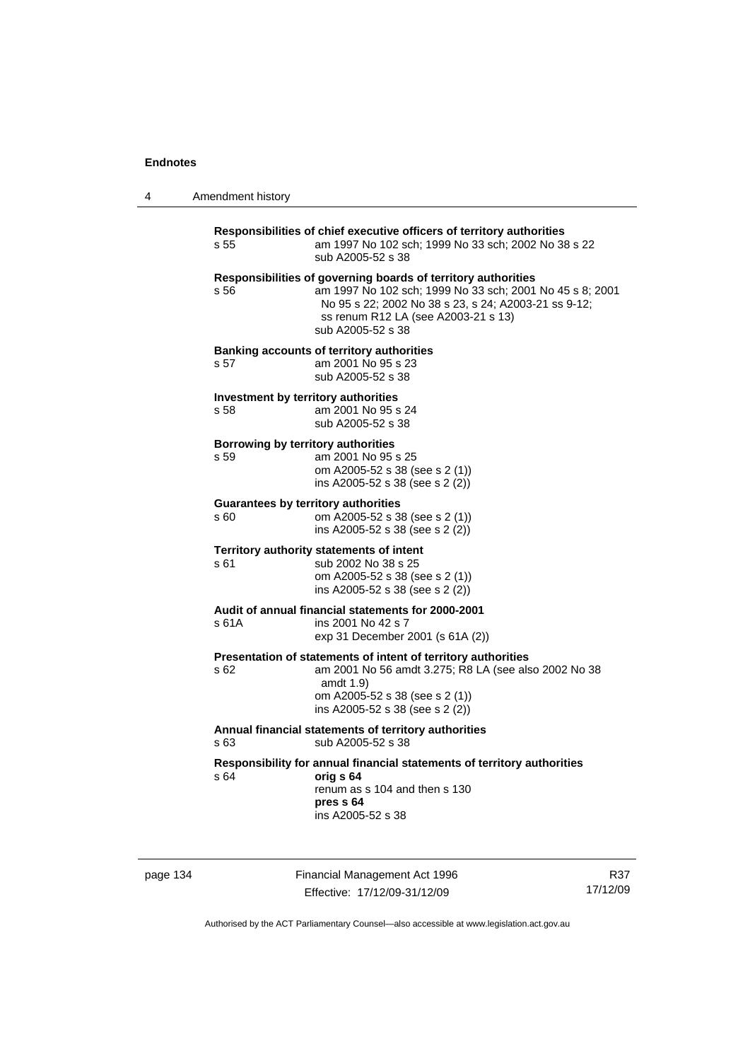**Responsibilities of chief executive officers of territory authorities**

s 55 — am 1997 No 102 sch; 1999 No 33 sch; 2002 No 38 s 22
sub A2005-52 s 38

**Responsibilities of governing boards of territory authorities**

s 56 — am 1997 No 102 sch; 1999 No 33 sch; 2001 No 45 s 8; 2001 No 95 s 22; 2002 No 38 s 23, s 24; A2003-21 ss 9-12; ss renum R12 LA (see A2003-21 s 13)
sub A2005-52 s 38

**Banking accounts of territory authorities**

s 57 — am 2001 No 95 s 23
sub A2005-52 s 38

**Investment by territory authorities**

s 58 — am 2001 No 95 s 24
sub A2005-52 s 38

**Borrowing by territory authorities**

s 59 — am 2001 No 95 s 25
om A2005-52 s 38 (see s 2 (1))
ins A2005-52 s 38 (see s 2 (2))

**Guarantees by territory authorities**

s 60 — om A2005-52 s 38 (see s 2 (1))
ins A2005-52 s 38 (see s 2 (2))

**Territory authority statements of intent**

s 61 — sub 2002 No 38 s 25
om A2005-52 s 38 (see s 2 (1))
ins A2005-52 s 38 (see s 2 (2))

**Audit of annual financial statements for 2000-2001**

s 61A — ins 2001 No 42 s 7
exp 31 December 2001 (s 61A (2))

**Presentation of statements of intent of territory authorities**

s 62 — am 2001 No 56 amdt 3.275; R8 LA (see also 2002 No 38 amdt 1.9)
om A2005-52 s 38 (see s 2 (1))
ins A2005-52 s 38 (see s 2 (2))

**Annual financial statements of territory authorities**

s 63 — sub A2005-52 s 38

**Responsibility for annual financial statements of territory authorities**

s 64 — **orig s 64**
renum as s 104 and then s 130
**pres s 64**
ins A2005-52 s 38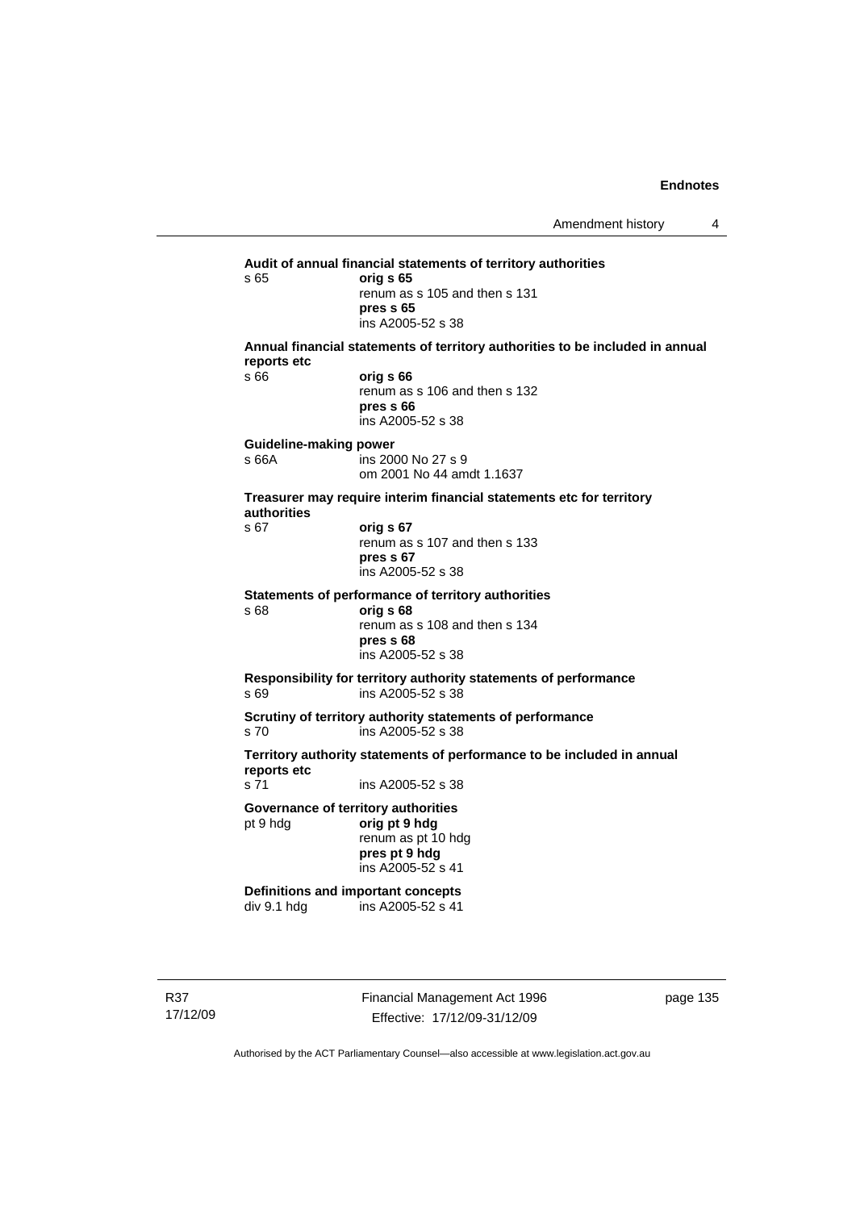**Audit of annual financial statements of territory authorities**

s 65 **orig s 65**
renum as s 105 and then s 131
**pres s 65**
ins A2005-52 s 38

**Annual financial statements of territory authorities to be included in annual reports etc**

s 66 **orig s 66**
renum as s 106 and then s 132
**pres s 66**
ins A2005-52 s 38

**Guideline-making power**

s 66A ins 2000 No 27 s 9
om 2001 No 44 amdt 1.1637

**Treasurer may require interim financial statements etc for territory authorities**

s 67 **orig s 67**
renum as s 107 and then s 133
**pres s 67**
ins A2005-52 s 38

**Statements of performance of territory authorities**

s 68 **orig s 68**
renum as s 108 and then s 134
**pres s 68**
ins A2005-52 s 38

**Responsibility for territory authority statements of performance**

s 69 ins A2005-52 s 38

**Scrutiny of territory authority statements of performance**

s 70 ins A2005-52 s 38

**Territory authority statements of performance to be included in annual reports etc**

s 71 ins A2005-52 s 38

**Governance of territory authorities**

pt 9 hdg **orig pt 9 hdg**
renum as pt 10 hdg
**pres pt 9 hdg**
ins A2005-52 s 41

**Definitions and important concepts**

div 9.1 hdg ins A2005-52 s 41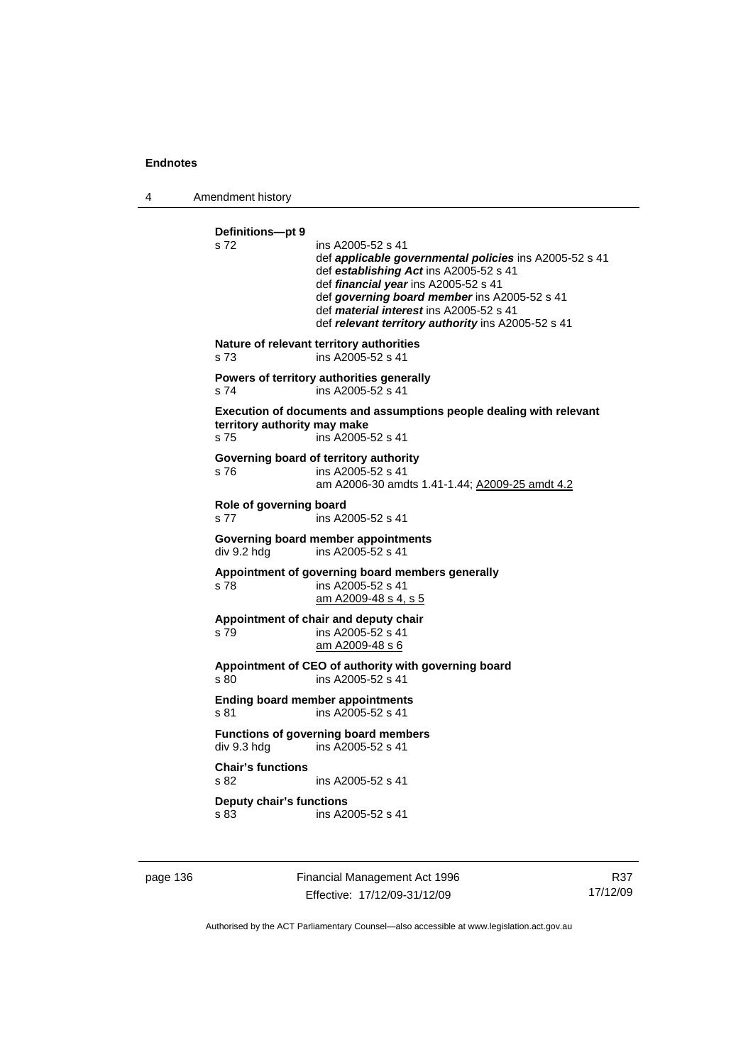**Definitions—pt 9**

s 72 ins A2005-52 s 41
def ***applicable governmental policies*** ins A2005-52 s 41
def ***establishing Act*** ins A2005-52 s 41
def ***financial year*** ins A2005-52 s 41
def ***governing board member*** ins A2005-52 s 41
def ***material interest*** ins A2005-52 s 41
def ***relevant territory authority*** ins A2005-52 s 41

**Nature of relevant territory authorities**

s 73 ins A2005-52 s 41

**Powers of territory authorities generally**

s 74 ins A2005-52 s 41

**Execution of documents and assumptions people dealing with relevant territory authority may make**

s 75 ins A2005-52 s 41

**Governing board of territory authority**

s 76 ins A2005-52 s 41
am A2006-30 amdts 1.41-1.44; A2009-25 amdt 4.2

**Role of governing board**

s 77 ins A2005-52 s 41

**Governing board member appointments**

div 9.2 hdg ins A2005-52 s 41

**Appointment of governing board members generally**

s 78 ins A2005-52 s 41
am A2009-48 s 4, s 5

**Appointment of chair and deputy chair**

s 79 ins A2005-52 s 41
am A2009-48 s 6

**Appointment of CEO of authority with governing board**

s 80 ins A2005-52 s 41

**Ending board member appointments**

s 81 ins A2005-52 s 41

**Functions of governing board members**

div 9.3 hdg ins A2005-52 s 41

**Chair's functions**

s 82 ins A2005-52 s 41

**Deputy chair's functions**

s 83 ins A2005-52 s 41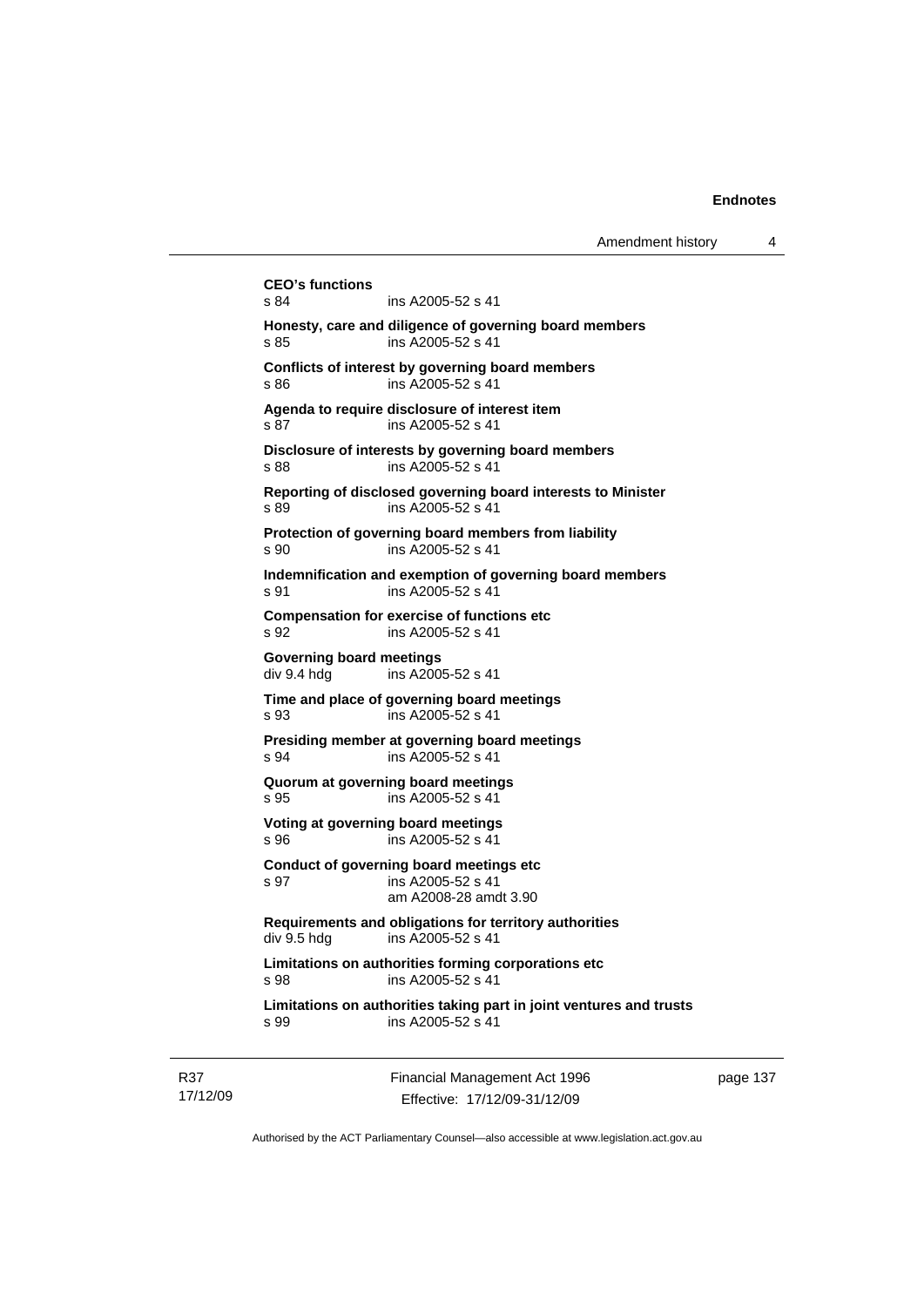**CEO's functions**
s 84 ins A2005-52 s 41

**Honesty, care and diligence of governing board members**
s 85 ins A2005-52 s 41

**Conflicts of interest by governing board members**
s 86 ins A2005-52 s 41

**Agenda to require disclosure of interest item**
s 87 ins A2005-52 s 41

**Disclosure of interests by governing board members**
s 88 ins A2005-52 s 41

**Reporting of disclosed governing board interests to Minister**
s 89 ins A2005-52 s 41

**Protection of governing board members from liability**
s 90 ins A2005-52 s 41

**Indemnification and exemption of governing board members**
s 91 ins A2005-52 s 41

**Compensation for exercise of functions etc**
s 92 ins A2005-52 s 41

**Governing board meetings**
div 9.4 hdg ins A2005-52 s 41

**Time and place of governing board meetings**
s 93 ins A2005-52 s 41

**Presiding member at governing board meetings**
s 94 ins A2005-52 s 41

**Quorum at governing board meetings**
s 95 ins A2005-52 s 41

**Voting at governing board meetings**
s 96 ins A2005-52 s 41

**Conduct of governing board meetings etc**
s 97 ins A2005-52 s 41
am A2008-28 amdt 3.90

**Requirements and obligations for territory authorities**
div 9.5 hdg ins A2005-52 s 41

**Limitations on authorities forming corporations etc**
s 98 ins A2005-52 s 41

**Limitations on authorities taking part in joint ventures and trusts**
s 99 ins A2005-52 s 41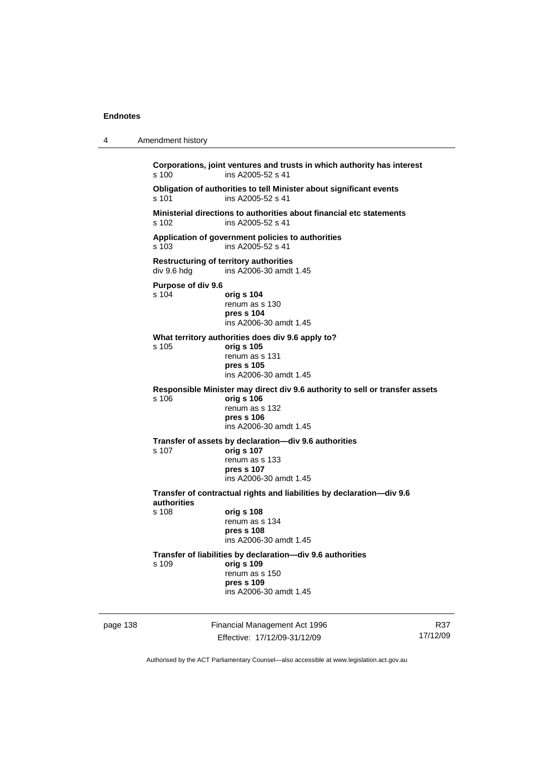**Corporations, joint ventures and trusts in which authority has interest**
s 100 ins A2005-52 s 41

**Obligation of authorities to tell Minister about significant events**
s 101 ins A2005-52 s 41

**Ministerial directions to authorities about financial etc statements**
s 102 ins A2005-52 s 41

**Application of government policies to authorities**
s 103 ins A2005-52 s 41

**Restructuring of territory authorities**
div 9.6 hdg ins A2006-30 amdt 1.45

**Purpose of div 9.6**
s 104 **orig s 104**
renum as s 130
**pres s 104**
ins A2006-30 amdt 1.45

**What territory authorities does div 9.6 apply to?**
s 105 **orig s 105**
renum as s 131
**pres s 105**
ins A2006-30 amdt 1.45

**Responsible Minister may direct div 9.6 authority to sell or transfer assets**
s 106 **orig s 106**
renum as s 132
**pres s 106**
ins A2006-30 amdt 1.45

**Transfer of assets by declaration—div 9.6 authorities**
s 107 **orig s 107**
renum as s 133
**pres s 107**
ins A2006-30 amdt 1.45

**Transfer of contractual rights and liabilities by declaration—div 9.6 authorities**
s 108 **orig s 108**
renum as s 134
**pres s 108**
ins A2006-30 amdt 1.45

**Transfer of liabilities by declaration—div 9.6 authorities**
s 109 **orig s 109**
renum as s 150
**pres s 109**
ins A2006-30 amdt 1.45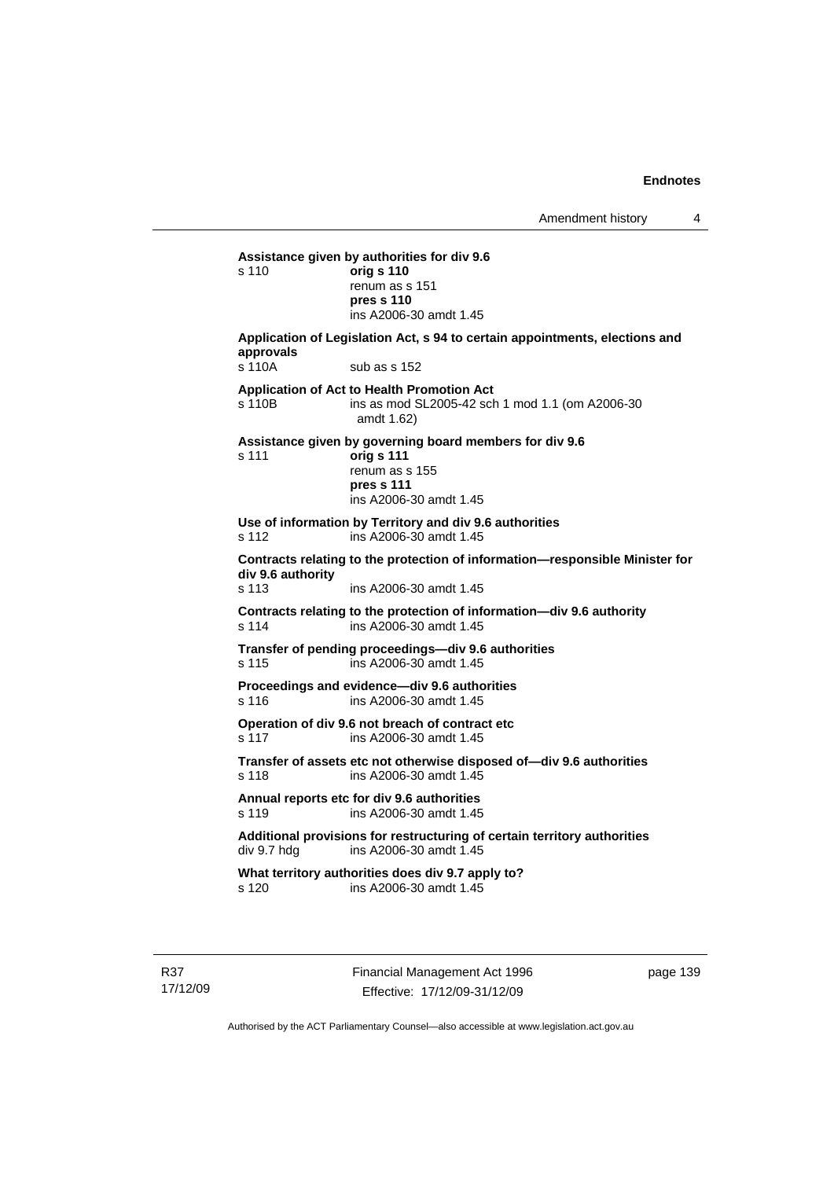**Assistance given by authorities for div 9.6**

s 110 **orig s 110**
renum as s 151
**pres s 110**
ins A2006-30 amdt 1.45

**Application of Legislation Act, s 94 to certain appointments, elections and approvals**

s 110A sub as s 152

**Application of Act to Health Promotion Act**

s 110B ins as mod SL2005-42 sch 1 mod 1.1 (om A2006-30 amdt 1.62)

**Assistance given by governing board members for div 9.6**

s 111 **orig s 111**
renum as s 155
**pres s 111**
ins A2006-30 amdt 1.45

**Use of information by Territory and div 9.6 authorities**

s 112 ins A2006-30 amdt 1.45

**Contracts relating to the protection of information—responsible Minister for div 9.6 authority**

s 113 ins A2006-30 amdt 1.45

**Contracts relating to the protection of information—div 9.6 authority**

s 114 ins A2006-30 amdt 1.45

**Transfer of pending proceedings—div 9.6 authorities**

s 115 ins A2006-30 amdt 1.45

**Proceedings and evidence—div 9.6 authorities**

s 116 ins A2006-30 amdt 1.45

**Operation of div 9.6 not breach of contract etc**

s 117 ins A2006-30 amdt 1.45

**Transfer of assets etc not otherwise disposed of—div 9.6 authorities**

s 118 ins A2006-30 amdt 1.45

**Annual reports etc for div 9.6 authorities**

s 119 ins A2006-30 amdt 1.45

**Additional provisions for restructuring of certain territory authorities**

div 9.7 hdg ins A2006-30 amdt 1.45

**What territory authorities does div 9.7 apply to?**

s 120 ins A2006-30 amdt 1.45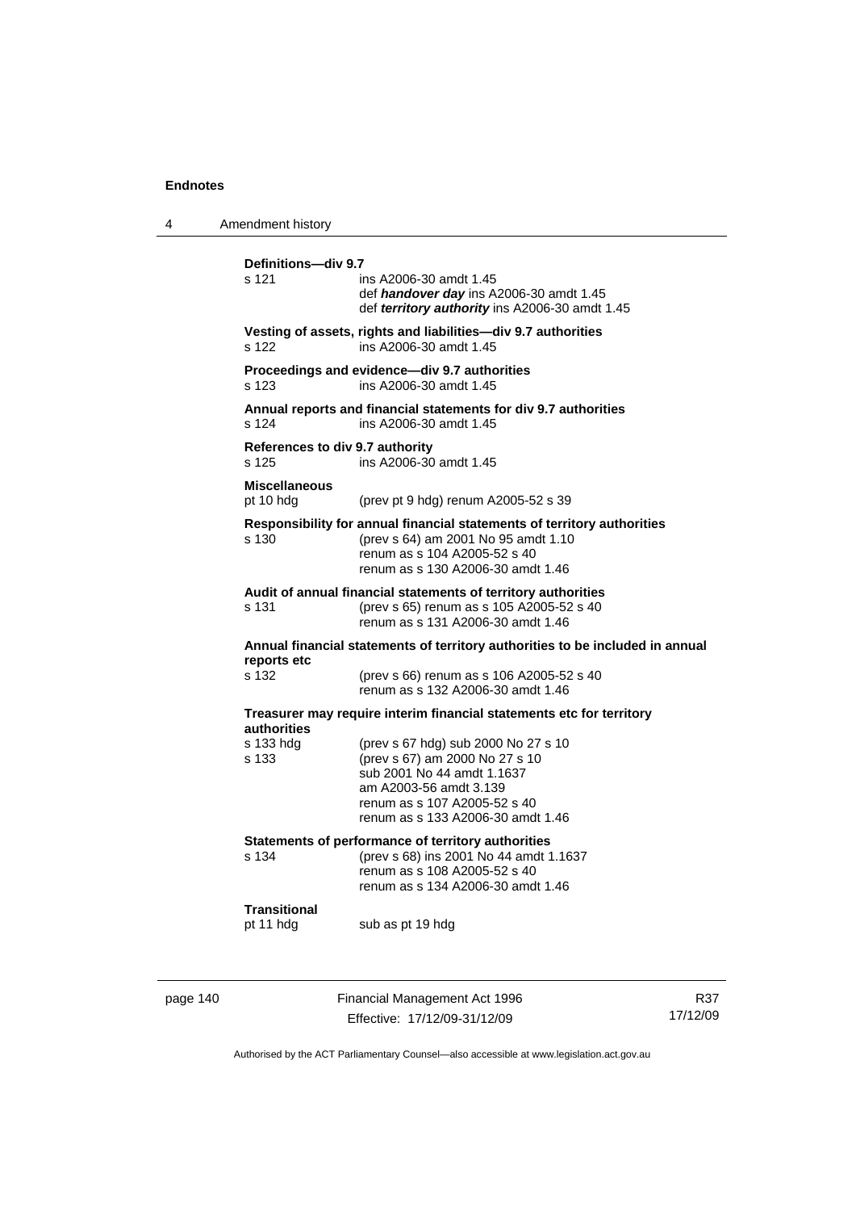**Definitions—div 9.7**

s 121 ins A2006-30 amdt 1.45
def ***handover day*** ins A2006-30 amdt 1.45
def ***territory authority*** ins A2006-30 amdt 1.45

**Vesting of assets, rights and liabilities—div 9.7 authorities**

s 122 ins A2006-30 amdt 1.45

**Proceedings and evidence—div 9.7 authorities**

s 123 ins A2006-30 amdt 1.45

**Annual reports and financial statements for div 9.7 authorities**

s 124 ins A2006-30 amdt 1.45

**References to div 9.7 authority**

s 125 ins A2006-30 amdt 1.45

**Miscellaneous**

pt 10 hdg (prev pt 9 hdg) renum A2005-52 s 39

**Responsibility for annual financial statements of territory authorities**

s 130 (prev s 64) am 2001 No 95 amdt 1.10
renum as s 104 A2005-52 s 40
renum as s 130 A2006-30 amdt 1.46

**Audit of annual financial statements of territory authorities**

s 131 (prev s 65) renum as s 105 A2005-52 s 40
renum as s 131 A2006-30 amdt 1.46

**Annual financial statements of territory authorities to be included in annual reports etc**

s 132 (prev s 66) renum as s 106 A2005-52 s 40
renum as s 132 A2006-30 amdt 1.46

**Treasurer may require interim financial statements etc for territory authorities**

s 133 hdg (prev s 67 hdg) sub 2000 No 27 s 10
s 133 (prev s 67) am 2000 No 27 s 10
sub 2001 No 44 amdt 1.1637
am A2003-56 amdt 3.139
renum as s 107 A2005-52 s 40
renum as s 133 A2006-30 amdt 1.46

**Statements of performance of territory authorities**

s 134 (prev s 68) ins 2001 No 44 amdt 1.1637
renum as s 108 A2005-52 s 40
renum as s 134 A2006-30 amdt 1.46

**Transitional**

pt 11 hdg sub as pt 19 hdg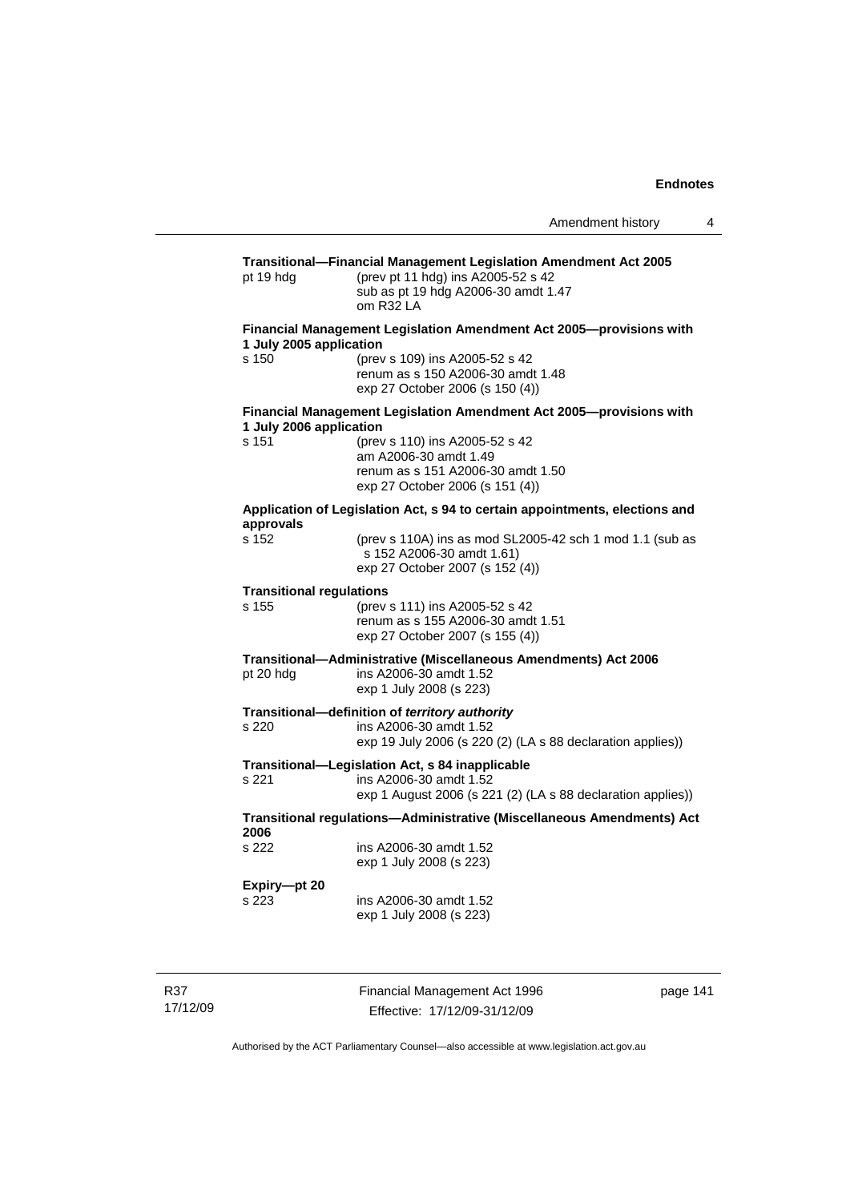**Transitional—Financial Management Legislation Amendment Act 2005**

pt 19 hdg (prev pt 11 hdg) ins A2005-52 s 42
sub as pt 19 hdg A2006-30 amdt 1.47
om R32 LA

**Financial Management Legislation Amendment Act 2005—provisions with 1 July 2005 application**

s 150 (prev s 109) ins A2005-52 s 42
renum as s 150 A2006-30 amdt 1.48
exp 27 October 2006 (s 150 (4))

**Financial Management Legislation Amendment Act 2005—provisions with 1 July 2006 application**

s 151 (prev s 110) ins A2005-52 s 42
am A2006-30 amdt 1.49
renum as s 151 A2006-30 amdt 1.50
exp 27 October 2006 (s 151 (4))

**Application of Legislation Act, s 94 to certain appointments, elections and approvals**

s 152 (prev s 110A) ins as mod SL2005-42 sch 1 mod 1.1 (sub as s 152 A2006-30 amdt 1.61)
exp 27 October 2007 (s 152 (4))

**Transitional regulations**

s 155 (prev s 111) ins A2005-52 s 42
renum as s 155 A2006-30 amdt 1.51
exp 27 October 2007 (s 155 (4))

**Transitional—Administrative (Miscellaneous Amendments) Act 2006**

pt 20 hdg ins A2006-30 amdt 1.52
exp 1 July 2008 (s 223)

**Transitional—definition of *territory authority***

s 220 ins A2006-30 amdt 1.52
exp 19 July 2006 (s 220 (2) (LA s 88 declaration applies))

**Transitional—Legislation Act, s 84 inapplicable**

s 221 ins A2006-30 amdt 1.52
exp 1 August 2006 (s 221 (2) (LA s 88 declaration applies))

**Transitional regulations—Administrative (Miscellaneous Amendments) Act 2006**

s 222 ins A2006-30 amdt 1.52
exp 1 July 2008 (s 223)

**Expiry—pt 20**

s 223 ins A2006-30 amdt 1.52
exp 1 July 2008 (s 223)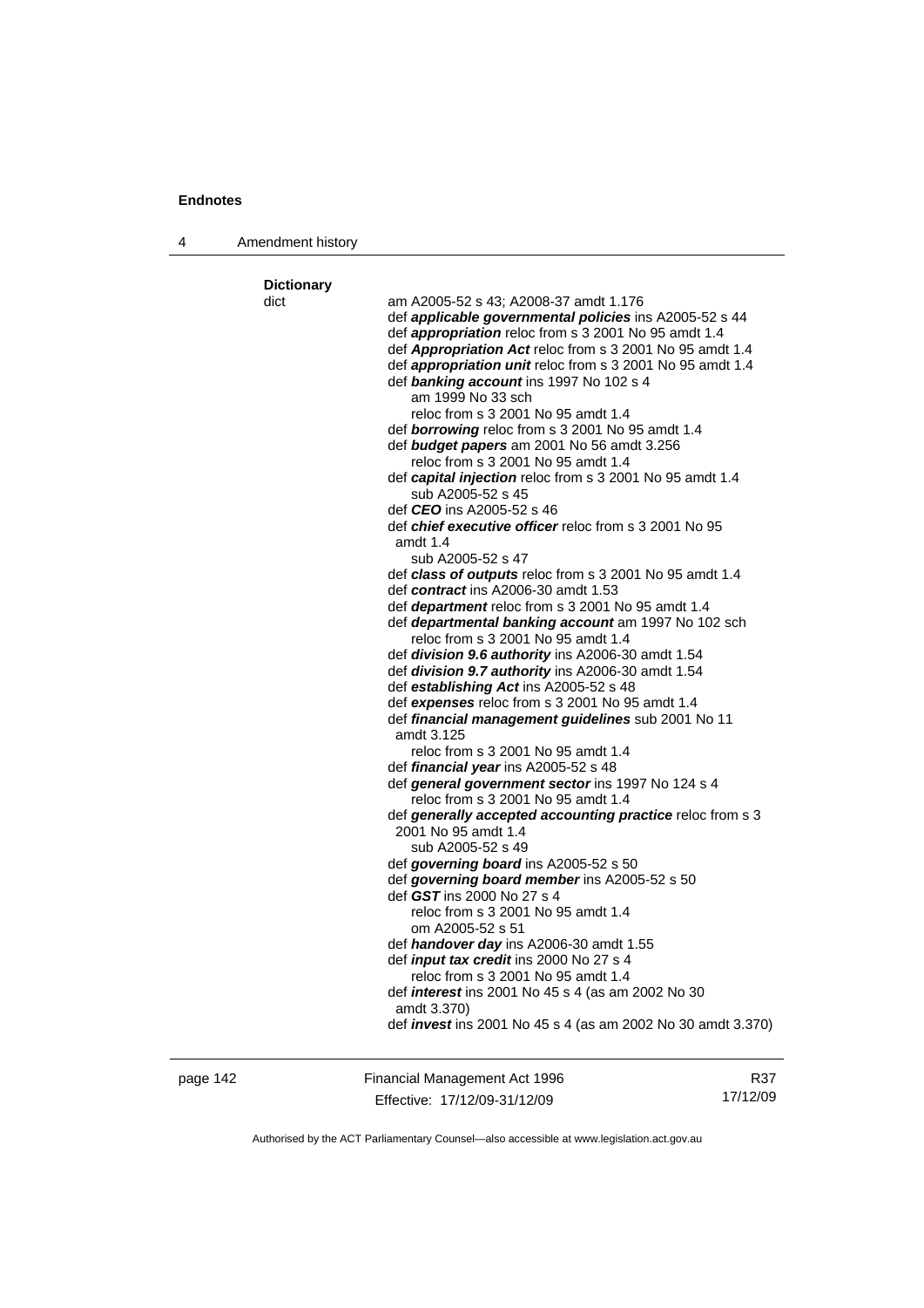**Dictionary**

dict am A2005-52 s 43; A2008-37 amdt 1.176

def ***applicable governmental policies*** ins A2005-52 s 44
def ***appropriation*** reloc from s 3 2001 No 95 amdt 1.4
def ***Appropriation Act*** reloc from s 3 2001 No 95 amdt 1.4
def ***appropriation unit*** reloc from s 3 2001 No 95 amdt 1.4
def ***banking account*** ins 1997 No 102 s 4
  am 1999 No 33 sch
  reloc from s 3 2001 No 95 amdt 1.4
def ***borrowing*** reloc from s 3 2001 No 95 amdt 1.4
def ***budget papers*** am 2001 No 56 amdt 3.256
  reloc from s 3 2001 No 95 amdt 1.4
def ***capital injection*** reloc from s 3 2001 No 95 amdt 1.4
  sub A2005-52 s 45
def ***CEO*** ins A2005-52 s 46
def ***chief executive officer*** reloc from s 3 2001 No 95 amdt 1.4
  sub A2005-52 s 47
def ***class of outputs*** reloc from s 3 2001 No 95 amdt 1.4
def ***contract*** ins A2006-30 amdt 1.53
def ***department*** reloc from s 3 2001 No 95 amdt 1.4
def ***departmental banking account*** am 1997 No 102 sch
  reloc from s 3 2001 No 95 amdt 1.4
def ***division 9.6 authority*** ins A2006-30 amdt 1.54
def ***division 9.7 authority*** ins A2006-30 amdt 1.54
def ***establishing Act*** ins A2005-52 s 48
def ***expenses*** reloc from s 3 2001 No 95 amdt 1.4
def ***financial management guidelines*** sub 2001 No 11 amdt 3.125
  reloc from s 3 2001 No 95 amdt 1.4
def ***financial year*** ins A2005-52 s 48
def ***general government sector*** ins 1997 No 124 s 4
  reloc from s 3 2001 No 95 amdt 1.4
def ***generally accepted accounting practice*** reloc from s 3 2001 No 95 amdt 1.4
  sub A2005-52 s 49
def ***governing board*** ins A2005-52 s 50
def ***governing board member*** ins A2005-52 s 50
def ***GST*** ins 2000 No 27 s 4
  reloc from s 3 2001 No 95 amdt 1.4
  om A2005-52 s 51
def ***handover day*** ins A2006-30 amdt 1.55
def ***input tax credit*** ins 2000 No 27 s 4
  reloc from s 3 2001 No 95 amdt 1.4
def ***interest*** ins 2001 No 45 s 4 (as am 2002 No 30 amdt 3.370)
def ***invest*** ins 2001 No 45 s 4 (as am 2002 No 30 amdt 3.370)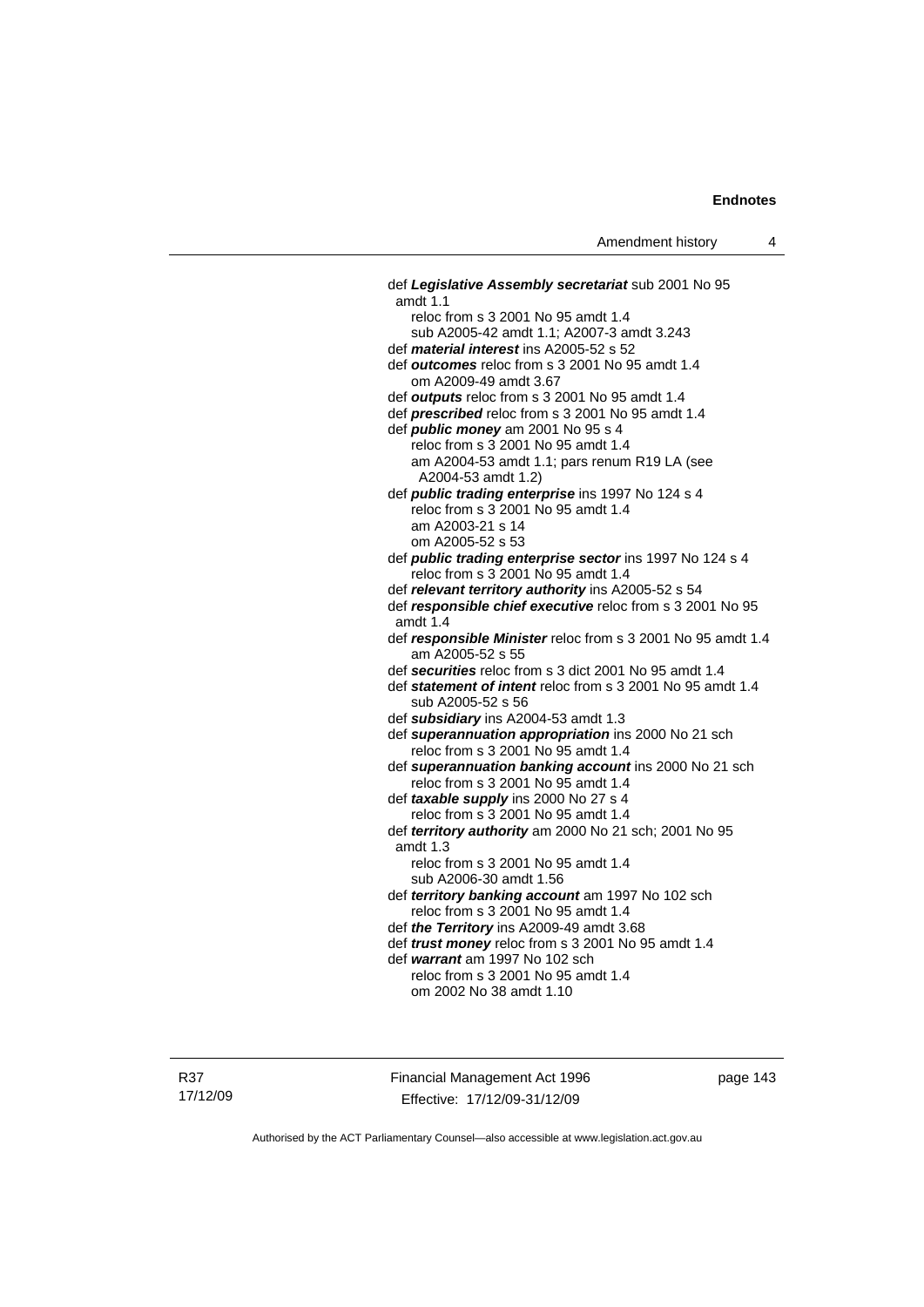def ***Legislative Assembly secretariat*** sub 2001 No 95 amdt 1.1
reloc from s 3 2001 No 95 amdt 1.4
sub A2005-42 amdt 1.1; A2007-3 amdt 3.243
def ***material interest*** ins A2005-52 s 52
def ***outcomes*** reloc from s 3 2001 No 95 amdt 1.4
om A2009-49 amdt 3.67
def ***outputs*** reloc from s 3 2001 No 95 amdt 1.4
def ***prescribed*** reloc from s 3 2001 No 95 amdt 1.4
def ***public money*** am 2001 No 95 s 4
reloc from s 3 2001 No 95 amdt 1.4
am A2004-53 amdt 1.1; pars renum R19 LA (see A2004-53 amdt 1.2)
def ***public trading enterprise*** ins 1997 No 124 s 4
reloc from s 3 2001 No 95 amdt 1.4
am A2003-21 s 14
om A2005-52 s 53
def ***public trading enterprise sector*** ins 1997 No 124 s 4
reloc from s 3 2001 No 95 amdt 1.4
def ***relevant territory authority*** ins A2005-52 s 54
def ***responsible chief executive*** reloc from s 3 2001 No 95 amdt 1.4
def ***responsible Minister*** reloc from s 3 2001 No 95 amdt 1.4
am A2005-52 s 55
def ***securities*** reloc from s 3 dict 2001 No 95 amdt 1.4
def ***statement of intent*** reloc from s 3 2001 No 95 amdt 1.4
sub A2005-52 s 56
def ***subsidiary*** ins A2004-53 amdt 1.3
def ***superannuation appropriation*** ins 2000 No 21 sch
reloc from s 3 2001 No 95 amdt 1.4
def ***superannuation banking account*** ins 2000 No 21 sch
reloc from s 3 2001 No 95 amdt 1.4
def ***taxable supply*** ins 2000 No 27 s 4
reloc from s 3 2001 No 95 amdt 1.4
def ***territory authority*** am 2000 No 21 sch; 2001 No 95 amdt 1.3
reloc from s 3 2001 No 95 amdt 1.4
sub A2006-30 amdt 1.56
def ***territory banking account*** am 1997 No 102 sch
reloc from s 3 2001 No 95 amdt 1.4
def ***the Territory*** ins A2009-49 amdt 3.68
def ***trust money*** reloc from s 3 2001 No 95 amdt 1.4
def ***warrant*** am 1997 No 102 sch
reloc from s 3 2001 No 95 amdt 1.4
om 2002 No 38 amdt 1.10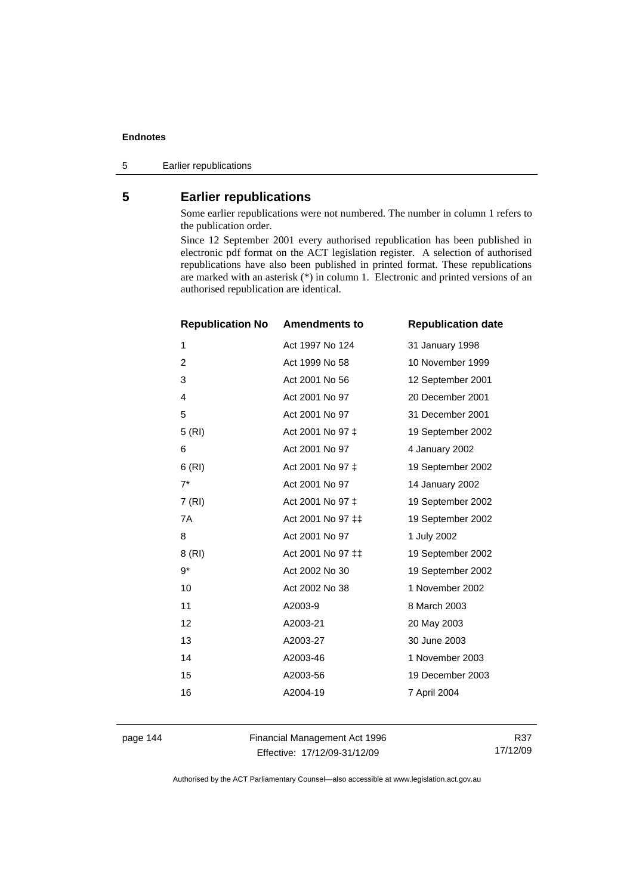## 5 Earlier republications

Some earlier republications were not numbered. The number in column 1 refers to the publication order.

Since 12 September 2001 every authorised republication has been published in electronic pdf format on the ACT legislation register. A selection of authorised republications have also been published in printed format. These republications are marked with an asterisk (*) in column 1. Electronic and printed versions of an authorised republication are identical.

| Republication No | Amendments to | Republication date |
|---|---|---|
| 1 | Act 1997 No 124 | 31 January 1998 |
| 2 | Act 1999 No 58 | 10 November 1999 |
| 3 | Act 2001 No 56 | 12 September 2001 |
| 4 | Act 2001 No 97 | 20 December 2001 |
| 5 | Act 2001 No 97 | 31 December 2001 |
| 5 (RI) | Act 2001 No 97 ‡ | 19 September 2002 |
| 6 | Act 2001 No 97 | 4 January 2002 |
| 6 (RI) | Act 2001 No 97 ‡ | 19 September 2002 |
| 7* | Act 2001 No 97 | 14 January 2002 |
| 7 (RI) | Act 2001 No 97 ‡ | 19 September 2002 |
| 7A | Act 2001 No 97 ‡‡ | 19 September 2002 |
| 8 | Act 2001 No 97 | 1 July 2002 |
| 8 (RI) | Act 2001 No 97 ‡‡ | 19 September 2002 |
| 9* | Act 2002 No 30 | 19 September 2002 |
| 10 | Act 2002 No 38 | 1 November 2002 |
| 11 | A2003-9 | 8 March 2003 |
| 12 | A2003-21 | 20 May 2003 |
| 13 | A2003-27 | 30 June 2003 |
| 14 | A2003-46 | 1 November 2003 |
| 15 | A2003-56 | 19 December 2003 |
| 16 | A2004-19 | 7 April 2004 |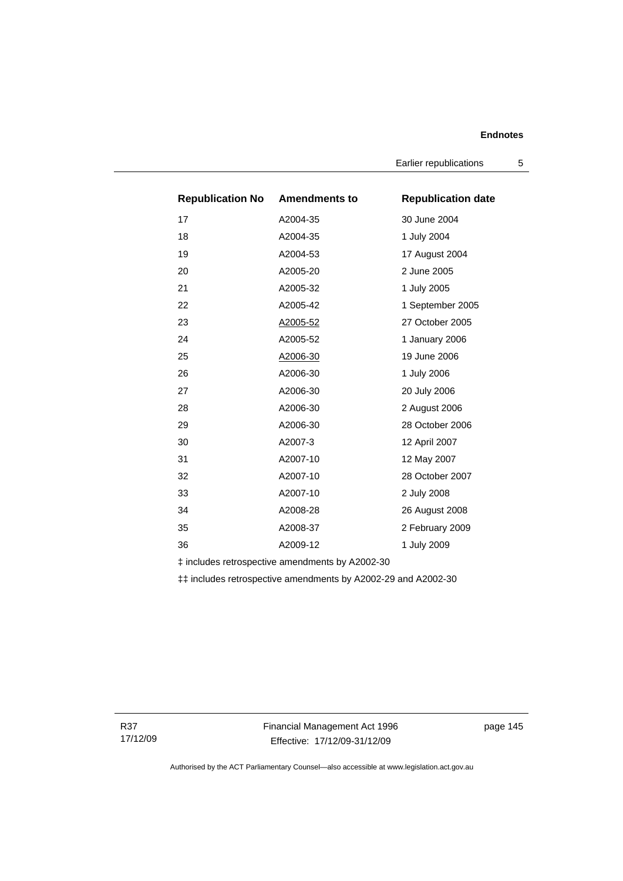| Republication No | Amendments to | Republication date |
|---|---|---|
| 17 | A2004-35 | 30 June 2004 |
| 18 | A2004-35 | 1 July 2004 |
| 19 | A2004-53 | 17 August 2004 |
| 20 | A2005-20 | 2 June 2005 |
| 21 | A2005-32 | 1 July 2005 |
| 22 | A2005-42 | 1 September 2005 |
| 23 | A2005-52 | 27 October 2005 |
| 24 | A2005-52 | 1 January 2006 |
| 25 | A2006-30 | 19 June 2006 |
| 26 | A2006-30 | 1 July 2006 |
| 27 | A2006-30 | 20 July 2006 |
| 28 | A2006-30 | 2 August 2006 |
| 29 | A2006-30 | 28 October 2006 |
| 30 | A2007-3 | 12 April 2007 |
| 31 | A2007-10 | 12 May 2007 |
| 32 | A2007-10 | 28 October 2007 |
| 33 | A2007-10 | 2 July 2008 |
| 34 | A2008-28 | 26 August 2008 |
| 35 | A2008-37 | 2 February 2009 |
| 36 | A2009-12 | 1 July 2009 |

‡ includes retrospective amendments by A2002-30

‡‡ includes retrospective amendments by A2002-29 and A2002-30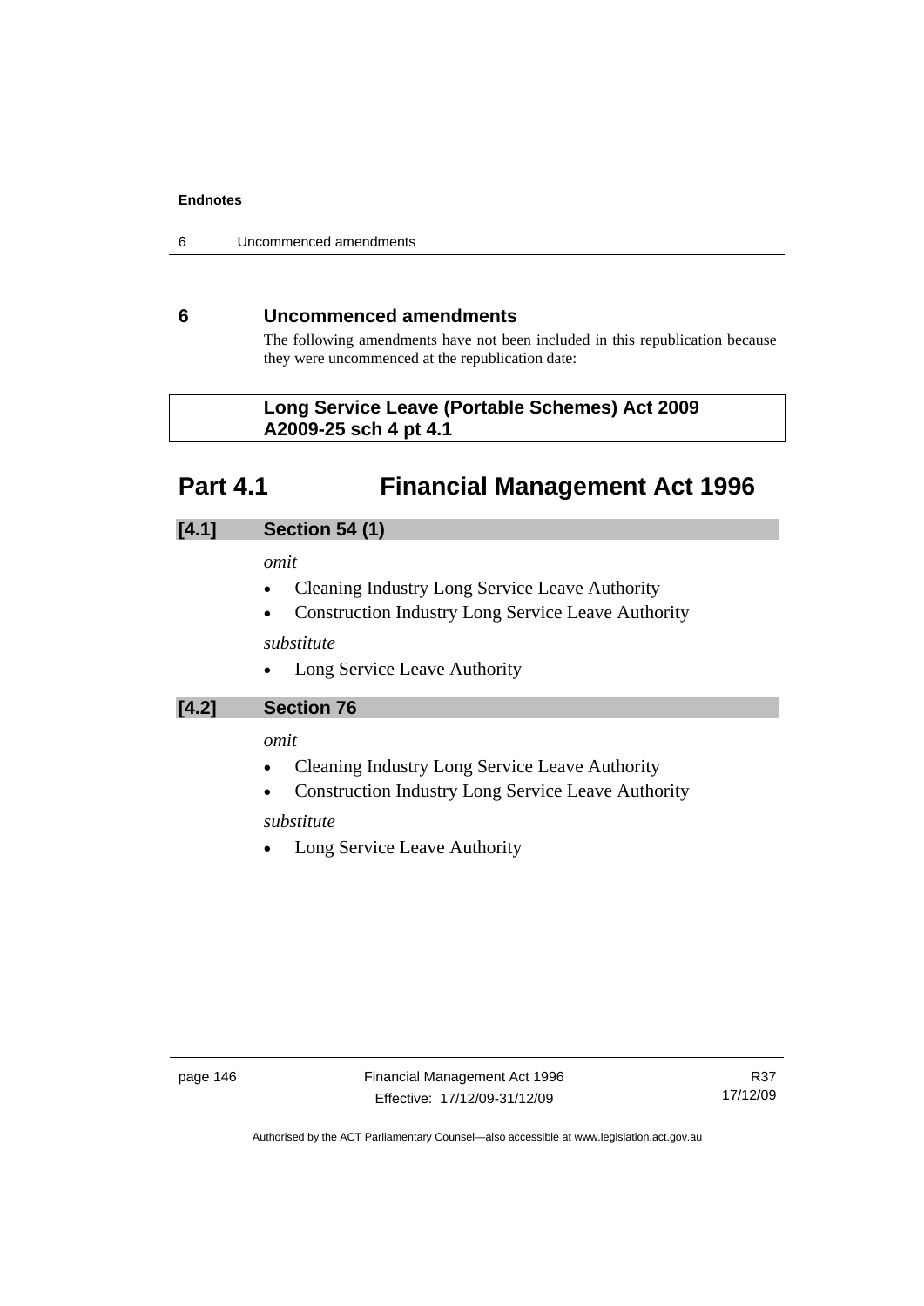## 6 Uncommenced amendments

The following amendments have not been included in this republication because they were uncommenced at the republication date:

**Long Service Leave (Portable Schemes) Act 2009 A2009-25 sch 4 pt 4.1**

# Part 4.1 Financial Management Act 1996

### [4.1] Section 54 (1)

*omit*

- Cleaning Industry Long Service Leave Authority
- Construction Industry Long Service Leave Authority

*substitute*

- Long Service Leave Authority

### [4.2] Section 76

*omit*

- Cleaning Industry Long Service Leave Authority
- Construction Industry Long Service Leave Authority

*substitute*

- Long Service Leave Authority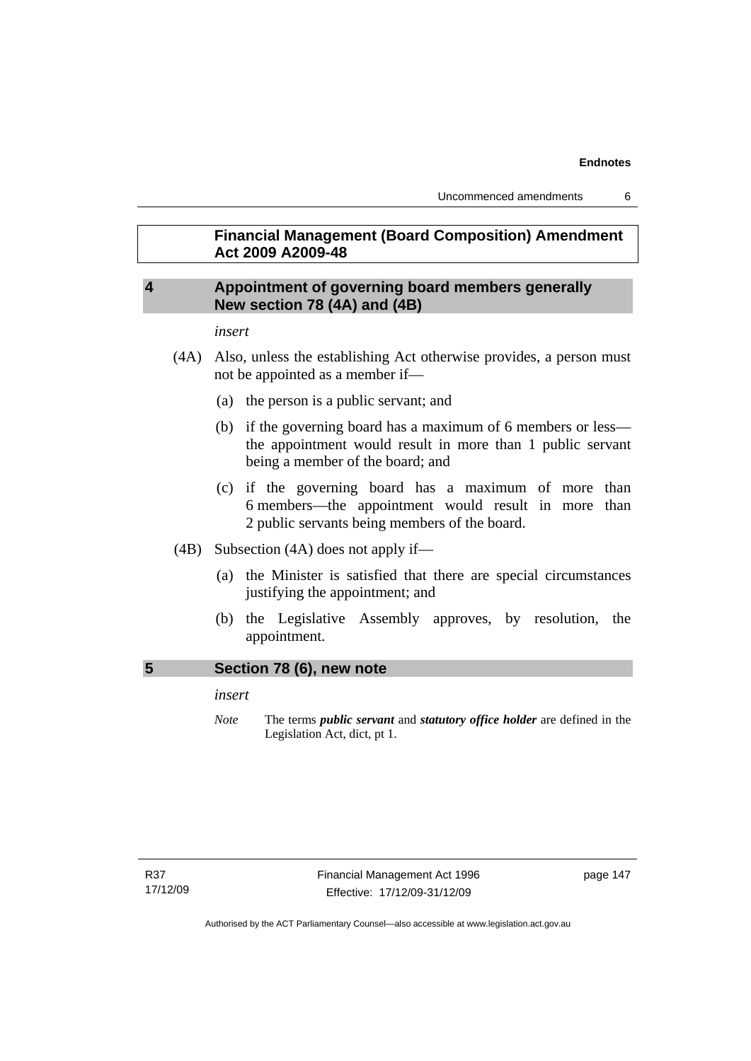## Financial Management (Board Composition) Amendment Act 2009 A2009-48

### 4 Appointment of governing board members generally New section 78 (4A) and (4B)

*insert*

(4A) Also, unless the establishing Act otherwise provides, a person must not be appointed as a member if—

(a) the person is a public servant; and

(b) if the governing board has a maximum of 6 members or less—the appointment would result in more than 1 public servant being a member of the board; and

(c) if the governing board has a maximum of more than 6 members—the appointment would result in more than 2 public servants being members of the board.

(4B) Subsection (4A) does not apply if—

(a) the Minister is satisfied that there are special circumstances justifying the appointment; and

(b) the Legislative Assembly approves, by resolution, the appointment.

### 5 Section 78 (6), new note

*insert*

*Note* The terms ***public servant*** and ***statutory office holder*** are defined in the Legislation Act, dict, pt 1.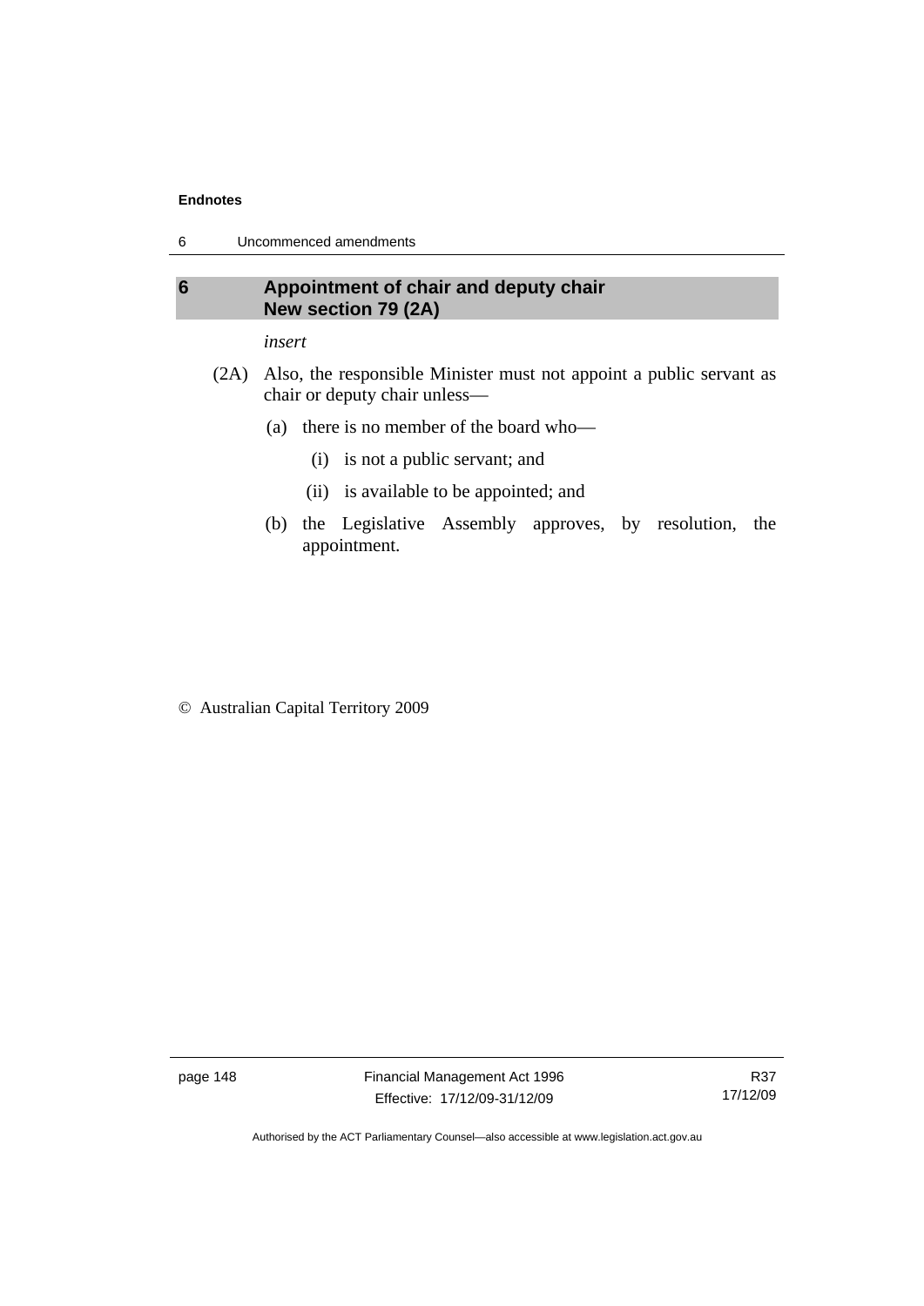## 6 Appointment of chair and deputy chair New section 79 (2A)

*insert*

(2A) Also, the responsible Minister must not appoint a public servant as chair or deputy chair unless—

(a) there is no member of the board who—

(i) is not a public servant; and

(ii) is available to be appointed; and

(b) the Legislative Assembly approves, by resolution, the appointment.

© Australian Capital Territory 2009